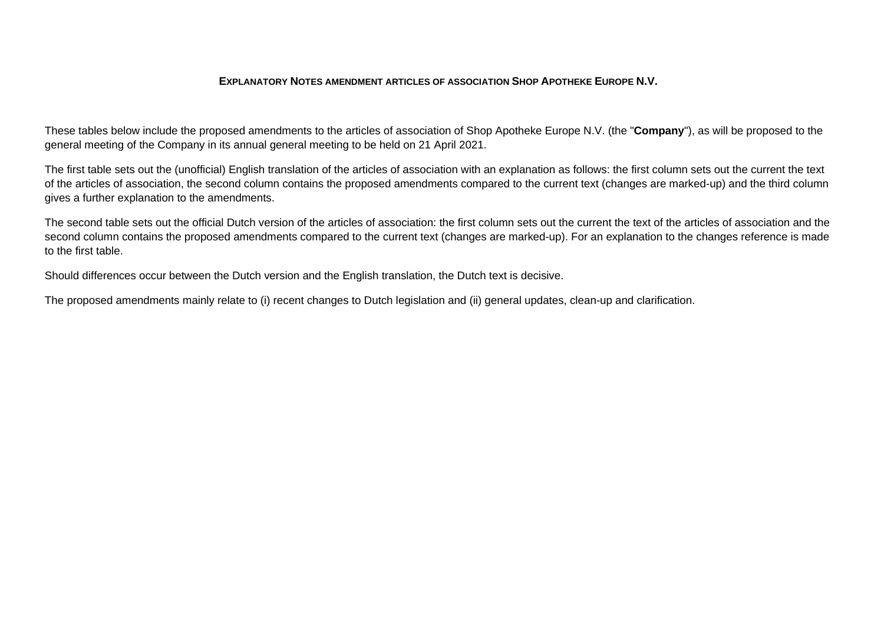# EXPLANATORY NOTES AMENDMENT ARTICLES OF ASSOCIATION SHOP APOTHEKE EUROPE N.V.

These tables below include the proposed amendments to the articles of association of Shop Apotheke Europe N.V. (the "**Company**"), as will be proposed to the general meeting of the Company in its annual general meeting to be held on 21 April 2021.

The first table sets out the (unofficial) English translation of the articles of association with an explanation as follows: the first column sets out the current the text of the articles of association, the second column contains the proposed amendments compared to the current text (changes are marked-up) and the third column gives a further explanation to the amendments.

The second table sets out the official Dutch version of the articles of association: the first column sets out the current the text of the articles of association and the second column contains the proposed amendments compared to the current text (changes are marked-up). For an explanation to the changes reference is made to the first table.

Should differences occur between the Dutch version and the English translation, the Dutch text is decisive.

The proposed amendments mainly relate to (i) recent changes to Dutch legislation and (ii) general updates, clean-up and clarification.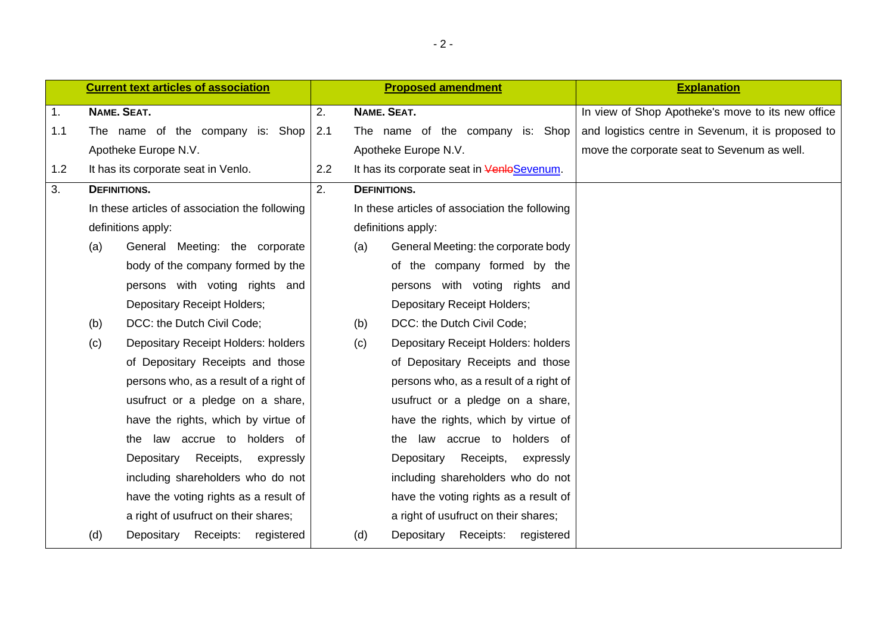| **Current text articles of association** | **Proposed amendment** | **Explanation** |
|---|---|---|
| 1. **NAME. SEAT.** | 2. **NAME. SEAT.** | In view of Shop Apotheke's move to its new office and logistics centre in Sevenum, it is proposed to move the corporate seat to Sevenum as well. |
| 1.1 The name of the company is: Shop Apotheke Europe N.V. | 2.1 The name of the company is: Shop Apotheke Europe N.V. | |
| 1.2 It has its corporate seat in Venlo. | 2.2 It has its corporate seat in ~~Venlo~~Sevenum. | |
| 3. **DEFINITIONS.** | 2. **DEFINITIONS.** | |
| In these articles of association the following definitions apply: | In these articles of association the following definitions apply: | |
| (a) General Meeting: the corporate body of the company formed by the persons with voting rights and Depositary Receipt Holders; | (a) General Meeting: the corporate body of the company formed by the persons with voting rights and Depositary Receipt Holders; | |
| (b) DCC: the Dutch Civil Code; | (b) DCC: the Dutch Civil Code; | |
| (c) Depositary Receipt Holders: holders of Depositary Receipts and those persons who, as a result of a right of usufruct or a pledge on a share, have the rights, which by virtue of the law accrue to holders of Depositary Receipts, expressly including shareholders who do not have the voting rights as a result of a right of usufruct on their shares; | (c) Depositary Receipt Holders: holders of Depositary Receipts and those persons who, as a result of a right of usufruct or a pledge on a share, have the rights, which by virtue of the law accrue to holders of Depositary Receipts, expressly including shareholders who do not have the voting rights as a result of a right of usufruct on their shares; | |
| (d) Depositary Receipts: registered | (d) Depositary Receipts: registered | |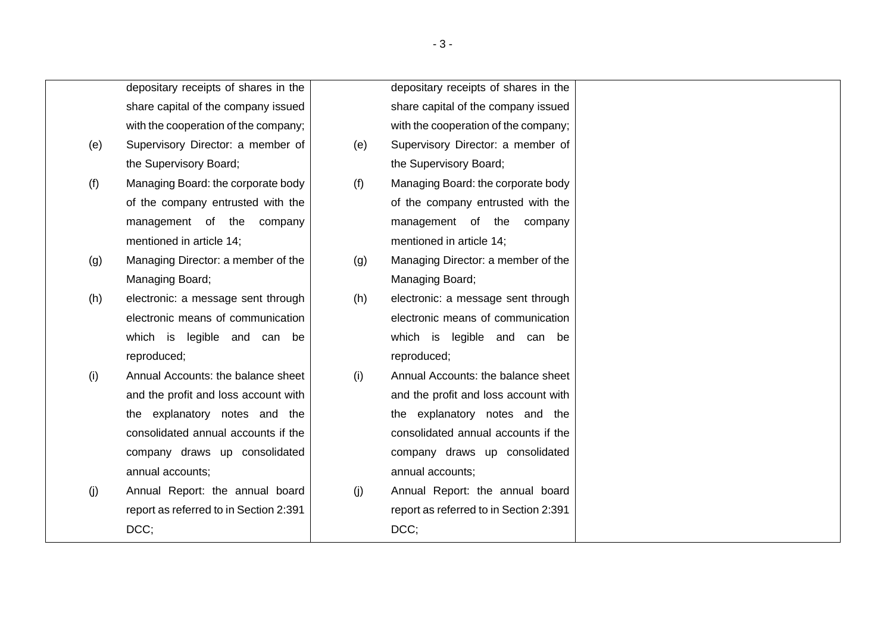| | | |
|---|---|---|
| depositary receipts of shares in the share capital of the company issued with the cooperation of the company;<br>(e) Supervisory Director: a member of the Supervisory Board;<br>(f) Managing Board: the corporate body of the company entrusted with the management of the company mentioned in article 14;<br>(g) Managing Director: a member of the Managing Board;<br>(h) electronic: a message sent through electronic means of communication which is legible and can be reproduced;<br>(i) Annual Accounts: the balance sheet and the profit and loss account with the explanatory notes and the consolidated annual accounts if the company draws up consolidated annual accounts;<br>(j) Annual Report: the annual board report as referred to in Section 2:391 DCC; | depositary receipts of shares in the share capital of the company issued with the cooperation of the company;<br>(e) Supervisory Director: a member of the Supervisory Board;<br>(f) Managing Board: the corporate body of the company entrusted with the management of the company mentioned in article 14;<br>(g) Managing Director: a member of the Managing Board;<br>(h) electronic: a message sent through electronic means of communication which is legible and can be reproduced;<br>(i) Annual Accounts: the balance sheet and the profit and loss account with the explanatory notes and the consolidated annual accounts if the company draws up consolidated annual accounts;<br>(j) Annual Report: the annual board report as referred to in Section 2:391 DCC; | |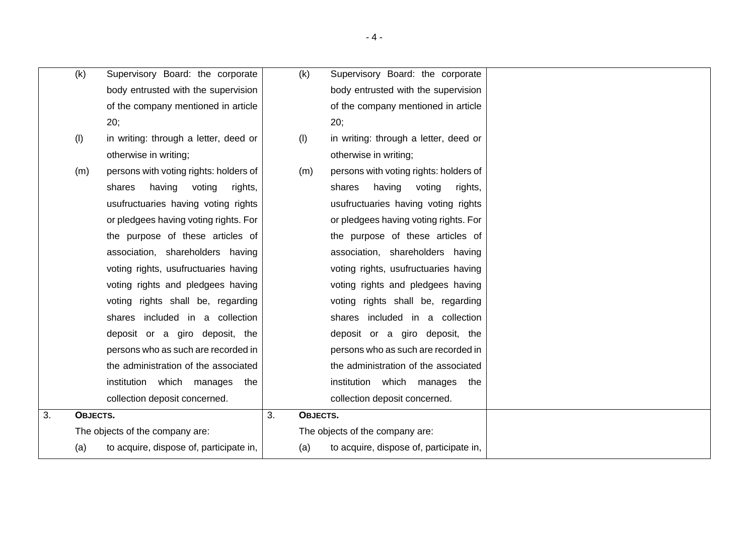| | | |
|---|---|---|
| (k) Supervisory Board: the corporate body entrusted with the supervision of the company mentioned in article 20;<br>(l) in writing: through a letter, deed or otherwise in writing;<br>(m) persons with voting rights: holders of shares having voting rights, usufructuaries having voting rights or pledgees having voting rights. For the purpose of these articles of association, shareholders having voting rights, usufructuaries having voting rights and pledgees having voting rights shall be, regarding shares included in a collection deposit or a giro deposit, the persons who as such are recorded in the administration of the associated institution which manages the collection deposit concerned. | (k) Supervisory Board: the corporate body entrusted with the supervision of the company mentioned in article 20;<br>(l) in writing: through a letter, deed or otherwise in writing;<br>(m) persons with voting rights: holders of shares having voting rights, usufructuaries having voting rights or pledgees having voting rights. For the purpose of these articles of association, shareholders having voting rights, usufructuaries having voting rights and pledgees having voting rights shall be, regarding shares included in a collection deposit or a giro deposit, the persons who as such are recorded in the administration of the associated institution which manages the collection deposit concerned. | |
| 3. **OBJECTS.**<br>The objects of the company are:<br>(a) to acquire, dispose of, participate in, | 3. **OBJECTS.**<br>The objects of the company are:<br>(a) to acquire, dispose of, participate in, | |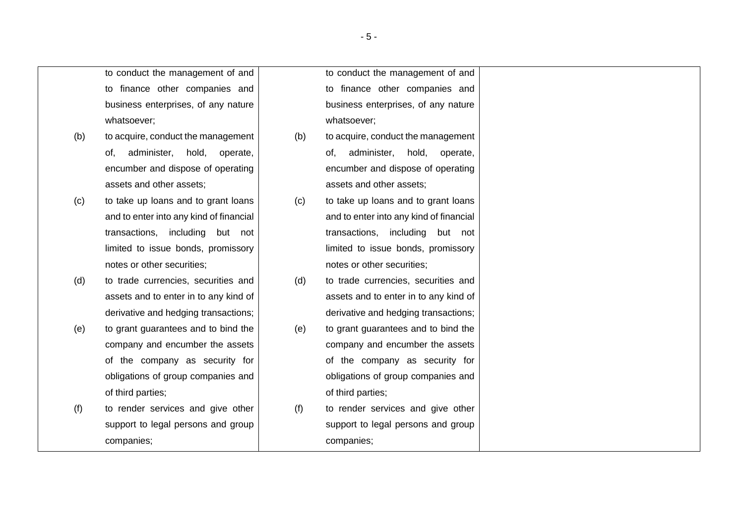| | | |
|---|---|---|
| to conduct the management of and to finance other companies and business enterprises, of any nature whatsoever;<br>(b) to acquire, conduct the management of, administer, hold, operate, encumber and dispose of operating assets and other assets;<br>(c) to take up loans and to grant loans and to enter into any kind of financial transactions, including but not limited to issue bonds, promissory notes or other securities;<br>(d) to trade currencies, securities and assets and to enter in to any kind of derivative and hedging transactions;<br>(e) to grant guarantees and to bind the company and encumber the assets of the company as security for obligations of group companies and of third parties;<br>(f) to render services and give other support to legal persons and group companies; | to conduct the management of and to finance other companies and business enterprises, of any nature whatsoever;<br>(b) to acquire, conduct the management of, administer, hold, operate, encumber and dispose of operating assets and other assets;<br>(c) to take up loans and to grant loans and to enter into any kind of financial transactions, including but not limited to issue bonds, promissory notes or other securities;<br>(d) to trade currencies, securities and assets and to enter in to any kind of derivative and hedging transactions;<br>(e) to grant guarantees and to bind the company and encumber the assets of the company as security for obligations of group companies and of third parties;<br>(f) to render services and give other support to legal persons and group companies; | |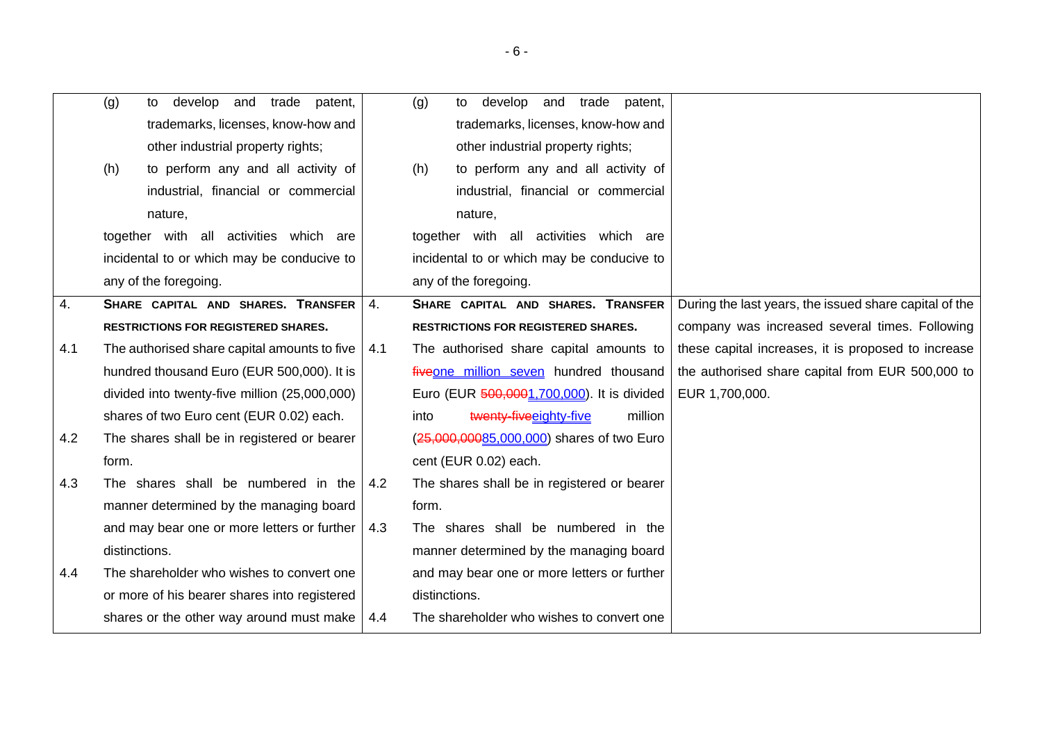| Current text | Proposed text | Explanation |
| --- | --- | --- |
| (g) to develop and trade patent, trademarks, licenses, know-how and other industrial property rights;<br>(h) to perform any and all activity of industrial, financial or commercial nature,<br>together with all activities which are incidental to or which may be conducive to any of the foregoing. | (g) to develop and trade patent, trademarks, licenses, know-how and other industrial property rights;<br>(h) to perform any and all activity of industrial, financial or commercial nature,<br>together with all activities which are incidental to or which may be conducive to any of the foregoing. | |
| 4. **SHARE CAPITAL AND SHARES. TRANSFER RESTRICTIONS FOR REGISTERED SHARES.**<br>4.1 The authorised share capital amounts to five hundred thousand Euro (EUR 500,000). It is divided into twenty-five million (25,000,000) shares of two Euro cent (EUR 0.02) each.<br>4.2 The shares shall be in registered or bearer form.<br>4.3 The shares shall be numbered in the manner determined by the managing board and may bear one or more letters or further distinctions.<br>4.4 The shareholder who wishes to convert one or more of his bearer shares into registered shares or the other way around must make | 4. **SHARE CAPITAL AND SHARES. TRANSFER RESTRICTIONS FOR REGISTERED SHARES.**<br>4.1 The authorised share capital amounts to ~~five~~one million seven hundred thousand Euro (EUR ~~500,000~~1,700,000). It is divided into ~~twenty-five~~eighty-five million (~~25,000,000~~85,000,000) shares of two Euro cent (EUR 0.02) each.<br>4.2 The shares shall be in registered or bearer form.<br>4.3 The shares shall be numbered in the manner determined by the managing board and may bear one or more letters or further distinctions.<br>4.4 The shareholder who wishes to convert one | During the last years, the issued share capital of the company was increased several times. Following these capital increases, it is proposed to increase the authorised share capital from EUR 500,000 to EUR 1,700,000. |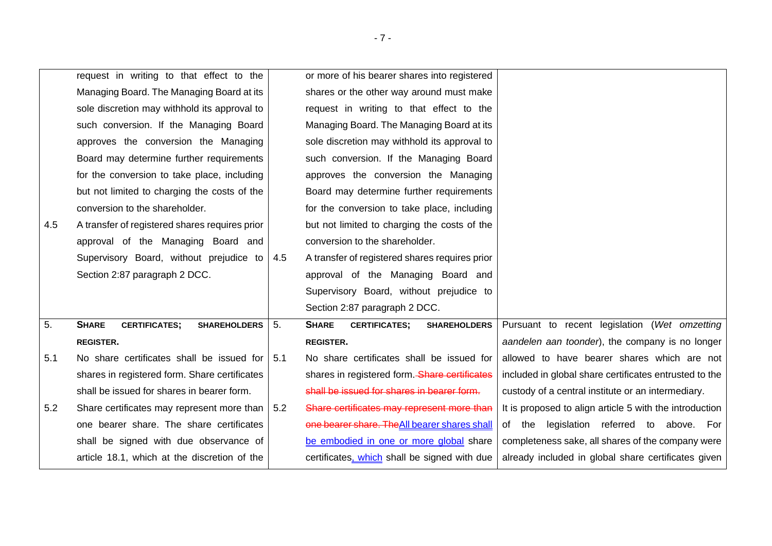| Current text | Proposed text | Explanation |
|---|---|---|
| request in writing to that effect to the Managing Board. The Managing Board at its sole discretion may withhold its approval to such conversion. If the Managing Board approves the conversion the Managing Board may determine further requirements for the conversion to take place, including but not limited to charging the costs of the conversion to the shareholder. | or more of his bearer shares into registered shares or the other way around must make request in writing to that effect to the Managing Board. The Managing Board at its sole discretion may withhold its approval to such conversion. If the Managing Board approves the conversion the Managing Board may determine further requirements for the conversion to take place, including but not limited to charging the costs of the conversion to the shareholder. | |
| 4.5 A transfer of registered shares requires prior approval of the Managing Board and Supervisory Board, without prejudice to Section 2:87 paragraph 2 DCC. | 4.5 A transfer of registered shares requires prior approval of the Managing Board and Supervisory Board, without prejudice to Section 2:87 paragraph 2 DCC. | |
| 5. **SHARE CERTIFICATES; SHAREHOLDERS REGISTER.** | 5. **SHARE CERTIFICATES; SHAREHOLDERS REGISTER.** | Pursuant to recent legislation (*Wet omzetting aandelen aan toonder*), the company is no longer allowed to have bearer shares which are not included in global share certificates entrusted to the custody of a central institute or an intermediary. |
| 5.1 No share certificates shall be issued for shares in registered form. Share certificates shall be issued for shares in bearer form. | 5.1 No share certificates shall be issued for shares in registered form. ~~Share certificates shall be issued for shares in bearer form.~~ | It is proposed to align article 5 with the introduction of the legislation referred to above. For completeness sake, all shares of the company were |
| 5.2 Share certificates may represent more than one bearer share. The share certificates shall be signed with due observance of article 18.1, which at the discretion of the | 5.2 ~~Share certificates may represent more than one bearer share. The~~All bearer shares shall be embodied in one or more global share certificates, which shall be signed with due | already included in global share certificates given |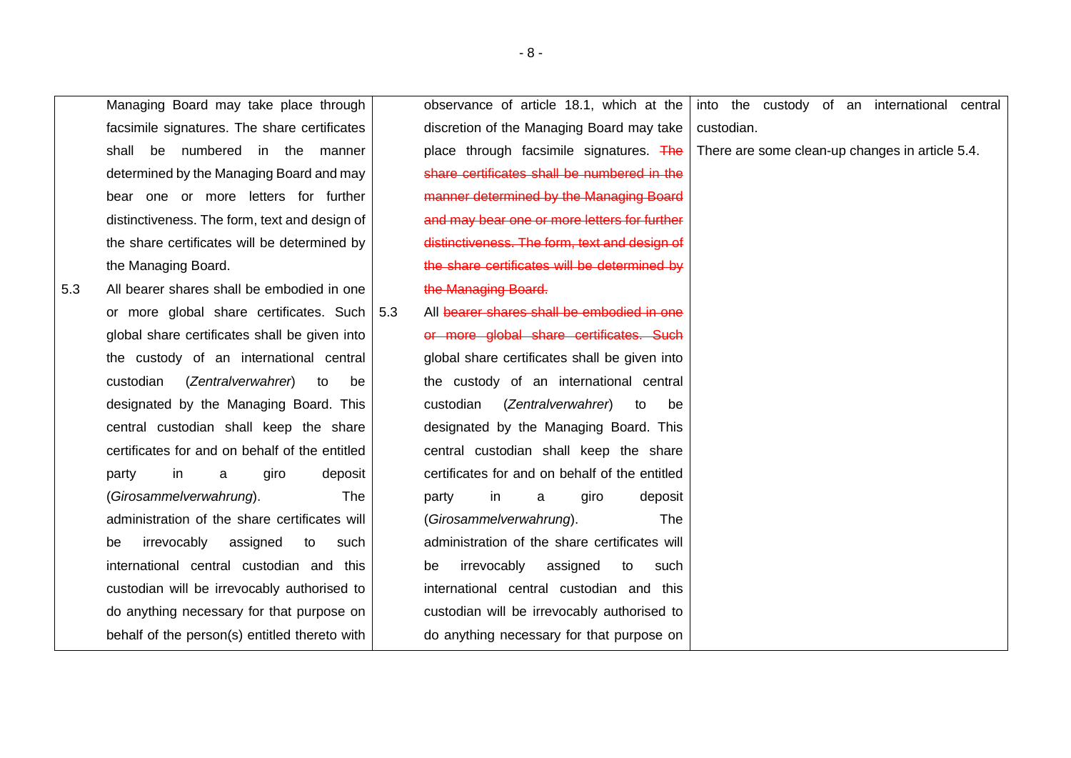| Current version | Proposed version | Comments |
|---|---|---|
| Managing Board may take place through facsimile signatures. The share certificates shall be numbered in the manner determined by the Managing Board and may bear one or more letters for further distinctiveness. The form, text and design of the share certificates will be determined by the Managing Board. | observance of article 18.1, which at the discretion of the Managing Board may take place through facsimile signatures. ~~The share certificates shall be numbered in the manner determined by the Managing Board and may bear one or more letters for further distinctiveness. The form, text and design of the share certificates will be determined by the Managing Board.~~ | into the custody of an international central custodian.<br><br>There are some clean-up changes in article 5.4. |
| 5.3 All bearer shares shall be embodied in one or more global share certificates. Such global share certificates shall be given into the custody of an international central custodian (*Zentralverwahrer*) to be designated by the Managing Board. This central custodian shall keep the share certificates for and on behalf of the entitled party in a giro deposit (*Girosammelverwahrung*). The administration of the share certificates will be irrevocably assigned to such international central custodian and this custodian will be irrevocably authorised to do anything necessary for that purpose on behalf of the person(s) entitled thereto with | 5.3 All ~~bearer shares shall be embodied in one or more global share certificates. Such~~ global share certificates shall be given into the custody of an international central custodian (*Zentralverwahrer*) to be designated by the Managing Board. This central custodian shall keep the share certificates for and on behalf of the entitled party in a giro deposit (*Girosammelverwahrung*). The administration of the share certificates will be irrevocably assigned to such international central custodian and this custodian will be irrevocably authorised to do anything necessary for that purpose on | |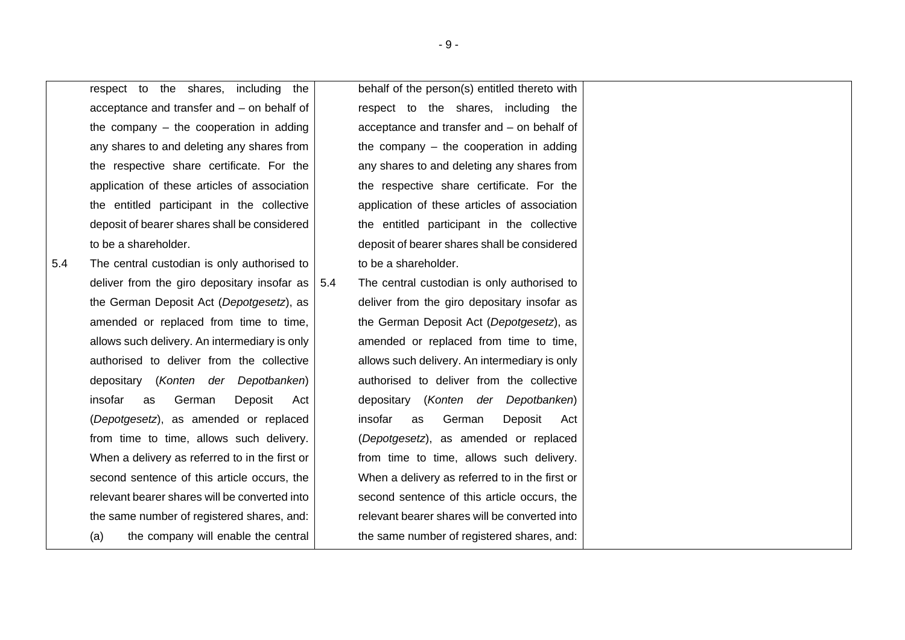| | | |
|---|---|---|
| respect to the shares, including the acceptance and transfer and – on behalf of the company – the cooperation in adding any shares to and deleting any shares from the respective share certificate. For the application of these articles of association the entitled participant in the collective deposit of bearer shares shall be considered to be a shareholder.<br><br>5.4 The central custodian is only authorised to deliver from the giro depositary insofar as the German Deposit Act (*Depotgesetz*), as amended or replaced from time to time, allows such delivery. An intermediary is only authorised to deliver from the collective depositary (*Konten der Depotbanken*) insofar as German Deposit Act (*Depotgesetz*), as amended or replaced from time to time, allows such delivery. When a delivery as referred to in the first or second sentence of this article occurs, the relevant bearer shares will be converted into the same number of registered shares, and:<br><br>(a) the company will enable the central | behalf of the person(s) entitled thereto with respect to the shares, including the acceptance and transfer and – on behalf of the company – the cooperation in adding any shares to and deleting any shares from the respective share certificate. For the application of these articles of association the entitled participant in the collective deposit of bearer shares shall be considered to be a shareholder.<br><br>5.4 The central custodian is only authorised to deliver from the giro depositary insofar as the German Deposit Act (*Depotgesetz*), as amended or replaced from time to time, allows such delivery. An intermediary is only authorised to deliver from the collective depositary (*Konten der Depotbanken*) insofar as German Deposit Act (*Depotgesetz*), as amended or replaced from time to time, allows such delivery. When a delivery as referred to in the first or second sentence of this article occurs, the relevant bearer shares will be converted into the same number of registered shares, and: | |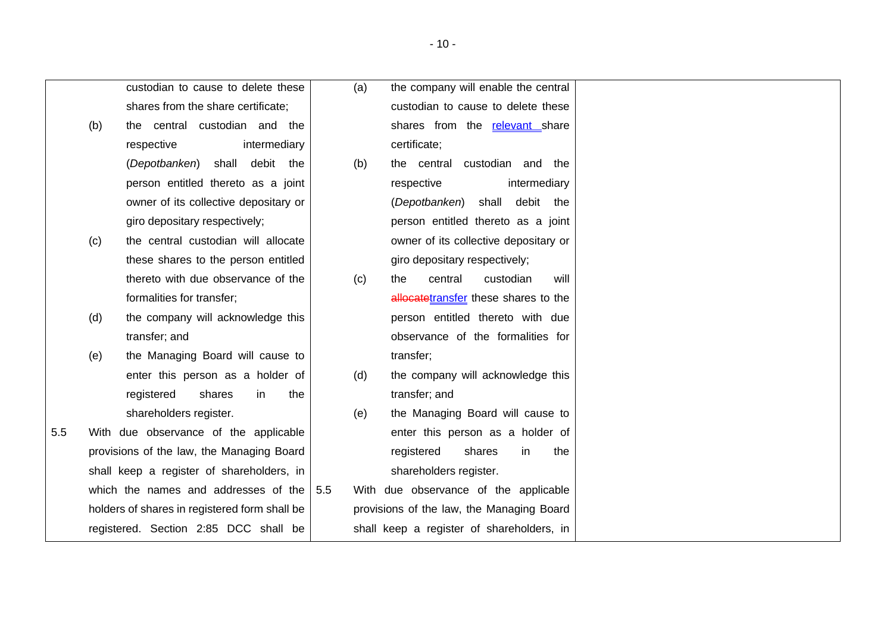| | | |
|---|---|---|
| custodian to cause to delete these shares from the share certificate;<br>(b) the central custodian and the respective intermediary (*Depotbanken*) shall debit the person entitled thereto as a joint owner of its collective depositary or giro depositary respectively;<br>(c) the central custodian will allocate these shares to the person entitled thereto with due observance of the formalities for transfer;<br>(d) the company will acknowledge this transfer; and<br>(e) the Managing Board will cause to enter this person as a holder of registered shares in the shareholders register.<br>5.5 With due observance of the applicable provisions of the law, the Managing Board shall keep a register of shareholders, in which the names and addresses of the holders of shares in registered form shall be registered. Section 2:85 DCC shall be | (a) the company will enable the central custodian to cause to delete these shares from the relevant share certificate;<br>(b) the central custodian and the respective intermediary (*Depotbanken*) shall debit the person entitled thereto as a joint owner of its collective depositary or giro depositary respectively;<br>(c) the central custodian will ~~allocate~~transfer these shares to the person entitled thereto with due observance of the formalities for transfer;<br>(d) the company will acknowledge this transfer; and<br>(e) the Managing Board will cause to enter this person as a holder of registered shares in the shareholders register.<br>5.5 With due observance of the applicable provisions of the law, the Managing Board shall keep a register of shareholders, in | |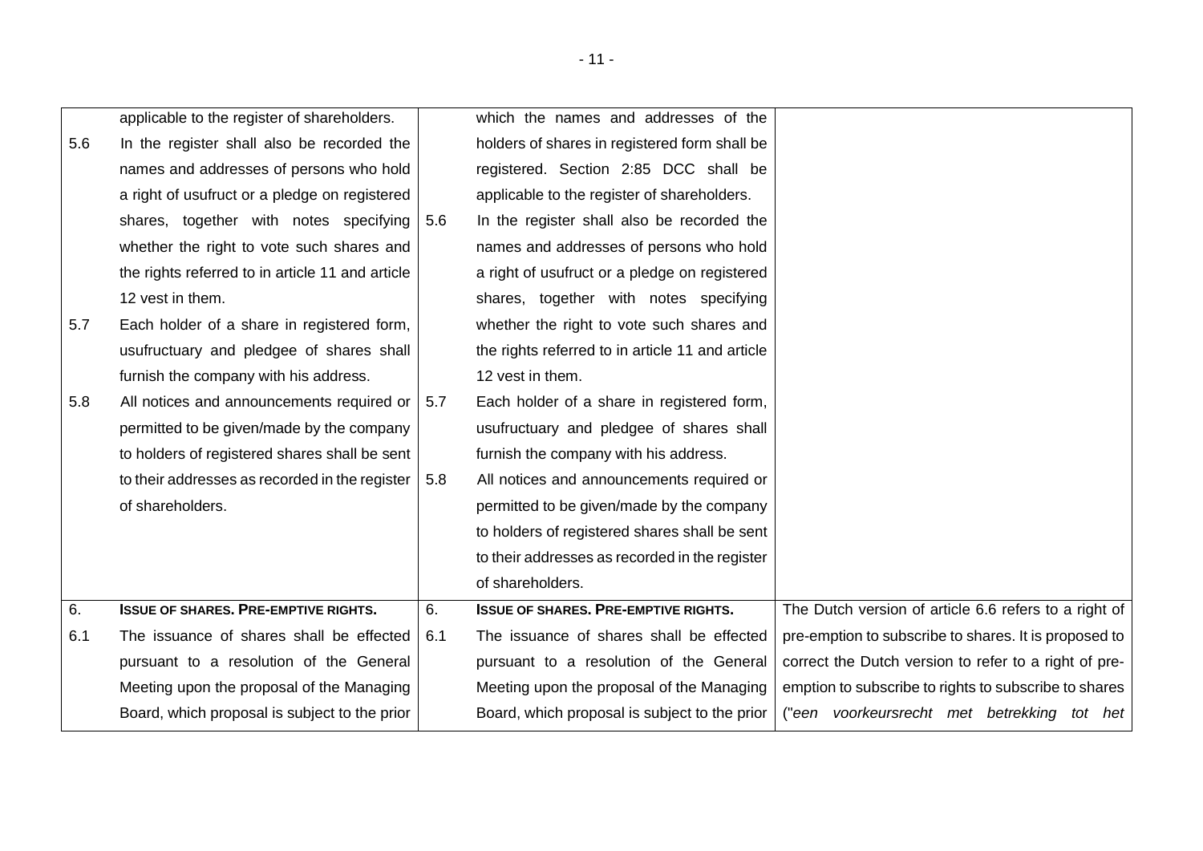| | | |
|---|---|---|
| applicable to the register of shareholders.<br>5.6 In the register shall also be recorded the names and addresses of persons who hold a right of usufruct or a pledge on registered shares, together with notes specifying whether the right to vote such shares and the rights referred to in article 11 and article 12 vest in them.<br>5.7 Each holder of a share in registered form, usufructuary and pledgee of shares shall furnish the company with his address.<br>5.8 All notices and announcements required or permitted to be given/made by the company to holders of registered shares shall be sent to their addresses as recorded in the register of shareholders. | which the names and addresses of the holders of shares in registered form shall be registered. Section 2:85 DCC shall be applicable to the register of shareholders.<br>5.6 In the register shall also be recorded the names and addresses of persons who hold a right of usufruct or a pledge on registered shares, together with notes specifying whether the right to vote such shares and the rights referred to in article 11 and article 12 vest in them.<br>5.7 Each holder of a share in registered form, usufructuary and pledgee of shares shall furnish the company with his address.<br>5.8 All notices and announcements required or permitted to be given/made by the company to holders of registered shares shall be sent to their addresses as recorded in the register of shareholders. | |
| 6. **ISSUE OF SHARES. PRE-EMPTIVE RIGHTS.**<br>6.1 The issuance of shares shall be effected pursuant to a resolution of the General Meeting upon the proposal of the Managing Board, which proposal is subject to the prior | 6. **ISSUE OF SHARES. PRE-EMPTIVE RIGHTS.**<br>6.1 The issuance of shares shall be effected pursuant to a resolution of the General Meeting upon the proposal of the Managing Board, which proposal is subject to the prior | The Dutch version of article 6.6 refers to a right of pre-emption to subscribe to shares. It is proposed to correct the Dutch version to refer to a right of pre-emption to subscribe to rights to subscribe to shares ("*een voorkeursrecht met betrekking tot het* |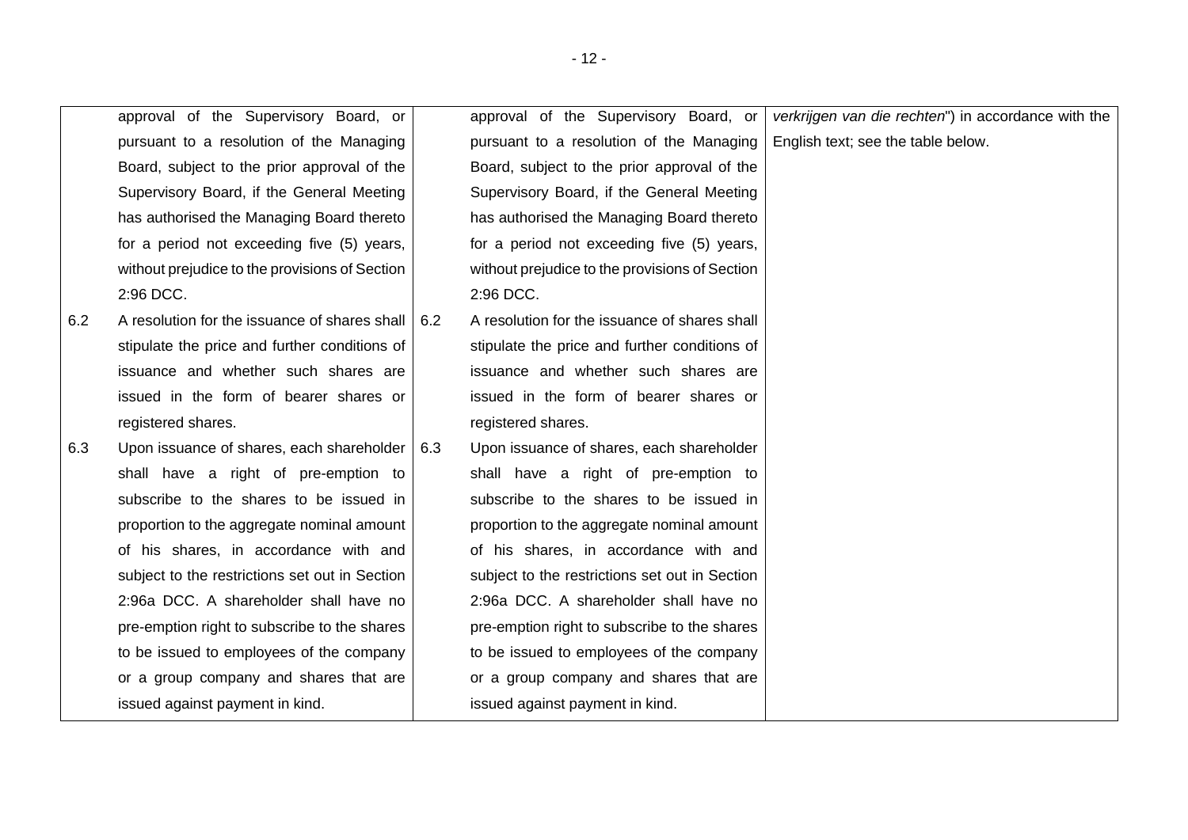| | | | | |
|---|---|---|---|---|
| | approval of the Supervisory Board, or pursuant to a resolution of the Managing Board, subject to the prior approval of the Supervisory Board, if the General Meeting has authorised the Managing Board thereto for a period not exceeding five (5) years, without prejudice to the provisions of Section 2:96 DCC. | | approval of the Supervisory Board, or pursuant to a resolution of the Managing Board, subject to the prior approval of the Supervisory Board, if the General Meeting has authorised the Managing Board thereto for a period not exceeding five (5) years, without prejudice to the provisions of Section 2:96 DCC. | *verkrijgen van die rechten*") in accordance with the English text; see the table below. |
| 6.2 | A resolution for the issuance of shares shall stipulate the price and further conditions of issuance and whether such shares are issued in the form of bearer shares or registered shares. | 6.2 | A resolution for the issuance of shares shall stipulate the price and further conditions of issuance and whether such shares are issued in the form of bearer shares or registered shares. | |
| 6.3 | Upon issuance of shares, each shareholder shall have a right of pre-emption to subscribe to the shares to be issued in proportion to the aggregate nominal amount of his shares, in accordance with and subject to the restrictions set out in Section 2:96a DCC. A shareholder shall have no pre-emption right to subscribe to the shares to be issued to employees of the company or a group company and shares that are issued against payment in kind. | 6.3 | Upon issuance of shares, each shareholder shall have a right of pre-emption to subscribe to the shares to be issued in proportion to the aggregate nominal amount of his shares, in accordance with and subject to the restrictions set out in Section 2:96a DCC. A shareholder shall have no pre-emption right to subscribe to the shares to be issued to employees of the company or a group company and shares that are issued against payment in kind. | |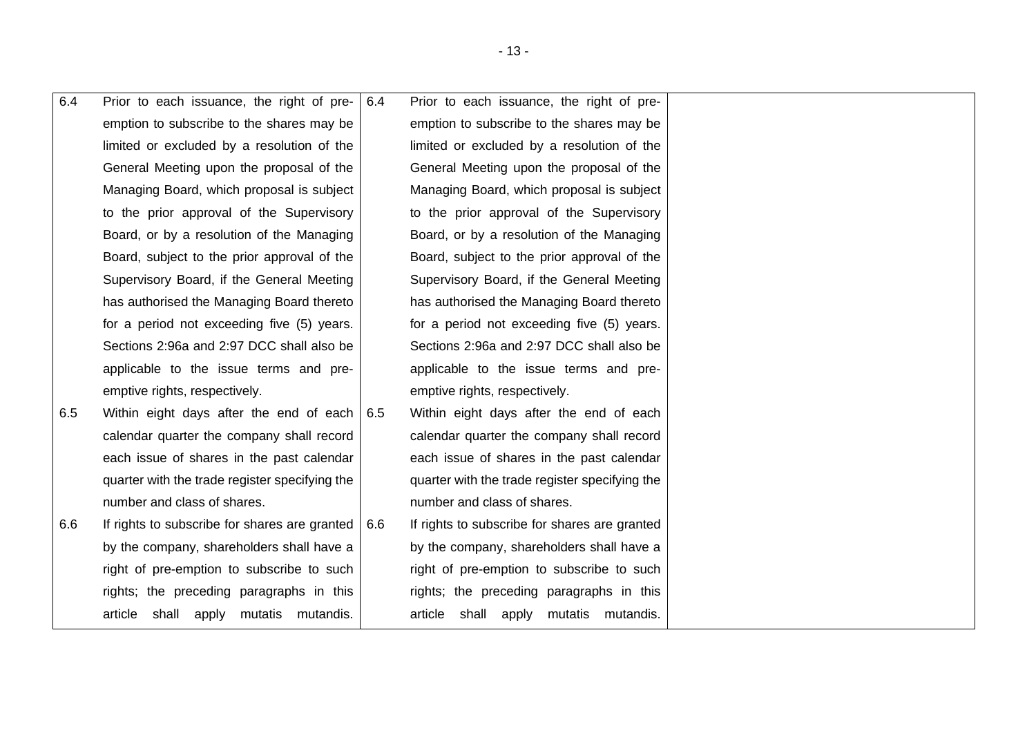| | | | | |
|---|---|---|---|---|
| 6.4 | Prior to each issuance, the right of pre-emption to subscribe to the shares may be limited or excluded by a resolution of the General Meeting upon the proposal of the Managing Board, which proposal is subject to the prior approval of the Supervisory Board, or by a resolution of the Managing Board, subject to the prior approval of the Supervisory Board, if the General Meeting has authorised the Managing Board thereto for a period not exceeding five (5) years. Sections 2:96a and 2:97 DCC shall also be applicable to the issue terms and pre-emptive rights, respectively. | 6.4 | Prior to each issuance, the right of pre-emption to subscribe to the shares may be limited or excluded by a resolution of the General Meeting upon the proposal of the Managing Board, which proposal is subject to the prior approval of the Supervisory Board, or by a resolution of the Managing Board, subject to the prior approval of the Supervisory Board, if the General Meeting has authorised the Managing Board thereto for a period not exceeding five (5) years. Sections 2:96a and 2:97 DCC shall also be applicable to the issue terms and pre-emptive rights, respectively. | |
| 6.5 | Within eight days after the end of each calendar quarter the company shall record each issue of shares in the past calendar quarter with the trade register specifying the number and class of shares. | 6.5 | Within eight days after the end of each calendar quarter the company shall record each issue of shares in the past calendar quarter with the trade register specifying the number and class of shares. | |
| 6.6 | If rights to subscribe for shares are granted by the company, shareholders shall have a right of pre-emption to subscribe to such rights; the preceding paragraphs in this article shall apply mutatis mutandis. | 6.6 | If rights to subscribe for shares are granted by the company, shareholders shall have a right of pre-emption to subscribe to such rights; the preceding paragraphs in this article shall apply mutatis mutandis. | |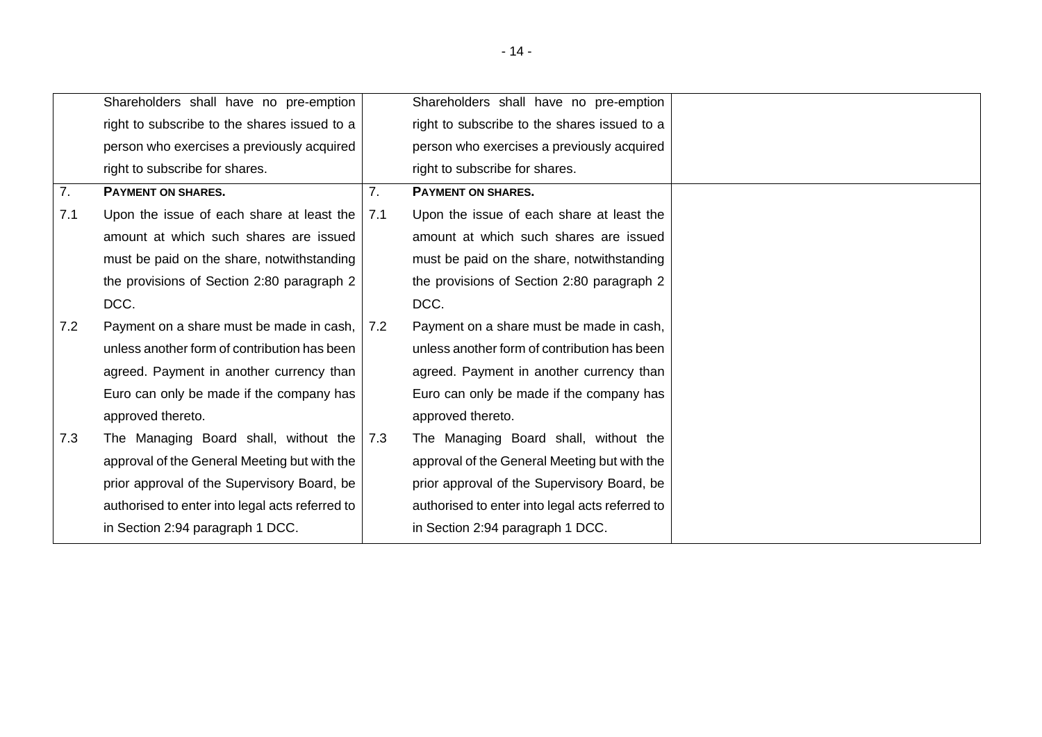| | | | | |
|---|---|---|---|---|
| | Shareholders shall have no pre-emption right to subscribe to the shares issued to a person who exercises a previously acquired right to subscribe for shares. | | Shareholders shall have no pre-emption right to subscribe to the shares issued to a person who exercises a previously acquired right to subscribe for shares. | |
| 7. | **PAYMENT ON SHARES.** | 7. | **PAYMENT ON SHARES.** | |
| 7.1 | Upon the issue of each share at least the amount at which such shares are issued must be paid on the share, notwithstanding the provisions of Section 2:80 paragraph 2 DCC. | 7.1 | Upon the issue of each share at least the amount at which such shares are issued must be paid on the share, notwithstanding the provisions of Section 2:80 paragraph 2 DCC. | |
| 7.2 | Payment on a share must be made in cash, unless another form of contribution has been agreed. Payment in another currency than Euro can only be made if the company has approved thereto. | 7.2 | Payment on a share must be made in cash, unless another form of contribution has been agreed. Payment in another currency than Euro can only be made if the company has approved thereto. | |
| 7.3 | The Managing Board shall, without the approval of the General Meeting but with the prior approval of the Supervisory Board, be authorised to enter into legal acts referred to in Section 2:94 paragraph 1 DCC. | 7.3 | The Managing Board shall, without the approval of the General Meeting but with the prior approval of the Supervisory Board, be authorised to enter into legal acts referred to in Section 2:94 paragraph 1 DCC. | |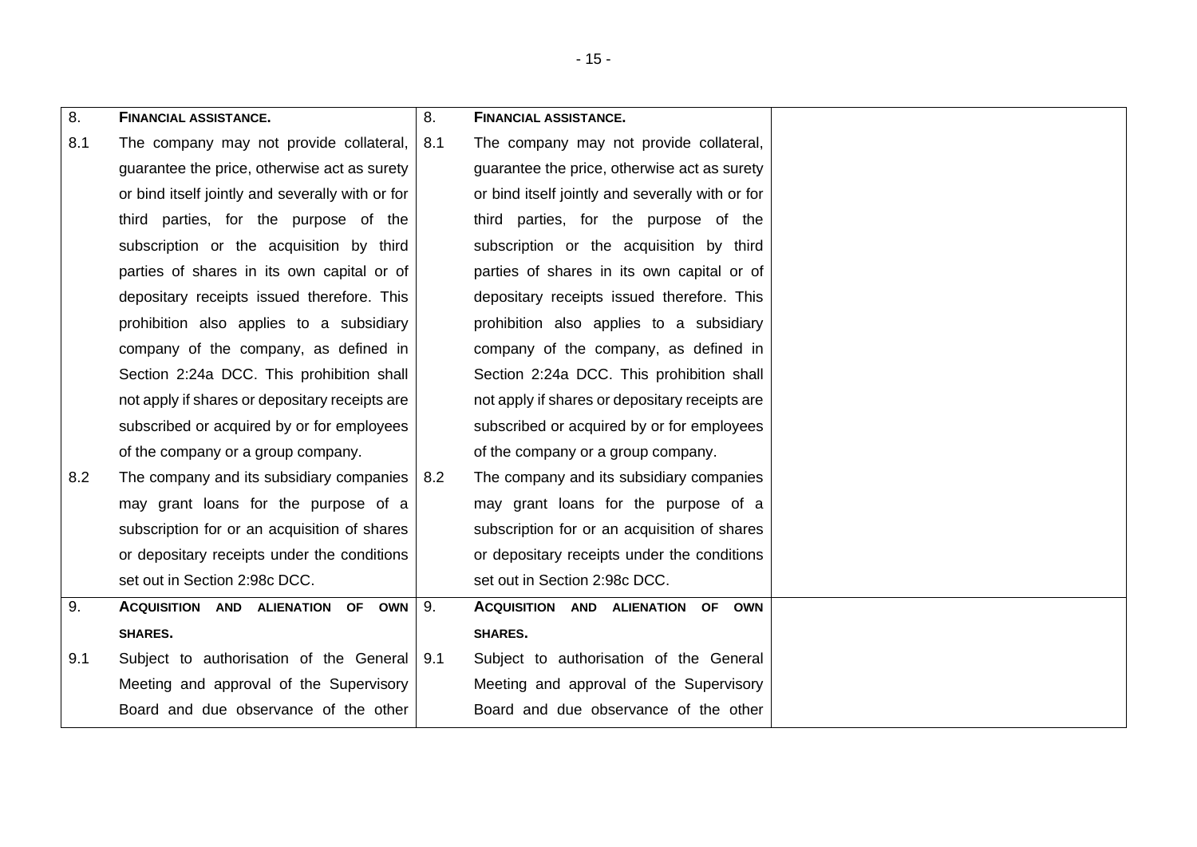| | | |
|---|---|---|
| **8. FINANCIAL ASSISTANCE.** | **8. FINANCIAL ASSISTANCE.** | |
| 8.1 The company may not provide collateral, guarantee the price, otherwise act as surety or bind itself jointly and severally with or for third parties, for the purpose of the subscription or the acquisition by third parties of shares in its own capital or of depositary receipts issued therefore. This prohibition also applies to a subsidiary company of the company, as defined in Section 2:24a DCC. This prohibition shall not apply if shares or depositary receipts are subscribed or acquired by or for employees of the company or a group company. | 8.1 The company may not provide collateral, guarantee the price, otherwise act as surety or bind itself jointly and severally with or for third parties, for the purpose of the subscription or the acquisition by third parties of shares in its own capital or of depositary receipts issued therefore. This prohibition also applies to a subsidiary company of the company, as defined in Section 2:24a DCC. This prohibition shall not apply if shares or depositary receipts are subscribed or acquired by or for employees of the company or a group company. | |
| 8.2 The company and its subsidiary companies may grant loans for the purpose of a subscription for or an acquisition of shares or depositary receipts under the conditions set out in Section 2:98c DCC. | 8.2 The company and its subsidiary companies may grant loans for the purpose of a subscription for or an acquisition of shares or depositary receipts under the conditions set out in Section 2:98c DCC. | |
| **9. ACQUISITION AND ALIENATION OF OWN SHARES.** | **9. ACQUISITION AND ALIENATION OF OWN SHARES.** | |
| 9.1 Subject to authorisation of the General Meeting and approval of the Supervisory Board and due observance of the other | 9.1 Subject to authorisation of the General Meeting and approval of the Supervisory Board and due observance of the other | |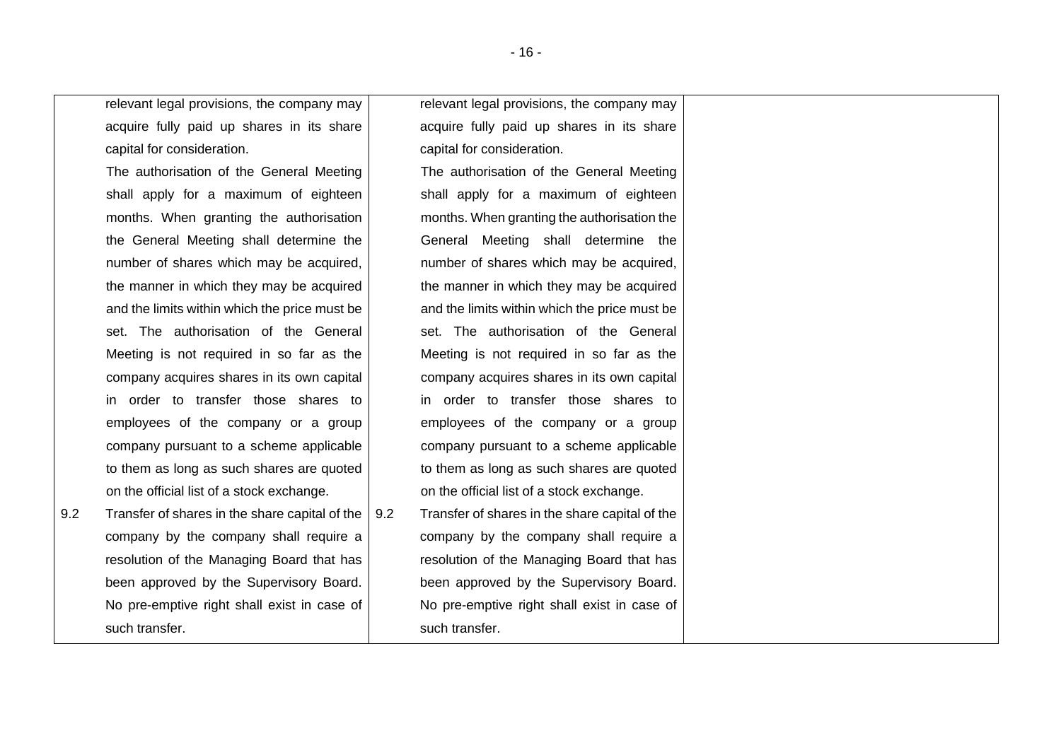| | | |
|---|---|---|
| relevant legal provisions, the company may acquire fully paid up shares in its share capital for consideration.<br>The authorisation of the General Meeting shall apply for a maximum of eighteen months. When granting the authorisation the General Meeting shall determine the number of shares which may be acquired, the manner in which they may be acquired and the limits within which the price must be set. The authorisation of the General Meeting is not required in so far as the company acquires shares in its own capital in order to transfer those shares to employees of the company or a group company pursuant to a scheme applicable to them as long as such shares are quoted on the official list of a stock exchange.<br>9.2 Transfer of shares in the share capital of the company by the company shall require a resolution of the Managing Board that has been approved by the Supervisory Board. No pre-emptive right shall exist in case of such transfer. | relevant legal provisions, the company may acquire fully paid up shares in its share capital for consideration.<br>The authorisation of the General Meeting shall apply for a maximum of eighteen months. When granting the authorisation the General Meeting shall determine the number of shares which may be acquired, the manner in which they may be acquired and the limits within which the price must be set. The authorisation of the General Meeting is not required in so far as the company acquires shares in its own capital in order to transfer those shares to employees of the company or a group company pursuant to a scheme applicable to them as long as such shares are quoted on the official list of a stock exchange.<br>9.2 Transfer of shares in the share capital of the company by the company shall require a resolution of the Managing Board that has been approved by the Supervisory Board. No pre-emptive right shall exist in case of such transfer. | |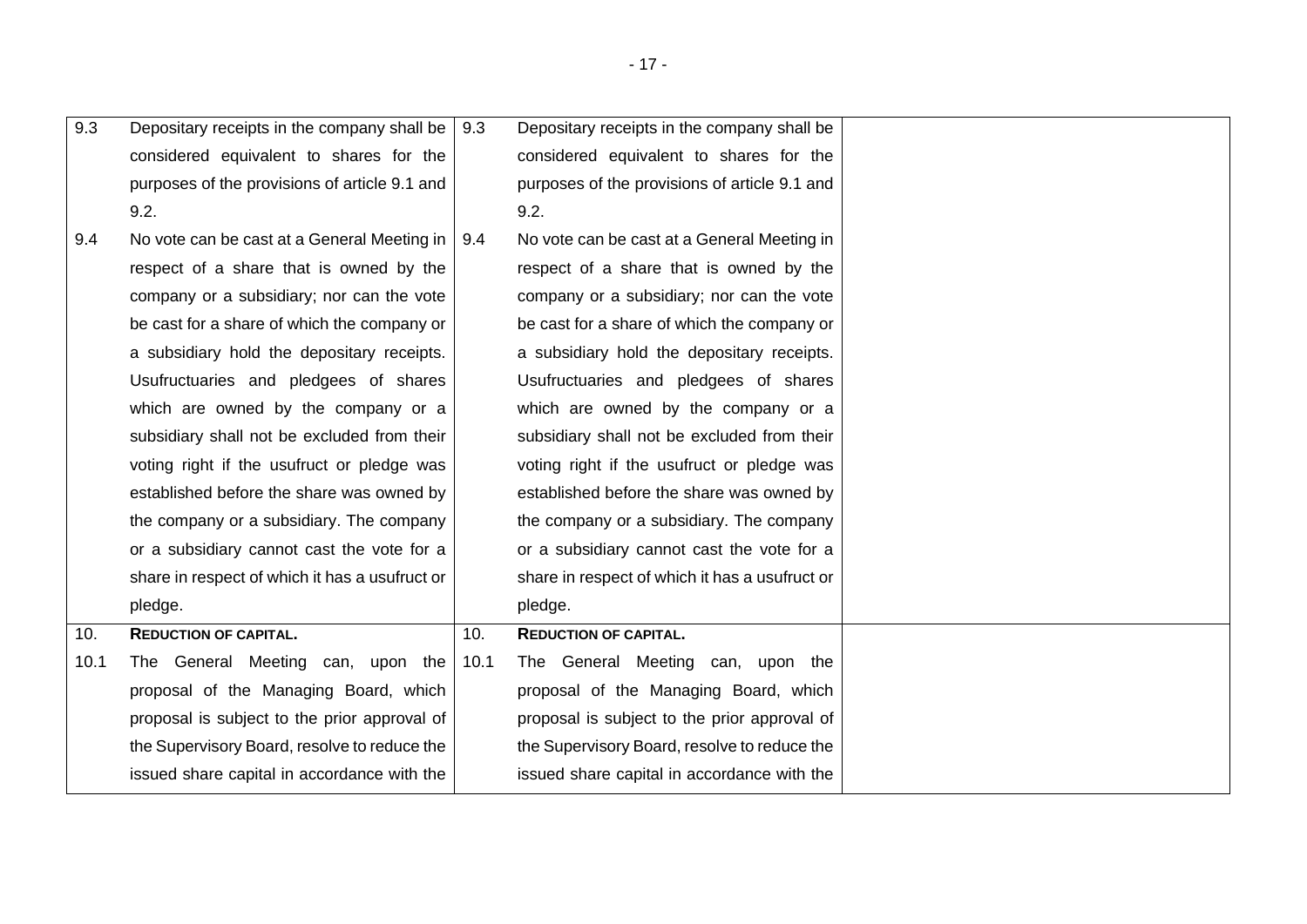| | | | | |
|---|---|---|---|---|
| 9.3 | Depositary receipts in the company shall be considered equivalent to shares for the purposes of the provisions of article 9.1 and 9.2. | 9.3 | Depositary receipts in the company shall be considered equivalent to shares for the purposes of the provisions of article 9.1 and 9.2. | |
| 9.4 | No vote can be cast at a General Meeting in respect of a share that is owned by the company or a subsidiary; nor can the vote be cast for a share of which the company or a subsidiary hold the depositary receipts. Usufructuaries and pledgees of shares which are owned by the company or a subsidiary shall not be excluded from their voting right if the usufruct or pledge was established before the share was owned by the company or a subsidiary. The company or a subsidiary cannot cast the vote for a share in respect of which it has a usufruct or pledge. | 9.4 | No vote can be cast at a General Meeting in respect of a share that is owned by the company or a subsidiary; nor can the vote be cast for a share of which the company or a subsidiary hold the depositary receipts. Usufructuaries and pledgees of shares which are owned by the company or a subsidiary shall not be excluded from their voting right if the usufruct or pledge was established before the share was owned by the company or a subsidiary. The company or a subsidiary cannot cast the vote for a share in respect of which it has a usufruct or pledge. | |
| 10. | **REDUCTION OF CAPITAL.** | 10. | **REDUCTION OF CAPITAL.** | |
| 10.1 | The General Meeting can, upon the proposal of the Managing Board, which proposal is subject to the prior approval of the Supervisory Board, resolve to reduce the issued share capital in accordance with the | 10.1 | The General Meeting can, upon the proposal of the Managing Board, which proposal is subject to the prior approval of the Supervisory Board, resolve to reduce the issued share capital in accordance with the | |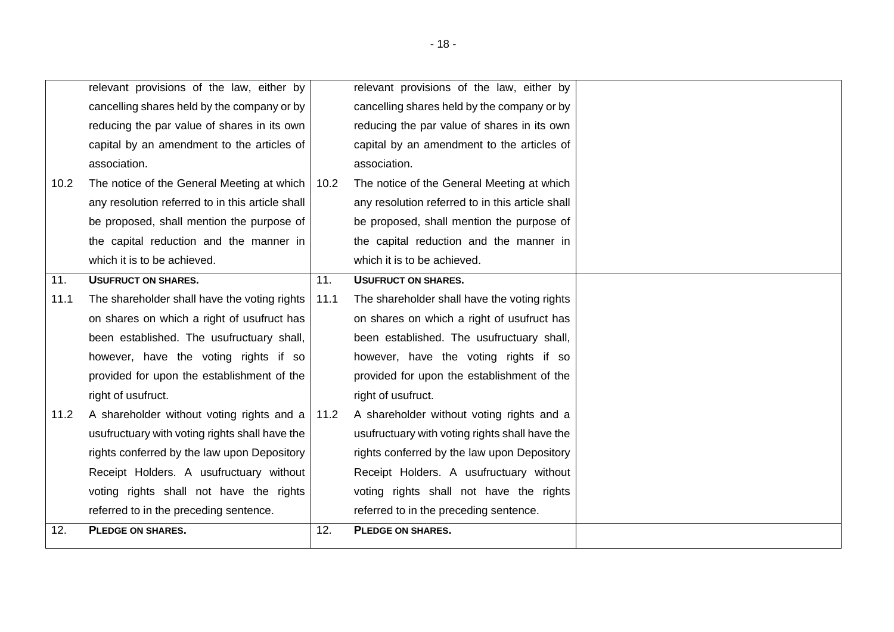| | | | | |
|---|---|---|---|---|
| | relevant provisions of the law, either by cancelling shares held by the company or by reducing the par value of shares in its own capital by an amendment to the articles of association. | | relevant provisions of the law, either by cancelling shares held by the company or by reducing the par value of shares in its own capital by an amendment to the articles of association. | |
| 10.2 | The notice of the General Meeting at which any resolution referred to in this article shall be proposed, shall mention the purpose of the capital reduction and the manner in which it is to be achieved. | 10.2 | The notice of the General Meeting at which any resolution referred to in this article shall be proposed, shall mention the purpose of the capital reduction and the manner in which it is to be achieved. | |
| 11. | **USUFRUCT ON SHARES.** | 11. | **USUFRUCT ON SHARES.** | |
| 11.1 | The shareholder shall have the voting rights on shares on which a right of usufruct has been established. The usufructuary shall, however, have the voting rights if so provided for upon the establishment of the right of usufruct. | 11.1 | The shareholder shall have the voting rights on shares on which a right of usufruct has been established. The usufructuary shall, however, have the voting rights if so provided for upon the establishment of the right of usufruct. | |
| 11.2 | A shareholder without voting rights and a usufructuary with voting rights shall have the rights conferred by the law upon Depository Receipt Holders. A usufructuary without voting rights shall not have the rights referred to in the preceding sentence. | 11.2 | A shareholder without voting rights and a usufructuary with voting rights shall have the rights conferred by the law upon Depository Receipt Holders. A usufructuary without voting rights shall not have the rights referred to in the preceding sentence. | |
| 12. | **PLEDGE ON SHARES.** | 12. | **PLEDGE ON SHARES.** | |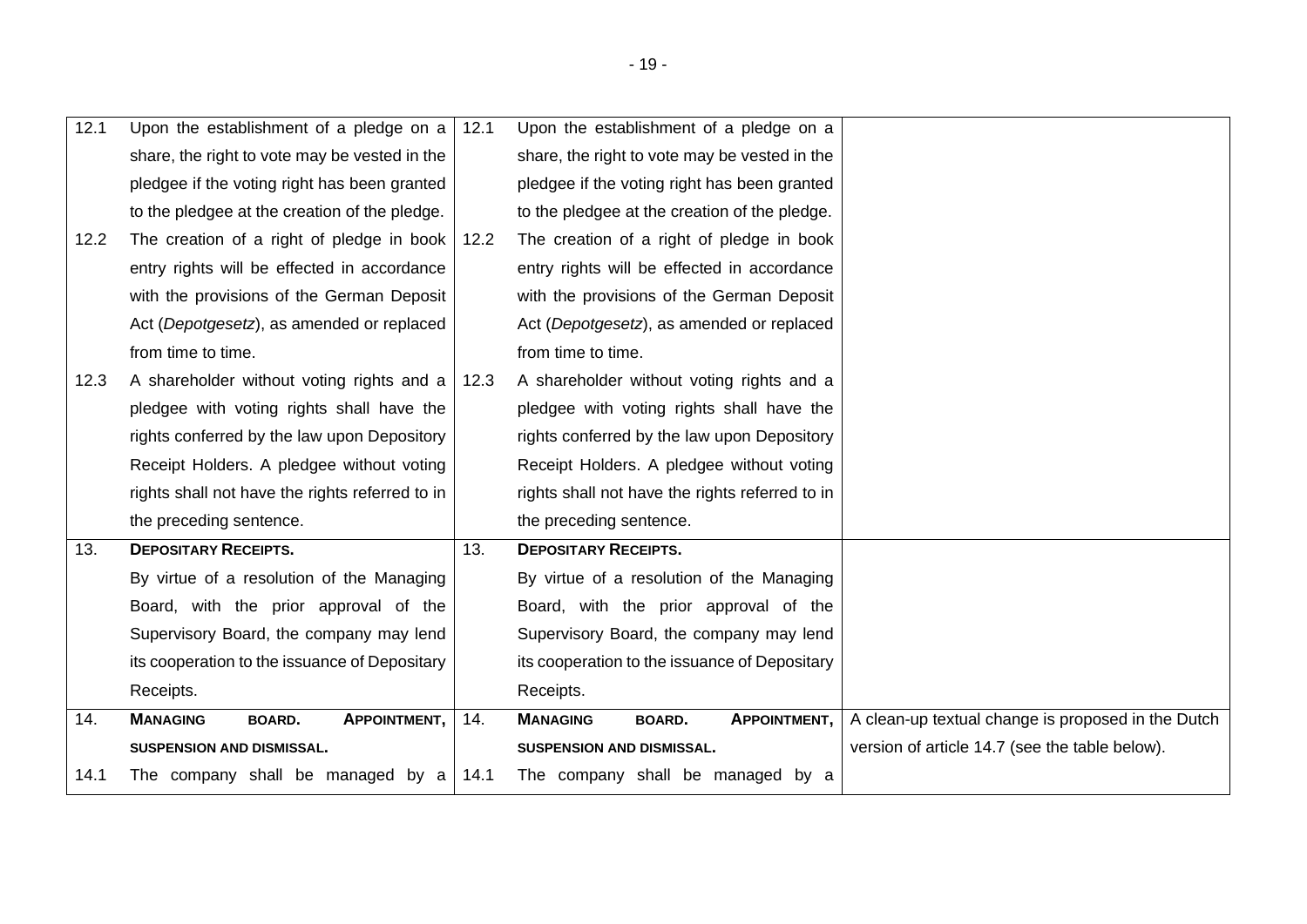| | | | | |
|---|---|---|---|---|
| 12.1 | Upon the establishment of a pledge on a share, the right to vote may be vested in the pledgee if the voting right has been granted to the pledgee at the creation of the pledge. | 12.1 | Upon the establishment of a pledge on a share, the right to vote may be vested in the pledgee if the voting right has been granted to the pledgee at the creation of the pledge. | |
| 12.2 | The creation of a right of pledge in book entry rights will be effected in accordance with the provisions of the German Deposit Act (*Depotgesetz*), as amended or replaced from time to time. | 12.2 | The creation of a right of pledge in book entry rights will be effected in accordance with the provisions of the German Deposit Act (*Depotgesetz*), as amended or replaced from time to time. | |
| 12.3 | A shareholder without voting rights and a pledgee with voting rights shall have the rights conferred by the law upon Depository Receipt Holders. A pledgee without voting rights shall not have the rights referred to in the preceding sentence. | 12.3 | A shareholder without voting rights and a pledgee with voting rights shall have the rights conferred by the law upon Depository Receipt Holders. A pledgee without voting rights shall not have the rights referred to in the preceding sentence. | |
| 13. | **DEPOSITARY RECEIPTS.**<br>By virtue of a resolution of the Managing Board, with the prior approval of the Supervisory Board, the company may lend its cooperation to the issuance of Depositary Receipts. | 13. | **DEPOSITARY RECEIPTS.**<br>By virtue of a resolution of the Managing Board, with the prior approval of the Supervisory Board, the company may lend its cooperation to the issuance of Depositary Receipts. | |
| 14. | **MANAGING BOARD. APPOINTMENT, SUSPENSION AND DISMISSAL.** | 14. | **MANAGING BOARD. APPOINTMENT, SUSPENSION AND DISMISSAL.** | A clean-up textual change is proposed in the Dutch version of article 14.7 (see the table below). |
| 14.1 | The company shall be managed by a | 14.1 | The company shall be managed by a | |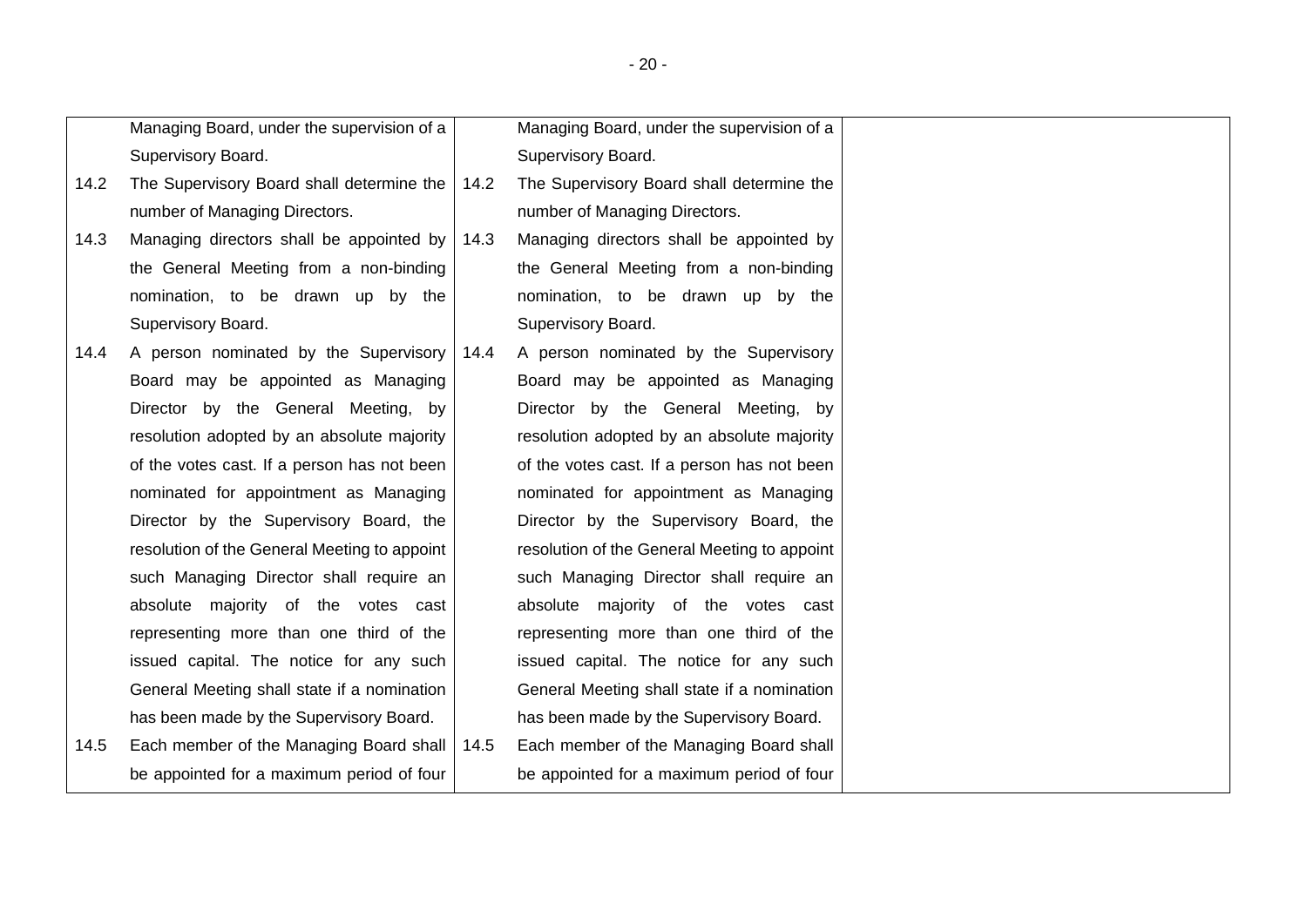| Current text | Proposed text | Explanation |
|---|---|---|
| Managing Board, under the supervision of a Supervisory Board. | Managing Board, under the supervision of a Supervisory Board. | |
| 14.2 The Supervisory Board shall determine the number of Managing Directors. | 14.2 The Supervisory Board shall determine the number of Managing Directors. | |
| 14.3 Managing directors shall be appointed by the General Meeting from a non-binding nomination, to be drawn up by the Supervisory Board. | 14.3 Managing directors shall be appointed by the General Meeting from a non-binding nomination, to be drawn up by the Supervisory Board. | |
| 14.4 A person nominated by the Supervisory Board may be appointed as Managing Director by the General Meeting, by resolution adopted by an absolute majority of the votes cast. If a person has not been nominated for appointment as Managing Director by the Supervisory Board, the resolution of the General Meeting to appoint such Managing Director shall require an absolute majority of the votes cast representing more than one third of the issued capital. The notice for any such General Meeting shall state if a nomination has been made by the Supervisory Board. | 14.4 A person nominated by the Supervisory Board may be appointed as Managing Director by the General Meeting, by resolution adopted by an absolute majority of the votes cast. If a person has not been nominated for appointment as Managing Director by the Supervisory Board, the resolution of the General Meeting to appoint such Managing Director shall require an absolute majority of the votes cast representing more than one third of the issued capital. The notice for any such General Meeting shall state if a nomination has been made by the Supervisory Board. | |
| 14.5 Each member of the Managing Board shall be appointed for a maximum period of four | 14.5 Each member of the Managing Board shall be appointed for a maximum period of four | |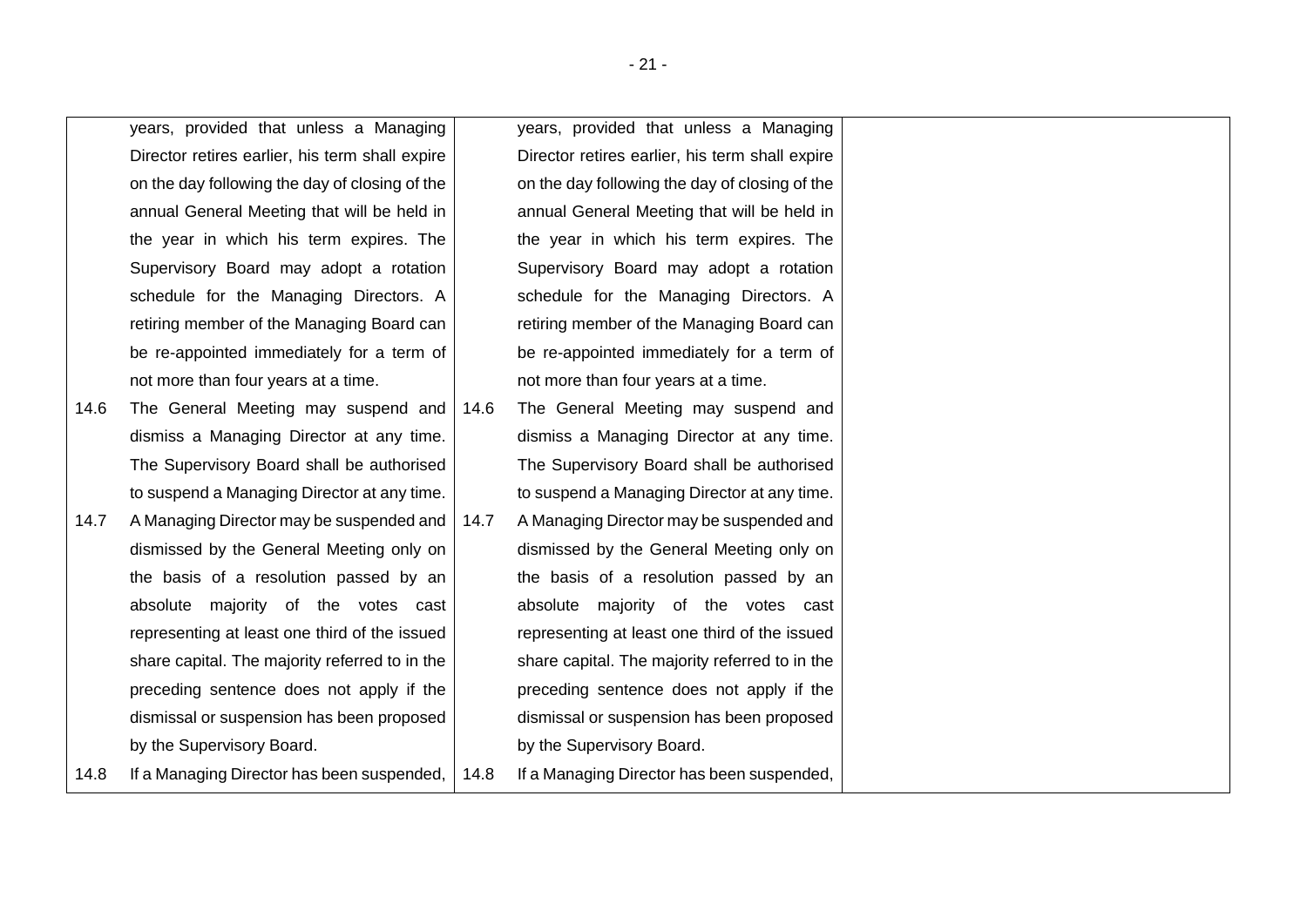| Current text | | Proposed text | | Explanation |
|---|---|---|---|---|
| | years, provided that unless a Managing Director retires earlier, his term shall expire on the day following the day of closing of the annual General Meeting that will be held in the year in which his term expires. The Supervisory Board may adopt a rotation schedule for the Managing Directors. A retiring member of the Managing Board can be re-appointed immediately for a term of not more than four years at a time. | | years, provided that unless a Managing Director retires earlier, his term shall expire on the day following the day of closing of the annual General Meeting that will be held in the year in which his term expires. The Supervisory Board may adopt a rotation schedule for the Managing Directors. A retiring member of the Managing Board can be re-appointed immediately for a term of not more than four years at a time. | |
| 14.6 | The General Meeting may suspend and dismiss a Managing Director at any time. The Supervisory Board shall be authorised to suspend a Managing Director at any time. | 14.6 | The General Meeting may suspend and dismiss a Managing Director at any time. The Supervisory Board shall be authorised to suspend a Managing Director at any time. | |
| 14.7 | A Managing Director may be suspended and dismissed by the General Meeting only on the basis of a resolution passed by an absolute majority of the votes cast representing at least one third of the issued share capital. The majority referred to in the preceding sentence does not apply if the dismissal or suspension has been proposed by the Supervisory Board. | 14.7 | A Managing Director may be suspended and dismissed by the General Meeting only on the basis of a resolution passed by an absolute majority of the votes cast representing at least one third of the issued share capital. The majority referred to in the preceding sentence does not apply if the dismissal or suspension has been proposed by the Supervisory Board. | |
| 14.8 | If a Managing Director has been suspended, | 14.8 | If a Managing Director has been suspended, | |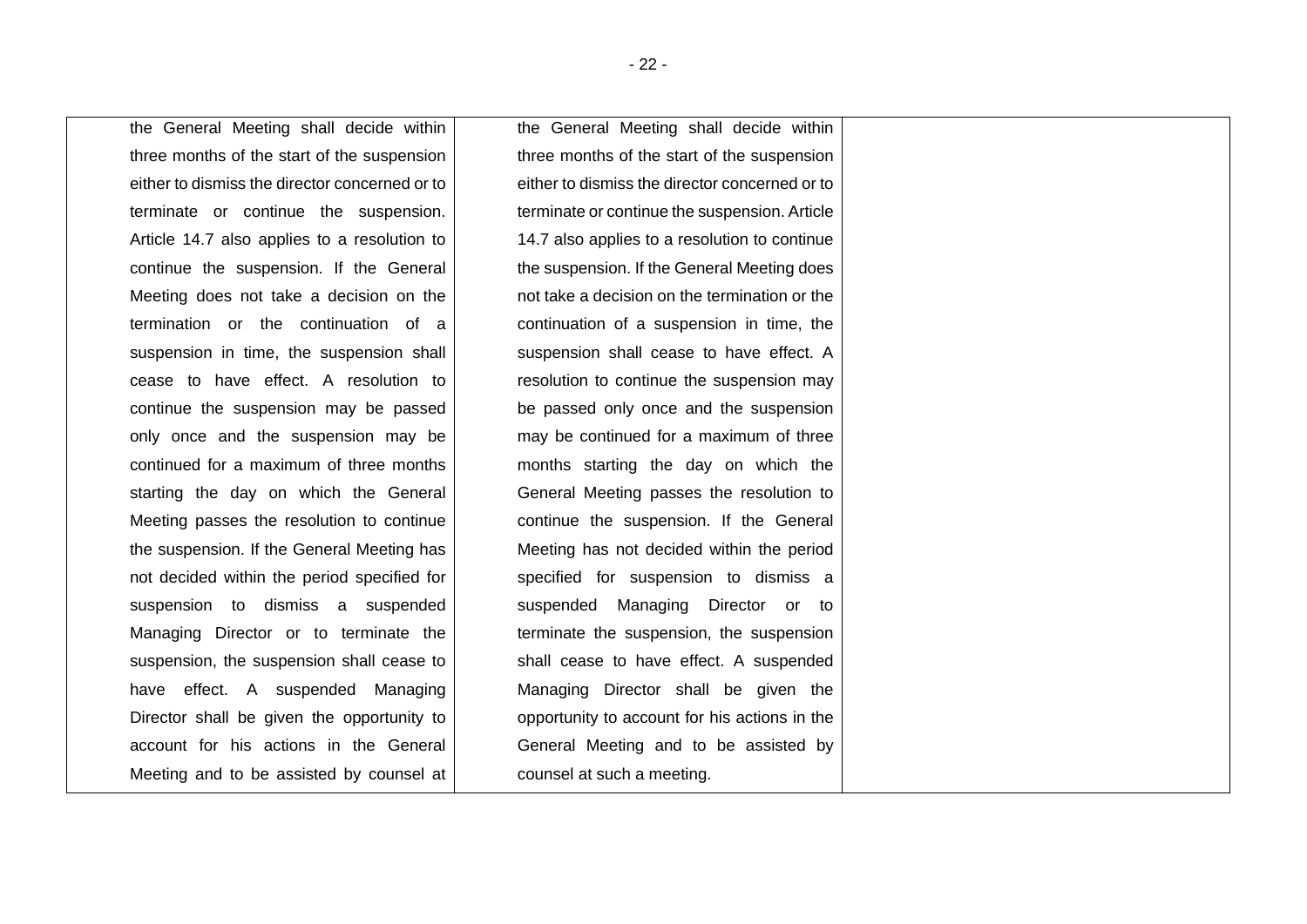| | | |
|---|---|---|
| the General Meeting shall decide within three months of the start of the suspension either to dismiss the director concerned or to terminate or continue the suspension. Article 14.7 also applies to a resolution to continue the suspension. If the General Meeting does not take a decision on the termination or the continuation of a suspension in time, the suspension shall cease to have effect. A resolution to continue the suspension may be passed only once and the suspension may be continued for a maximum of three months starting the day on which the General Meeting passes the resolution to continue the suspension. If the General Meeting has not decided within the period specified for suspension to dismiss a suspended Managing Director or to terminate the suspension, the suspension shall cease to have effect. A suspended Managing Director shall be given the opportunity to account for his actions in the General Meeting and to be assisted by counsel at | the General Meeting shall decide within three months of the start of the suspension either to dismiss the director concerned or to terminate or continue the suspension. Article 14.7 also applies to a resolution to continue the suspension. If the General Meeting does not take a decision on the termination or the continuation of a suspension in time, the suspension shall cease to have effect. A resolution to continue the suspension may be passed only once and the suspension may be continued for a maximum of three months starting the day on which the General Meeting passes the resolution to continue the suspension. If the General Meeting has not decided within the period specified for suspension to dismiss a suspended Managing Director or to terminate the suspension, the suspension shall cease to have effect. A suspended Managing Director shall be given the opportunity to account for his actions in the General Meeting and to be assisted by counsel at such a meeting. | |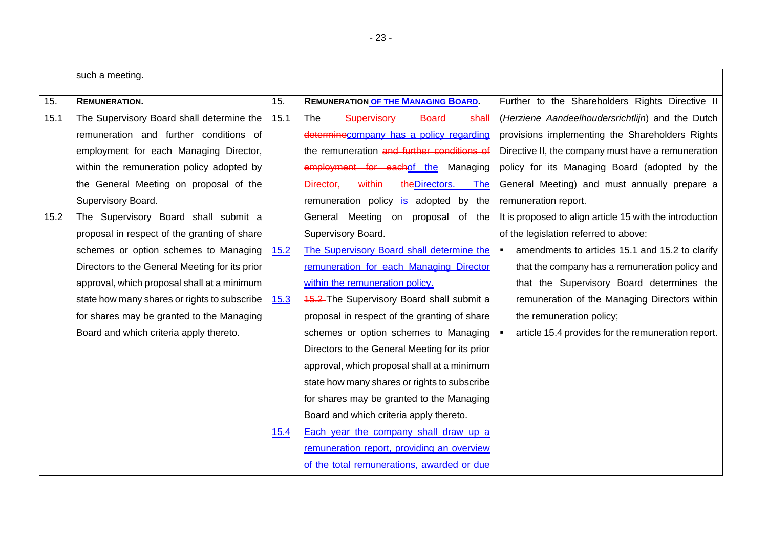| | | |
|---|---|---|
| such a meeting. | | |
| 15. **REMUNERATION.**<br>15.1 The Supervisory Board shall determine the remuneration and further conditions of employment for each Managing Director, within the remuneration policy adopted by the General Meeting on proposal of the Supervisory Board.<br>15.2 The Supervisory Board shall submit a proposal in respect of the granting of share schemes or option schemes to Managing Directors to the General Meeting for its prior approval, which proposal shall at a minimum state how many shares or rights to subscribe for shares may be granted to the Managing Board and which criteria apply thereto. | 15. **REMUNERATION OF THE MANAGING BOARD.**<br>15.1 The ~~Supervisory Board shall determine~~company has a policy regarding the remuneration ~~and further conditions of employment for each~~of the Managing ~~Director, within the~~Directors. The remuneration policy is adopted by the General Meeting on proposal of the Supervisory Board.<br>15.2 The Supervisory Board shall determine the remuneration for each Managing Director within the remuneration policy.<br>15.3 ~~15.2~~ The Supervisory Board shall submit a proposal in respect of the granting of share schemes or option schemes to Managing Directors to the General Meeting for its prior approval, which proposal shall at a minimum state how many shares or rights to subscribe for shares may be granted to the Managing Board and which criteria apply thereto.<br>15.4 Each year the company shall draw up a remuneration report, providing an overview of the total remunerations, awarded or due | Further to the Shareholders Rights Directive II (*Herziene Aandeelhoudersrichtlijn*) and the Dutch provisions implementing the Shareholders Rights Directive II, the company must have a remuneration policy for its Managing Board (adopted by the General Meeting) and must annually prepare a remuneration report.<br>It is proposed to align article 15 with the introduction of the legislation referred to above:<br>▪ amendments to articles 15.1 and 15.2 to clarify that the company has a remuneration policy and that the Supervisory Board determines the remuneration of the Managing Directors within the remuneration policy;<br>▪ article 15.4 provides for the remuneration report. |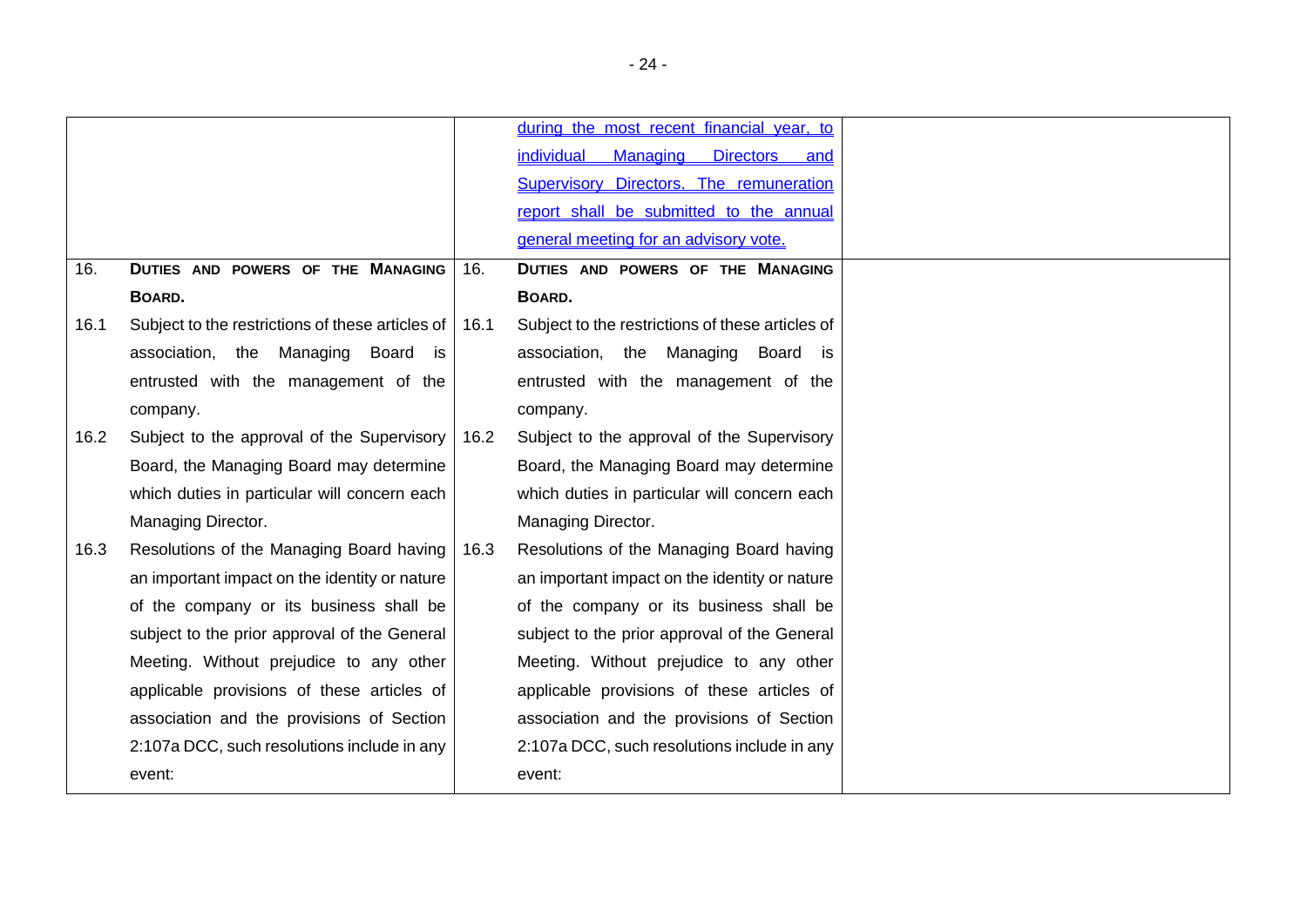| | | | | |
|---|---|---|---|---|
| | | | during the most recent financial year, to individual Managing Directors and Supervisory Directors. The remuneration report shall be submitted to the annual general meeting for an advisory vote. | |
| 16. | **DUTIES AND POWERS OF THE MANAGING BOARD.** | 16. | **DUTIES AND POWERS OF THE MANAGING BOARD.** | |
| 16.1 | Subject to the restrictions of these articles of association, the Managing Board is entrusted with the management of the company. | 16.1 | Subject to the restrictions of these articles of association, the Managing Board is entrusted with the management of the company. | |
| 16.2 | Subject to the approval of the Supervisory Board, the Managing Board may determine which duties in particular will concern each Managing Director. | 16.2 | Subject to the approval of the Supervisory Board, the Managing Board may determine which duties in particular will concern each Managing Director. | |
| 16.3 | Resolutions of the Managing Board having an important impact on the identity or nature of the company or its business shall be subject to the prior approval of the General Meeting. Without prejudice to any other applicable provisions of these articles of association and the provisions of Section 2:107a DCC, such resolutions include in any event: | 16.3 | Resolutions of the Managing Board having an important impact on the identity or nature of the company or its business shall be subject to the prior approval of the General Meeting. Without prejudice to any other applicable provisions of these articles of association and the provisions of Section 2:107a DCC, such resolutions include in any event: | |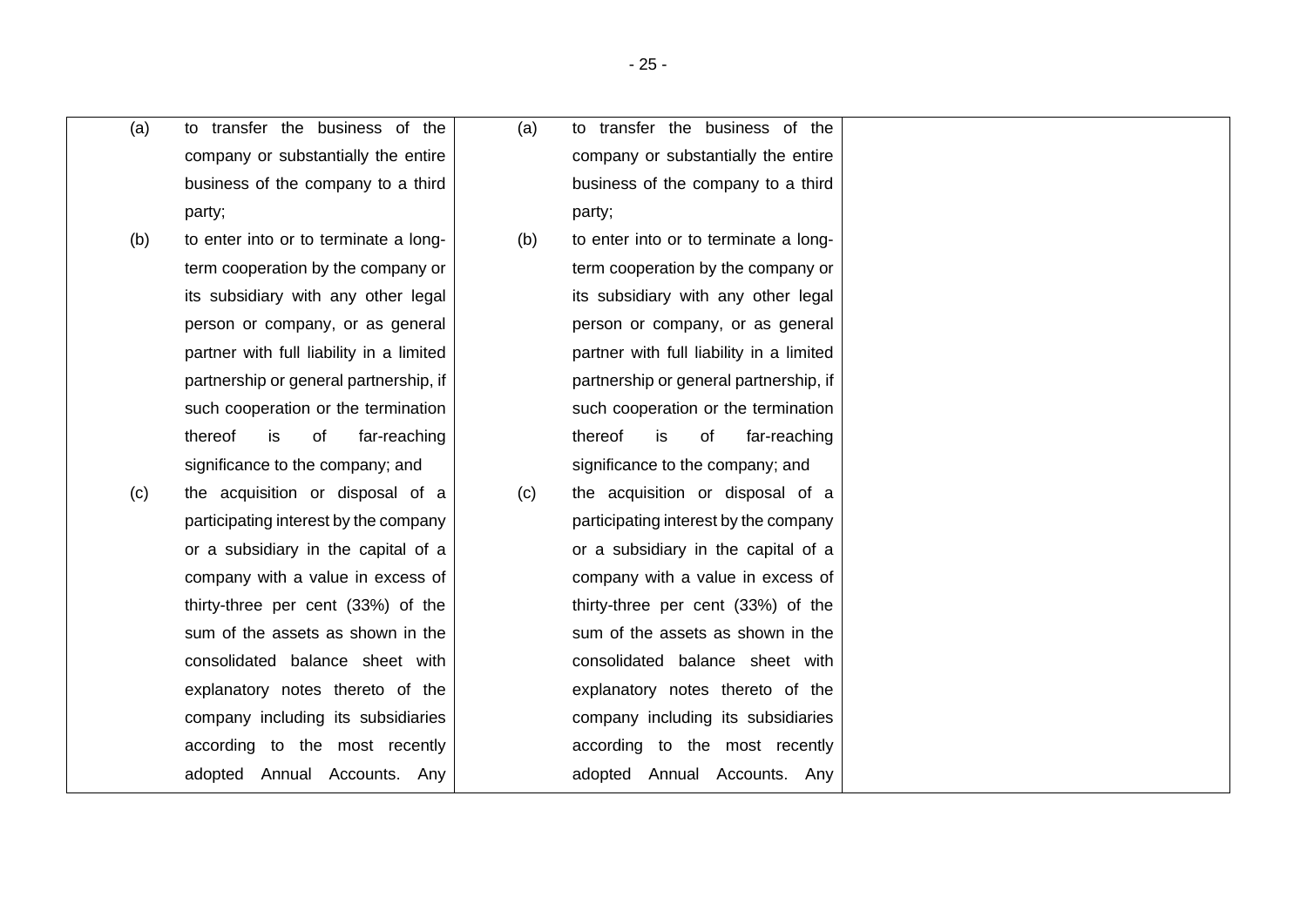| | | |
|---|---|---|
| (a) to transfer the business of the company or substantially the entire business of the company to a third party;<br>(b) to enter into or to terminate a long-term cooperation by the company or its subsidiary with any other legal person or company, or as general partner with full liability in a limited partnership or general partnership, if such cooperation or the termination thereof is of far-reaching significance to the company; and<br>(c) the acquisition or disposal of a participating interest by the company or a subsidiary in the capital of a company with a value in excess of thirty-three per cent (33%) of the sum of the assets as shown in the consolidated balance sheet with explanatory notes thereto of the company including its subsidiaries according to the most recently adopted Annual Accounts. Any | (a) to transfer the business of the company or substantially the entire business of the company to a third party;<br>(b) to enter into or to terminate a long-term cooperation by the company or its subsidiary with any other legal person or company, or as general partner with full liability in a limited partnership or general partnership, if such cooperation or the termination thereof is of far-reaching significance to the company; and<br>(c) the acquisition or disposal of a participating interest by the company or a subsidiary in the capital of a company with a value in excess of thirty-three per cent (33%) of the sum of the assets as shown in the consolidated balance sheet with explanatory notes thereto of the company including its subsidiaries according to the most recently adopted Annual Accounts. Any | |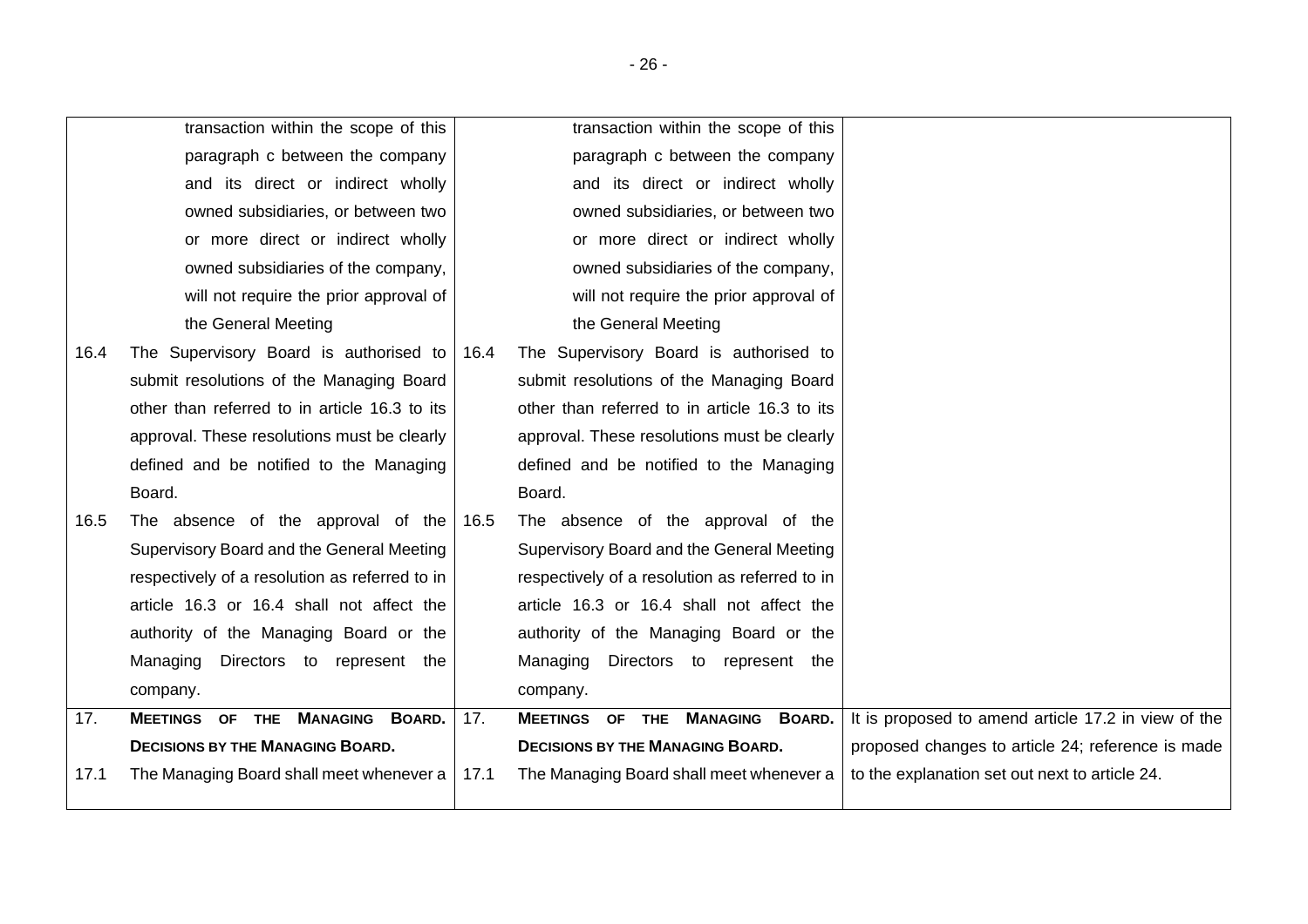| | | |
|---|---|---|
| transaction within the scope of this paragraph c between the company and its direct or indirect wholly owned subsidiaries, or between two or more direct or indirect wholly owned subsidiaries of the company, will not require the prior approval of the General Meeting | transaction within the scope of this paragraph c between the company and its direct or indirect wholly owned subsidiaries, or between two or more direct or indirect wholly owned subsidiaries of the company, will not require the prior approval of the General Meeting | |
| 16.4 The Supervisory Board is authorised to submit resolutions of the Managing Board other than referred to in article 16.3 to its approval. These resolutions must be clearly defined and be notified to the Managing Board. | 16.4 The Supervisory Board is authorised to submit resolutions of the Managing Board other than referred to in article 16.3 to its approval. These resolutions must be clearly defined and be notified to the Managing Board. | |
| 16.5 The absence of the approval of the Supervisory Board and the General Meeting respectively of a resolution as referred to in article 16.3 or 16.4 shall not affect the authority of the Managing Board or the Managing Directors to represent the company. | 16.5 The absence of the approval of the Supervisory Board and the General Meeting respectively of a resolution as referred to in article 16.3 or 16.4 shall not affect the authority of the Managing Board or the Managing Directors to represent the company. | |
| 17. **MEETINGS OF THE MANAGING BOARD. DECISIONS BY THE MANAGING BOARD.**<br>17.1 The Managing Board shall meet whenever a | 17. **MEETINGS OF THE MANAGING BOARD. DECISIONS BY THE MANAGING BOARD.**<br>17.1 The Managing Board shall meet whenever a | It is proposed to amend article 17.2 in view of the proposed changes to article 24; reference is made to the explanation set out next to article 24. |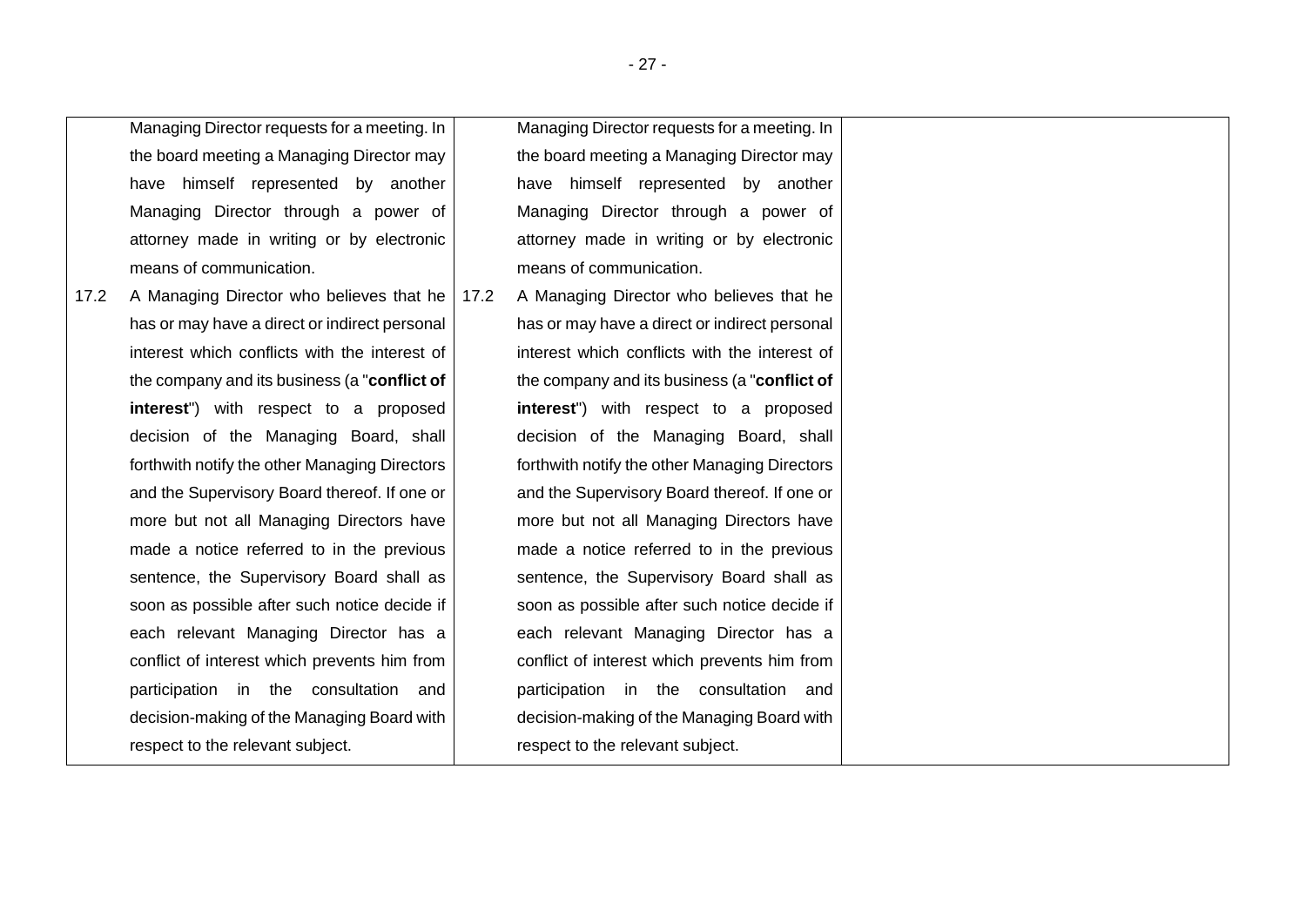| Current text | Proposed text | Explanation |
|---|---|---|
| Managing Director requests for a meeting. In the board meeting a Managing Director may have himself represented by another Managing Director through a power of attorney made in writing or by electronic means of communication. | Managing Director requests for a meeting. In the board meeting a Managing Director may have himself represented by another Managing Director through a power of attorney made in writing or by electronic means of communication. | |
| 17.2 A Managing Director who believes that he has or may have a direct or indirect personal interest which conflicts with the interest of the company and its business (a "**conflict of interest**") with respect to a proposed decision of the Managing Board, shall forthwith notify the other Managing Directors and the Supervisory Board thereof. If one or more but not all Managing Directors have made a notice referred to in the previous sentence, the Supervisory Board shall as soon as possible after such notice decide if each relevant Managing Director has a conflict of interest which prevents him from participation in the consultation and decision-making of the Managing Board with respect to the relevant subject. | 17.2 A Managing Director who believes that he has or may have a direct or indirect personal interest which conflicts with the interest of the company and its business (a "**conflict of interest**") with respect to a proposed decision of the Managing Board, shall forthwith notify the other Managing Directors and the Supervisory Board thereof. If one or more but not all Managing Directors have made a notice referred to in the previous sentence, the Supervisory Board shall as soon as possible after such notice decide if each relevant Managing Director has a conflict of interest which prevents him from participation in the consultation and decision-making of the Managing Board with respect to the relevant subject. | |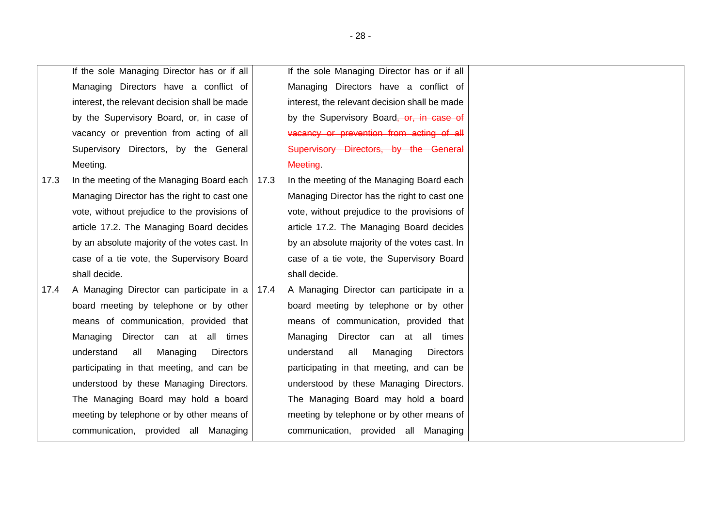| Current text | Proposed text | Explanation |
|---|---|---|
| If the sole Managing Director has or if all Managing Directors have a conflict of interest, the relevant decision shall be made by the Supervisory Board, or, in case of vacancy or prevention from acting of all Supervisory Directors, by the General Meeting. | If the sole Managing Director has or if all Managing Directors have a conflict of interest, the relevant decision shall be made by the Supervisory Board~~, or, in case of vacancy or prevention from acting of all Supervisory Directors, by the General Meeting~~. | |
| 17.3 In the meeting of the Managing Board each Managing Director has the right to cast one vote, without prejudice to the provisions of article 17.2. The Managing Board decides by an absolute majority of the votes cast. In case of a tie vote, the Supervisory Board shall decide. | 17.3 In the meeting of the Managing Board each Managing Director has the right to cast one vote, without prejudice to the provisions of article 17.2. The Managing Board decides by an absolute majority of the votes cast. In case of a tie vote, the Supervisory Board shall decide. | |
| 17.4 A Managing Director can participate in a board meeting by telephone or by other means of communication, provided that Managing Director can at all times understand all Managing Directors participating in that meeting, and can be understood by these Managing Directors. The Managing Board may hold a board meeting by telephone or by other means of communication, provided all Managing | 17.4 A Managing Director can participate in a board meeting by telephone or by other means of communication, provided that Managing Director can at all times understand all Managing Directors participating in that meeting, and can be understood by these Managing Directors. The Managing Board may hold a board meeting by telephone or by other means of communication, provided all Managing | |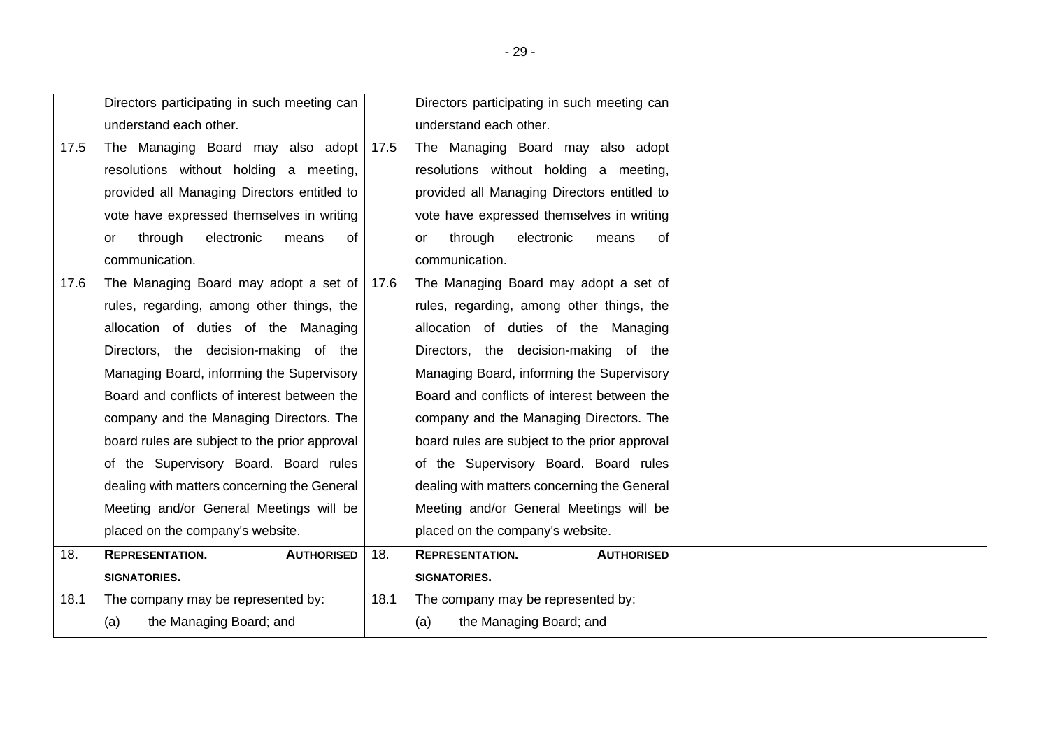| | | | | |
|---|---|---|---|---|
| | Directors participating in such meeting can understand each other. | | Directors participating in such meeting can understand each other. | |
| 17.5 | The Managing Board may also adopt resolutions without holding a meeting, provided all Managing Directors entitled to vote have expressed themselves in writing or through electronic means of communication. | 17.5 | The Managing Board may also adopt resolutions without holding a meeting, provided all Managing Directors entitled to vote have expressed themselves in writing or through electronic means of communication. | |
| 17.6 | The Managing Board may adopt a set of rules, regarding, among other things, the allocation of duties of the Managing Directors, the decision-making of the Managing Board, informing the Supervisory Board and conflicts of interest between the company and the Managing Directors. The board rules are subject to the prior approval of the Supervisory Board. Board rules dealing with matters concerning the General Meeting and/or General Meetings will be placed on the company's website. | 17.6 | The Managing Board may adopt a set of rules, regarding, among other things, the allocation of duties of the Managing Directors, the decision-making of the Managing Board, informing the Supervisory Board and conflicts of interest between the company and the Managing Directors. The board rules are subject to the prior approval of the Supervisory Board. Board rules dealing with matters concerning the General Meeting and/or General Meetings will be placed on the company's website. | |
| 18. | **REPRESENTATION. AUTHORISED SIGNATORIES.** | 18. | **REPRESENTATION. AUTHORISED SIGNATORIES.** | |
| 18.1 | The company may be represented by:<br>(a) the Managing Board; and | 18.1 | The company may be represented by:<br>(a) the Managing Board; and | |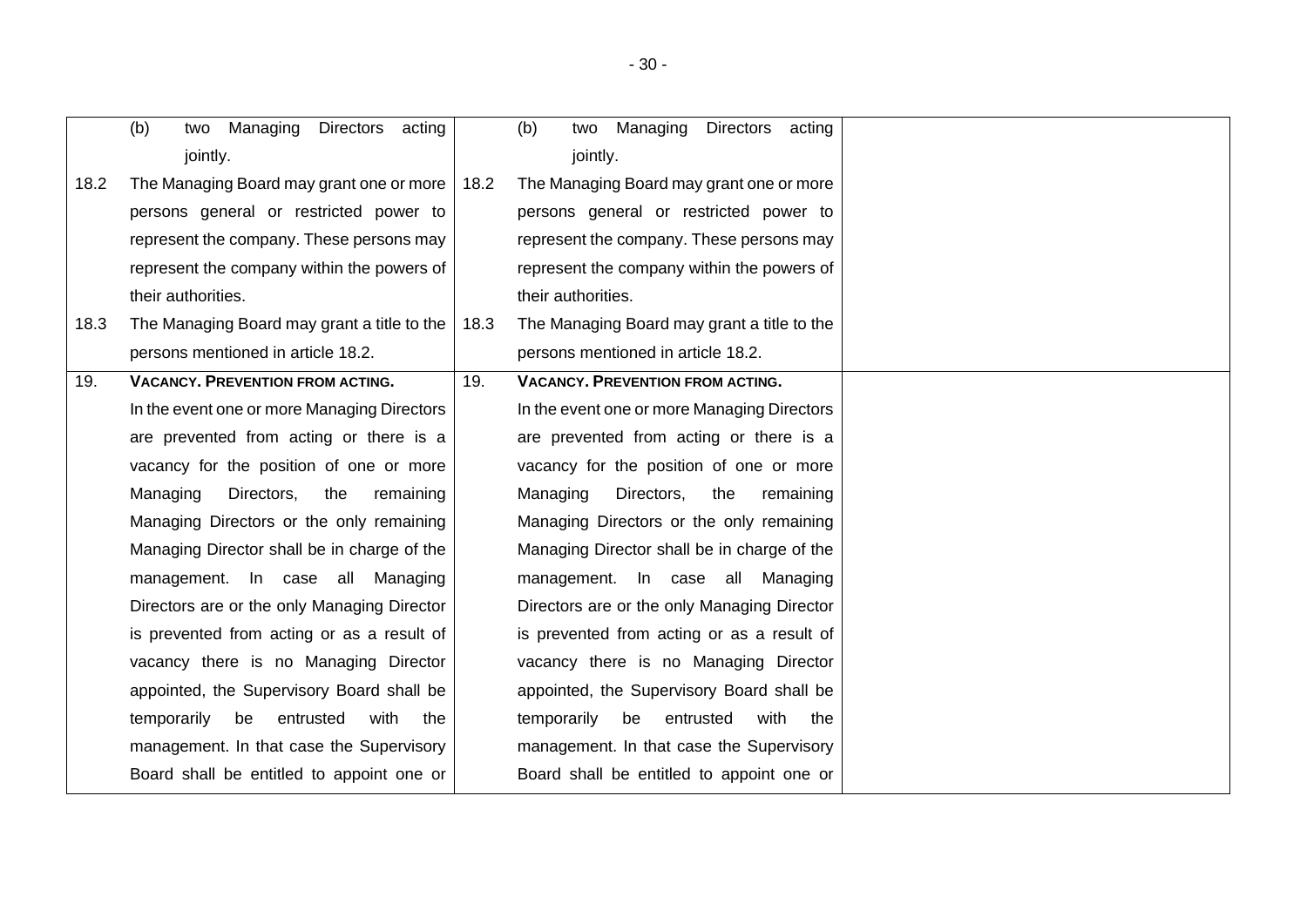| | | | | |
|---|---|---|---|---|
| | (b) two Managing Directors acting jointly. | | (b) two Managing Directors acting jointly. | |
| 18.2 | The Managing Board may grant one or more persons general or restricted power to represent the company. These persons may represent the company within the powers of their authorities. | 18.2 | The Managing Board may grant one or more persons general or restricted power to represent the company. These persons may represent the company within the powers of their authorities. | |
| 18.3 | The Managing Board may grant a title to the persons mentioned in article 18.2. | 18.3 | The Managing Board may grant a title to the persons mentioned in article 18.2. | |
| 19. | **VACANCY. PREVENTION FROM ACTING.** In the event one or more Managing Directors are prevented from acting or there is a vacancy for the position of one or more Managing Directors, the remaining Managing Directors or the only remaining Managing Director shall be in charge of the management. In case all Managing Directors are or the only Managing Director is prevented from acting or as a result of vacancy there is no Managing Director appointed, the Supervisory Board shall be temporarily be entrusted with the management. In that case the Supervisory Board shall be entitled to appoint one or | 19. | **VACANCY. PREVENTION FROM ACTING.** In the event one or more Managing Directors are prevented from acting or there is a vacancy for the position of one or more Managing Directors, the remaining Managing Directors or the only remaining Managing Director shall be in charge of the management. In case all Managing Directors are or the only Managing Director is prevented from acting or as a result of vacancy there is no Managing Director appointed, the Supervisory Board shall be temporarily be entrusted with the management. In that case the Supervisory Board shall be entitled to appoint one or | |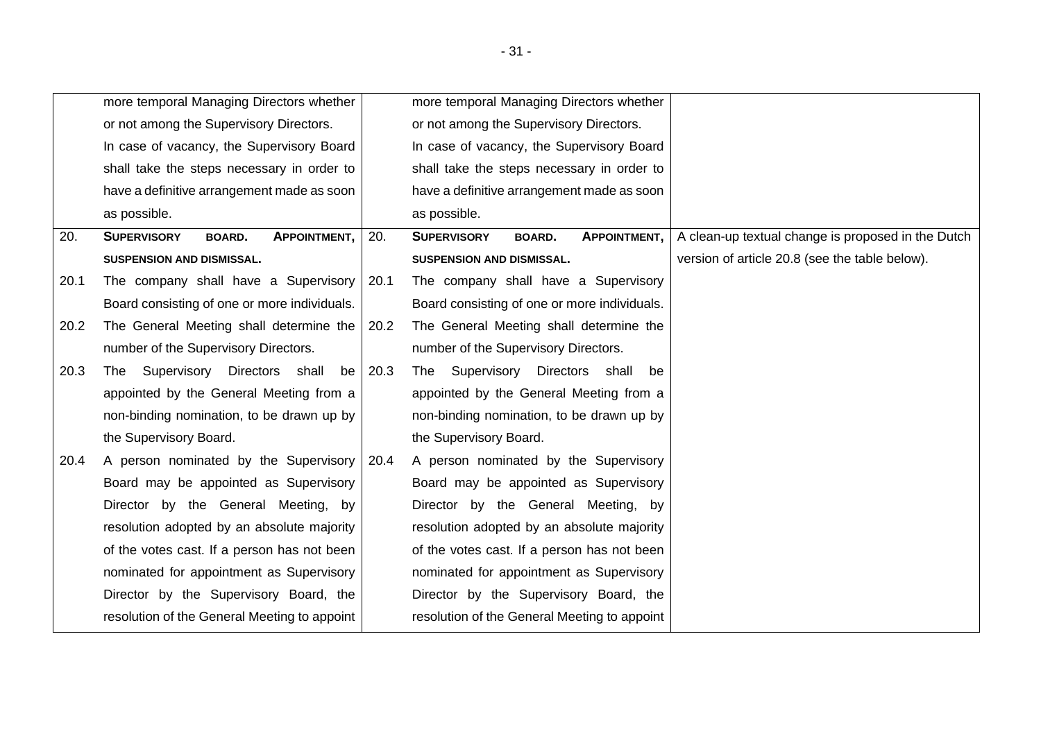| | | | | |
|---|---|---|---|---|
| | more temporal Managing Directors whether or not among the Supervisory Directors. In case of vacancy, the Supervisory Board shall take the steps necessary in order to have a definitive arrangement made as soon as possible. | | more temporal Managing Directors whether or not among the Supervisory Directors. In case of vacancy, the Supervisory Board shall take the steps necessary in order to have a definitive arrangement made as soon as possible. | |
| 20. | **SUPERVISORY BOARD. APPOINTMENT, SUSPENSION AND DISMISSAL.** | 20. | **SUPERVISORY BOARD. APPOINTMENT, SUSPENSION AND DISMISSAL.** | A clean-up textual change is proposed in the Dutch version of article 20.8 (see the table below). |
| 20.1 | The company shall have a Supervisory Board consisting of one or more individuals. | 20.1 | The company shall have a Supervisory Board consisting of one or more individuals. | |
| 20.2 | The General Meeting shall determine the number of the Supervisory Directors. | 20.2 | The General Meeting shall determine the number of the Supervisory Directors. | |
| 20.3 | The Supervisory Directors shall be appointed by the General Meeting from a non-binding nomination, to be drawn up by the Supervisory Board. | 20.3 | The Supervisory Directors shall be appointed by the General Meeting from a non-binding nomination, to be drawn up by the Supervisory Board. | |
| 20.4 | A person nominated by the Supervisory Board may be appointed as Supervisory Director by the General Meeting, by resolution adopted by an absolute majority of the votes cast. If a person has not been nominated for appointment as Supervisory Director by the Supervisory Board, the resolution of the General Meeting to appoint | 20.4 | A person nominated by the Supervisory Board may be appointed as Supervisory Director by the General Meeting, by resolution adopted by an absolute majority of the votes cast. If a person has not been nominated for appointment as Supervisory Director by the Supervisory Board, the resolution of the General Meeting to appoint | |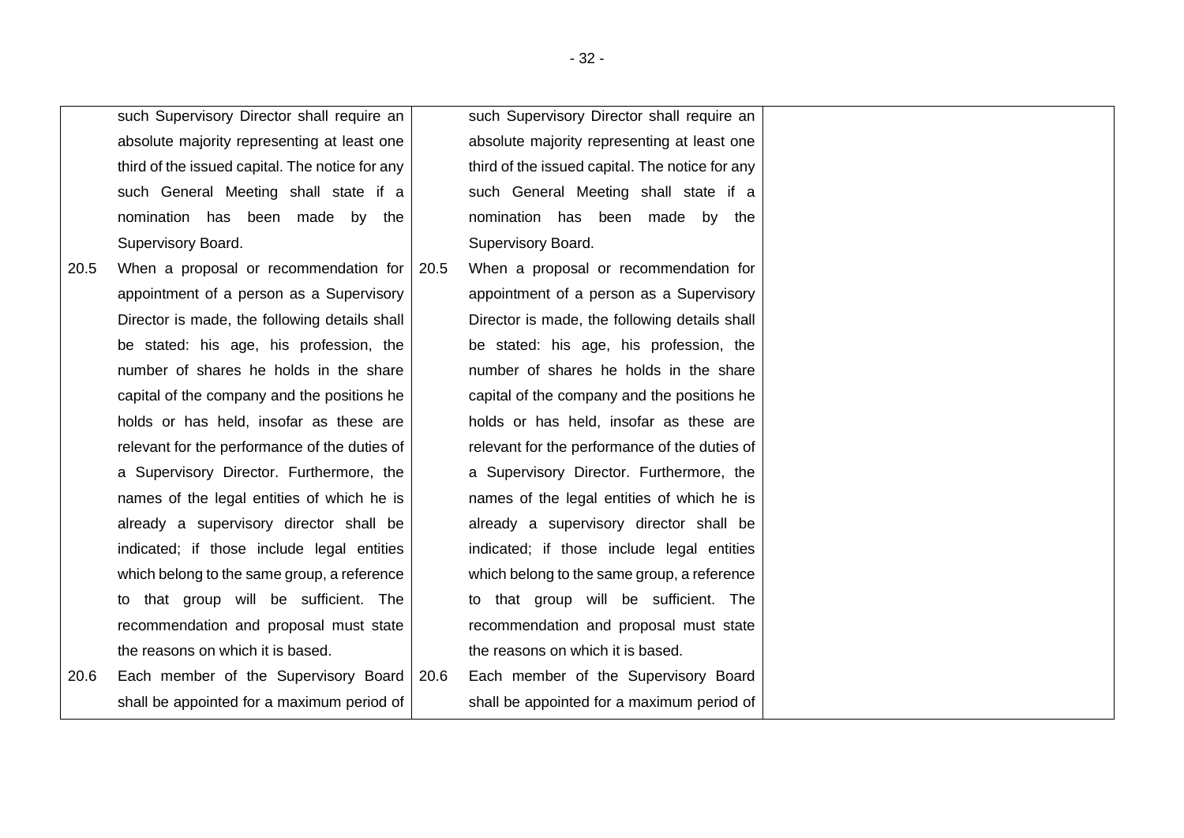| | | |
|---|---|---|
| such Supervisory Director shall require an absolute majority representing at least one third of the issued capital. The notice for any such General Meeting shall state if a nomination has been made by the Supervisory Board. | such Supervisory Director shall require an absolute majority representing at least one third of the issued capital. The notice for any such General Meeting shall state if a nomination has been made by the Supervisory Board. | |
| 20.5 When a proposal or recommendation for appointment of a person as a Supervisory Director is made, the following details shall be stated: his age, his profession, the number of shares he holds in the share capital of the company and the positions he holds or has held, insofar as these are relevant for the performance of the duties of a Supervisory Director. Furthermore, the names of the legal entities of which he is already a supervisory director shall be indicated; if those include legal entities which belong to the same group, a reference to that group will be sufficient. The recommendation and proposal must state the reasons on which it is based. | 20.5 When a proposal or recommendation for appointment of a person as a Supervisory Director is made, the following details shall be stated: his age, his profession, the number of shares he holds in the share capital of the company and the positions he holds or has held, insofar as these are relevant for the performance of the duties of a Supervisory Director. Furthermore, the names of the legal entities of which he is already a supervisory director shall be indicated; if those include legal entities which belong to the same group, a reference to that group will be sufficient. The recommendation and proposal must state the reasons on which it is based. | |
| 20.6 Each member of the Supervisory Board shall be appointed for a maximum period of | 20.6 Each member of the Supervisory Board shall be appointed for a maximum period of | |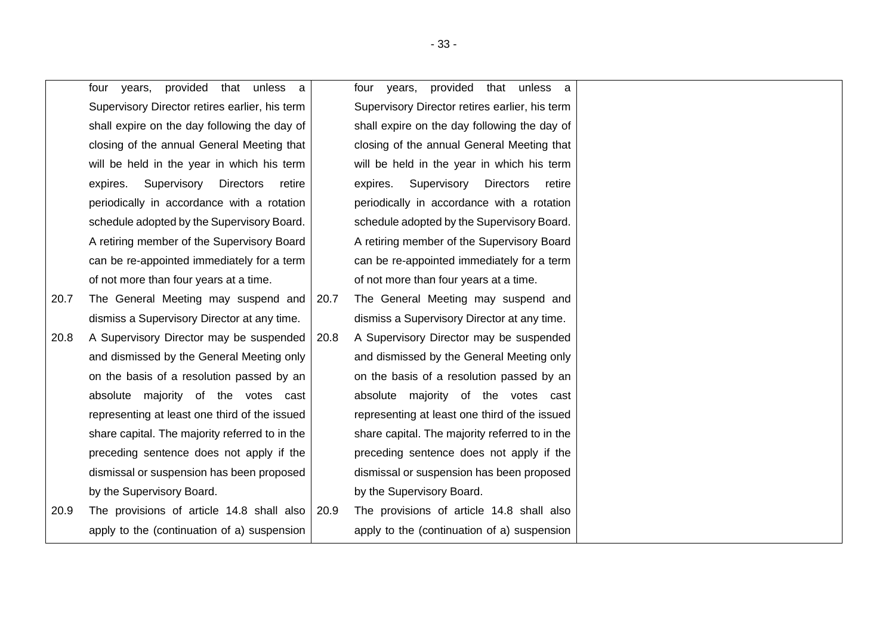| Current text | Proposed text | Explanation |
|---|---|---|
| four years, provided that unless a Supervisory Director retires earlier, his term shall expire on the day following the day of closing of the annual General Meeting that will be held in the year in which his term expires. Supervisory Directors retire periodically in accordance with a rotation schedule adopted by the Supervisory Board. A retiring member of the Supervisory Board can be re-appointed immediately for a term of not more than four years at a time. | four years, provided that unless a Supervisory Director retires earlier, his term shall expire on the day following the day of closing of the annual General Meeting that will be held in the year in which his term expires. Supervisory Directors retire periodically in accordance with a rotation schedule adopted by the Supervisory Board. A retiring member of the Supervisory Board can be re-appointed immediately for a term of not more than four years at a time. | |
| 20.7 The General Meeting may suspend and dismiss a Supervisory Director at any time. | 20.7 The General Meeting may suspend and dismiss a Supervisory Director at any time. | |
| 20.8 A Supervisory Director may be suspended and dismissed by the General Meeting only on the basis of a resolution passed by an absolute majority of the votes cast representing at least one third of the issued share capital. The majority referred to in the preceding sentence does not apply if the dismissal or suspension has been proposed by the Supervisory Board. | 20.8 A Supervisory Director may be suspended and dismissed by the General Meeting only on the basis of a resolution passed by an absolute majority of the votes cast representing at least one third of the issued share capital. The majority referred to in the preceding sentence does not apply if the dismissal or suspension has been proposed by the Supervisory Board. | |
| 20.9 The provisions of article 14.8 shall also apply to the (continuation of a) suspension | 20.9 The provisions of article 14.8 shall also apply to the (continuation of a) suspension | |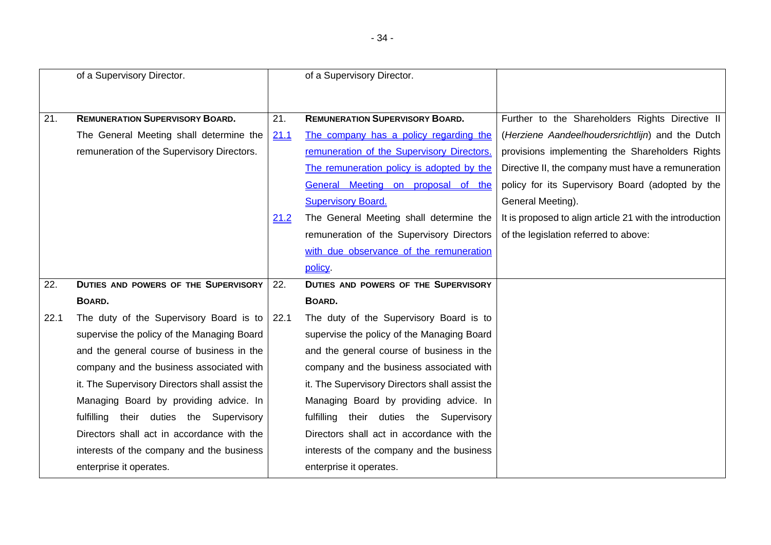| | | |
|---|---|---|
| of a Supervisory Director. | of a Supervisory Director. | |
| 21. **REMUNERATION SUPERVISORY BOARD.**<br>The General Meeting shall determine the remuneration of the Supervisory Directors. | 21. **REMUNERATION SUPERVISORY BOARD.**<br>21.1 The company has a policy regarding the remuneration of the Supervisory Directors. The remuneration policy is adopted by the General Meeting on proposal of the Supervisory Board.<br>21.2 The General Meeting shall determine the remuneration of the Supervisory Directors with due observance of the remuneration policy. | Further to the Shareholders Rights Directive II (*Herziene Aandeelhoudersrichtlijn*) and the Dutch provisions implementing the Shareholders Rights Directive II, the company must have a remuneration policy for its Supervisory Board (adopted by the General Meeting).<br>It is proposed to align article 21 with the introduction of the legislation referred to above: |
| 22. **DUTIES AND POWERS OF THE SUPERVISORY BOARD.**<br>22.1 The duty of the Supervisory Board is to supervise the policy of the Managing Board and the general course of business in the company and the business associated with it. The Supervisory Directors shall assist the Managing Board by providing advice. In fulfilling their duties the Supervisory Directors shall act in accordance with the interests of the company and the business enterprise it operates. | 22. **DUTIES AND POWERS OF THE SUPERVISORY BOARD.**<br>22.1 The duty of the Supervisory Board is to supervise the policy of the Managing Board and the general course of business in the company and the business associated with it. The Supervisory Directors shall assist the Managing Board by providing advice. In fulfilling their duties the Supervisory Directors shall act in accordance with the interests of the company and the business enterprise it operates. | |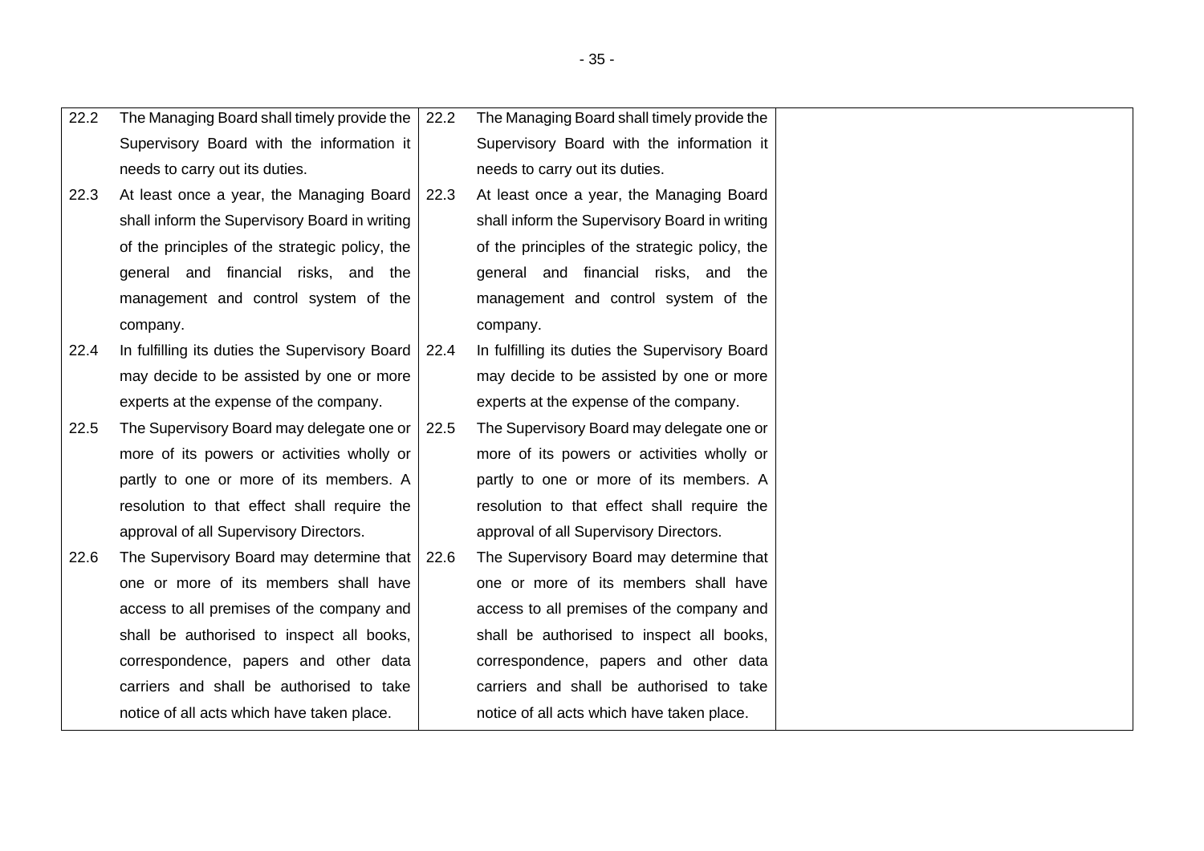| | | |
|---|---|---|
| 22.2 The Managing Board shall timely provide the Supervisory Board with the information it needs to carry out its duties. | 22.2 The Managing Board shall timely provide the Supervisory Board with the information it needs to carry out its duties. | |
| 22.3 At least once a year, the Managing Board shall inform the Supervisory Board in writing of the principles of the strategic policy, the general and financial risks, and the management and control system of the company. | 22.3 At least once a year, the Managing Board shall inform the Supervisory Board in writing of the principles of the strategic policy, the general and financial risks, and the management and control system of the company. | |
| 22.4 In fulfilling its duties the Supervisory Board may decide to be assisted by one or more experts at the expense of the company. | 22.4 In fulfilling its duties the Supervisory Board may decide to be assisted by one or more experts at the expense of the company. | |
| 22.5 The Supervisory Board may delegate one or more of its powers or activities wholly or partly to one or more of its members. A resolution to that effect shall require the approval of all Supervisory Directors. | 22.5 The Supervisory Board may delegate one or more of its powers or activities wholly or partly to one or more of its members. A resolution to that effect shall require the approval of all Supervisory Directors. | |
| 22.6 The Supervisory Board may determine that one or more of its members shall have access to all premises of the company and shall be authorised to inspect all books, correspondence, papers and other data carriers and shall be authorised to take notice of all acts which have taken place. | 22.6 The Supervisory Board may determine that one or more of its members shall have access to all premises of the company and shall be authorised to inspect all books, correspondence, papers and other data carriers and shall be authorised to take notice of all acts which have taken place. | |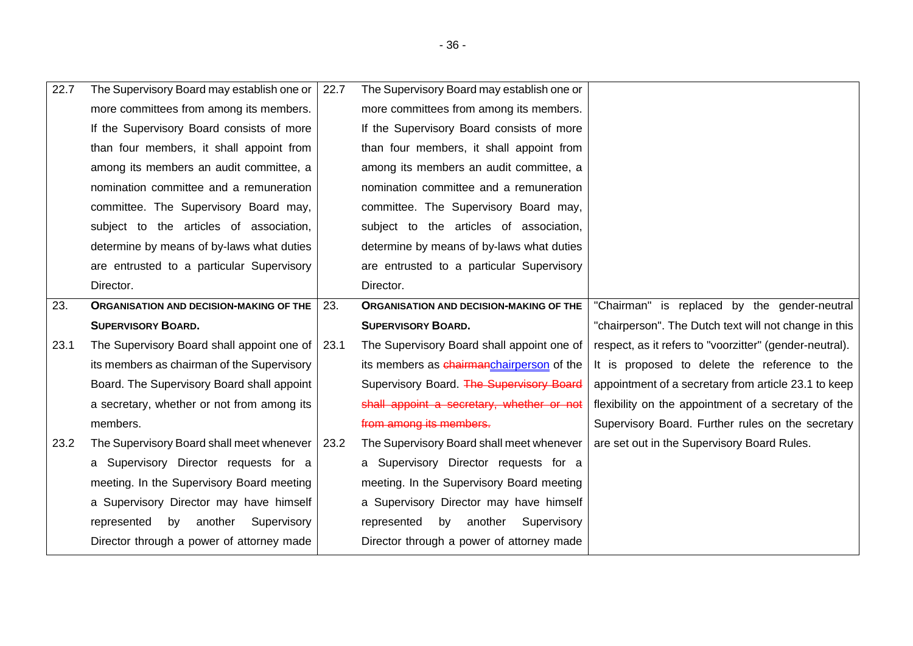| | | | | |
|---|---|---|---|---|
| 22.7 | The Supervisory Board may establish one or more committees from among its members. If the Supervisory Board consists of more than four members, it shall appoint from among its members an audit committee, a nomination committee and a remuneration committee. The Supervisory Board may, subject to the articles of association, determine by means of by-laws what duties are entrusted to a particular Supervisory Director. | 22.7 | The Supervisory Board may establish one or more committees from among its members. If the Supervisory Board consists of more than four members, it shall appoint from among its members an audit committee, a nomination committee and a remuneration committee. The Supervisory Board may, subject to the articles of association, determine by means of by-laws what duties are entrusted to a particular Supervisory Director. | |
| 23. | **ORGANISATION AND DECISION-MAKING OF THE SUPERVISORY BOARD.** | 23. | **ORGANISATION AND DECISION-MAKING OF THE SUPERVISORY BOARD.** | "Chairman" is replaced by the gender-neutral "chairperson". The Dutch text will not change in this respect, as it refers to "voorzitter" (gender-neutral). It is proposed to delete the reference to the appointment of a secretary from article 23.1 to keep flexibility on the appointment of a secretary of the Supervisory Board. Further rules on the secretary are set out in the Supervisory Board Rules. |
| 23.1 | The Supervisory Board shall appoint one of its members as chairman of the Supervisory Board. The Supervisory Board shall appoint a secretary, whether or not from among its members. | 23.1 | The Supervisory Board shall appoint one of its members as ~~chairman~~chairperson of the Supervisory Board. ~~The Supervisory Board shall appoint a secretary, whether or not from among its members.~~ | |
| 23.2 | The Supervisory Board shall meet whenever a Supervisory Director requests for a meeting. In the Supervisory Board meeting a Supervisory Director may have himself represented by another Supervisory Director through a power of attorney made | 23.2 | The Supervisory Board shall meet whenever a Supervisory Director requests for a meeting. In the Supervisory Board meeting a Supervisory Director may have himself represented by another Supervisory Director through a power of attorney made | |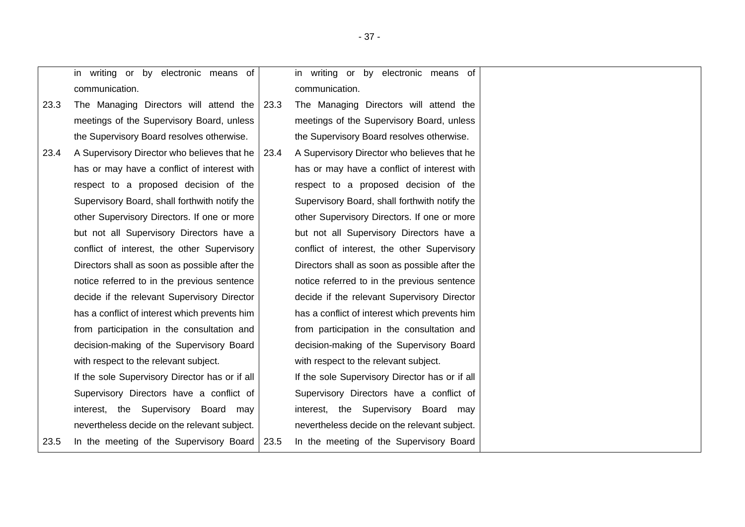| | | | | |
|---|---|---|---|---|
| | in writing or by electronic means of communication. | | in writing or by electronic means of communication. | |
| 23.3 | The Managing Directors will attend the meetings of the Supervisory Board, unless the Supervisory Board resolves otherwise. | 23.3 | The Managing Directors will attend the meetings of the Supervisory Board, unless the Supervisory Board resolves otherwise. | |
| 23.4 | A Supervisory Director who believes that he has or may have a conflict of interest with respect to a proposed decision of the Supervisory Board, shall forthwith notify the other Supervisory Directors. If one or more but not all Supervisory Directors have a conflict of interest, the other Supervisory Directors shall as soon as possible after the notice referred to in the previous sentence decide if the relevant Supervisory Director has a conflict of interest which prevents him from participation in the consultation and decision-making of the Supervisory Board with respect to the relevant subject.<br>If the sole Supervisory Director has or if all Supervisory Directors have a conflict of interest, the Supervisory Board may nevertheless decide on the relevant subject. | 23.4 | A Supervisory Director who believes that he has or may have a conflict of interest with respect to a proposed decision of the Supervisory Board, shall forthwith notify the other Supervisory Directors. If one or more but not all Supervisory Directors have a conflict of interest, the other Supervisory Directors shall as soon as possible after the notice referred to in the previous sentence decide if the relevant Supervisory Director has a conflict of interest which prevents him from participation in the consultation and decision-making of the Supervisory Board with respect to the relevant subject.<br>If the sole Supervisory Director has or if all Supervisory Directors have a conflict of interest, the Supervisory Board may nevertheless decide on the relevant subject. | |
| 23.5 | In the meeting of the Supervisory Board | 23.5 | In the meeting of the Supervisory Board | |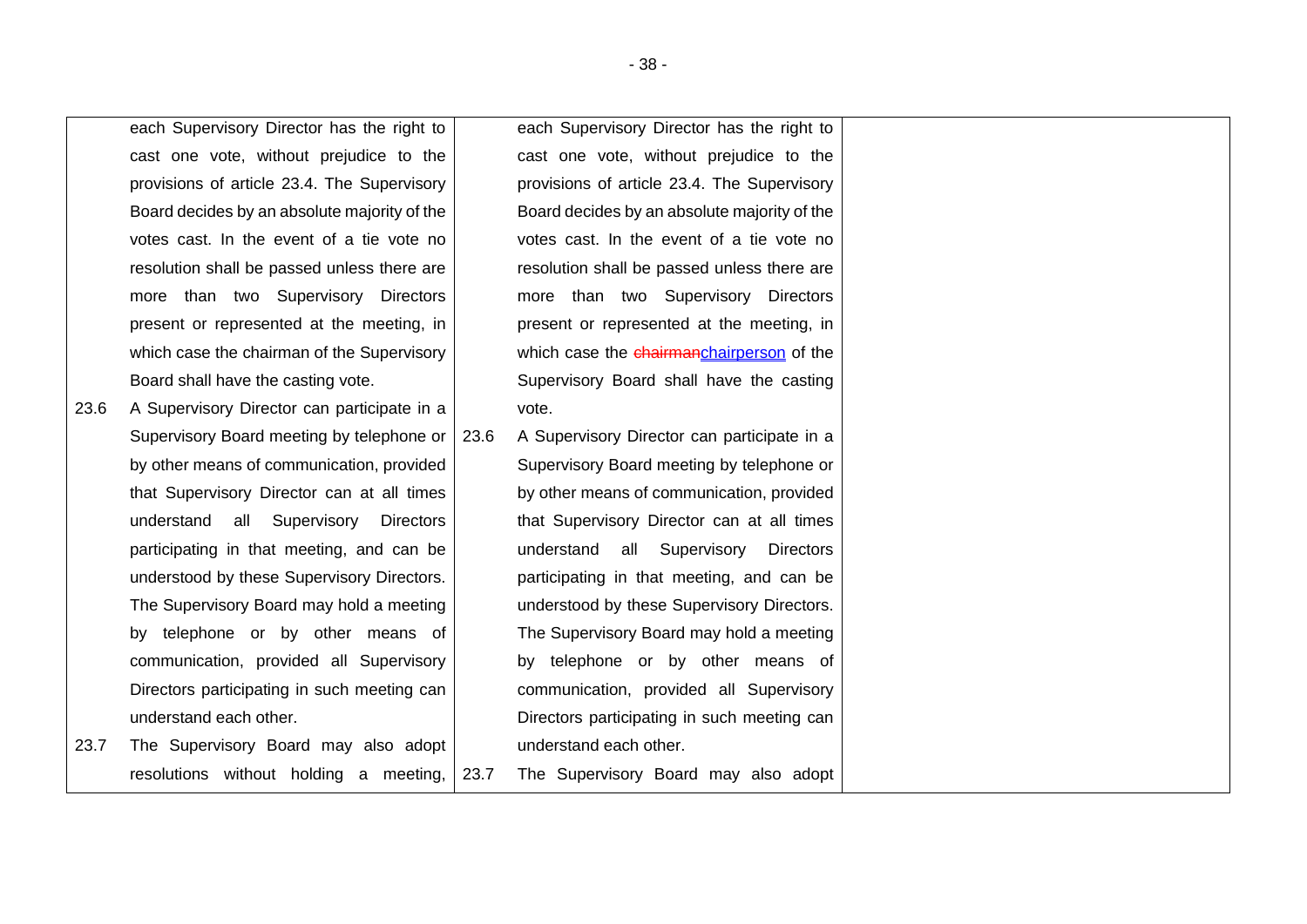| | | |
|---|---|---|
| each Supervisory Director has the right to cast one vote, without prejudice to the provisions of article 23.4. The Supervisory Board decides by an absolute majority of the votes cast. In the event of a tie vote no resolution shall be passed unless there are more than two Supervisory Directors present or represented at the meeting, in which case the chairman of the Supervisory Board shall have the casting vote.<br>23.6 A Supervisory Director can participate in a Supervisory Board meeting by telephone or by other means of communication, provided that Supervisory Director can at all times understand all Supervisory Directors participating in that meeting, and can be understood by these Supervisory Directors. The Supervisory Board may hold a meeting by telephone or by other means of communication, provided all Supervisory Directors participating in such meeting can understand each other.<br>23.7 The Supervisory Board may also adopt resolutions without holding a meeting, | each Supervisory Director has the right to cast one vote, without prejudice to the provisions of article 23.4. The Supervisory Board decides by an absolute majority of the votes cast. In the event of a tie vote no resolution shall be passed unless there are more than two Supervisory Directors present or represented at the meeting, in which case the ~~chairman~~chairperson of the Supervisory Board shall have the casting vote.<br>23.6 A Supervisory Director can participate in a Supervisory Board meeting by telephone or by other means of communication, provided that Supervisory Director can at all times understand all Supervisory Directors participating in that meeting, and can be understood by these Supervisory Directors. The Supervisory Board may hold a meeting by telephone or by other means of communication, provided all Supervisory Directors participating in such meeting can understand each other.<br>23.7 The Supervisory Board may also adopt | |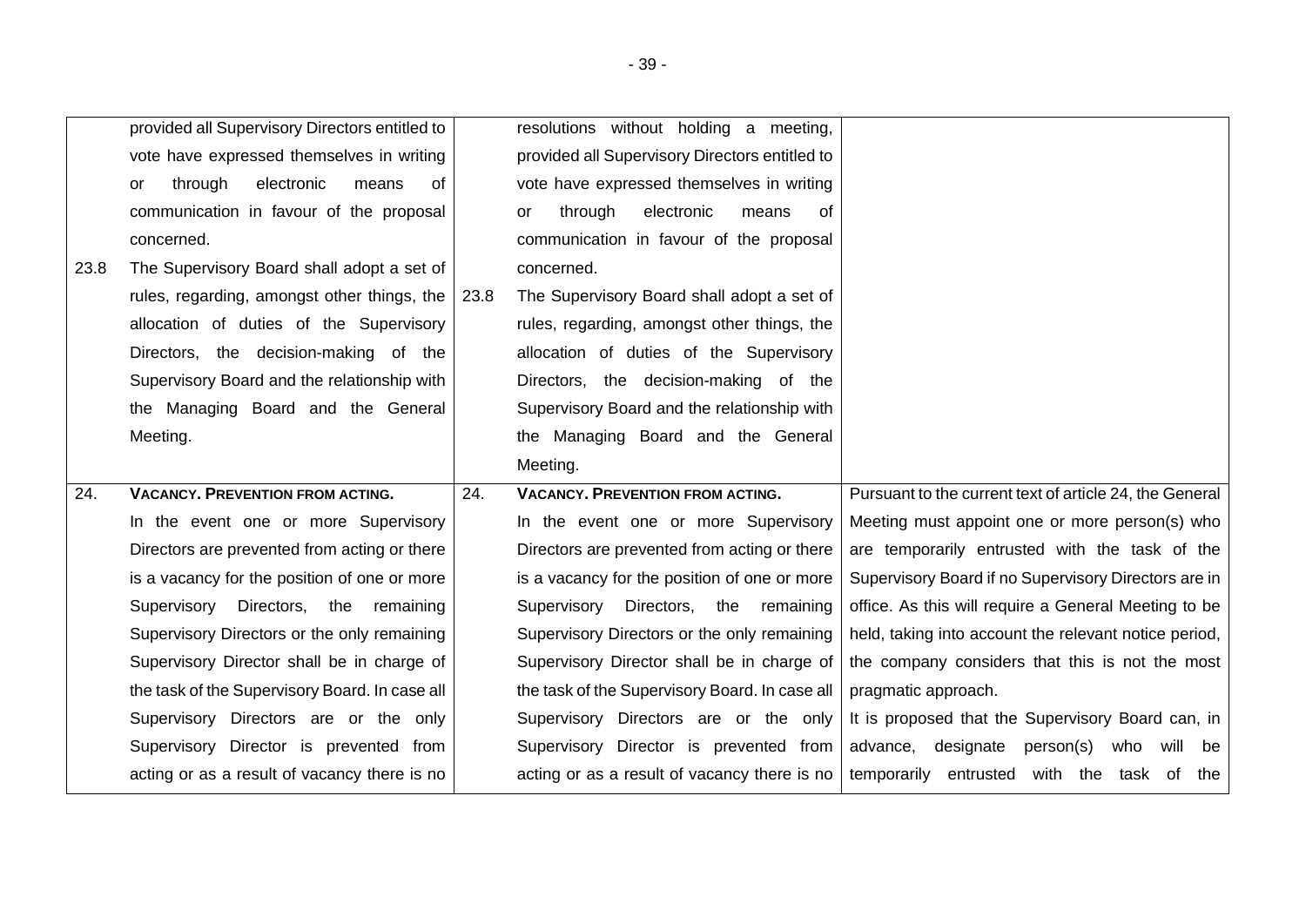| | Current text | | Proposed text | Explanation |
|---|---|---|---|---|
| | provided all Supervisory Directors entitled to vote have expressed themselves in writing or through electronic means of communication in favour of the proposal concerned. | | resolutions without holding a meeting, provided all Supervisory Directors entitled to vote have expressed themselves in writing or through electronic means of communication in favour of the proposal concerned. | |
| 23.8 | The Supervisory Board shall adopt a set of rules, regarding, amongst other things, the allocation of duties of the Supervisory Directors, the decision-making of the Supervisory Board and the relationship with the Managing Board and the General Meeting. | 23.8 | The Supervisory Board shall adopt a set of rules, regarding, amongst other things, the allocation of duties of the Supervisory Directors, the decision-making of the Supervisory Board and the relationship with the Managing Board and the General Meeting. | |
| 24. | **VACANCY. PREVENTION FROM ACTING.** In the event one or more Supervisory Directors are prevented from acting or there is a vacancy for the position of one or more Supervisory Directors, the remaining Supervisory Directors or the only remaining Supervisory Director shall be in charge of the task of the Supervisory Board. In case all Supervisory Directors are or the only Supervisory Director is prevented from acting or as a result of vacancy there is no | 24. | **VACANCY. PREVENTION FROM ACTING.** In the event one or more Supervisory Directors are prevented from acting or there is a vacancy for the position of one or more Supervisory Directors, the remaining Supervisory Directors or the only remaining Supervisory Director shall be in charge of the task of the Supervisory Board. In case all Supervisory Directors are or the only Supervisory Director is prevented from acting or as a result of vacancy there is no | Pursuant to the current text of article 24, the General Meeting must appoint one or more person(s) who are temporarily entrusted with the task of the Supervisory Board if no Supervisory Directors are in office. As this will require a General Meeting to be held, taking into account the relevant notice period, the company considers that this is not the most pragmatic approach. It is proposed that the Supervisory Board can, in advance, designate person(s) who will be temporarily entrusted with the task of the |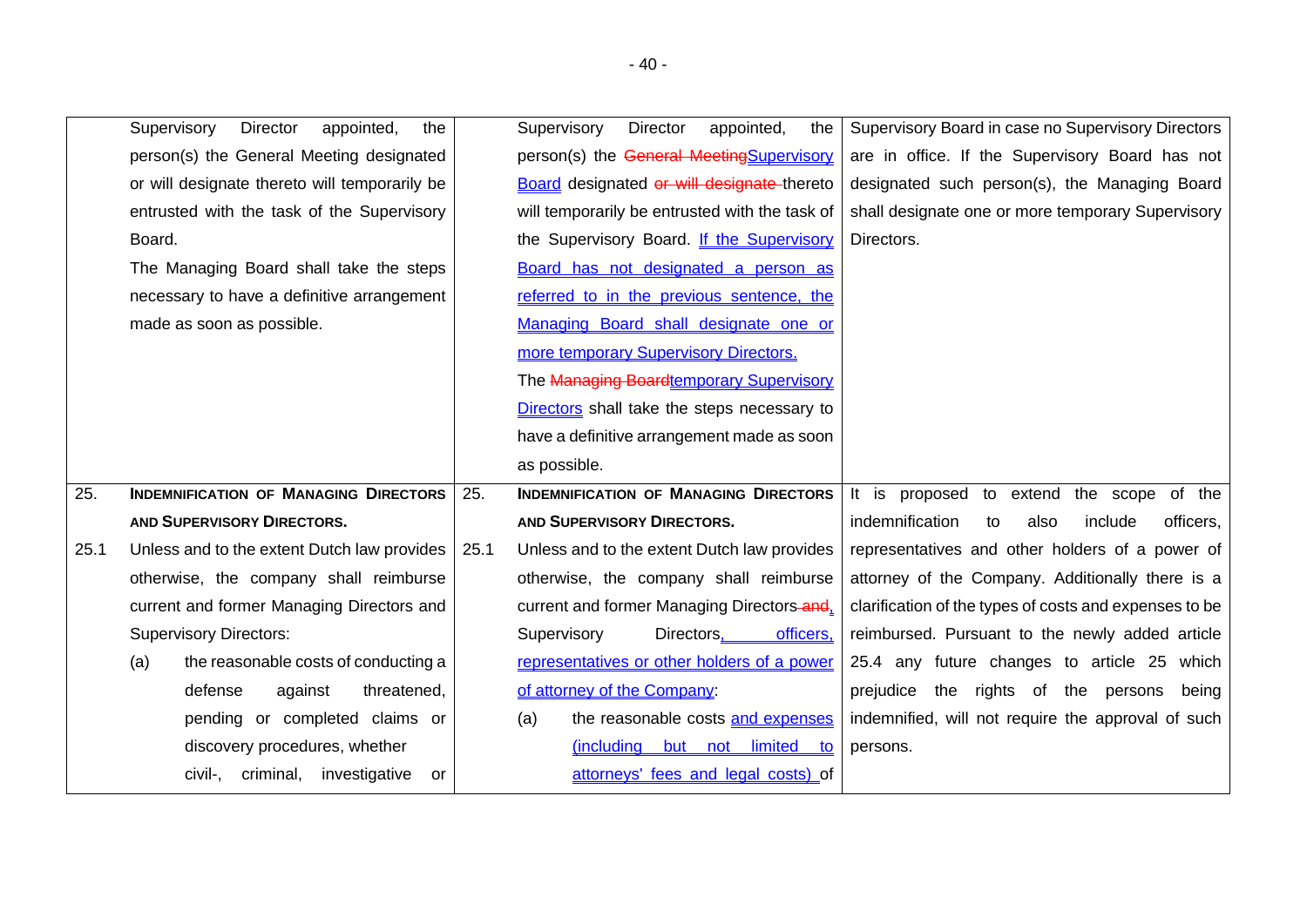| | Current text | | Proposed text | Explanation |
|---|---|---|---|---|
| | Supervisory Director appointed, the person(s) the General Meeting designated or will designate thereto will temporarily be entrusted with the task of the Supervisory Board.<br>The Managing Board shall take the steps necessary to have a definitive arrangement made as soon as possible. | | Supervisory Director appointed, the person(s) the ~~General Meeting~~Supervisory Board designated ~~or will designate~~ thereto will temporarily be entrusted with the task of the Supervisory Board. If the Supervisory Board has not designated a person as referred to in the previous sentence, the Managing Board shall designate one or more temporary Supervisory Directors.<br>The ~~Managing Board~~temporary Supervisory Directors shall take the steps necessary to have a definitive arrangement made as soon as possible. | Supervisory Board in case no Supervisory Directors are in office. If the Supervisory Board has not designated such person(s), the Managing Board shall designate one or more temporary Supervisory Directors. |
| 25. | **INDEMNIFICATION OF MANAGING DIRECTORS AND SUPERVISORY DIRECTORS.** | 25. | **INDEMNIFICATION OF MANAGING DIRECTORS AND SUPERVISORY DIRECTORS.** | It is proposed to extend the scope of the indemnification to also include officers, representatives and other holders of a power of attorney of the Company. Additionally there is a clarification of the types of costs and expenses to be reimbursed. Pursuant to the newly added article 25.4 any future changes to article 25 which prejudice the rights of the persons being indemnified, will not require the approval of such persons. |
| 25.1 | Unless and to the extent Dutch law provides otherwise, the company shall reimburse current and former Managing Directors and Supervisory Directors:<br>(a) the reasonable costs of conducting a defense against threatened, pending or completed claims or discovery procedures, whether civil-, criminal, investigative or | 25.1 | Unless and to the extent Dutch law provides otherwise, the company shall reimburse current and former Managing Directors ~~and~~, Supervisory Directors, officers, representatives or other holders of a power of attorney of the Company:<br>(a) the reasonable costs and expenses (including but not limited to attorneys' fees and legal costs) of | |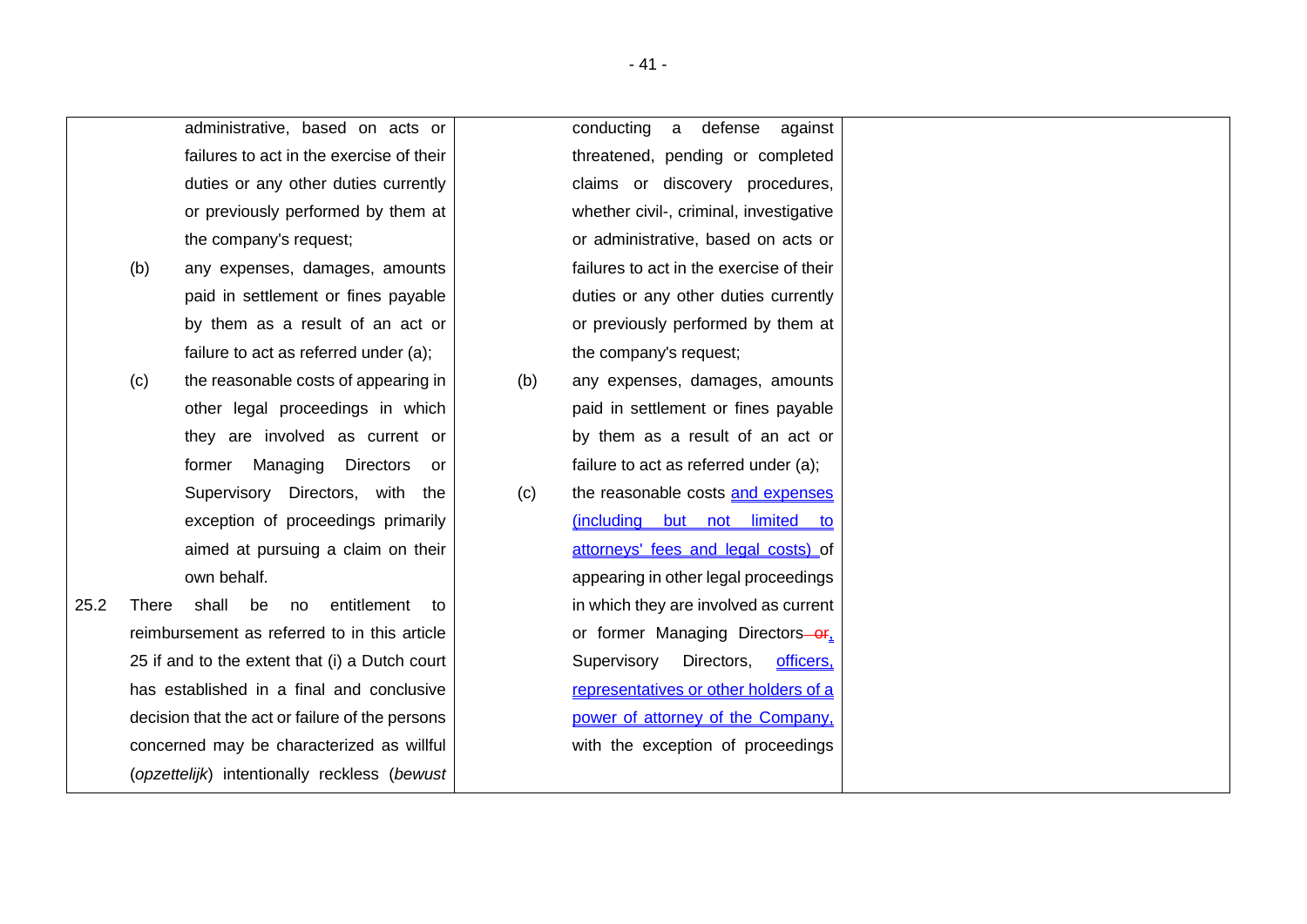| Current text | Proposed text | Explanation |
| --- | --- | --- |
| administrative, based on acts or failures to act in the exercise of their duties or any other duties currently or previously performed by them at the company's request;<br>(b) any expenses, damages, amounts paid in settlement or fines payable by them as a result of an act or failure to act as referred under (a);<br>(c) the reasonable costs of appearing in other legal proceedings in which they are involved as current or former Managing Directors or Supervisory Directors, with the exception of proceedings primarily aimed at pursuing a claim on their own behalf.<br>25.2 There shall be no entitlement to reimbursement as referred to in this article 25 if and to the extent that (i) a Dutch court has established in a final and conclusive decision that the act or failure of the persons concerned may be characterized as willful (*opzettelijk*) intentionally reckless (*bewust* | conducting a defense against threatened, pending or completed claims or discovery procedures, whether civil-, criminal, investigative or administrative, based on acts or failures to act in the exercise of their duties or any other duties currently or previously performed by them at the company's request;<br>(b) any expenses, damages, amounts paid in settlement or fines payable by them as a result of an act or failure to act as referred under (a);<br>(c) the reasonable costs and expenses (including but not limited to attorneys' fees and legal costs) of appearing in other legal proceedings in which they are involved as current or former Managing Directors ~~or~~, Supervisory Directors, officers, representatives or other holders of a power of attorney of the Company, with the exception of proceedings | |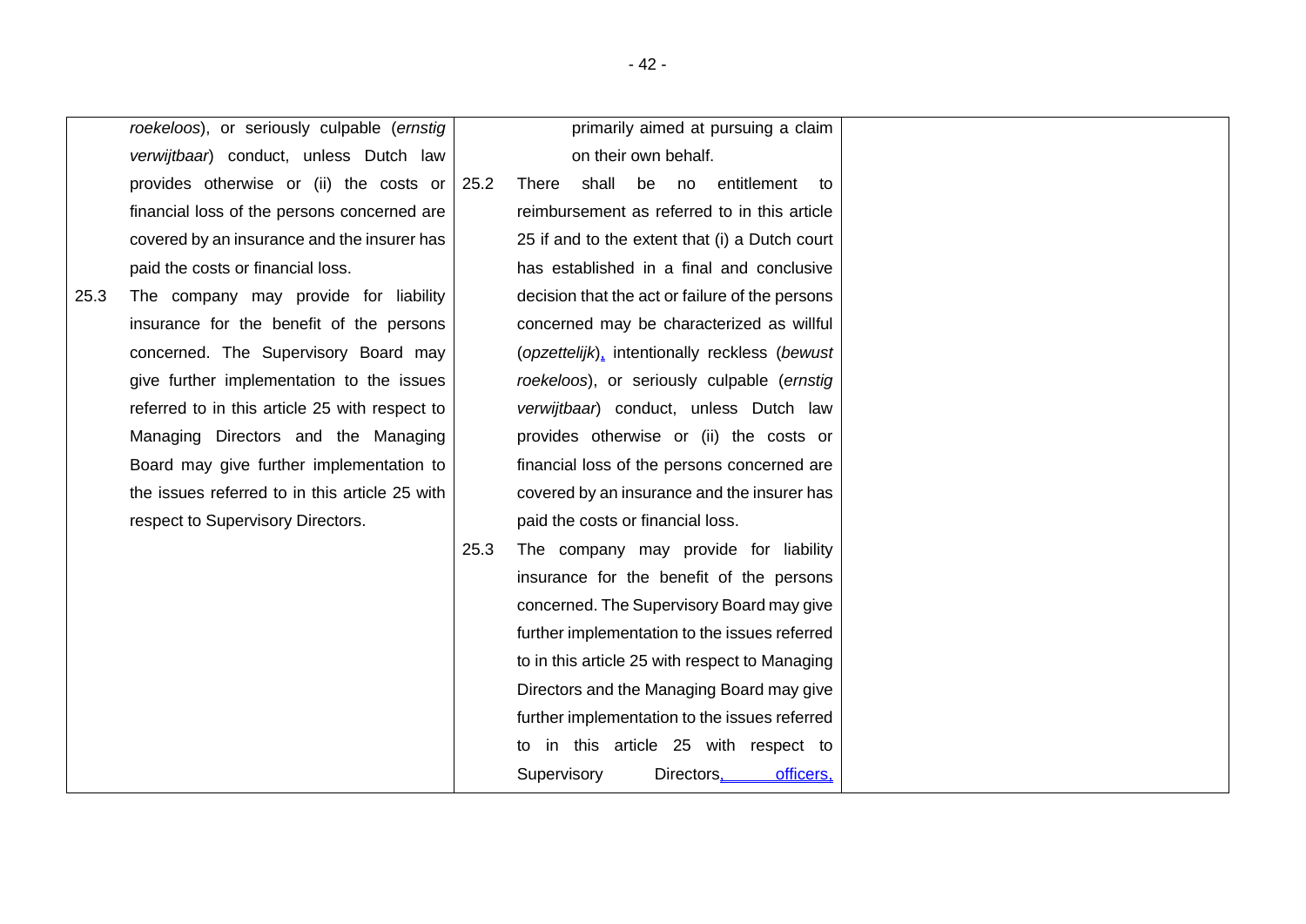| Current text | Proposed amendment | Explanation |
|---|---|---|
| *roekeloos*), or seriously culpable (*ernstig verwijtbaar*) conduct, unless Dutch law provides otherwise or (ii) the costs or financial loss of the persons concerned are covered by an insurance and the insurer has paid the costs or financial loss.<br><br>25.3 The company may provide for liability insurance for the benefit of the persons concerned. The Supervisory Board may give further implementation to the issues referred to in this article 25 with respect to Managing Directors and the Managing Board may give further implementation to the issues referred to in this article 25 with respect to Supervisory Directors. | primarily aimed at pursuing a claim on their own behalf.<br><br>25.2 There shall be no entitlement to reimbursement as referred to in this article 25 if and to the extent that (i) a Dutch court has established in a final and conclusive decision that the act or failure of the persons concerned may be characterized as willful (*opzettelijk*), intentionally reckless (*bewust roekeloos*), or seriously culpable (*ernstig verwijtbaar*) conduct, unless Dutch law provides otherwise or (ii) the costs or financial loss of the persons concerned are covered by an insurance and the insurer has paid the costs or financial loss.<br><br>25.3 The company may provide for liability insurance for the benefit of the persons concerned. The Supervisory Board may give further implementation to the issues referred to in this article 25 with respect to Managing Directors and the Managing Board may give further implementation to the issues referred to in this article 25 with respect to Supervisory Directors, officers, | |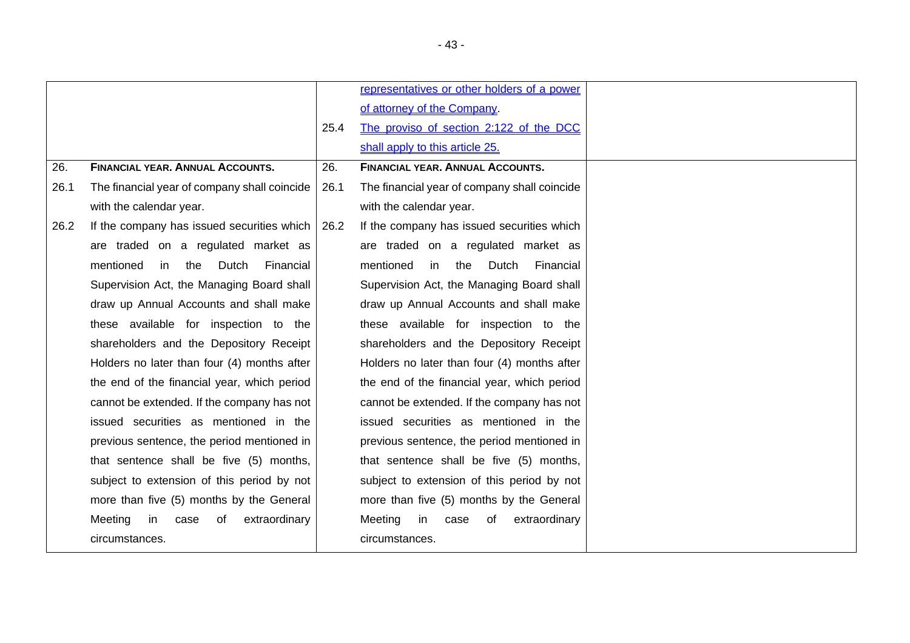| | | |
|---|---|---|
| | <u>representatives or other holders of a power of attorney of the Company</u>.<br><br>25.4 <u>The proviso of section 2:122 of the DCC shall apply to this article 25.</u> | |
| 26. **FINANCIAL YEAR. ANNUAL ACCOUNTS.**<br><br>26.1 The financial year of company shall coincide with the calendar year.<br><br>26.2 If the company has issued securities which are traded on a regulated market as mentioned in the Dutch Financial Supervision Act, the Managing Board shall draw up Annual Accounts and shall make these available for inspection to the shareholders and the Depository Receipt Holders no later than four (4) months after the end of the financial year, which period cannot be extended. If the company has not issued securities as mentioned in the previous sentence, the period mentioned in that sentence shall be five (5) months, subject to extension of this period by not more than five (5) months by the General Meeting in case of extraordinary circumstances. | 26. **FINANCIAL YEAR. ANNUAL ACCOUNTS.**<br><br>26.1 The financial year of company shall coincide with the calendar year.<br><br>26.2 If the company has issued securities which are traded on a regulated market as mentioned in the Dutch Financial Supervision Act, the Managing Board shall draw up Annual Accounts and shall make these available for inspection to the shareholders and the Depository Receipt Holders no later than four (4) months after the end of the financial year, which period cannot be extended. If the company has not issued securities as mentioned in the previous sentence, the period mentioned in that sentence shall be five (5) months, subject to extension of this period by not more than five (5) months by the General Meeting in case of extraordinary circumstances. | |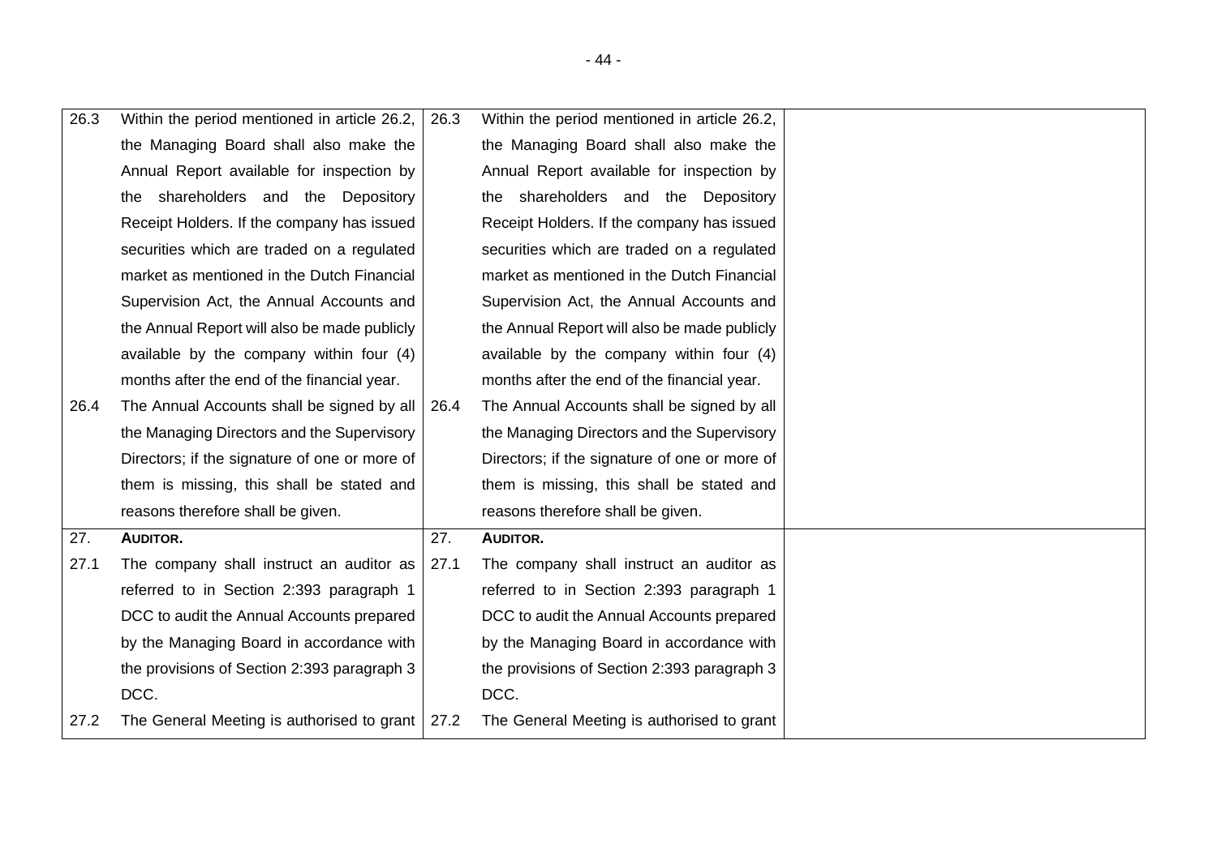| | | | | |
|---|---|---|---|---|
| 26.3 | Within the period mentioned in article 26.2, the Managing Board shall also make the Annual Report available for inspection by the shareholders and the Depository Receipt Holders. If the company has issued securities which are traded on a regulated market as mentioned in the Dutch Financial Supervision Act, the Annual Accounts and the Annual Report will also be made publicly available by the company within four (4) months after the end of the financial year. | 26.3 | Within the period mentioned in article 26.2, the Managing Board shall also make the Annual Report available for inspection by the shareholders and the Depository Receipt Holders. If the company has issued securities which are traded on a regulated market as mentioned in the Dutch Financial Supervision Act, the Annual Accounts and the Annual Report will also be made publicly available by the company within four (4) months after the end of the financial year. | |
| 26.4 | The Annual Accounts shall be signed by all the Managing Directors and the Supervisory Directors; if the signature of one or more of them is missing, this shall be stated and reasons therefore shall be given. | 26.4 | The Annual Accounts shall be signed by all the Managing Directors and the Supervisory Directors; if the signature of one or more of them is missing, this shall be stated and reasons therefore shall be given. | |
| 27. | **AUDITOR.** | 27. | **AUDITOR.** | |
| 27.1 | The company shall instruct an auditor as referred to in Section 2:393 paragraph 1 DCC to audit the Annual Accounts prepared by the Managing Board in accordance with the provisions of Section 2:393 paragraph 3 DCC. | 27.1 | The company shall instruct an auditor as referred to in Section 2:393 paragraph 1 DCC to audit the Annual Accounts prepared by the Managing Board in accordance with the provisions of Section 2:393 paragraph 3 DCC. | |
| 27.2 | The General Meeting is authorised to grant | 27.2 | The General Meeting is authorised to grant | |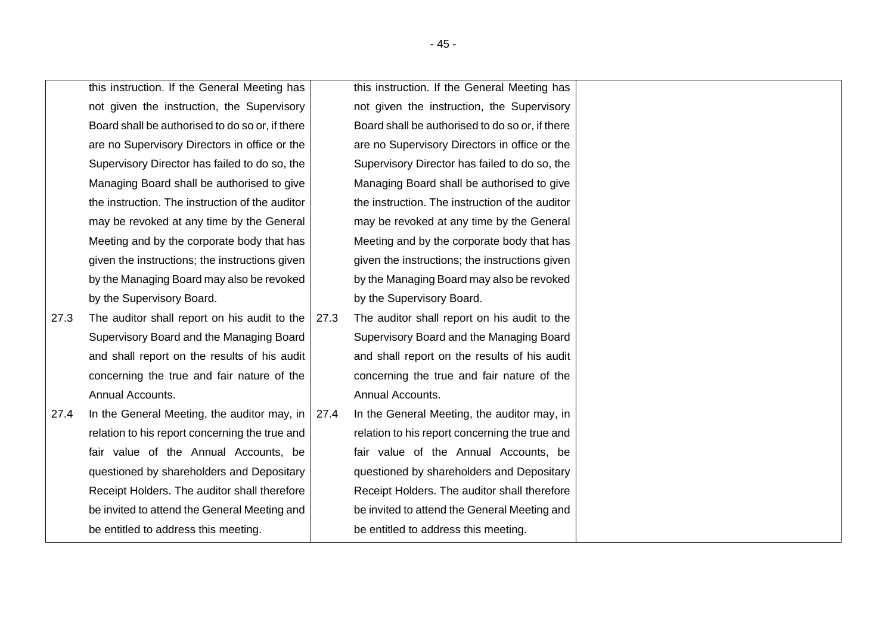| Current text | Proposed text | Explanation |
| --- | --- | --- |
| this instruction. If the General Meeting has not given the instruction, the Supervisory Board shall be authorised to do so or, if there are no Supervisory Directors in office or the Supervisory Director has failed to do so, the Managing Board shall be authorised to give the instruction. The instruction of the auditor may be revoked at any time by the General Meeting and by the corporate body that has given the instructions; the instructions given by the Managing Board may also be revoked by the Supervisory Board. | this instruction. If the General Meeting has not given the instruction, the Supervisory Board shall be authorised to do so or, if there are no Supervisory Directors in office or the Supervisory Director has failed to do so, the Managing Board shall be authorised to give the instruction. The instruction of the auditor may be revoked at any time by the General Meeting and by the corporate body that has given the instructions; the instructions given by the Managing Board may also be revoked by the Supervisory Board. | |
| 27.3 The auditor shall report on his audit to the Supervisory Board and the Managing Board and shall report on the results of his audit concerning the true and fair nature of the Annual Accounts. | 27.3 The auditor shall report on his audit to the Supervisory Board and the Managing Board and shall report on the results of his audit concerning the true and fair nature of the Annual Accounts. | |
| 27.4 In the General Meeting, the auditor may, in relation to his report concerning the true and fair value of the Annual Accounts, be questioned by shareholders and Depositary Receipt Holders. The auditor shall therefore be invited to attend the General Meeting and be entitled to address this meeting. | 27.4 In the General Meeting, the auditor may, in relation to his report concerning the true and fair value of the Annual Accounts, be questioned by shareholders and Depositary Receipt Holders. The auditor shall therefore be invited to attend the General Meeting and be entitled to address this meeting. | |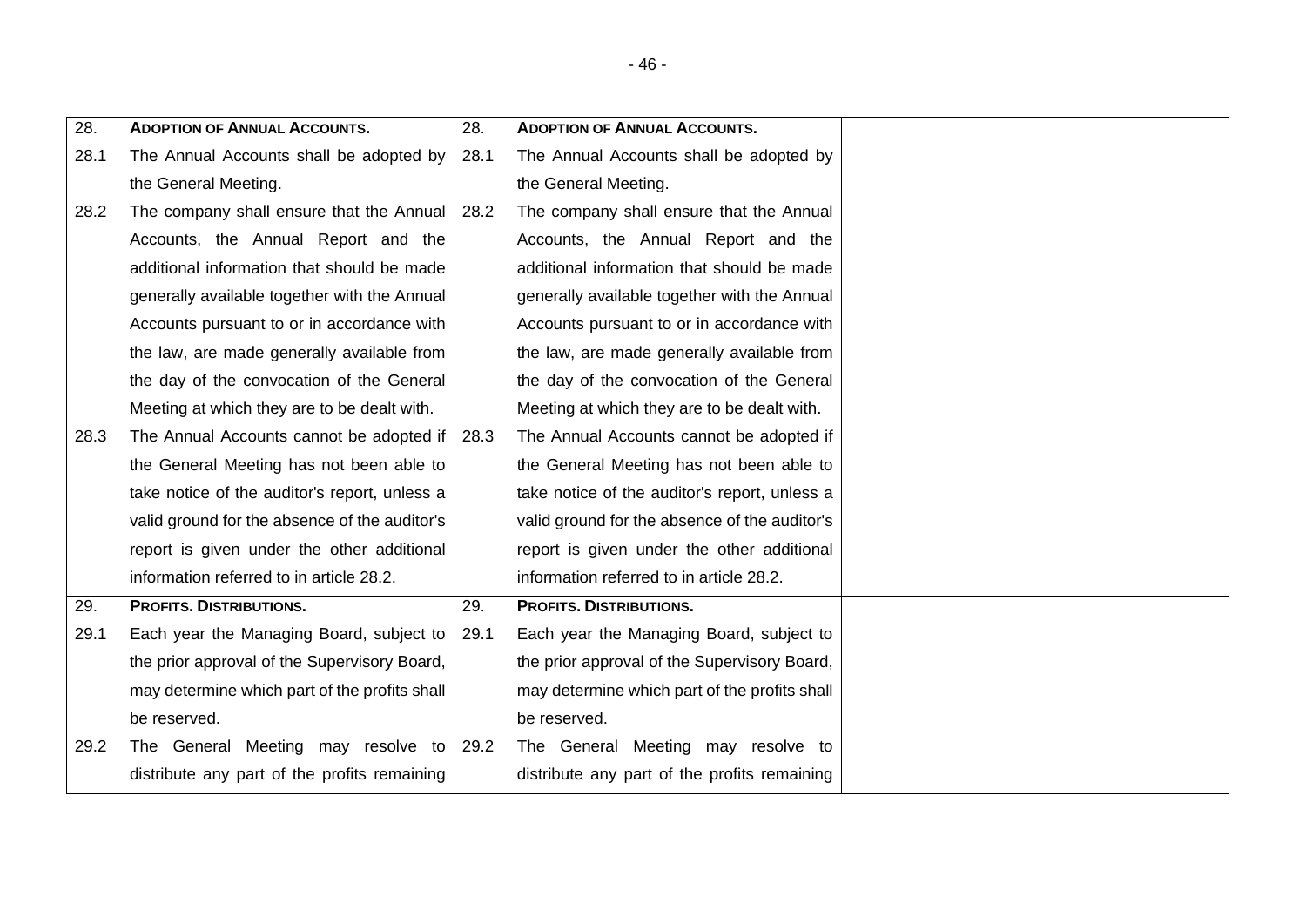| Current text | Proposed text | Explanation |
|---|---|---|
| 28. **ADOPTION OF ANNUAL ACCOUNTS.** | 28. **ADOPTION OF ANNUAL ACCOUNTS.** | |
| 28.1 The Annual Accounts shall be adopted by the General Meeting. | 28.1 The Annual Accounts shall be adopted by the General Meeting. | |
| 28.2 The company shall ensure that the Annual Accounts, the Annual Report and the additional information that should be made generally available together with the Annual Accounts pursuant to or in accordance with the law, are made generally available from the day of the convocation of the General Meeting at which they are to be dealt with. | 28.2 The company shall ensure that the Annual Accounts, the Annual Report and the additional information that should be made generally available together with the Annual Accounts pursuant to or in accordance with the law, are made generally available from the day of the convocation of the General Meeting at which they are to be dealt with. | |
| 28.3 The Annual Accounts cannot be adopted if the General Meeting has not been able to take notice of the auditor's report, unless a valid ground for the absence of the auditor's report is given under the other additional information referred to in article 28.2. | 28.3 The Annual Accounts cannot be adopted if the General Meeting has not been able to take notice of the auditor's report, unless a valid ground for the absence of the auditor's report is given under the other additional information referred to in article 28.2. | |
| 29. **PROFITS. DISTRIBUTIONS.** | 29. **PROFITS. DISTRIBUTIONS.** | |
| 29.1 Each year the Managing Board, subject to the prior approval of the Supervisory Board, may determine which part of the profits shall be reserved. | 29.1 Each year the Managing Board, subject to the prior approval of the Supervisory Board, may determine which part of the profits shall be reserved. | |
| 29.2 The General Meeting may resolve to distribute any part of the profits remaining | 29.2 The General Meeting may resolve to distribute any part of the profits remaining | |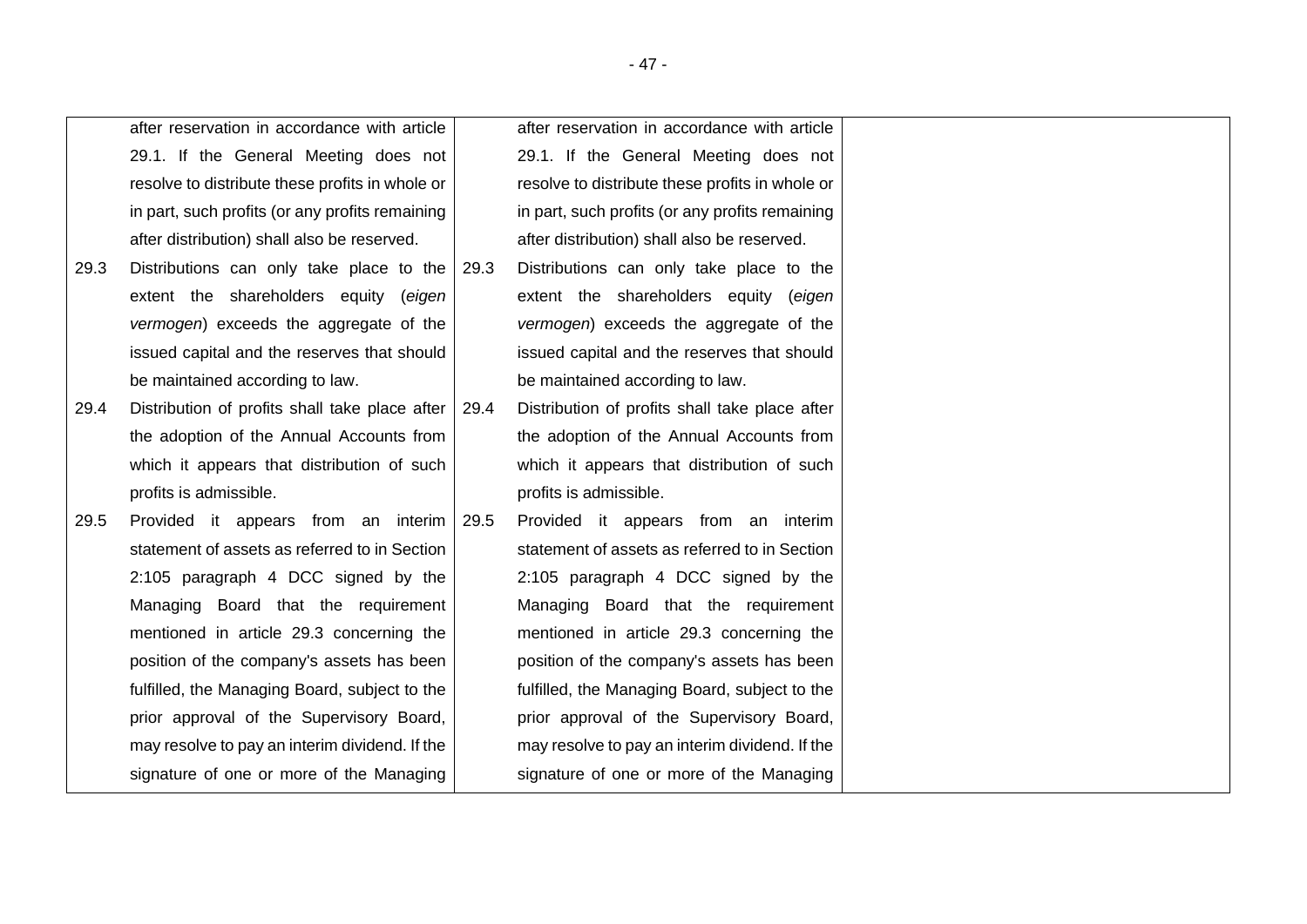| Current text | Proposed text | Explanation |
| --- | --- | --- |
| after reservation in accordance with article 29.1. If the General Meeting does not resolve to distribute these profits in whole or in part, such profits (or any profits remaining after distribution) shall also be reserved. | after reservation in accordance with article 29.1. If the General Meeting does not resolve to distribute these profits in whole or in part, such profits (or any profits remaining after distribution) shall also be reserved. | |
| 29.3 Distributions can only take place to the extent the shareholders equity (*eigen vermogen*) exceeds the aggregate of the issued capital and the reserves that should be maintained according to law. | 29.3 Distributions can only take place to the extent the shareholders equity (*eigen vermogen*) exceeds the aggregate of the issued capital and the reserves that should be maintained according to law. | |
| 29.4 Distribution of profits shall take place after the adoption of the Annual Accounts from which it appears that distribution of such profits is admissible. | 29.4 Distribution of profits shall take place after the adoption of the Annual Accounts from which it appears that distribution of such profits is admissible. | |
| 29.5 Provided it appears from an interim statement of assets as referred to in Section 2:105 paragraph 4 DCC signed by the Managing Board that the requirement mentioned in article 29.3 concerning the position of the company's assets has been fulfilled, the Managing Board, subject to the prior approval of the Supervisory Board, may resolve to pay an interim dividend. If the signature of one or more of the Managing | 29.5 Provided it appears from an interim statement of assets as referred to in Section 2:105 paragraph 4 DCC signed by the Managing Board that the requirement mentioned in article 29.3 concerning the position of the company's assets has been fulfilled, the Managing Board, subject to the prior approval of the Supervisory Board, may resolve to pay an interim dividend. If the signature of one or more of the Managing | |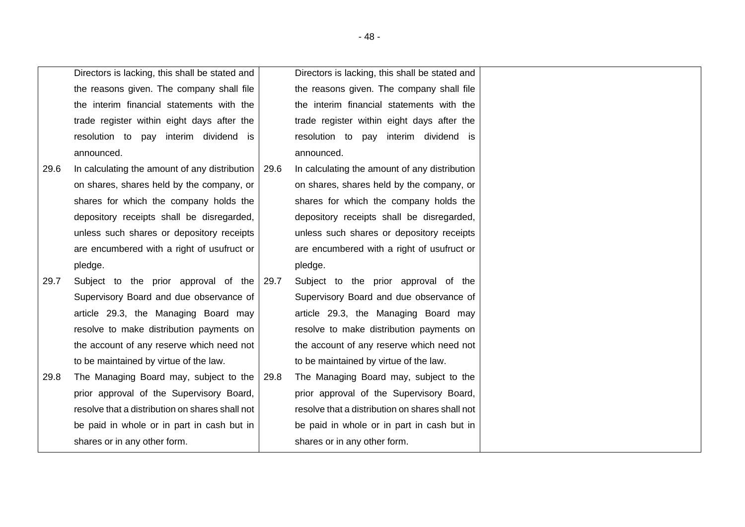| | | |
|---|---|---|
| Directors is lacking, this shall be stated and the reasons given. The company shall file the interim financial statements with the trade register within eight days after the resolution to pay interim dividend is announced. | Directors is lacking, this shall be stated and the reasons given. The company shall file the interim financial statements with the trade register within eight days after the resolution to pay interim dividend is announced. | |
| 29.6 In calculating the amount of any distribution on shares, shares held by the company, or shares for which the company holds the depository receipts shall be disregarded, unless such shares or depository receipts are encumbered with a right of usufruct or pledge. | 29.6 In calculating the amount of any distribution on shares, shares held by the company, or shares for which the company holds the depository receipts shall be disregarded, unless such shares or depository receipts are encumbered with a right of usufruct or pledge. | |
| 29.7 Subject to the prior approval of the Supervisory Board and due observance of article 29.3, the Managing Board may resolve to make distribution payments on the account of any reserve which need not to be maintained by virtue of the law. | 29.7 Subject to the prior approval of the Supervisory Board and due observance of article 29.3, the Managing Board may resolve to make distribution payments on the account of any reserve which need not to be maintained by virtue of the law. | |
| 29.8 The Managing Board may, subject to the prior approval of the Supervisory Board, resolve that a distribution on shares shall not be paid in whole or in part in cash but in shares or in any other form. | 29.8 The Managing Board may, subject to the prior approval of the Supervisory Board, resolve that a distribution on shares shall not be paid in whole or in part in cash but in shares or in any other form. | |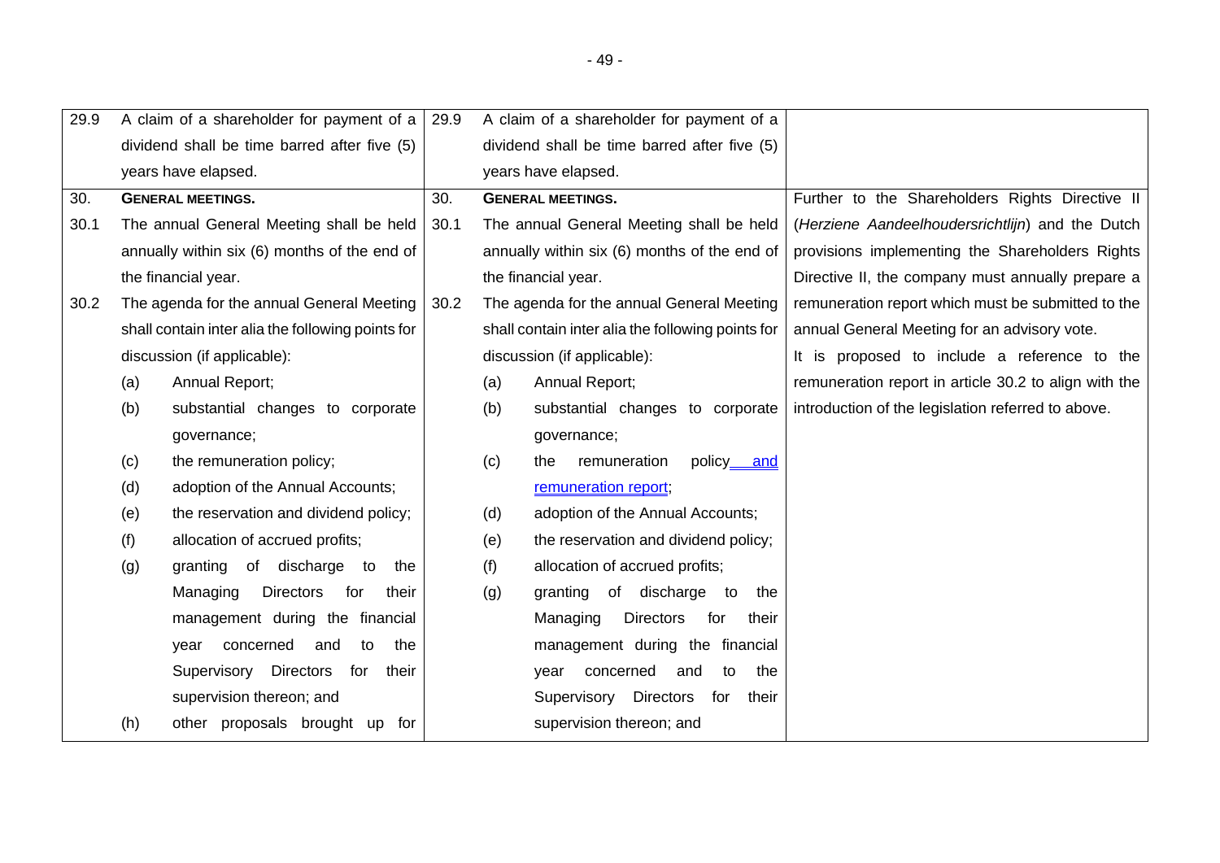| | | | | |
|---|---|---|---|---|
| 29.9 | A claim of a shareholder for payment of a dividend shall be time barred after five (5) years have elapsed. | 29.9 | A claim of a shareholder for payment of a dividend shall be time barred after five (5) years have elapsed. | |
| 30. | **GENERAL MEETINGS.** | 30. | **GENERAL MEETINGS.** | Further to the Shareholders Rights Directive II (*Herziene Aandeelhoudersrichtlijn*) and the Dutch provisions implementing the Shareholders Rights Directive II, the company must annually prepare a remuneration report which must be submitted to the annual General Meeting for an advisory vote.<br>It is proposed to include a reference to the remuneration report in article 30.2 to align with the introduction of the legislation referred to above. |
| 30.1 | The annual General Meeting shall be held annually within six (6) months of the end of the financial year. | 30.1 | The annual General Meeting shall be held annually within six (6) months of the end of the financial year. | |
| 30.2 | The agenda for the annual General Meeting shall contain inter alia the following points for discussion (if applicable):<br>(a) Annual Report;<br>(b) substantial changes to corporate governance;<br>(c) the remuneration policy;<br>(d) adoption of the Annual Accounts;<br>(e) the reservation and dividend policy;<br>(f) allocation of accrued profits;<br>(g) granting of discharge to the Managing Directors for their management during the financial year concerned and to the Supervisory Directors for their supervision thereon; and<br>(h) other proposals brought up for | 30.2 | The agenda for the annual General Meeting shall contain inter alia the following points for discussion (if applicable):<br>(a) Annual Report;<br>(b) substantial changes to corporate governance;<br>(c) the remuneration policy and remuneration report;<br>(d) adoption of the Annual Accounts;<br>(e) the reservation and dividend policy;<br>(f) allocation of accrued profits;<br>(g) granting of discharge to the Managing Directors for their management during the financial year concerned and to the Supervisory Directors for their supervision thereon; and | |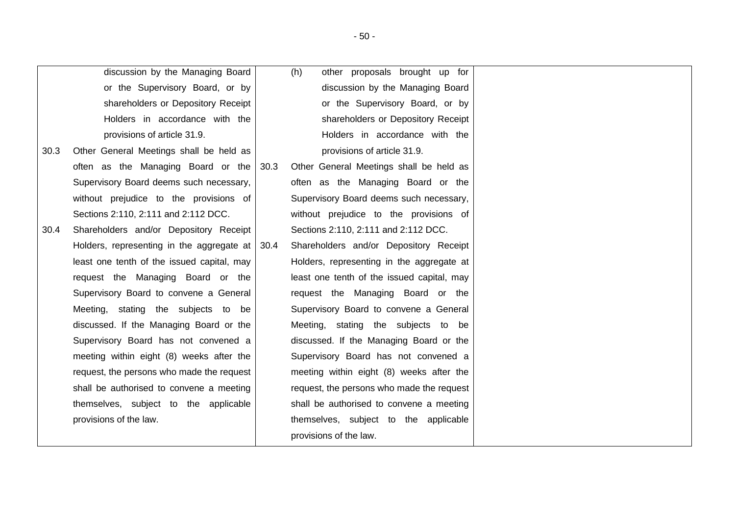| | | |
|---|---|---|
| discussion by the Managing Board or the Supervisory Board, or by shareholders or Depository Receipt Holders in accordance with the provisions of article 31.9.<br><br>30.3 Other General Meetings shall be held as often as the Managing Board or the Supervisory Board deems such necessary, without prejudice to the provisions of Sections 2:110, 2:111 and 2:112 DCC.<br><br>30.4 Shareholders and/or Depository Receipt Holders, representing in the aggregate at least one tenth of the issued capital, may request the Managing Board or the Supervisory Board to convene a General Meeting, stating the subjects to be discussed. If the Managing Board or the Supervisory Board has not convened a meeting within eight (8) weeks after the request, the persons who made the request shall be authorised to convene a meeting themselves, subject to the applicable provisions of the law. | (h) other proposals brought up for discussion by the Managing Board or the Supervisory Board, or by shareholders or Depository Receipt Holders in accordance with the provisions of article 31.9.<br><br>30.3 Other General Meetings shall be held as often as the Managing Board or the Supervisory Board deems such necessary, without prejudice to the provisions of Sections 2:110, 2:111 and 2:112 DCC.<br><br>30.4 Shareholders and/or Depository Receipt Holders, representing in the aggregate at least one tenth of the issued capital, may request the Managing Board or the Supervisory Board to convene a General Meeting, stating the subjects to be discussed. If the Managing Board or the Supervisory Board has not convened a meeting within eight (8) weeks after the request, the persons who made the request shall be authorised to convene a meeting themselves, subject to the applicable provisions of the law. | |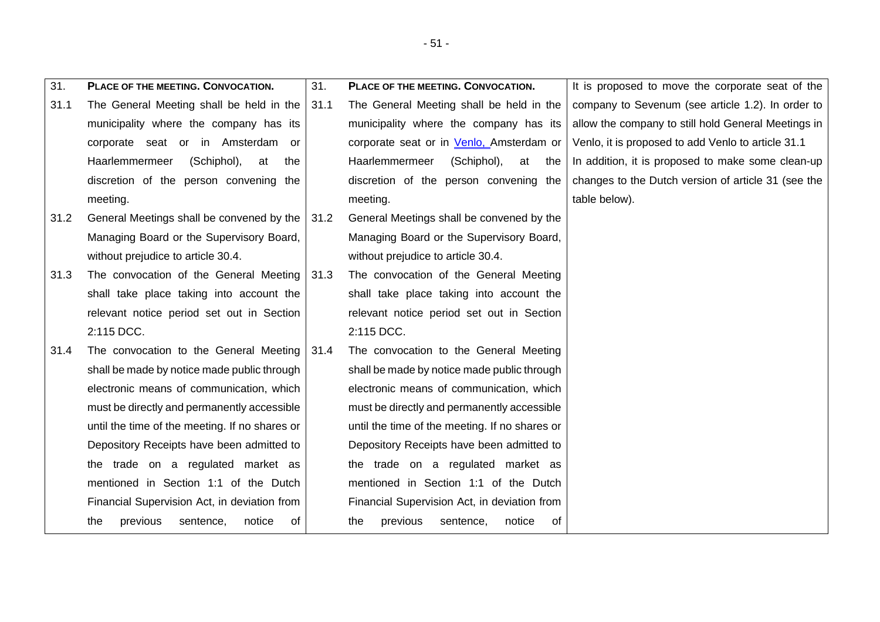| Current text | Proposed text | Explanation |
| --- | --- | --- |
| 31. **PLACE OF THE MEETING. CONVOCATION.** | 31. **PLACE OF THE MEETING. CONVOCATION.** | It is proposed to move the corporate seat of the company to Sevenum (see article 1.2). In order to allow the company to still hold General Meetings in Venlo, it is proposed to add Venlo to article 31.1 In addition, it is proposed to make some clean-up changes to the Dutch version of article 31 (see the table below). |
| 31.1 The General Meeting shall be held in the municipality where the company has its corporate seat or in Amsterdam or Haarlemmermeer (Schiphol), at the discretion of the person convening the meeting. | 31.1 The General Meeting shall be held in the municipality where the company has its corporate seat or in Venlo, Amsterdam or Haarlemmermeer (Schiphol), at the discretion of the person convening the meeting. | |
| 31.2 General Meetings shall be convened by the Managing Board or the Supervisory Board, without prejudice to article 30.4. | 31.2 General Meetings shall be convened by the Managing Board or the Supervisory Board, without prejudice to article 30.4. | |
| 31.3 The convocation of the General Meeting shall take place taking into account the relevant notice period set out in Section 2:115 DCC. | 31.3 The convocation of the General Meeting shall take place taking into account the relevant notice period set out in Section 2:115 DCC. | |
| 31.4 The convocation to the General Meeting shall be made by notice made public through electronic means of communication, which must be directly and permanently accessible until the time of the meeting. If no shares or Depository Receipts have been admitted to the trade on a regulated market as mentioned in Section 1:1 of the Dutch Financial Supervision Act, in deviation from the previous sentence, notice of | 31.4 The convocation to the General Meeting shall be made by notice made public through electronic means of communication, which must be directly and permanently accessible until the time of the meeting. If no shares or Depository Receipts have been admitted to the trade on a regulated market as mentioned in Section 1:1 of the Dutch Financial Supervision Act, in deviation from the previous sentence, notice of | |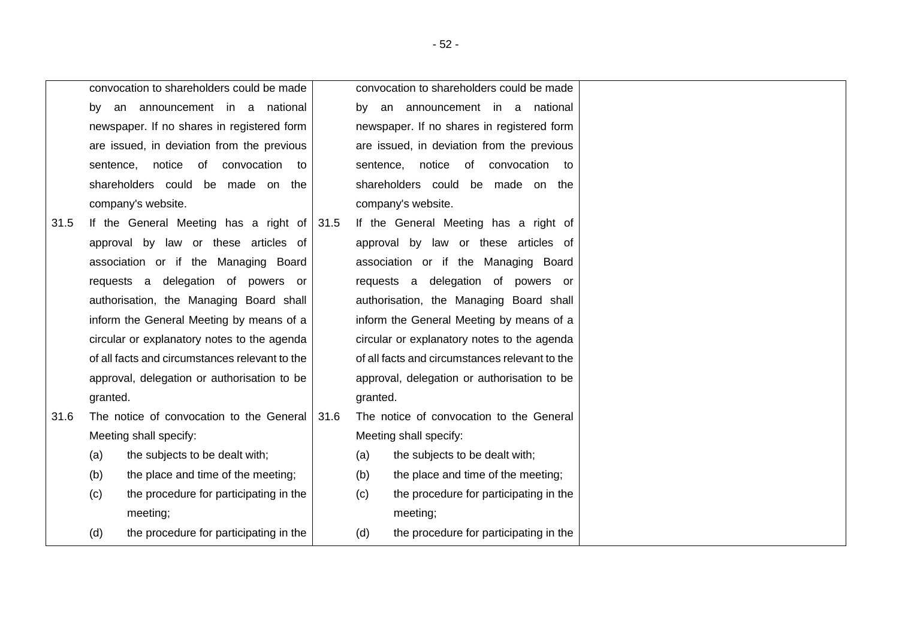| | | | | |
|---|---|---|---|---|
| | convocation to shareholders could be made by an announcement in a national newspaper. If no shares in registered form are issued, in deviation from the previous sentence, notice of convocation to shareholders could be made on the company's website. | | convocation to shareholders could be made by an announcement in a national newspaper. If no shares in registered form are issued, in deviation from the previous sentence, notice of convocation to shareholders could be made on the company's website. | |
| 31.5 | If the General Meeting has a right of approval by law or these articles of association or if the Managing Board requests a delegation of powers or authorisation, the Managing Board shall inform the General Meeting by means of a circular or explanatory notes to the agenda of all facts and circumstances relevant to the approval, delegation or authorisation to be granted. | 31.5 | If the General Meeting has a right of approval by law or these articles of association or if the Managing Board requests a delegation of powers or authorisation, the Managing Board shall inform the General Meeting by means of a circular or explanatory notes to the agenda of all facts and circumstances relevant to the approval, delegation or authorisation to be granted. | |
| 31.6 | The notice of convocation to the General Meeting shall specify:<br>(a) the subjects to be dealt with;<br>(b) the place and time of the meeting;<br>(c) the procedure for participating in the meeting;<br>(d) the procedure for participating in the | 31.6 | The notice of convocation to the General Meeting shall specify:<br>(a) the subjects to be dealt with;<br>(b) the place and time of the meeting;<br>(c) the procedure for participating in the meeting;<br>(d) the procedure for participating in the | |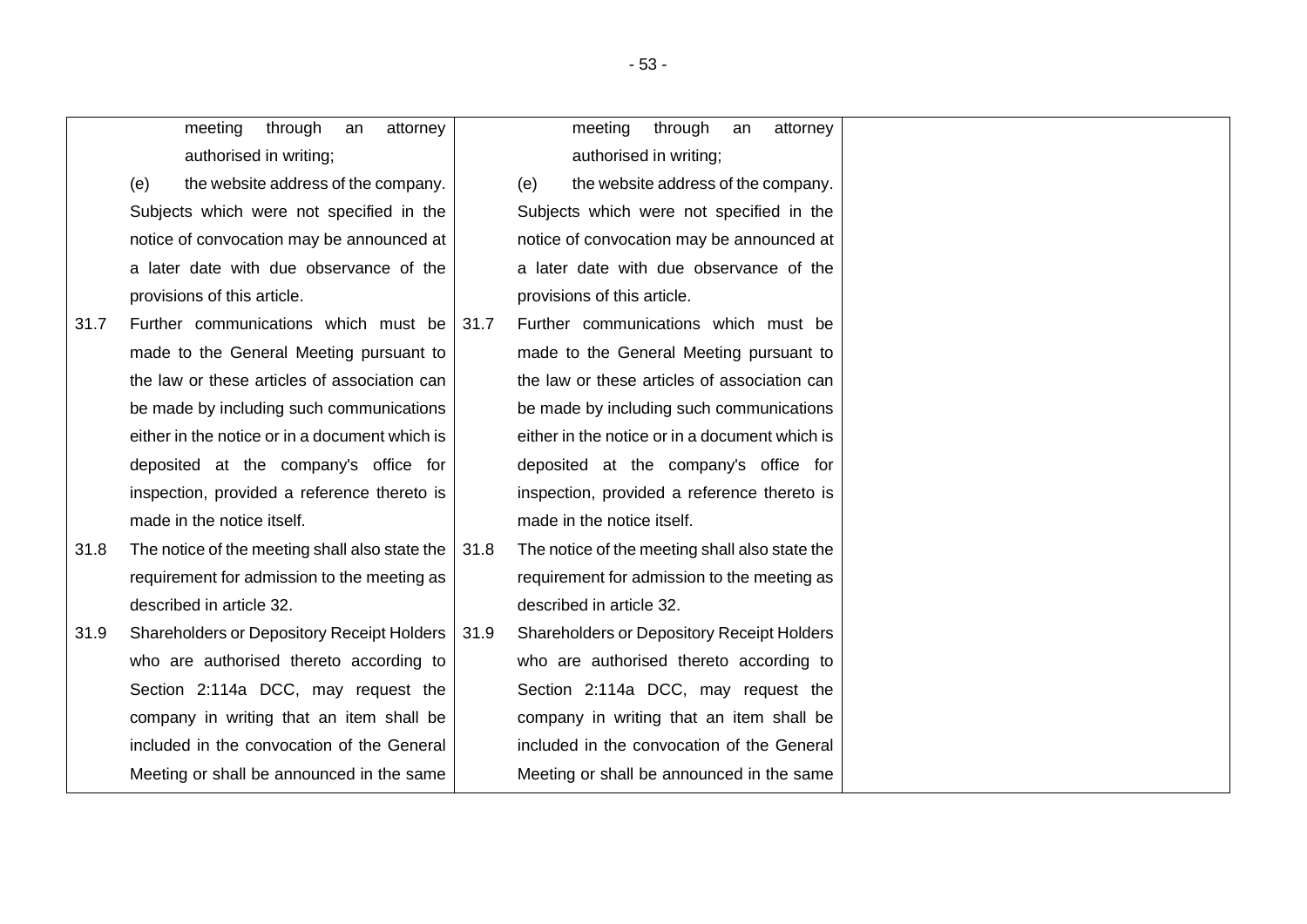| | | |
|---|---|---|
| meeting through an attorney authorised in writing;<br>(e) the website address of the company.<br>Subjects which were not specified in the notice of convocation may be announced at a later date with due observance of the provisions of this article.<br>31.7 Further communications which must be made to the General Meeting pursuant to the law or these articles of association can be made by including such communications either in the notice or in a document which is deposited at the company's office for inspection, provided a reference thereto is made in the notice itself.<br>31.8 The notice of the meeting shall also state the requirement for admission to the meeting as described in article 32.<br>31.9 Shareholders or Depository Receipt Holders who are authorised thereto according to Section 2:114a DCC, may request the company in writing that an item shall be included in the convocation of the General Meeting or shall be announced in the same | meeting through an attorney authorised in writing;<br>(e) the website address of the company.<br>Subjects which were not specified in the notice of convocation may be announced at a later date with due observance of the provisions of this article.<br>31.7 Further communications which must be made to the General Meeting pursuant to the law or these articles of association can be made by including such communications either in the notice or in a document which is deposited at the company's office for inspection, provided a reference thereto is made in the notice itself.<br>31.8 The notice of the meeting shall also state the requirement for admission to the meeting as described in article 32.<br>31.9 Shareholders or Depository Receipt Holders who are authorised thereto according to Section 2:114a DCC, may request the company in writing that an item shall be included in the convocation of the General Meeting or shall be announced in the same | |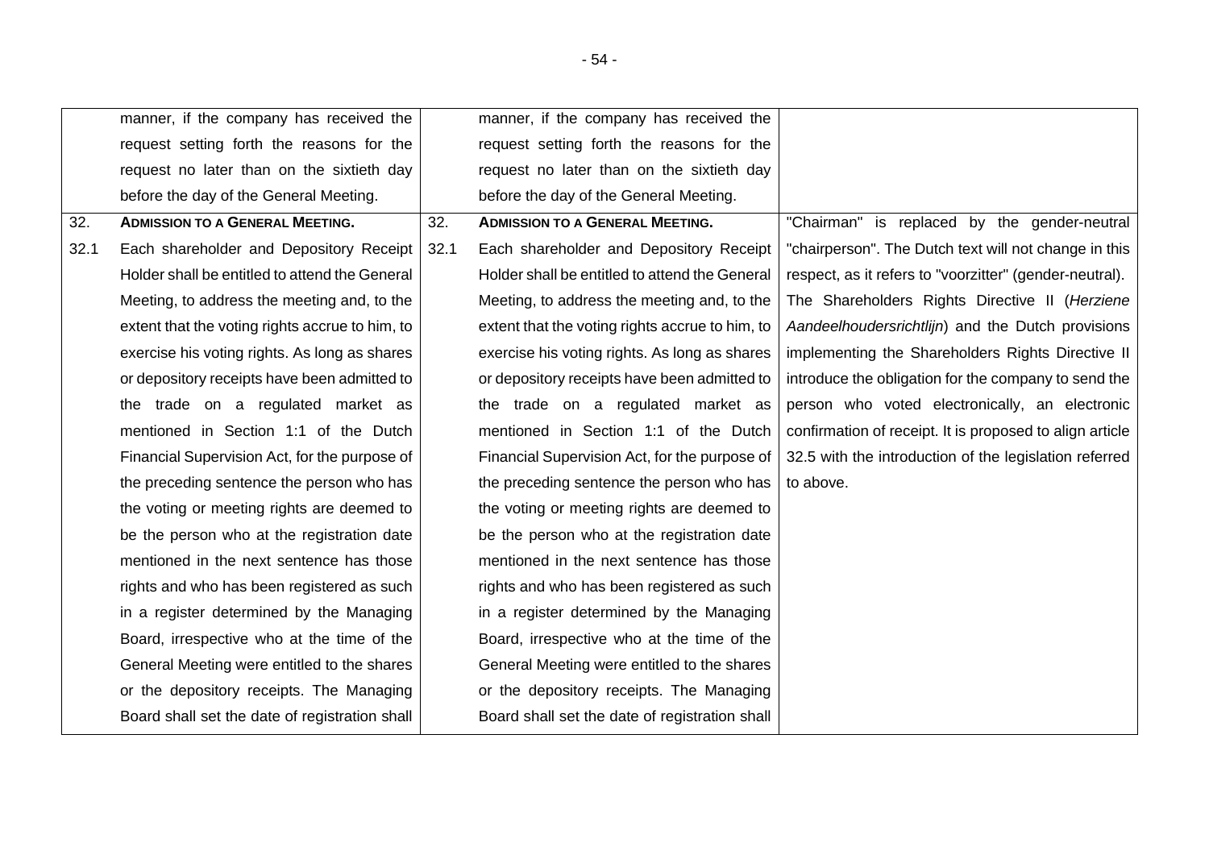| | | | | |
|---|---|---|---|---|
| | manner, if the company has received the request setting forth the reasons for the request no later than on the sixtieth day before the day of the General Meeting. | | manner, if the company has received the request setting forth the reasons for the request no later than on the sixtieth day before the day of the General Meeting. | |
| 32. | **ADMISSION TO A GENERAL MEETING.** | 32. | **ADMISSION TO A GENERAL MEETING.** | "Chairman" is replaced by the gender-neutral "chairperson". The Dutch text will not change in this respect, as it refers to "voorzitter" (gender-neutral). The Shareholders Rights Directive II (*Herziene Aandeelhoudersrichtlijn*) and the Dutch provisions implementing the Shareholders Rights Directive II introduce the obligation for the company to send the person who voted electronically, an electronic confirmation of receipt. It is proposed to align article 32.5 with the introduction of the legislation referred to above. |
| 32.1 | Each shareholder and Depository Receipt Holder shall be entitled to attend the General Meeting, to address the meeting and, to the extent that the voting rights accrue to him, to exercise his voting rights. As long as shares or depository receipts have been admitted to the trade on a regulated market as mentioned in Section 1:1 of the Dutch Financial Supervision Act, for the purpose of the preceding sentence the person who has the voting or meeting rights are deemed to be the person who at the registration date mentioned in the next sentence has those rights and who has been registered as such in a register determined by the Managing Board, irrespective who at the time of the General Meeting were entitled to the shares or the depository receipts. The Managing Board shall set the date of registration shall | 32.1 | Each shareholder and Depository Receipt Holder shall be entitled to attend the General Meeting, to address the meeting and, to the extent that the voting rights accrue to him, to exercise his voting rights. As long as shares or depository receipts have been admitted to the trade on a regulated market as mentioned in Section 1:1 of the Dutch Financial Supervision Act, for the purpose of the preceding sentence the person who has the voting or meeting rights are deemed to be the person who at the registration date mentioned in the next sentence has those rights and who has been registered as such in a register determined by the Managing Board, irrespective who at the time of the General Meeting were entitled to the shares or the depository receipts. The Managing Board shall set the date of registration shall | |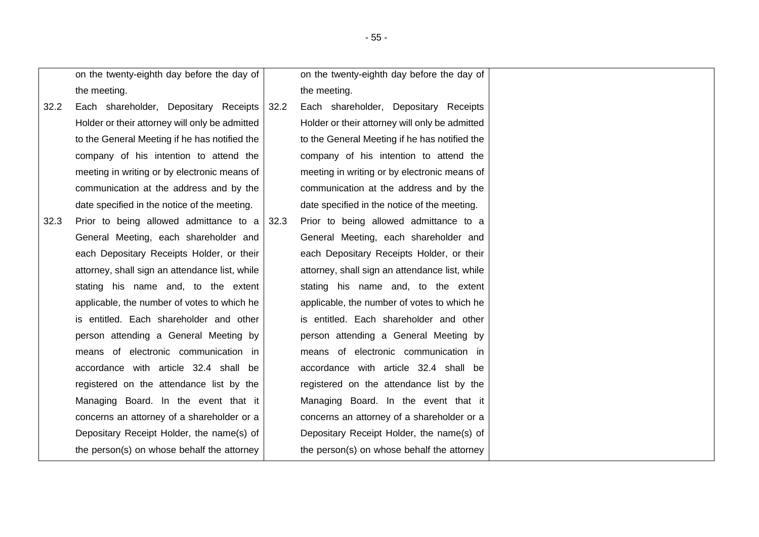| | | |
|---|---|---|
| on the twenty-eighth day before the day of the meeting.<br>32.2 Each shareholder, Depositary Receipts Holder or their attorney will only be admitted to the General Meeting if he has notified the company of his intention to attend the meeting in writing or by electronic means of communication at the address and by the date specified in the notice of the meeting.<br>32.3 Prior to being allowed admittance to a General Meeting, each shareholder and each Depositary Receipts Holder, or their attorney, shall sign an attendance list, while stating his name and, to the extent applicable, the number of votes to which he is entitled. Each shareholder and other person attending a General Meeting by means of electronic communication in accordance with article 32.4 shall be registered on the attendance list by the Managing Board. In the event that it concerns an attorney of a shareholder or a Depositary Receipt Holder, the name(s) of the person(s) on whose behalf the attorney | on the twenty-eighth day before the day of the meeting.<br>32.2 Each shareholder, Depositary Receipts Holder or their attorney will only be admitted to the General Meeting if he has notified the company of his intention to attend the meeting in writing or by electronic means of communication at the address and by the date specified in the notice of the meeting.<br>32.3 Prior to being allowed admittance to a General Meeting, each shareholder and each Depositary Receipts Holder, or their attorney, shall sign an attendance list, while stating his name and, to the extent applicable, the number of votes to which he is entitled. Each shareholder and other person attending a General Meeting by means of electronic communication in accordance with article 32.4 shall be registered on the attendance list by the Managing Board. In the event that it concerns an attorney of a shareholder or a Depositary Receipt Holder, the name(s) of the person(s) on whose behalf the attorney | |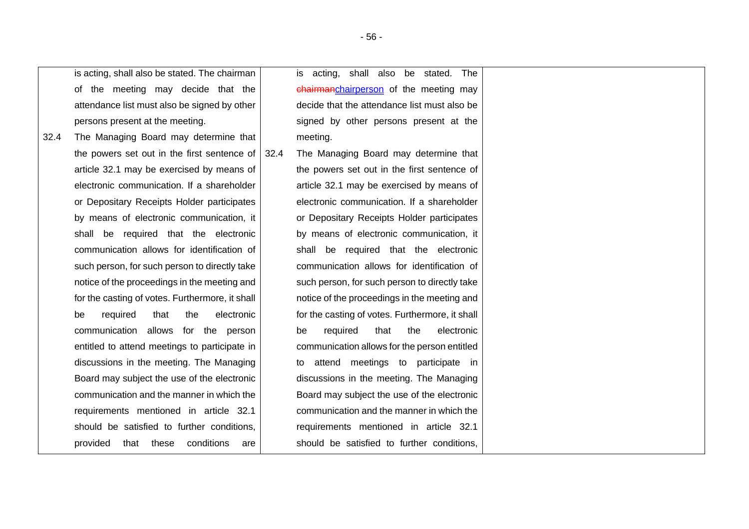| Current text | Proposed text | Explanation |
| --- | --- | --- |
| is acting, shall also be stated. The chairman of the meeting may decide that the attendance list must also be signed by other persons present at the meeting. | is acting, shall also be stated. The ~~chairman~~chairperson of the meeting may decide that the attendance list must also be signed by other persons present at the meeting. | |
| 32.4 The Managing Board may determine that the powers set out in the first sentence of article 32.1 may be exercised by means of electronic communication. If a shareholder or Depositary Receipts Holder participates by means of electronic communication, it shall be required that the electronic communication allows for identification of such person, for such person to directly take notice of the proceedings in the meeting and for the casting of votes. Furthermore, it shall be required that the electronic communication allows for the person entitled to attend meetings to participate in discussions in the meeting. The Managing Board may subject the use of the electronic communication and the manner in which the requirements mentioned in article 32.1 should be satisfied to further conditions, provided that these conditions are | 32.4 The Managing Board may determine that the powers set out in the first sentence of article 32.1 may be exercised by means of electronic communication. If a shareholder or Depositary Receipts Holder participates by means of electronic communication, it shall be required that the electronic communication allows for identification of such person, for such person to directly take notice of the proceedings in the meeting and for the casting of votes. Furthermore, it shall be required that the electronic communication allows for the person entitled to attend meetings to participate in discussions in the meeting. The Managing Board may subject the use of the electronic communication and the manner in which the requirements mentioned in article 32.1 should be satisfied to further conditions, | |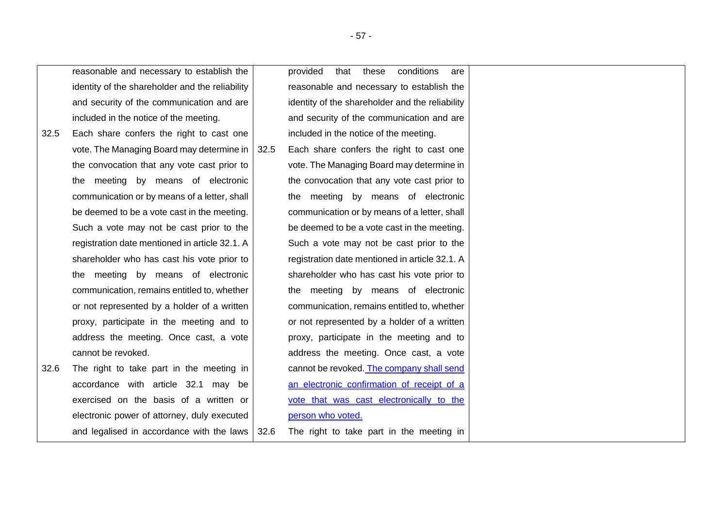| Current text | Proposed text | Explanation |
|---|---|---|
| reasonable and necessary to establish the identity of the shareholder and the reliability and security of the communication and are included in the notice of the meeting. | provided that these conditions are reasonable and necessary to establish the identity of the shareholder and the reliability and security of the communication and are included in the notice of the meeting. | |
| 32.5 Each share confers the right to cast one vote. The Managing Board may determine in the convocation that any vote cast prior to the meeting by means of electronic communication or by means of a letter, shall be deemed to be a vote cast in the meeting. Such a vote may not be cast prior to the registration date mentioned in article 32.1. A shareholder who has cast his vote prior to the meeting by means of electronic communication, remains entitled to, whether or not represented by a holder of a written proxy, participate in the meeting and to address the meeting. Once cast, a vote cannot be revoked. | 32.5 Each share confers the right to cast one vote. The Managing Board may determine in the convocation that any vote cast prior to the meeting by means of electronic communication or by means of a letter, shall be deemed to be a vote cast in the meeting. Such a vote may not be cast prior to the registration date mentioned in article 32.1. A shareholder who has cast his vote prior to the meeting by means of electronic communication, remains entitled to, whether or not represented by a holder of a written proxy, participate in the meeting and to address the meeting. Once cast, a vote cannot be revoked. <u>The company shall send an electronic confirmation of receipt of a vote that was cast electronically to the person who voted.</u> | |
| 32.6 The right to take part in the meeting in accordance with article 32.1 may be exercised on the basis of a written or electronic power of attorney, duly executed and legalised in accordance with the laws | 32.6 The right to take part in the meeting in | |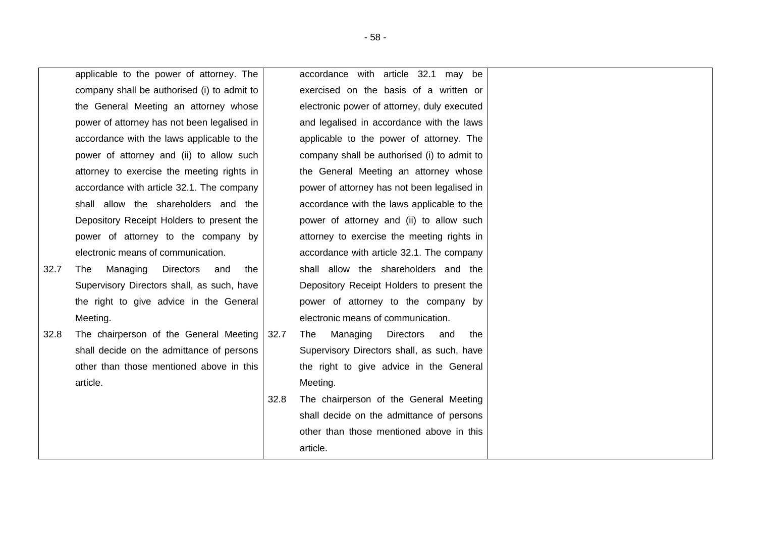| | | |
|---|---|---|
| applicable to the power of attorney. The company shall be authorised (i) to admit to the General Meeting an attorney whose power of attorney has not been legalised in accordance with the laws applicable to the power of attorney and (ii) to allow such attorney to exercise the meeting rights in accordance with article 32.1. The company shall allow the shareholders and the Depository Receipt Holders to present the power of attorney to the company by electronic means of communication.<br><br>32.7 The Managing Directors and the Supervisory Directors shall, as such, have the right to give advice in the General Meeting.<br><br>32.8 The chairperson of the General Meeting shall decide on the admittance of persons other than those mentioned above in this article. | accordance with article 32.1 may be exercised on the basis of a written or electronic power of attorney, duly executed and legalised in accordance with the laws applicable to the power of attorney. The company shall be authorised (i) to admit to the General Meeting an attorney whose power of attorney has not been legalised in accordance with the laws applicable to the power of attorney and (ii) to allow such attorney to exercise the meeting rights in accordance with article 32.1. The company shall allow the shareholders and the Depository Receipt Holders to present the power of attorney to the company by electronic means of communication.<br><br>32.7 The Managing Directors and the Supervisory Directors shall, as such, have the right to give advice in the General Meeting.<br><br>32.8 The chairperson of the General Meeting shall decide on the admittance of persons other than those mentioned above in this article. | |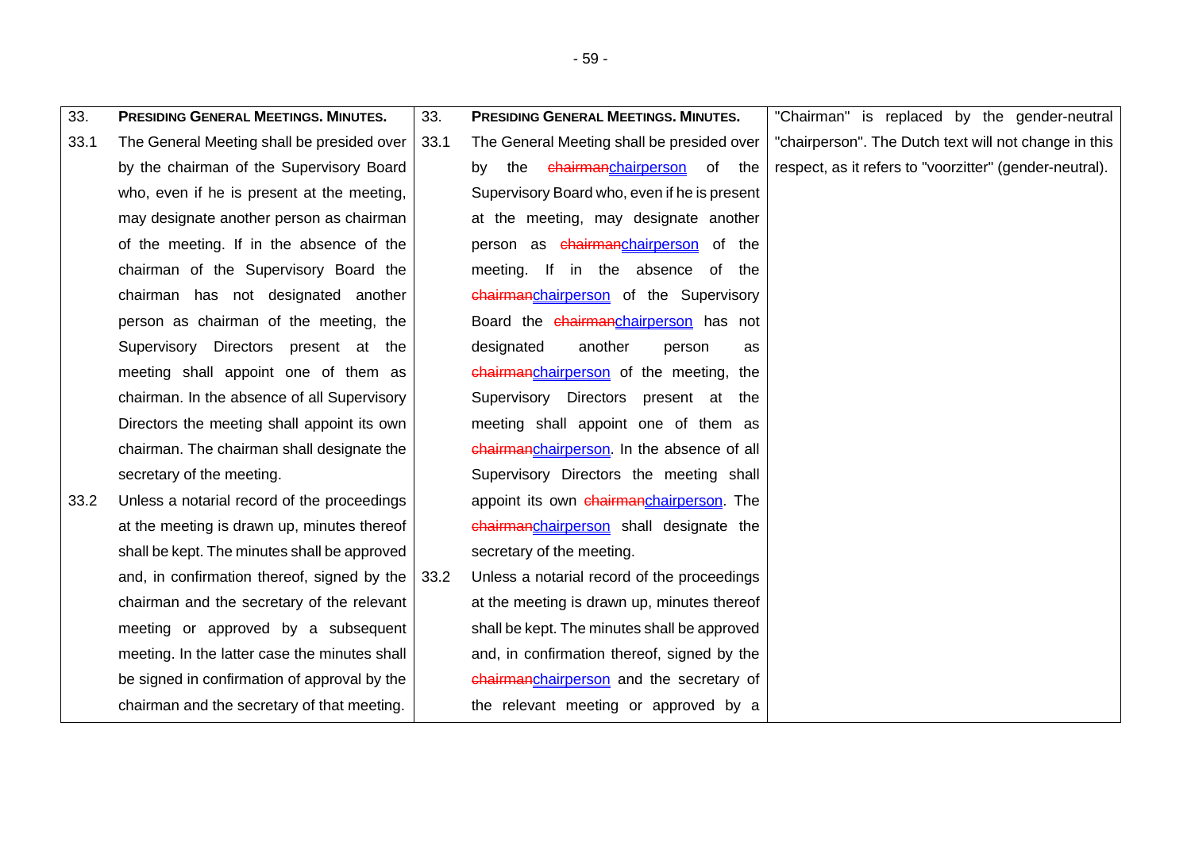| 33. PRESIDING GENERAL MEETINGS. MINUTES. | 33. PRESIDING GENERAL MEETINGS. MINUTES. | "Chairman" is replaced by the gender-neutral "chairperson". The Dutch text will not change in this respect, as it refers to "voorzitter" (gender-neutral). |
| --- | --- | --- |
| 33.1 The General Meeting shall be presided over by the chairman of the Supervisory Board who, even if he is present at the meeting, may designate another person as chairman of the meeting. If in the absence of the chairman of the Supervisory Board the chairman has not designated another person as chairman of the meeting, the Supervisory Directors present at the meeting shall appoint one of them as chairman. In the absence of all Supervisory Directors the meeting shall appoint its own chairman. The chairman shall designate the secretary of the meeting.<br>33.2 Unless a notarial record of the proceedings at the meeting is drawn up, minutes thereof shall be kept. The minutes shall be approved and, in confirmation thereof, signed by the chairman and the secretary of the relevant meeting or approved by a subsequent meeting. In the latter case the minutes shall be signed in confirmation of approval by the chairman and the secretary of that meeting. | 33.1 The General Meeting shall be presided over by the ~~chairman~~chairperson of the Supervisory Board who, even if he is present at the meeting, may designate another person as ~~chairman~~chairperson of the meeting. If in the absence of the ~~chairman~~chairperson of the Supervisory Board the ~~chairman~~chairperson has not designated another person as ~~chairman~~chairperson of the meeting, the Supervisory Directors present at the meeting shall appoint one of them as ~~chairman~~chairperson. In the absence of all Supervisory Directors the meeting shall appoint its own ~~chairman~~chairperson. The ~~chairman~~chairperson shall designate the secretary of the meeting.<br>33.2 Unless a notarial record of the proceedings at the meeting is drawn up, minutes thereof shall be kept. The minutes shall be approved and, in confirmation thereof, signed by the ~~chairman~~chairperson and the secretary of the relevant meeting or approved by a | |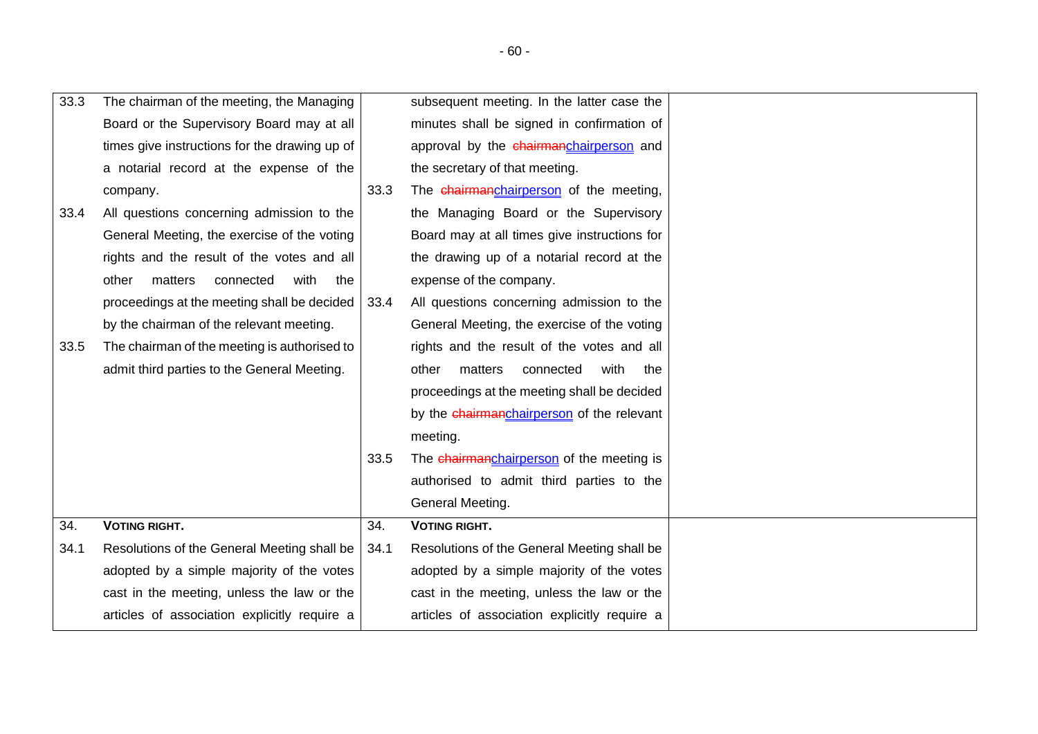| | | |
|---|---|---|
| 33.3 The chairman of the meeting, the Managing Board or the Supervisory Board may at all times give instructions for the drawing up of a notarial record at the expense of the company.<br>33.4 All questions concerning admission to the General Meeting, the exercise of the voting rights and the result of the votes and all other matters connected with the proceedings at the meeting shall be decided by the chairman of the relevant meeting.<br>33.5 The chairman of the meeting is authorised to admit third parties to the General Meeting. | subsequent meeting. In the latter case the minutes shall be signed in confirmation of approval by the ~~chairman~~chairperson and the secretary of that meeting.<br>33.3 The ~~chairman~~chairperson of the meeting, the Managing Board or the Supervisory Board may at all times give instructions for the drawing up of a notarial record at the expense of the company.<br>33.4 All questions concerning admission to the General Meeting, the exercise of the voting rights and the result of the votes and all other matters connected with the proceedings at the meeting shall be decided by the ~~chairman~~chairperson of the relevant meeting.<br>33.5 The ~~chairman~~chairperson of the meeting is authorised to admit third parties to the General Meeting. | |
| 34. **VOTING RIGHT.**<br>34.1 Resolutions of the General Meeting shall be adopted by a simple majority of the votes cast in the meeting, unless the law or the articles of association explicitly require a | 34. **VOTING RIGHT.**<br>34.1 Resolutions of the General Meeting shall be adopted by a simple majority of the votes cast in the meeting, unless the law or the articles of association explicitly require a | |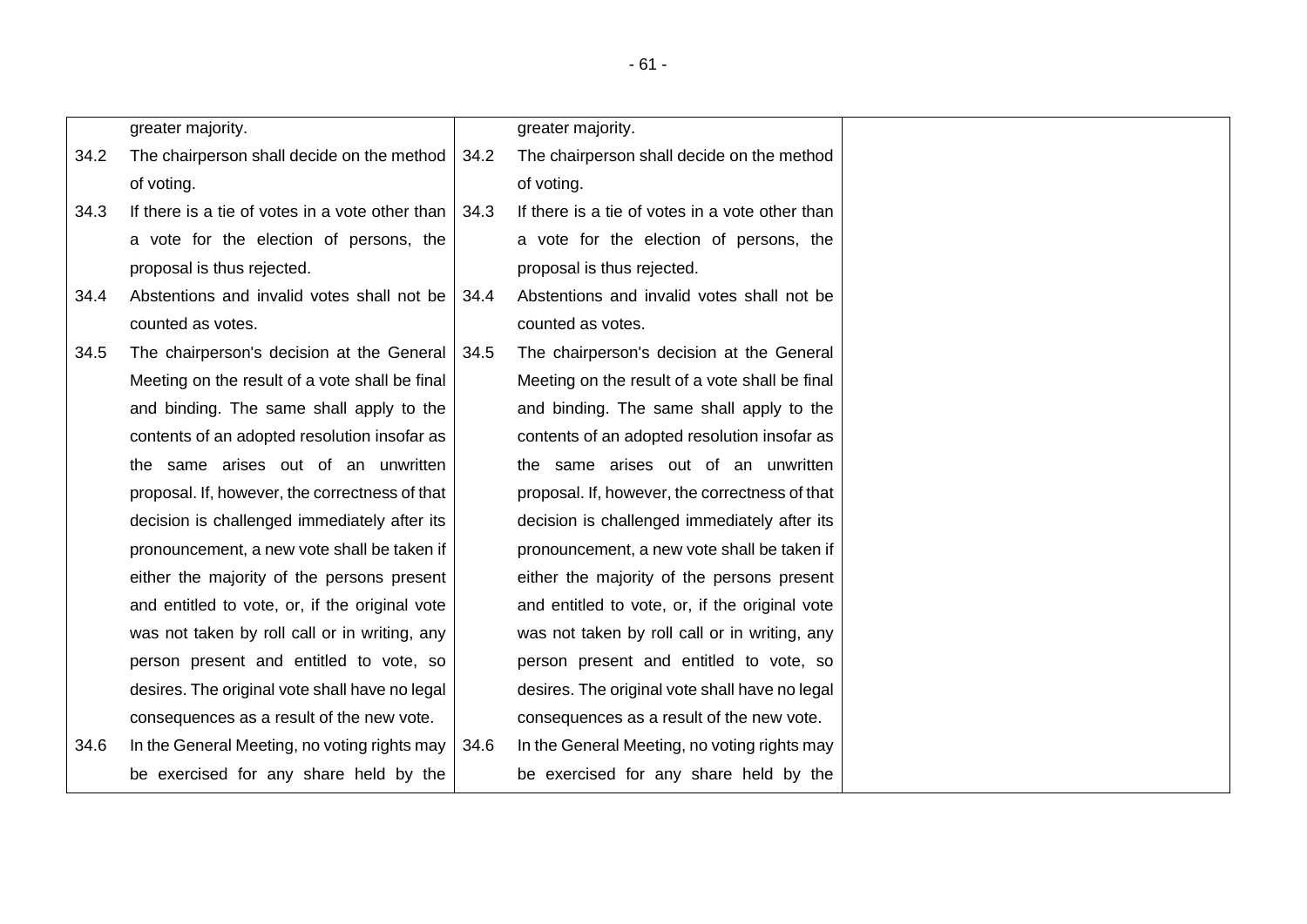| | | |
|---|---|---|
| greater majority. | greater majority. | |
| 34.2 The chairperson shall decide on the method of voting. | 34.2 The chairperson shall decide on the method of voting. | |
| 34.3 If there is a tie of votes in a vote other than a vote for the election of persons, the proposal is thus rejected. | 34.3 If there is a tie of votes in a vote other than a vote for the election of persons, the proposal is thus rejected. | |
| 34.4 Abstentions and invalid votes shall not be counted as votes. | 34.4 Abstentions and invalid votes shall not be counted as votes. | |
| 34.5 The chairperson's decision at the General Meeting on the result of a vote shall be final and binding. The same shall apply to the contents of an adopted resolution insofar as the same arises out of an unwritten proposal. If, however, the correctness of that decision is challenged immediately after its pronouncement, a new vote shall be taken if either the majority of the persons present and entitled to vote, or, if the original vote was not taken by roll call or in writing, any person present and entitled to vote, so desires. The original vote shall have no legal consequences as a result of the new vote. | 34.5 The chairperson's decision at the General Meeting on the result of a vote shall be final and binding. The same shall apply to the contents of an adopted resolution insofar as the same arises out of an unwritten proposal. If, however, the correctness of that decision is challenged immediately after its pronouncement, a new vote shall be taken if either the majority of the persons present and entitled to vote, or, if the original vote was not taken by roll call or in writing, any person present and entitled to vote, so desires. The original vote shall have no legal consequences as a result of the new vote. | |
| 34.6 In the General Meeting, no voting rights may be exercised for any share held by the | 34.6 In the General Meeting, no voting rights may be exercised for any share held by the | |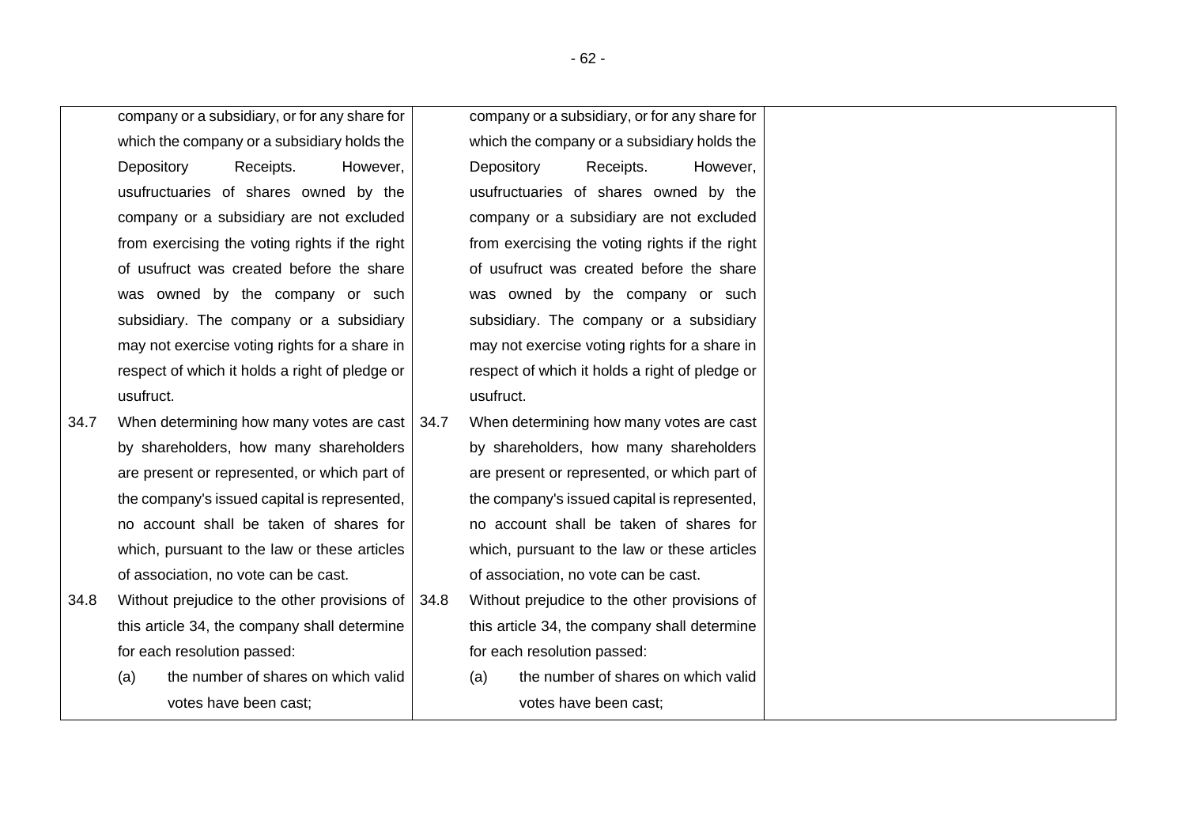| | | |
|---|---|---|
| company or a subsidiary, or for any share for which the company or a subsidiary holds the Depository Receipts. However, usufructuaries of shares owned by the company or a subsidiary are not excluded from exercising the voting rights if the right of usufruct was created before the share was owned by the company or such subsidiary. The company or a subsidiary may not exercise voting rights for a share in respect of which it holds a right of pledge or usufruct.<br>34.7 When determining how many votes are cast by shareholders, how many shareholders are present or represented, or which part of the company's issued capital is represented, no account shall be taken of shares for which, pursuant to the law or these articles of association, no vote can be cast.<br>34.8 Without prejudice to the other provisions of this article 34, the company shall determine for each resolution passed:<br>(a) the number of shares on which valid votes have been cast; | company or a subsidiary, or for any share for which the company or a subsidiary holds the Depository Receipts. However, usufructuaries of shares owned by the company or a subsidiary are not excluded from exercising the voting rights if the right of usufruct was created before the share was owned by the company or such subsidiary. The company or a subsidiary may not exercise voting rights for a share in respect of which it holds a right of pledge or usufruct.<br>34.7 When determining how many votes are cast by shareholders, how many shareholders are present or represented, or which part of the company's issued capital is represented, no account shall be taken of shares for which, pursuant to the law or these articles of association, no vote can be cast.<br>34.8 Without prejudice to the other provisions of this article 34, the company shall determine for each resolution passed:<br>(a) the number of shares on which valid votes have been cast; | |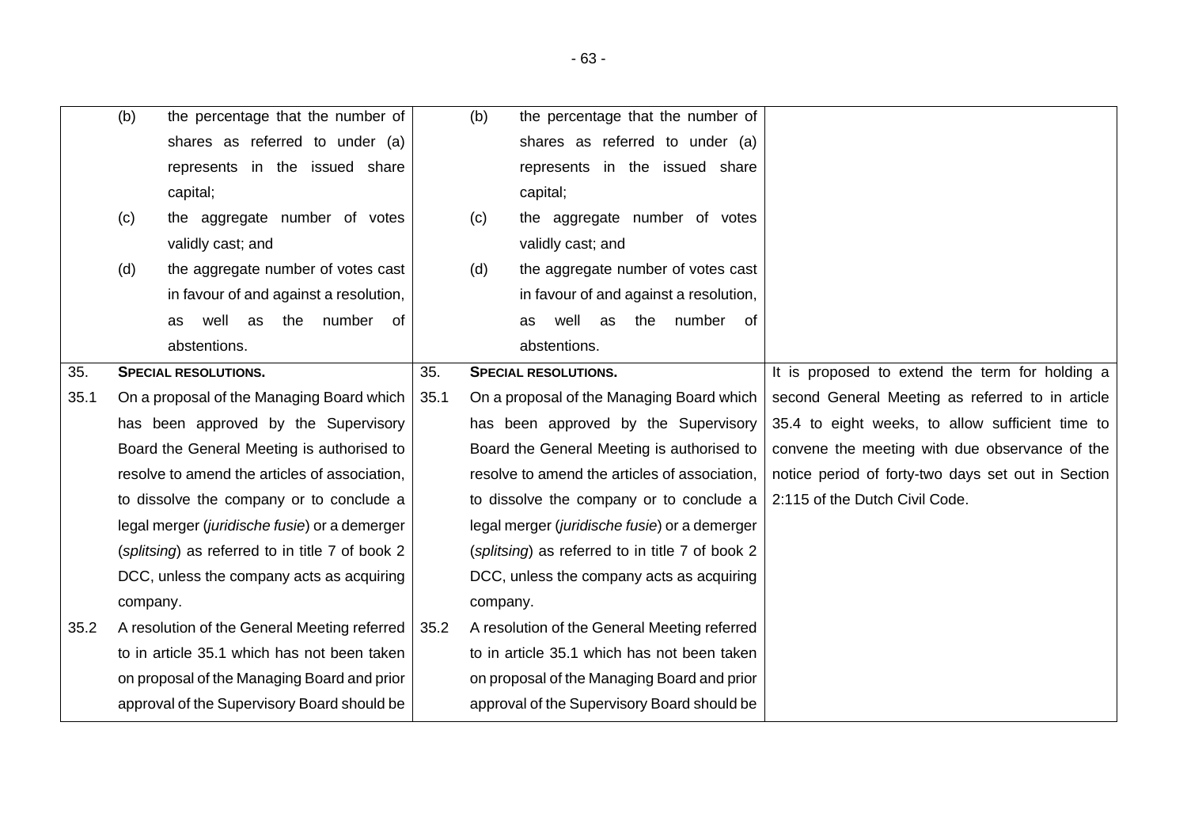| | | |
|---|---|---|
| (b) the percentage that the number of shares as referred to under (a) represents in the issued share capital;<br>(c) the aggregate number of votes validly cast; and<br>(d) the aggregate number of votes cast in favour of and against a resolution, as well as the number of abstentions. | (b) the percentage that the number of shares as referred to under (a) represents in the issued share capital;<br>(c) the aggregate number of votes validly cast; and<br>(d) the aggregate number of votes cast in favour of and against a resolution, as well as the number of abstentions. | |
| 35. **SPECIAL RESOLUTIONS.**<br>35.1 On a proposal of the Managing Board which has been approved by the Supervisory Board the General Meeting is authorised to resolve to amend the articles of association, to dissolve the company or to conclude a legal merger (*juridische fusie*) or a demerger (*splitsing*) as referred to in title 7 of book 2 DCC, unless the company acts as acquiring company.<br>35.2 A resolution of the General Meeting referred to in article 35.1 which has not been taken on proposal of the Managing Board and prior approval of the Supervisory Board should be | 35. **SPECIAL RESOLUTIONS.**<br>35.1 On a proposal of the Managing Board which has been approved by the Supervisory Board the General Meeting is authorised to resolve to amend the articles of association, to dissolve the company or to conclude a legal merger (*juridische fusie*) or a demerger (*splitsing*) as referred to in title 7 of book 2 DCC, unless the company acts as acquiring company.<br>35.2 A resolution of the General Meeting referred to in article 35.1 which has not been taken on proposal of the Managing Board and prior approval of the Supervisory Board should be | It is proposed to extend the term for holding a second General Meeting as referred to in article 35.4 to eight weeks, to allow sufficient time to convene the meeting with due observance of the notice period of forty-two days set out in Section 2:115 of the Dutch Civil Code. |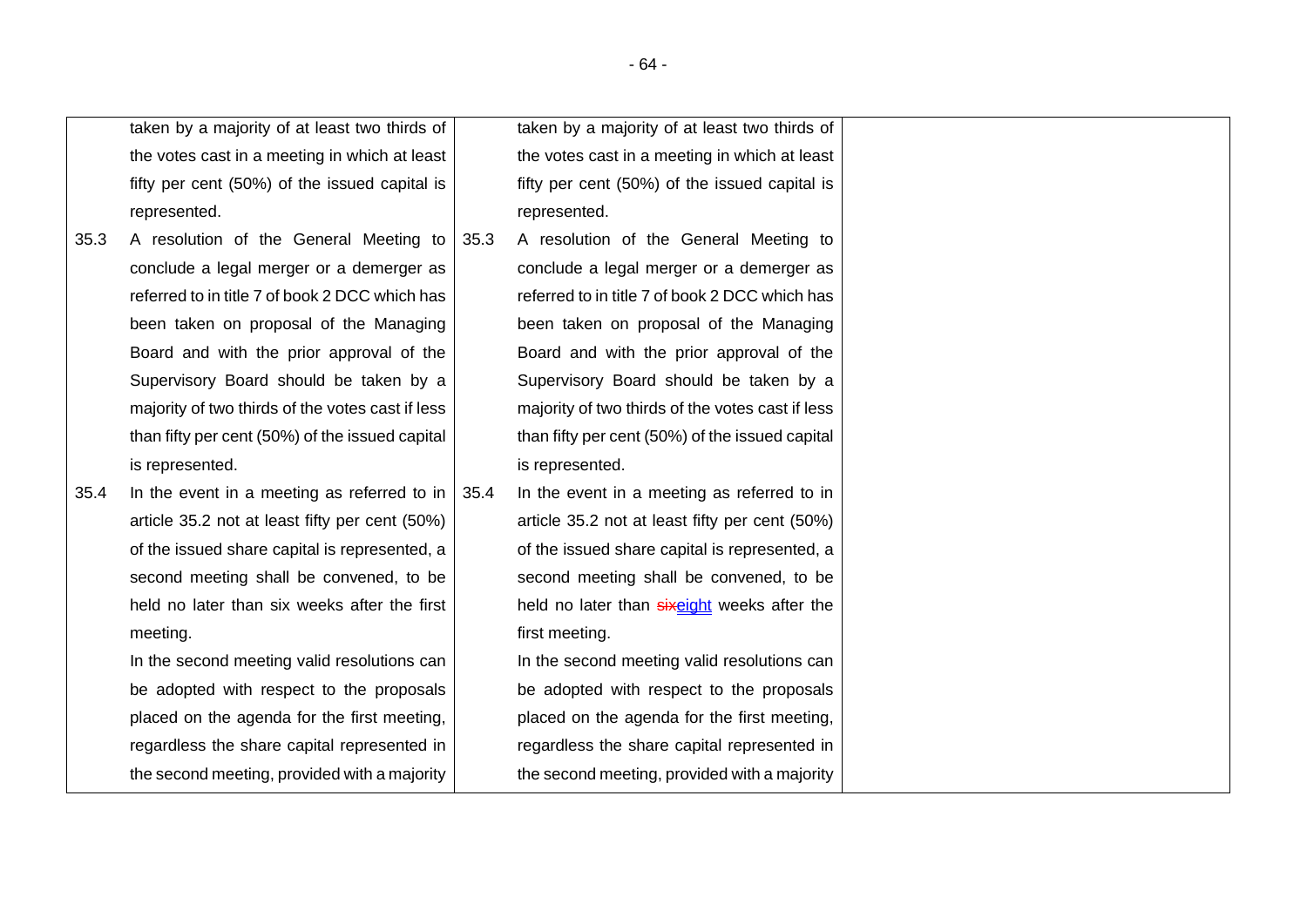| | | |
|---|---|---|
| taken by a majority of at least two thirds of the votes cast in a meeting in which at least fifty per cent (50%) of the issued capital is represented. | taken by a majority of at least two thirds of the votes cast in a meeting in which at least fifty per cent (50%) of the issued capital is represented. | |
| 35.3 A resolution of the General Meeting to conclude a legal merger or a demerger as referred to in title 7 of book 2 DCC which has been taken on proposal of the Managing Board and with the prior approval of the Supervisory Board should be taken by a majority of two thirds of the votes cast if less than fifty per cent (50%) of the issued capital is represented. | 35.3 A resolution of the General Meeting to conclude a legal merger or a demerger as referred to in title 7 of book 2 DCC which has been taken on proposal of the Managing Board and with the prior approval of the Supervisory Board should be taken by a majority of two thirds of the votes cast if less than fifty per cent (50%) of the issued capital is represented. | |
| 35.4 In the event in a meeting as referred to in article 35.2 not at least fifty per cent (50%) of the issued share capital is represented, a second meeting shall be convened, to be held no later than six weeks after the first meeting.<br>In the second meeting valid resolutions can be adopted with respect to the proposals placed on the agenda for the first meeting, regardless the share capital represented in the second meeting, provided with a majority | 35.4 In the event in a meeting as referred to in article 35.2 not at least fifty per cent (50%) of the issued share capital is represented, a second meeting shall be convened, to be held no later than ~~six~~eight weeks after the first meeting.<br>In the second meeting valid resolutions can be adopted with respect to the proposals placed on the agenda for the first meeting, regardless the share capital represented in the second meeting, provided with a majority | |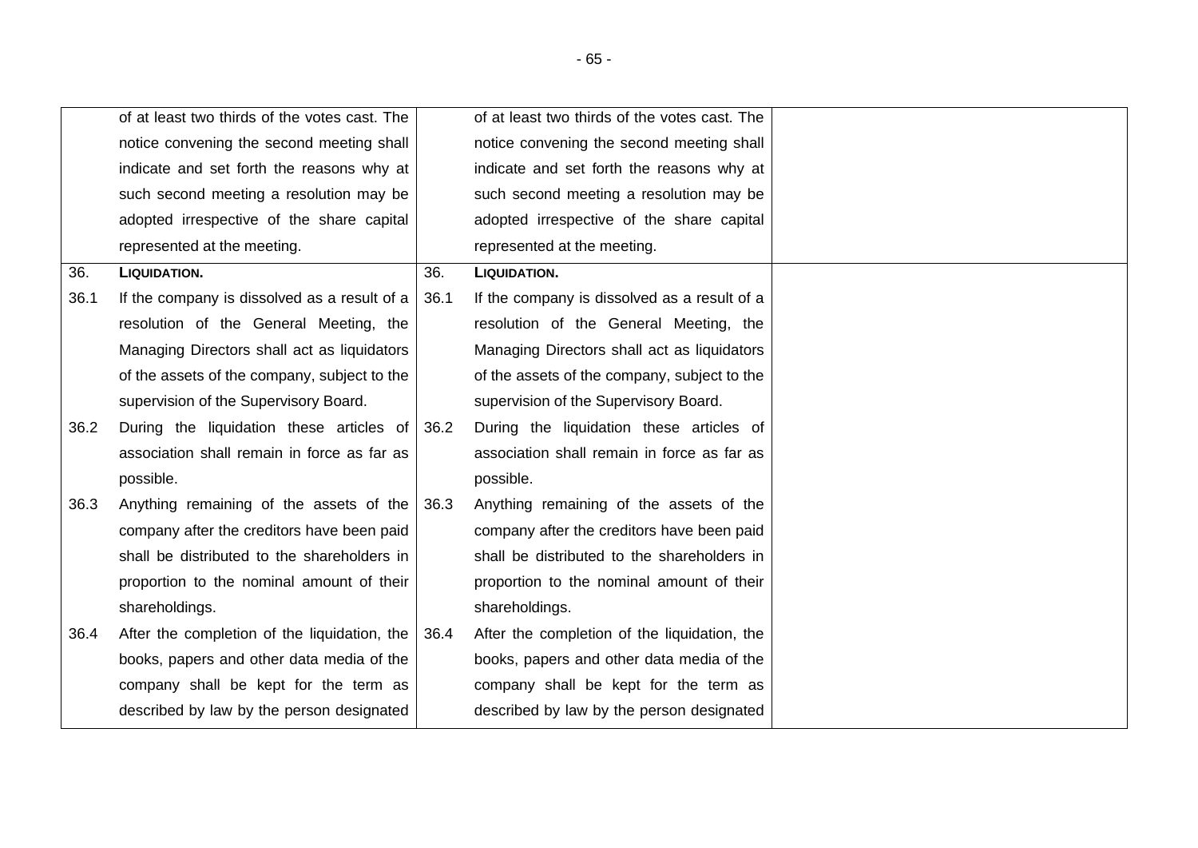| | | | | |
|---|---|---|---|---|
| | of at least two thirds of the votes cast. The notice convening the second meeting shall indicate and set forth the reasons why at such second meeting a resolution may be adopted irrespective of the share capital represented at the meeting. | | of at least two thirds of the votes cast. The notice convening the second meeting shall indicate and set forth the reasons why at such second meeting a resolution may be adopted irrespective of the share capital represented at the meeting. | |
| 36. | **LIQUIDATION.** | 36. | **LIQUIDATION.** | |
| 36.1 | If the company is dissolved as a result of a resolution of the General Meeting, the Managing Directors shall act as liquidators of the assets of the company, subject to the supervision of the Supervisory Board. | 36.1 | If the company is dissolved as a result of a resolution of the General Meeting, the Managing Directors shall act as liquidators of the assets of the company, subject to the supervision of the Supervisory Board. | |
| 36.2 | During the liquidation these articles of association shall remain in force as far as possible. | 36.2 | During the liquidation these articles of association shall remain in force as far as possible. | |
| 36.3 | Anything remaining of the assets of the company after the creditors have been paid shall be distributed to the shareholders in proportion to the nominal amount of their shareholdings. | 36.3 | Anything remaining of the assets of the company after the creditors have been paid shall be distributed to the shareholders in proportion to the nominal amount of their shareholdings. | |
| 36.4 | After the completion of the liquidation, the books, papers and other data media of the company shall be kept for the term as described by law by the person designated | 36.4 | After the completion of the liquidation, the books, papers and other data media of the company shall be kept for the term as described by law by the person designated | |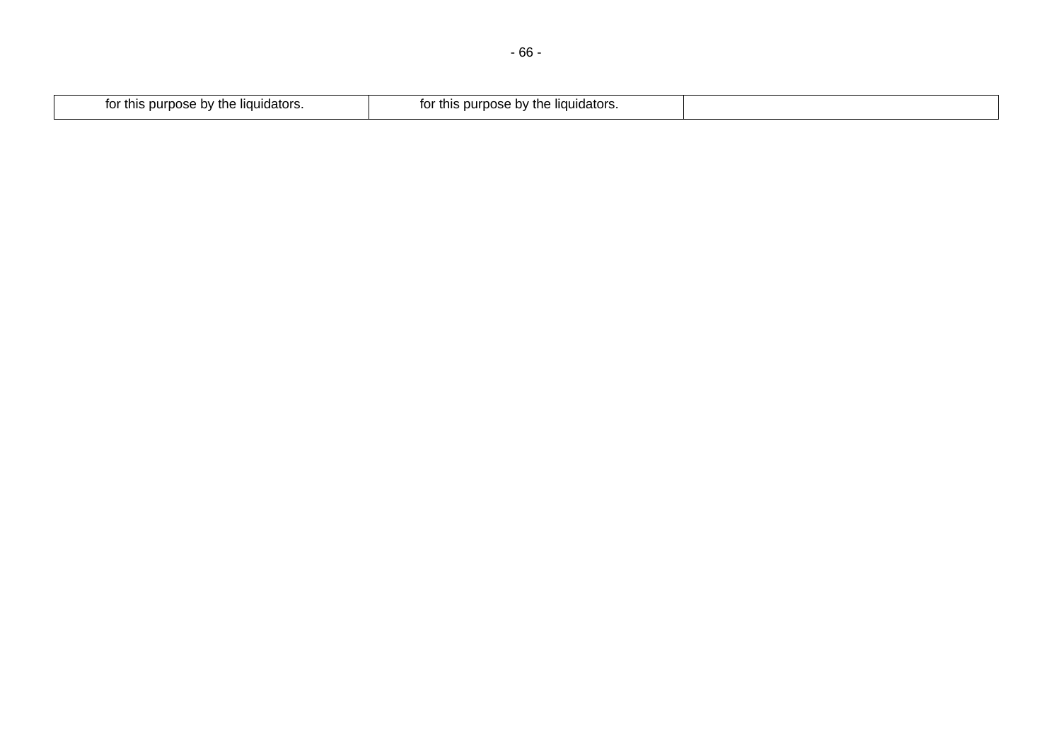| | | |
|---|---|---|
| for this purpose by the liquidators. | for this purpose by the liquidators. | |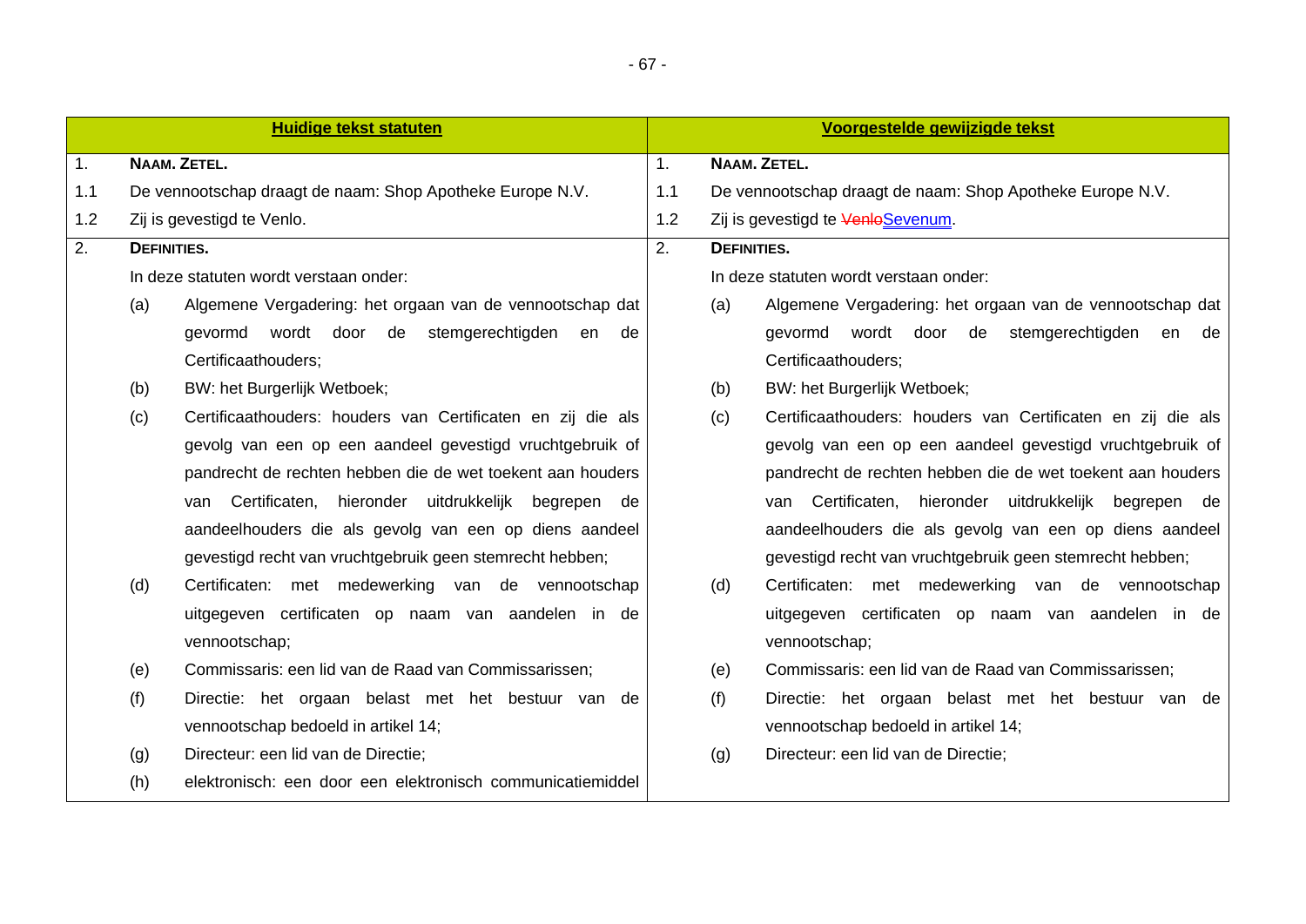| Huidige tekst statuten | Voorgestelde gewijzigde tekst |
|---|---|
| 1. **NAAM. ZETEL.** | 1. **NAAM. ZETEL.** |
| 1.1 De vennootschap draagt de naam: Shop Apotheke Europe N.V. | 1.1 De vennootschap draagt de naam: Shop Apotheke Europe N.V. |
| 1.2 Zij is gevestigd te Venlo. | 1.2 Zij is gevestigd te ~~Venlo~~Sevenum. |
| 2. **DEFINITIES.** | 2. **DEFINITIES.** |
| In deze statuten wordt verstaan onder: | In deze statuten wordt verstaan onder: |
| (a) Algemene Vergadering: het orgaan van de vennootschap dat gevormd wordt door de stemgerechtigden en de Certificaathouders; | (a) Algemene Vergadering: het orgaan van de vennootschap dat gevormd wordt door de stemgerechtigden en de Certificaathouders; |
| (b) BW: het Burgerlijk Wetboek; | (b) BW: het Burgerlijk Wetboek; |
| (c) Certificaathouders: houders van Certificaten en zij die als gevolg van een op een aandeel gevestigd vruchtgebruik of pandrecht de rechten hebben die de wet toekent aan houders van Certificaten, hieronder uitdrukkelijk begrepen de aandeelhouders die als gevolg van een op diens aandeel gevestigd recht van vruchtgebruik geen stemrecht hebben; | (c) Certificaathouders: houders van Certificaten en zij die als gevolg van een op een aandeel gevestigd vruchtgebruik of pandrecht de rechten hebben die de wet toekent aan houders van Certificaten, hieronder uitdrukkelijk begrepen de aandeelhouders die als gevolg van een op diens aandeel gevestigd recht van vruchtgebruik geen stemrecht hebben; |
| (d) Certificaten: met medewerking van de vennootschap uitgegeven certificaten op naam van aandelen in de vennootschap; | (d) Certificaten: met medewerking van de vennootschap uitgegeven certificaten op naam van aandelen in de vennootschap; |
| (e) Commissaris: een lid van de Raad van Commissarissen; | (e) Commissaris: een lid van de Raad van Commissarissen; |
| (f) Directie: het orgaan belast met het bestuur van de vennootschap bedoeld in artikel 14; | (f) Directie: het orgaan belast met het bestuur van de vennootschap bedoeld in artikel 14; |
| (g) Directeur: een lid van de Directie; | (g) Directeur: een lid van de Directie; |
| (h) elektronisch: een door een elektronisch communicatiemiddel | |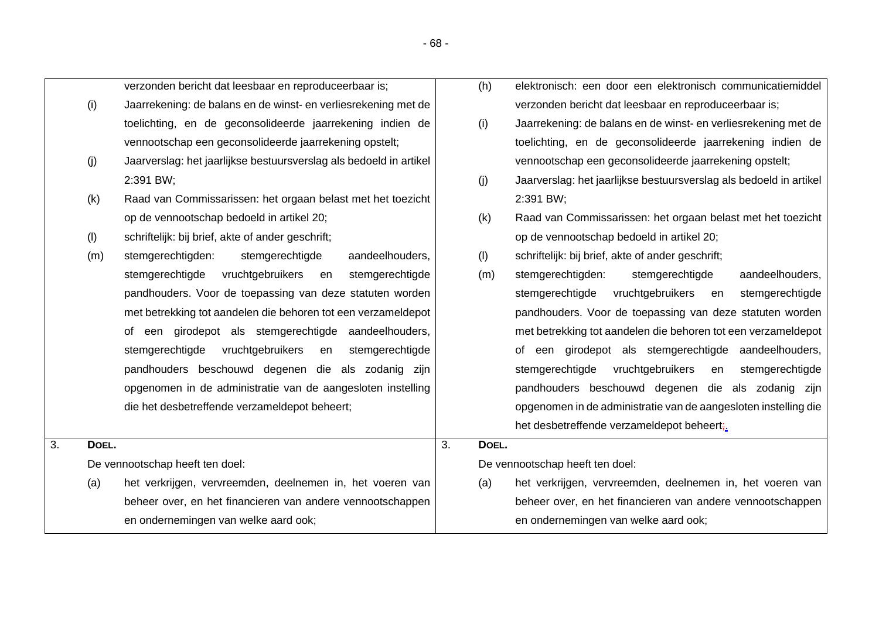| | |
|---|---|
| verzonden bericht dat leesbaar en reproduceerbaar is; | (h) elektronisch: een door een elektronisch communicatiemiddel verzonden bericht dat leesbaar en reproduceerbaar is; |
| (i) Jaarrekening: de balans en de winst- en verliesrekening met de toelichting, en de geconsolideerde jaarrekening indien de vennootschap een geconsolideerde jaarrekening opstelt; | (i) Jaarrekening: de balans en de winst- en verliesrekening met de toelichting, en de geconsolideerde jaarrekening indien de vennootschap een geconsolideerde jaarrekening opstelt; |
| (j) Jaarverslag: het jaarlijkse bestuursverslag als bedoeld in artikel 2:391 BW; | (j) Jaarverslag: het jaarlijkse bestuursverslag als bedoeld in artikel 2:391 BW; |
| (k) Raad van Commissarissen: het orgaan belast met het toezicht op de vennootschap bedoeld in artikel 20; | (k) Raad van Commissarissen: het orgaan belast met het toezicht op de vennootschap bedoeld in artikel 20; |
| (l) schriftelijk: bij brief, akte of ander geschrift; | (l) schriftelijk: bij brief, akte of ander geschrift; |
| (m) stemgerechtigden: stemgerechtigde aandeelhouders, stemgerechtigde vruchtgebruikers en stemgerechtigde pandhouders. Voor de toepassing van deze statuten worden met betrekking tot aandelen die behoren tot een verzameldepot of een girodepot als stemgerechtigde aandeelhouders, stemgerechtigde vruchtgebruikers en stemgerechtigde pandhouders beschouwd degenen die als zodanig zijn opgenomen in de administratie van de aangesloten instelling die het desbetreffende verzameldepot beheert; | (m) stemgerechtigden: stemgerechtigde aandeelhouders, stemgerechtigde vruchtgebruikers en stemgerechtigde pandhouders. Voor de toepassing van deze statuten worden met betrekking tot aandelen die behoren tot een verzameldepot of een girodepot als stemgerechtigde aandeelhouders, stemgerechtigde vruchtgebruikers en stemgerechtigde pandhouders beschouwd degenen die als zodanig zijn opgenomen in de administratie van de aangesloten instelling die het desbetreffende verzameldepot beheert;. |
| 3. **DOEL.** De vennootschap heeft ten doel: (a) het verkrijgen, vervreemden, deelnemen in, het voeren van beheer over, en het financieren van andere vennootschappen en ondernemingen van welke aard ook; | 3. **DOEL.** De vennootschap heeft ten doel: (a) het verkrijgen, vervreemden, deelnemen in, het voeren van beheer over, en het financieren van andere vennootschappen en ondernemingen van welke aard ook; |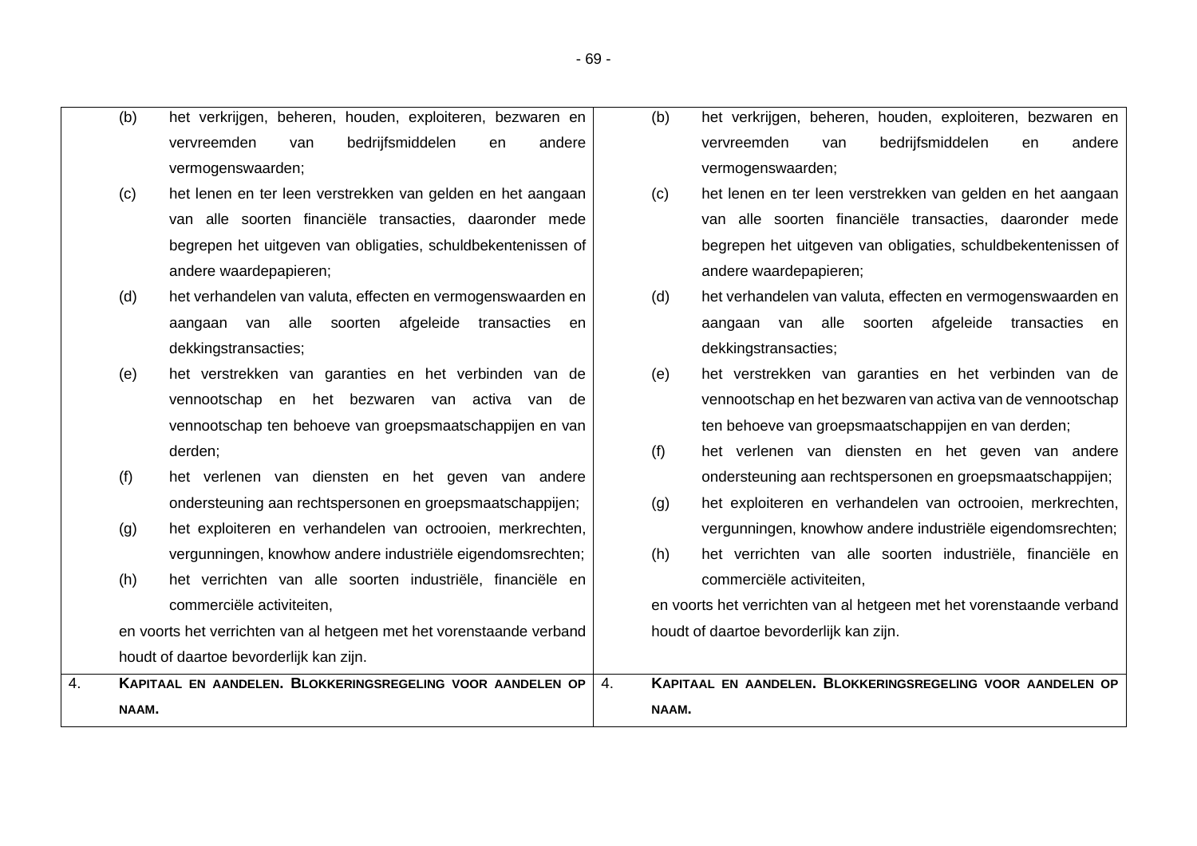| | |
|---|---|
| (b) het verkrijgen, beheren, houden, exploiteren, bezwaren en vervreemden van bedrijfsmiddelen en andere vermogenswaarden;<br>(c) het lenen en ter leen verstrekken van gelden en het aangaan van alle soorten financiële transacties, daaronder mede begrepen het uitgeven van obligaties, schuldbekentenissen of andere waardepapieren;<br>(d) het verhandelen van valuta, effecten en vermogenswaarden en aangaan van alle soorten afgeleide transacties en dekkingstransacties;<br>(e) het verstrekken van garanties en het verbinden van de vennootschap en het bezwaren van activa van de vennootschap ten behoeve van groepsmaatschappijen en van derden;<br>(f) het verlenen van diensten en het geven van andere ondersteuning aan rechtspersonen en groepsmaatschappijen;<br>(g) het exploiteren en verhandelen van octrooien, merkrechten, vergunningen, knowhow andere industriële eigendomsrechten;<br>(h) het verrichten van alle soorten industriële, financiële en commerciële activiteiten,<br>en voorts het verrichten van al hetgeen met het vorenstaande verband houdt of daartoe bevorderlijk kan zijn. | (b) het verkrijgen, beheren, houden, exploiteren, bezwaren en vervreemden van bedrijfsmiddelen en andere vermogenswaarden;<br>(c) het lenen en ter leen verstrekken van gelden en het aangaan van alle soorten financiële transacties, daaronder mede begrepen het uitgeven van obligaties, schuldbekentenissen of andere waardepapieren;<br>(d) het verhandelen van valuta, effecten en vermogenswaarden en aangaan van alle soorten afgeleide transacties en dekkingstransacties;<br>(e) het verstrekken van garanties en het verbinden van de vennootschap en het bezwaren van activa van de vennootschap ten behoeve van groepsmaatschappijen en van derden;<br>(f) het verlenen van diensten en het geven van andere ondersteuning aan rechtspersonen en groepsmaatschappijen;<br>(g) het exploiteren en verhandelen van octrooien, merkrechten, vergunningen, knowhow andere industriële eigendomsrechten;<br>(h) het verrichten van alle soorten industriële, financiële en commerciële activiteiten,<br>en voorts het verrichten van al hetgeen met het vorenstaande verband houdt of daartoe bevorderlijk kan zijn. |
| 4. **KAPITAAL EN AANDELEN. BLOKKERINGSREGELING VOOR AANDELEN OP NAAM.** | 4. **KAPITAAL EN AANDELEN. BLOKKERINGSREGELING VOOR AANDELEN OP NAAM.** |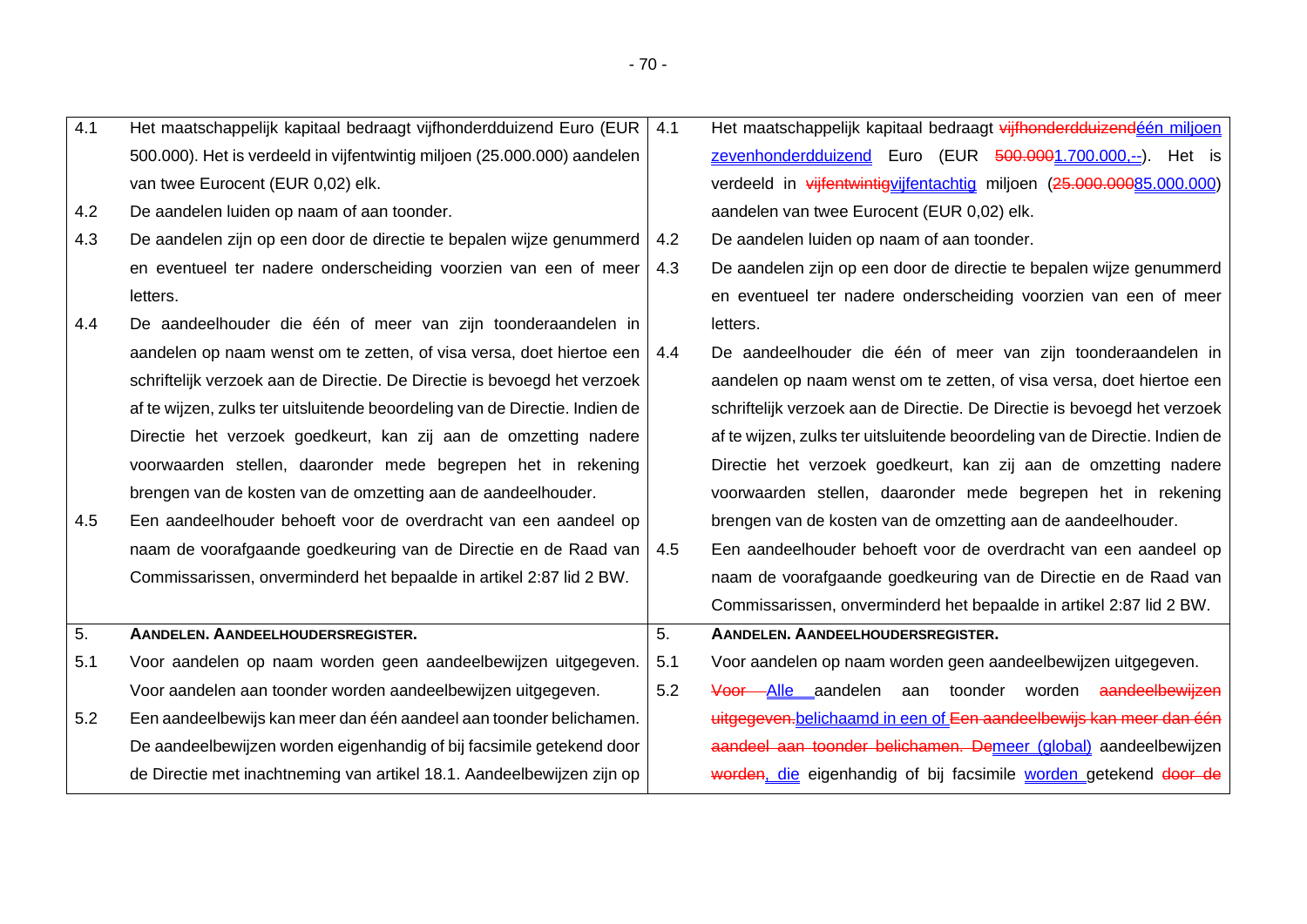| | | | |
|---|---|---|---|
| 4.1 | Het maatschappelijk kapitaal bedraagt vijfhonderdduizend Euro (EUR 500.000). Het is verdeeld in vijfentwintig miljoen (25.000.000) aandelen van twee Eurocent (EUR 0,02) elk. | 4.1 | Het maatschappelijk kapitaal bedraagt ~~vijfhonderdduizend~~<u>één miljoen zevenhonderdduizend</u> Euro (EUR ~~500.000~~<u>1.700.000,--</u>). Het is verdeeld in ~~vijfentwintig~~<u>vijfentachtig</u> miljoen (~~25.000.000~~<u>85.000.000</u>) aandelen van twee Eurocent (EUR 0,02) elk. |
| 4.2 | De aandelen luiden op naam of aan toonder. | 4.2 | De aandelen luiden op naam of aan toonder. |
| 4.3 | De aandelen zijn op een door de directie te bepalen wijze genummerd en eventueel ter nadere onderscheiding voorzien van een of meer letters. | 4.3 | De aandelen zijn op een door de directie te bepalen wijze genummerd en eventueel ter nadere onderscheiding voorzien van een of meer letters. |
| 4.4 | De aandeelhouder die één of meer van zijn toonderaandelen in aandelen op naam wenst om te zetten, of visa versa, doet hiertoe een schriftelijk verzoek aan de Directie. De Directie is bevoegd het verzoek af te wijzen, zulks ter uitsluitende beoordeling van de Directie. Indien de Directie het verzoek goedkeurt, kan zij aan de omzetting nadere voorwaarden stellen, daaronder mede begrepen het in rekening brengen van de kosten van de omzetting aan de aandeelhouder. | 4.4 | De aandeelhouder die één of meer van zijn toonderaandelen in aandelen op naam wenst om te zetten, of visa versa, doet hiertoe een schriftelijk verzoek aan de Directie. De Directie is bevoegd het verzoek af te wijzen, zulks ter uitsluitende beoordeling van de Directie. Indien de Directie het verzoek goedkeurt, kan zij aan de omzetting nadere voorwaarden stellen, daaronder mede begrepen het in rekening brengen van de kosten van de omzetting aan de aandeelhouder. |
| 4.5 | Een aandeelhouder behoeft voor de overdracht van een aandeel op naam de voorafgaande goedkeuring van de Directie en de Raad van Commissarissen, onverminderd het bepaalde in artikel 2:87 lid 2 BW. | 4.5 | Een aandeelhouder behoeft voor de overdracht van een aandeel op naam de voorafgaande goedkeuring van de Directie en de Raad van Commissarissen, onverminderd het bepaalde in artikel 2:87 lid 2 BW. |
| 5. | **AANDELEN. AANDEELHOUDERSREGISTER.** | 5. | **AANDELEN. AANDEELHOUDERSREGISTER.** |
| 5.1 | Voor aandelen op naam worden geen aandeelbewijzen uitgegeven. Voor aandelen aan toonder worden aandeelbewijzen uitgegeven. | 5.1 | Voor aandelen op naam worden geen aandeelbewijzen uitgegeven. |
| 5.2 | Een aandeelbewijs kan meer dan één aandeel aan toonder belichamen. De aandeelbewijzen worden eigenhandig of bij facsimile getekend door de Directie met inachtneming van artikel 18.1. Aandeelbewijzen zijn op | 5.2 | ~~Voor~~ <u>Alle</u> aandelen aan toonder worden ~~aandeelbewijzen uitgegeven.~~<u>belichaamd in een of</u> ~~Een aandeelbewijs kan meer dan één aandeel aan toonder belichamen. De~~<u>meer (global)</u> aandeelbewijzen ~~worden~~<u>, die</u> eigenhandig of bij facsimile <u>worden</u> getekend ~~door de~~ |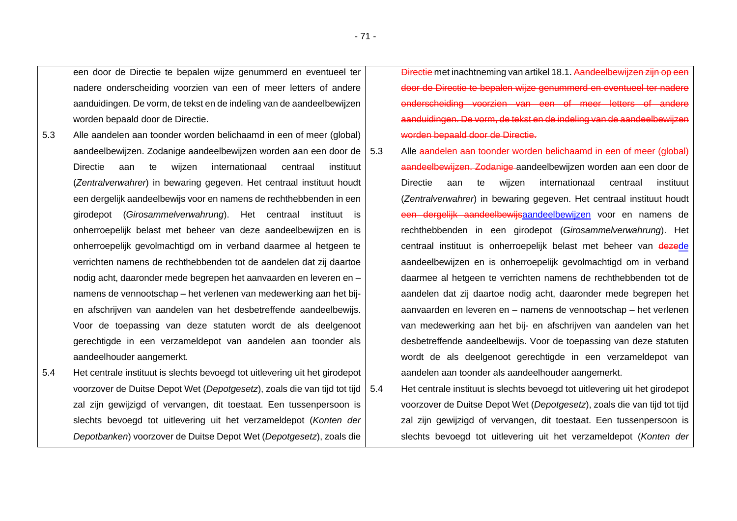| | | | |
|---|---|---|---|
| | een door de Directie te bepalen wijze genummerd en eventueel ter nadere onderscheiding voorzien van een of meer letters of andere aanduidingen. De vorm, de tekst en de indeling van de aandeelbewijzen worden bepaald door de Directie. | | ~~Directie~~ met inachtneming van artikel 18.1. ~~Aandeelbewijzen zijn op een door de Directie te bepalen wijze genummerd en eventueel ter nadere onderscheiding voorzien van een of meer letters of andere aanduidingen. De vorm, de tekst en de indeling van de aandeelbewijzen worden bepaald door de Directie.~~ |
| 5.3 | Alle aandelen aan toonder worden belichaamd in een of meer (global) aandeelbewijzen. Zodanige aandeelbewijzen worden aan een door de Directie aan te wijzen internationaal centraal instituut (*Zentralverwahrer*) in bewaring gegeven. Het centraal instituut houdt een dergelijk aandeelbewijs voor en namens de rechthebbenden in een girodepot (*Girosammelverwahrung*). Het centraal instituut is onherroepelijk belast met beheer van deze aandeelbewijzen en is onherroepelijk gevolmachtigd om in verband daarmee al hetgeen te verrichten namens de rechthebbenden tot de aandelen dat zij daartoe nodig acht, daaronder mede begrepen het aanvaarden en leveren en – namens de vennootschap – het verlenen van medewerking aan het bij- en afschrijven van aandelen van het desbetreffende aandeelbewijs. Voor de toepassing van deze statuten wordt de als deelgenoot gerechtigde in een verzameldepot van aandelen aan toonder als aandeelhouder aangemerkt. | 5.3 | Alle ~~aandelen aan toonder worden belichaamd in een of meer (global) aandeelbewijzen. Zodanige~~ aandeelbewijzen worden aan een door de Directie aan te wijzen internationaal centraal instituut (*Zentralverwahrer*) in bewaring gegeven. Het centraal instituut houdt ~~een dergelijk aandeelbewijs~~aandeelbewijzen voor en namens de rechthebbenden in een girodepot (*Girosammelverwahrung*). Het centraal instituut is onherroepelijk belast met beheer van ~~deze~~de aandeelbewijzen en is onherroepelijk gevolmachtigd om in verband daarmee al hetgeen te verrichten namens de rechthebbenden tot de aandelen dat zij daartoe nodig acht, daaronder mede begrepen het aanvaarden en leveren en – namens de vennootschap – het verlenen van medewerking aan het bij- en afschrijven van aandelen van het desbetreffende aandeelbewijs. Voor de toepassing van deze statuten wordt de als deelgenoot gerechtigde in een verzameldepot van aandelen aan toonder als aandeelhouder aangemerkt. |
| 5.4 | Het centrale instituut is slechts bevoegd tot uitlevering uit het girodepot voorzover de Duitse Depot Wet (*Depotgesetz*), zoals die van tijd tot tijd zal zijn gewijzigd of vervangen, dit toestaat. Een tussenpersoon is slechts bevoegd tot uitlevering uit het verzameldepot (*Konten der Depotbanken*) voorzover de Duitse Depot Wet (*Depotgesetz*), zoals die | 5.4 | Het centrale instituut is slechts bevoegd tot uitlevering uit het girodepot voorzover de Duitse Depot Wet (*Depotgesetz*), zoals die van tijd tot tijd zal zijn gewijzigd of vervangen, dit toestaat. Een tussenpersoon is slechts bevoegd tot uitlevering uit het verzameldepot (*Konten der* |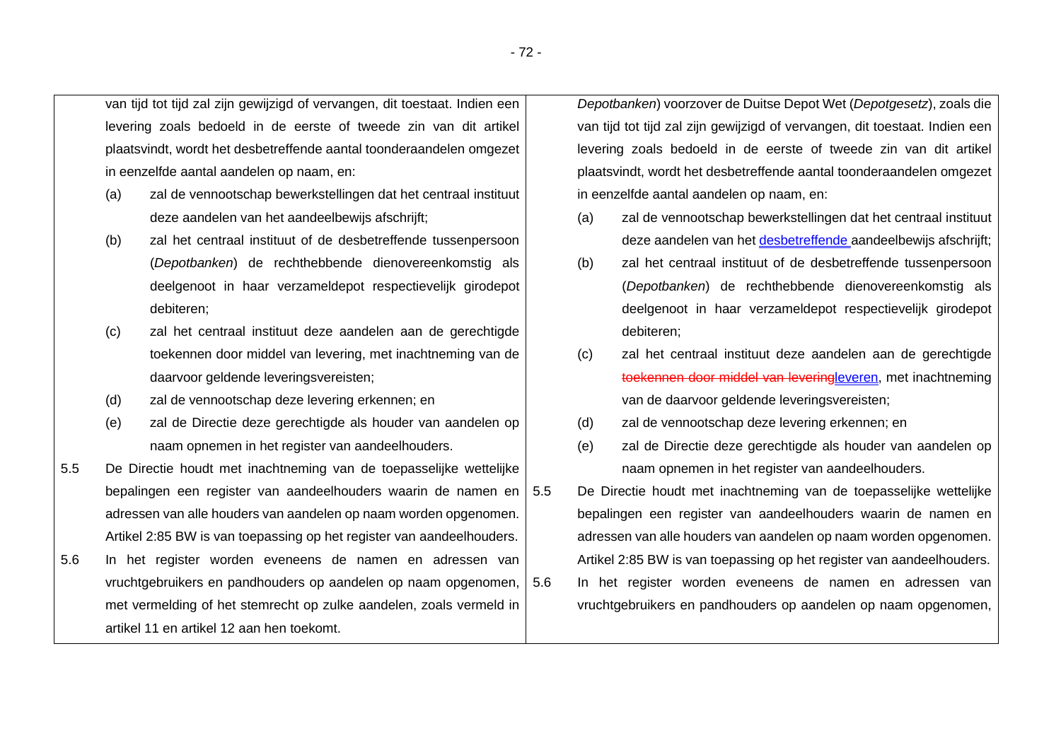| | |
|---|---|
| van tijd tot tijd zal zijn gewijzigd of vervangen, dit toestaat. Indien een levering zoals bedoeld in de eerste of tweede zin van dit artikel plaatsvindt, wordt het desbetreffende aantal toonderaandelen omgezet in eenzelfde aantal aandelen op naam, en:<br>(a) zal de vennootschap bewerkstellingen dat het centraal instituut deze aandelen van het aandeelbewijs afschrijft;<br>(b) zal het centraal instituut of de desbetreffende tussenpersoon (*Depotbanken*) de rechthebbende dienovereenkomstig als deelgenoot in haar verzameldepot respectievelijk girodepot debiteren;<br>(c) zal het centraal instituut deze aandelen aan de gerechtigde toekennen door middel van levering, met inachtneming van de daarvoor geldende leveringsvereisten;<br>(d) zal de vennootschap deze levering erkennen; en<br>(e) zal de Directie deze gerechtigde als houder van aandelen op naam opnemen in het register van aandeelhouders.<br>5.5 De Directie houdt met inachtneming van de toepasselijke wettelijke bepalingen een register van aandeelhouders waarin de namen en adressen van alle houders van aandelen op naam worden opgenomen. Artikel 2:85 BW is van toepassing op het register van aandeelhouders.<br>5.6 In het register worden eveneens de namen en adressen van vruchtgebruikers en pandhouders op aandelen op naam opgenomen, met vermelding of het stemrecht op zulke aandelen, zoals vermeld in artikel 11 en artikel 12 aan hen toekomt. | *Depotbanken*) voorzover de Duitse Depot Wet (*Depotgesetz*), zoals die van tijd tot tijd zal zijn gewijzigd of vervangen, dit toestaat. Indien een levering zoals bedoeld in de eerste of tweede zin van dit artikel plaatsvindt, wordt het desbetreffende aantal toonderaandelen omgezet in eenzelfde aantal aandelen op naam, en:<br>(a) zal de vennootschap bewerkstellingen dat het centraal instituut deze aandelen van het desbetreffende aandeelbewijs afschrijft;<br>(b) zal het centraal instituut of de desbetreffende tussenpersoon (*Depotbanken*) de rechthebbende dienovereenkomstig als deelgenoot in haar verzameldepot respectievelijk girodepot debiteren;<br>(c) zal het centraal instituut deze aandelen aan de gerechtigde ~~toekennen door middel van levering~~leveren, met inachtneming van de daarvoor geldende leveringsvereisten;<br>(d) zal de vennootschap deze levering erkennen; en<br>(e) zal de Directie deze gerechtigde als houder van aandelen op naam opnemen in het register van aandeelhouders.<br>5.5 De Directie houdt met inachtneming van de toepasselijke wettelijke bepalingen een register van aandeelhouders waarin de namen en adressen van alle houders van aandelen op naam worden opgenomen. Artikel 2:85 BW is van toepassing op het register van aandeelhouders.<br>5.6 In het register worden eveneens de namen en adressen van vruchtgebruikers en pandhouders op aandelen op naam opgenomen, |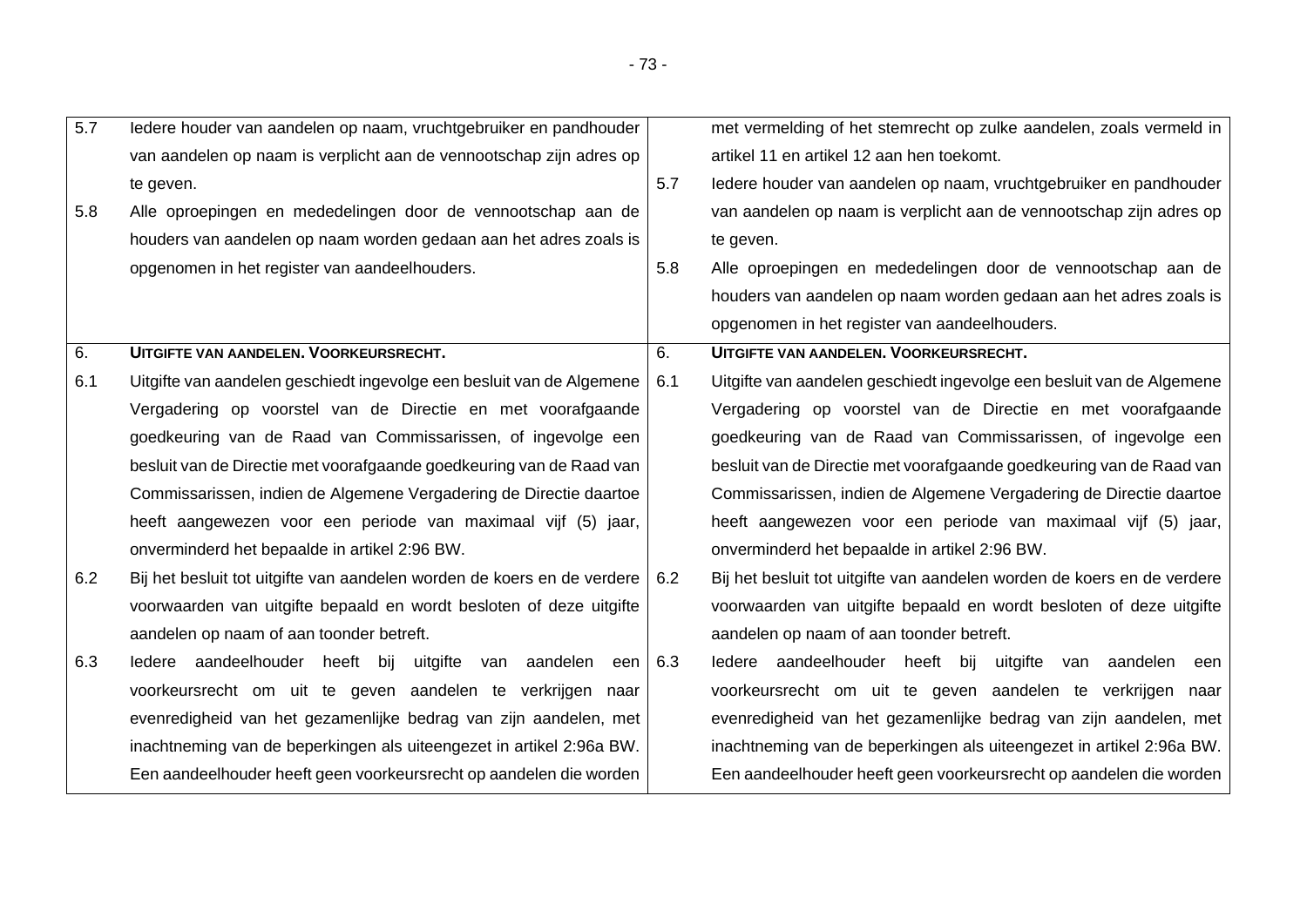| | |
|---|---|
| 5.7 Iedere houder van aandelen op naam, vruchtgebruiker en pandhouder van aandelen op naam is verplicht aan de vennootschap zijn adres op te geven. | met vermelding of het stemrecht op zulke aandelen, zoals vermeld in artikel 11 en artikel 12 aan hen toekomt. |
| | 5.7 Iedere houder van aandelen op naam, vruchtgebruiker en pandhouder van aandelen op naam is verplicht aan de vennootschap zijn adres op te geven. |
| 5.8 Alle oproepingen en mededelingen door de vennootschap aan de houders van aandelen op naam worden gedaan aan het adres zoals is opgenomen in het register van aandeelhouders. | 5.8 Alle oproepingen en mededelingen door de vennootschap aan de houders van aandelen op naam worden gedaan aan het adres zoals is opgenomen in het register van aandeelhouders. |
| 6. **UITGIFTE VAN AANDELEN. VOORKEURSRECHT.** | 6. **UITGIFTE VAN AANDELEN. VOORKEURSRECHT.** |
| 6.1 Uitgifte van aandelen geschiedt ingevolge een besluit van de Algemene Vergadering op voorstel van de Directie en met voorafgaande goedkeuring van de Raad van Commissarissen, of ingevolge een besluit van de Directie met voorafgaande goedkeuring van de Raad van Commissarissen, indien de Algemene Vergadering de Directie daartoe heeft aangewezen voor een periode van maximaal vijf (5) jaar, onverminderd het bepaalde in artikel 2:96 BW. | 6.1 Uitgifte van aandelen geschiedt ingevolge een besluit van de Algemene Vergadering op voorstel van de Directie en met voorafgaande goedkeuring van de Raad van Commissarissen, of ingevolge een besluit van de Directie met voorafgaande goedkeuring van de Raad van Commissarissen, indien de Algemene Vergadering de Directie daartoe heeft aangewezen voor een periode van maximaal vijf (5) jaar, onverminderd het bepaalde in artikel 2:96 BW. |
| 6.2 Bij het besluit tot uitgifte van aandelen worden de koers en de verdere voorwaarden van uitgifte bepaald en wordt besloten of deze uitgifte aandelen op naam of aan toonder betreft. | 6.2 Bij het besluit tot uitgifte van aandelen worden de koers en de verdere voorwaarden van uitgifte bepaald en wordt besloten of deze uitgifte aandelen op naam of aan toonder betreft. |
| 6.3 Iedere aandeelhouder heeft bij uitgifte van aandelen een voorkeursrecht om uit te geven aandelen te verkrijgen naar evenredigheid van het gezamenlijke bedrag van zijn aandelen, met inachtneming van de beperkingen als uiteengezet in artikel 2:96a BW. Een aandeelhouder heeft geen voorkeursrecht op aandelen die worden | 6.3 Iedere aandeelhouder heeft bij uitgifte van aandelen een voorkeursrecht om uit te geven aandelen te verkrijgen naar evenredigheid van het gezamenlijke bedrag van zijn aandelen, met inachtneming van de beperkingen als uiteengezet in artikel 2:96a BW. Een aandeelhouder heeft geen voorkeursrecht op aandelen die worden |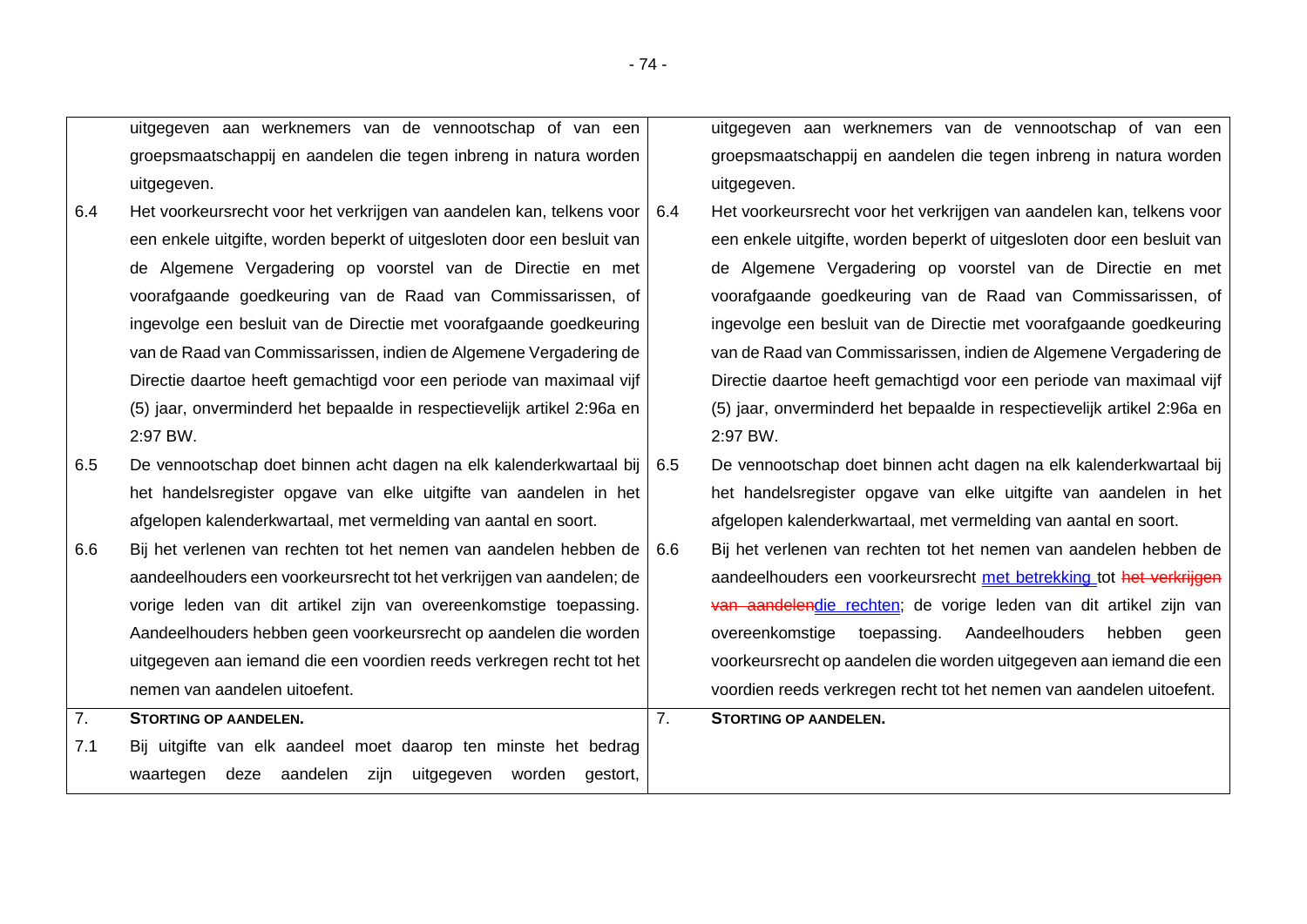| | Huidige tekst | | Voorgestelde tekst |
|---|---|---|---|
| | uitgegeven aan werknemers van de vennootschap of van een groepsmaatschappij en aandelen die tegen inbreng in natura worden uitgegeven. | | uitgegeven aan werknemers van de vennootschap of van een groepsmaatschappij en aandelen die tegen inbreng in natura worden uitgegeven. |
| 6.4 | Het voorkeursrecht voor het verkrijgen van aandelen kan, telkens voor een enkele uitgifte, worden beperkt of uitgesloten door een besluit van de Algemene Vergadering op voorstel van de Directie en met voorafgaande goedkeuring van de Raad van Commissarissen, of ingevolge een besluit van de Directie met voorafgaande goedkeuring van de Raad van Commissarissen, indien de Algemene Vergadering de Directie daartoe heeft gemachtigd voor een periode van maximaal vijf (5) jaar, onverminderd het bepaalde in respectievelijk artikel 2:96a en 2:97 BW. | 6.4 | Het voorkeursrecht voor het verkrijgen van aandelen kan, telkens voor een enkele uitgifte, worden beperkt of uitgesloten door een besluit van de Algemene Vergadering op voorstel van de Directie en met voorafgaande goedkeuring van de Raad van Commissarissen, of ingevolge een besluit van de Directie met voorafgaande goedkeuring van de Raad van Commissarissen, indien de Algemene Vergadering de Directie daartoe heeft gemachtigd voor een periode van maximaal vijf (5) jaar, onverminderd het bepaalde in respectievelijk artikel 2:96a en 2:97 BW. |
| 6.5 | De vennootschap doet binnen acht dagen na elk kalenderkwartaal bij het handelsregister opgave van elke uitgifte van aandelen in het afgelopen kalenderkwartaal, met vermelding van aantal en soort. | 6.5 | De vennootschap doet binnen acht dagen na elk kalenderkwartaal bij het handelsregister opgave van elke uitgifte van aandelen in het afgelopen kalenderkwartaal, met vermelding van aantal en soort. |
| 6.6 | Bij het verlenen van rechten tot het nemen van aandelen hebben de aandeelhouders een voorkeursrecht tot het verkrijgen van aandelen; de vorige leden van dit artikel zijn van overeenkomstige toepassing. Aandeelhouders hebben geen voorkeursrecht op aandelen die worden uitgegeven aan iemand die een voordien reeds verkregen recht tot het nemen van aandelen uitoefent. | 6.6 | Bij het verlenen van rechten tot het nemen van aandelen hebben de aandeelhouders een voorkeursrecht met betrekking tot ~~het verkrijgen van aandelen~~die rechten; de vorige leden van dit artikel zijn van overeenkomstige toepassing. Aandeelhouders hebben geen voorkeursrecht op aandelen die worden uitgegeven aan iemand die een voordien reeds verkregen recht tot het nemen van aandelen uitoefent. |
| 7. | **STORTING OP AANDELEN.** | 7. | **STORTING OP AANDELEN.** |
| 7.1 | Bij uitgifte van elk aandeel moet daarop ten minste het bedrag waartegen deze aandelen zijn uitgegeven worden gestort, | | |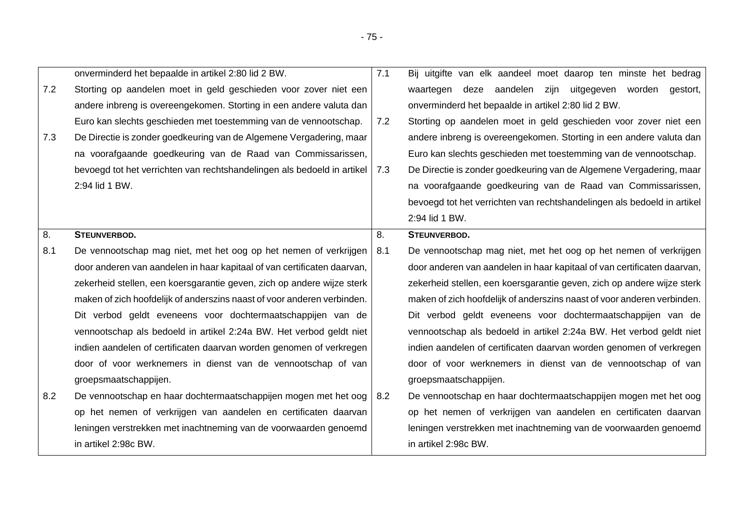| | | | |
|---|---|---|---|
| | onverminderd het bepaalde in artikel 2:80 lid 2 BW. | 7.1 | Bij uitgifte van elk aandeel moet daarop ten minste het bedrag waartegen deze aandelen zijn uitgegeven worden gestort, onverminderd het bepaalde in artikel 2:80 lid 2 BW. |
| 7.2 | Storting op aandelen moet in geld geschieden voor zover niet een andere inbreng is overeengekomen. Storting in een andere valuta dan Euro kan slechts geschieden met toestemming van de vennootschap. | 7.2 | Storting op aandelen moet in geld geschieden voor zover niet een andere inbreng is overeengekomen. Storting in een andere valuta dan Euro kan slechts geschieden met toestemming van de vennootschap. |
| 7.3 | De Directie is zonder goedkeuring van de Algemene Vergadering, maar na voorafgaande goedkeuring van de Raad van Commissarissen, bevoegd tot het verrichten van rechtshandelingen als bedoeld in artikel 2:94 lid 1 BW. | 7.3 | De Directie is zonder goedkeuring van de Algemene Vergadering, maar na voorafgaande goedkeuring van de Raad van Commissarissen, bevoegd tot het verrichten van rechtshandelingen als bedoeld in artikel 2:94 lid 1 BW. |
| 8. | **STEUNVERBOD.** | 8. | **STEUNVERBOD.** |
| 8.1 | De vennootschap mag niet, met het oog op het nemen of verkrijgen door anderen van aandelen in haar kapitaal of van certificaten daarvan, zekerheid stellen, een koersgarantie geven, zich op andere wijze sterk maken of zich hoofdelijk of anderszins naast of voor anderen verbinden. Dit verbod geldt eveneens voor dochtermaatschappijen van de vennootschap als bedoeld in artikel 2:24a BW. Het verbod geldt niet indien aandelen of certificaten daarvan worden genomen of verkregen door of voor werknemers in dienst van de vennootschap of van groepsmaatschappijen. | 8.1 | De vennootschap mag niet, met het oog op het nemen of verkrijgen door anderen van aandelen in haar kapitaal of van certificaten daarvan, zekerheid stellen, een koersgarantie geven, zich op andere wijze sterk maken of zich hoofdelijk of anderszins naast of voor anderen verbinden. Dit verbod geldt eveneens voor dochtermaatschappijen van de vennootschap als bedoeld in artikel 2:24a BW. Het verbod geldt niet indien aandelen of certificaten daarvan worden genomen of verkregen door of voor werknemers in dienst van de vennootschap of van groepsmaatschappijen. |
| 8.2 | De vennootschap en haar dochtermaatschappijen mogen met het oog op het nemen of verkrijgen van aandelen en certificaten daarvan leningen verstrekken met inachtneming van de voorwaarden genoemd in artikel 2:98c BW. | 8.2 | De vennootschap en haar dochtermaatschappijen mogen met het oog op het nemen of verkrijgen van aandelen en certificaten daarvan leningen verstrekken met inachtneming van de voorwaarden genoemd in artikel 2:98c BW. |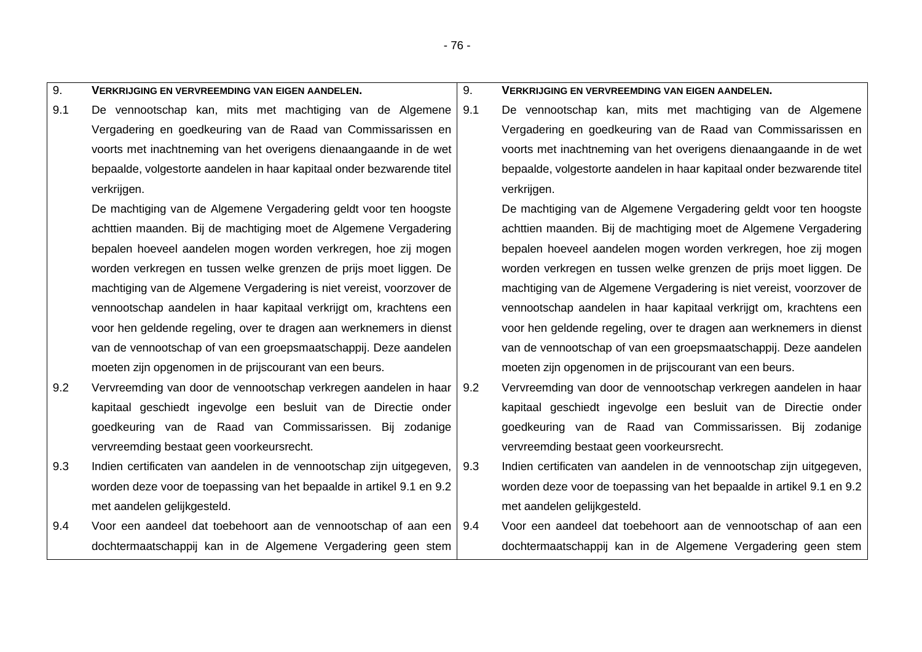| 9. | **VERKRIJGING EN VERVREEMDING VAN EIGEN AANDELEN.** | 9. | **VERKRIJGING EN VERVREEMDING VAN EIGEN AANDELEN.** |
|---|---|---|---|
| 9.1 | De vennootschap kan, mits met machtiging van de Algemene Vergadering en goedkeuring van de Raad van Commissarissen en voorts met inachtneming van het overigens dienaangaande in de wet bepaalde, volgestorte aandelen in haar kapitaal onder bezwarende titel verkrijgen. De machtiging van de Algemene Vergadering geldt voor ten hoogste achttien maanden. Bij de machtiging moet de Algemene Vergadering bepalen hoeveel aandelen mogen worden verkregen, hoe zij mogen worden verkregen en tussen welke grenzen de prijs moet liggen. De machtiging van de Algemene Vergadering is niet vereist, voorzover de vennootschap aandelen in haar kapitaal verkrijgt om, krachtens een voor hen geldende regeling, over te dragen aan werknemers in dienst van de vennootschap of van een groepsmaatschappij. Deze aandelen moeten zijn opgenomen in de prijscourant van een beurs. | 9.1 | De vennootschap kan, mits met machtiging van de Algemene Vergadering en goedkeuring van de Raad van Commissarissen en voorts met inachtneming van het overigens dienaangaande in de wet bepaalde, volgestorte aandelen in haar kapitaal onder bezwarende titel verkrijgen. De machtiging van de Algemene Vergadering geldt voor ten hoogste achttien maanden. Bij de machtiging moet de Algemene Vergadering bepalen hoeveel aandelen mogen worden verkregen, hoe zij mogen worden verkregen en tussen welke grenzen de prijs moet liggen. De machtiging van de Algemene Vergadering is niet vereist, voorzover de vennootschap aandelen in haar kapitaal verkrijgt om, krachtens een voor hen geldende regeling, over te dragen aan werknemers in dienst van de vennootschap of van een groepsmaatschappij. Deze aandelen moeten zijn opgenomen in de prijscourant van een beurs. |
| 9.2 | Vervreemding van door de vennootschap verkregen aandelen in haar kapitaal geschiedt ingevolge een besluit van de Directie onder goedkeuring van de Raad van Commissarissen. Bij zodanige vervreemding bestaat geen voorkeursrecht. | 9.2 | Vervreemding van door de vennootschap verkregen aandelen in haar kapitaal geschiedt ingevolge een besluit van de Directie onder goedkeuring van de Raad van Commissarissen. Bij zodanige vervreemding bestaat geen voorkeursrecht. |
| 9.3 | Indien certificaten van aandelen in de vennootschap zijn uitgegeven, worden deze voor de toepassing van het bepaalde in artikel 9.1 en 9.2 met aandelen gelijkgesteld. | 9.3 | Indien certificaten van aandelen in de vennootschap zijn uitgegeven, worden deze voor de toepassing van het bepaalde in artikel 9.1 en 9.2 met aandelen gelijkgesteld. |
| 9.4 | Voor een aandeel dat toebehoort aan de vennootschap of aan een dochtermaatschappij kan in de Algemene Vergadering geen stem | 9.4 | Voor een aandeel dat toebehoort aan de vennootschap of aan een dochtermaatschappij kan in de Algemene Vergadering geen stem |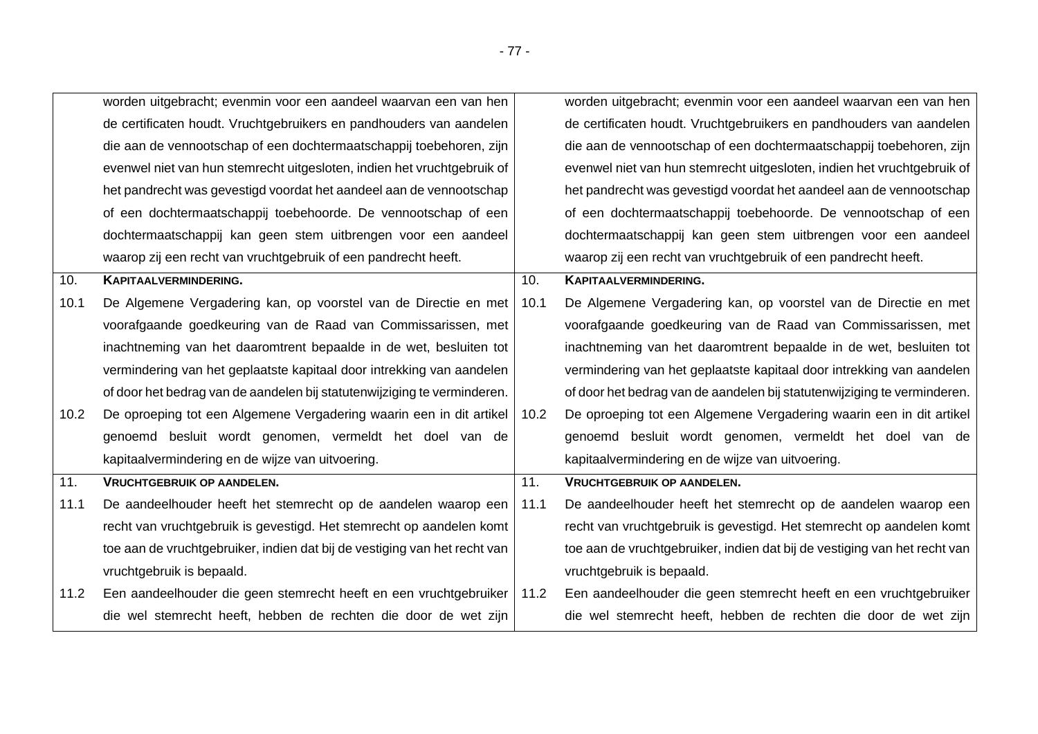| | | | |
|---|---|---|---|
| | worden uitgebracht; evenmin voor een aandeel waarvan een van hen de certificaten houdt. Vruchtgebruikers en pandhouders van aandelen die aan de vennootschap of een dochtermaatschappij toebehoren, zijn evenwel niet van hun stemrecht uitgesloten, indien het vruchtgebruik of het pandrecht was gevestigd voordat het aandeel aan de vennootschap of een dochtermaatschappij toebehoorde. De vennootschap of een dochtermaatschappij kan geen stem uitbrengen voor een aandeel waarop zij een recht van vruchtgebruik of een pandrecht heeft. | | worden uitgebracht; evenmin voor een aandeel waarvan een van hen de certificaten houdt. Vruchtgebruikers en pandhouders van aandelen die aan de vennootschap of een dochtermaatschappij toebehoren, zijn evenwel niet van hun stemrecht uitgesloten, indien het vruchtgebruik of het pandrecht was gevestigd voordat het aandeel aan de vennootschap of een dochtermaatschappij toebehoorde. De vennootschap of een dochtermaatschappij kan geen stem uitbrengen voor een aandeel waarop zij een recht van vruchtgebruik of een pandrecht heeft. |
| 10. | **KAPITAALVERMINDERING.** | 10. | **KAPITAALVERMINDERING.** |
| 10.1 | De Algemene Vergadering kan, op voorstel van de Directie en met voorafgaande goedkeuring van de Raad van Commissarissen, met inachtneming van het daaromtrent bepaalde in de wet, besluiten tot vermindering van het geplaatste kapitaal door intrekking van aandelen of door het bedrag van de aandelen bij statutenwijziging te verminderen. | 10.1 | De Algemene Vergadering kan, op voorstel van de Directie en met voorafgaande goedkeuring van de Raad van Commissarissen, met inachtneming van het daaromtrent bepaalde in de wet, besluiten tot vermindering van het geplaatste kapitaal door intrekking van aandelen of door het bedrag van de aandelen bij statutenwijziging te verminderen. |
| 10.2 | De oproeping tot een Algemene Vergadering waarin een in dit artikel genoemd besluit wordt genomen, vermeldt het doel van de kapitaalvermindering en de wijze van uitvoering. | 10.2 | De oproeping tot een Algemene Vergadering waarin een in dit artikel genoemd besluit wordt genomen, vermeldt het doel van de kapitaalvermindering en de wijze van uitvoering. |
| 11. | **VRUCHTGEBRUIK OP AANDELEN.** | 11. | **VRUCHTGEBRUIK OP AANDELEN.** |
| 11.1 | De aandeelhouder heeft het stemrecht op de aandelen waarop een recht van vruchtgebruik is gevestigd. Het stemrecht op aandelen komt toe aan de vruchtgebruiker, indien dat bij de vestiging van het recht van vruchtgebruik is bepaald. | 11.1 | De aandeelhouder heeft het stemrecht op de aandelen waarop een recht van vruchtgebruik is gevestigd. Het stemrecht op aandelen komt toe aan de vruchtgebruiker, indien dat bij de vestiging van het recht van vruchtgebruik is bepaald. |
| 11.2 | Een aandeelhouder die geen stemrecht heeft en een vruchtgebruiker die wel stemrecht heeft, hebben de rechten die door de wet zijn | 11.2 | Een aandeelhouder die geen stemrecht heeft en een vruchtgebruiker die wel stemrecht heeft, hebben de rechten die door de wet zijn |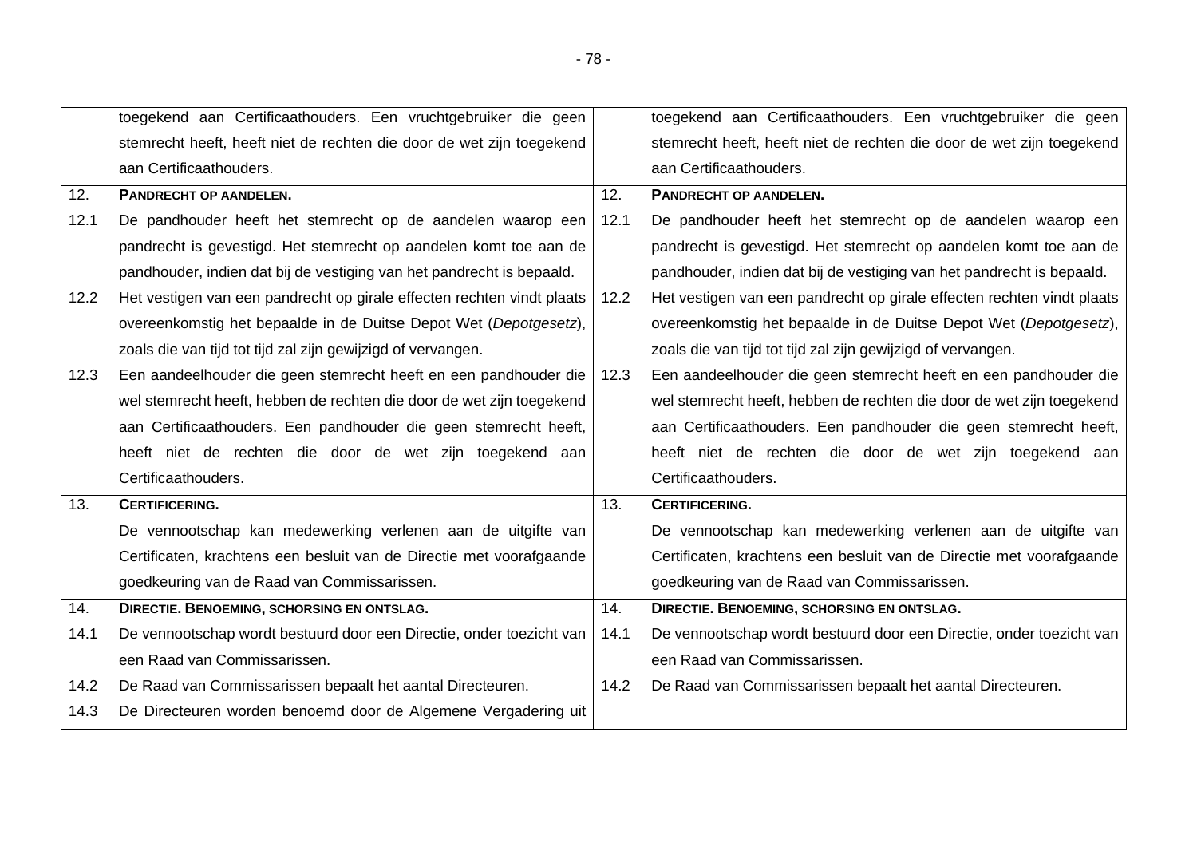| | | | |
|---|---|---|---|
| | toegekend aan Certificaathouders. Een vruchtgebruiker die geen stemrecht heeft, heeft niet de rechten die door de wet zijn toegekend aan Certificaathouders. | | toegekend aan Certificaathouders. Een vruchtgebruiker die geen stemrecht heeft, heeft niet de rechten die door de wet zijn toegekend aan Certificaathouders. |
| 12. | **PANDRECHT OP AANDELEN.** | 12. | **PANDRECHT OP AANDELEN.** |
| 12.1 | De pandhouder heeft het stemrecht op de aandelen waarop een pandrecht is gevestigd. Het stemrecht op aandelen komt toe aan de pandhouder, indien dat bij de vestiging van het pandrecht is bepaald. | 12.1 | De pandhouder heeft het stemrecht op de aandelen waarop een pandrecht is gevestigd. Het stemrecht op aandelen komt toe aan de pandhouder, indien dat bij de vestiging van het pandrecht is bepaald. |
| 12.2 | Het vestigen van een pandrecht op girale effecten rechten vindt plaats overeenkomstig het bepaalde in de Duitse Depot Wet (*Depotgesetz*), zoals die van tijd tot tijd zal zijn gewijzigd of vervangen. | 12.2 | Het vestigen van een pandrecht op girale effecten rechten vindt plaats overeenkomstig het bepaalde in de Duitse Depot Wet (*Depotgesetz*), zoals die van tijd tot tijd zal zijn gewijzigd of vervangen. |
| 12.3 | Een aandeelhouder die geen stemrecht heeft en een pandhouder die wel stemrecht heeft, hebben de rechten die door de wet zijn toegekend aan Certificaathouders. Een pandhouder die geen stemrecht heeft, heeft niet de rechten die door de wet zijn toegekend aan Certificaathouders. | 12.3 | Een aandeelhouder die geen stemrecht heeft en een pandhouder die wel stemrecht heeft, hebben de rechten die door de wet zijn toegekend aan Certificaathouders. Een pandhouder die geen stemrecht heeft, heeft niet de rechten die door de wet zijn toegekend aan Certificaathouders. |
| 13. | **CERTIFICERING.** | 13. | **CERTIFICERING.** |
| | De vennootschap kan medewerking verlenen aan de uitgifte van Certificaten, krachtens een besluit van de Directie met voorafgaande goedkeuring van de Raad van Commissarissen. | | De vennootschap kan medewerking verlenen aan de uitgifte van Certificaten, krachtens een besluit van de Directie met voorafgaande goedkeuring van de Raad van Commissarissen. |
| 14. | **DIRECTIE. BENOEMING, SCHORSING EN ONTSLAG.** | 14. | **DIRECTIE. BENOEMING, SCHORSING EN ONTSLAG.** |
| 14.1 | De vennootschap wordt bestuurd door een Directie, onder toezicht van een Raad van Commissarissen. | 14.1 | De vennootschap wordt bestuurd door een Directie, onder toezicht van een Raad van Commissarissen. |
| 14.2 | De Raad van Commissarissen bepaalt het aantal Directeuren. | 14.2 | De Raad van Commissarissen bepaalt het aantal Directeuren. |
| 14.3 | De Directeuren worden benoemd door de Algemene Vergadering uit | | |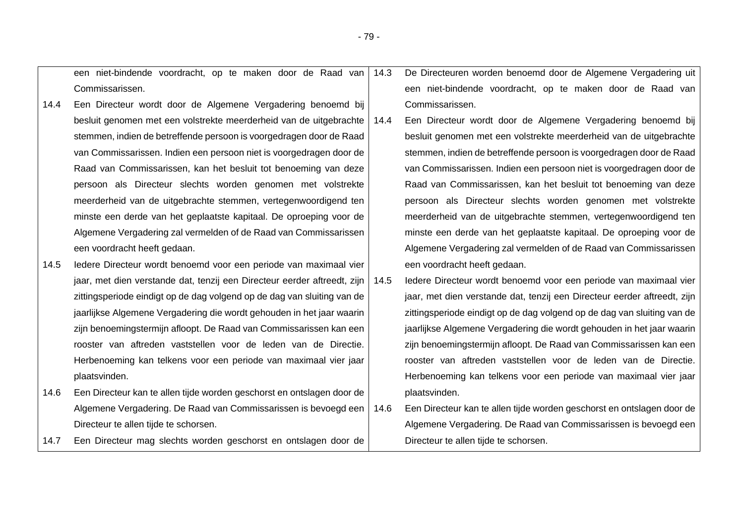| | |
|---|---|
| een niet-bindende voordracht, op te maken door de Raad van Commissarissen. | 14.3 De Directeuren worden benoemd door de Algemene Vergadering uit een niet-bindende voordracht, op te maken door de Raad van Commissarissen. |
| 14.4 Een Directeur wordt door de Algemene Vergadering benoemd bij besluit genomen met een volstrekte meerderheid van de uitgebrachte stemmen, indien de betreffende persoon is voorgedragen door de Raad van Commissarissen. Indien een persoon niet is voorgedragen door de Raad van Commissarissen, kan het besluit tot benoeming van deze persoon als Directeur slechts worden genomen met volstrekte meerderheid van de uitgebrachte stemmen, vertegenwoordigend ten minste een derde van het geplaatste kapitaal. De oproeping voor de Algemene Vergadering zal vermelden of de Raad van Commissarissen een voordracht heeft gedaan. | 14.4 Een Directeur wordt door de Algemene Vergadering benoemd bij besluit genomen met een volstrekte meerderheid van de uitgebrachte stemmen, indien de betreffende persoon is voorgedragen door de Raad van Commissarissen. Indien een persoon niet is voorgedragen door de Raad van Commissarissen, kan het besluit tot benoeming van deze persoon als Directeur slechts worden genomen met volstrekte meerderheid van de uitgebrachte stemmen, vertegenwoordigend ten minste een derde van het geplaatste kapitaal. De oproeping voor de Algemene Vergadering zal vermelden of de Raad van Commissarissen een voordracht heeft gedaan. |
| 14.5 Iedere Directeur wordt benoemd voor een periode van maximaal vier jaar, met dien verstande dat, tenzij een Directeur eerder aftreedt, zijn zittingsperiode eindigt op de dag volgend op de dag van sluiting van de jaarlijkse Algemene Vergadering die wordt gehouden in het jaar waarin zijn benoemingstermijn afloopt. De Raad van Commissarissen kan een rooster van aftreden vaststellen voor de leden van de Directie. Herbenoeming kan telkens voor een periode van maximaal vier jaar plaatsvinden. | 14.5 Iedere Directeur wordt benoemd voor een periode van maximaal vier jaar, met dien verstande dat, tenzij een Directeur eerder aftreedt, zijn zittingsperiode eindigt op de dag volgend op de dag van sluiting van de jaarlijkse Algemene Vergadering die wordt gehouden in het jaar waarin zijn benoemingstermijn afloopt. De Raad van Commissarissen kan een rooster van aftreden vaststellen voor de leden van de Directie. Herbenoeming kan telkens voor een periode van maximaal vier jaar plaatsvinden. |
| 14.6 Een Directeur kan te allen tijde worden geschorst en ontslagen door de Algemene Vergadering. De Raad van Commissarissen is bevoegd een Directeur te allen tijde te schorsen. | 14.6 Een Directeur kan te allen tijde worden geschorst en ontslagen door de Algemene Vergadering. De Raad van Commissarissen is bevoegd een Directeur te allen tijde te schorsen. |
| 14.7 Een Directeur mag slechts worden geschorst en ontslagen door de | |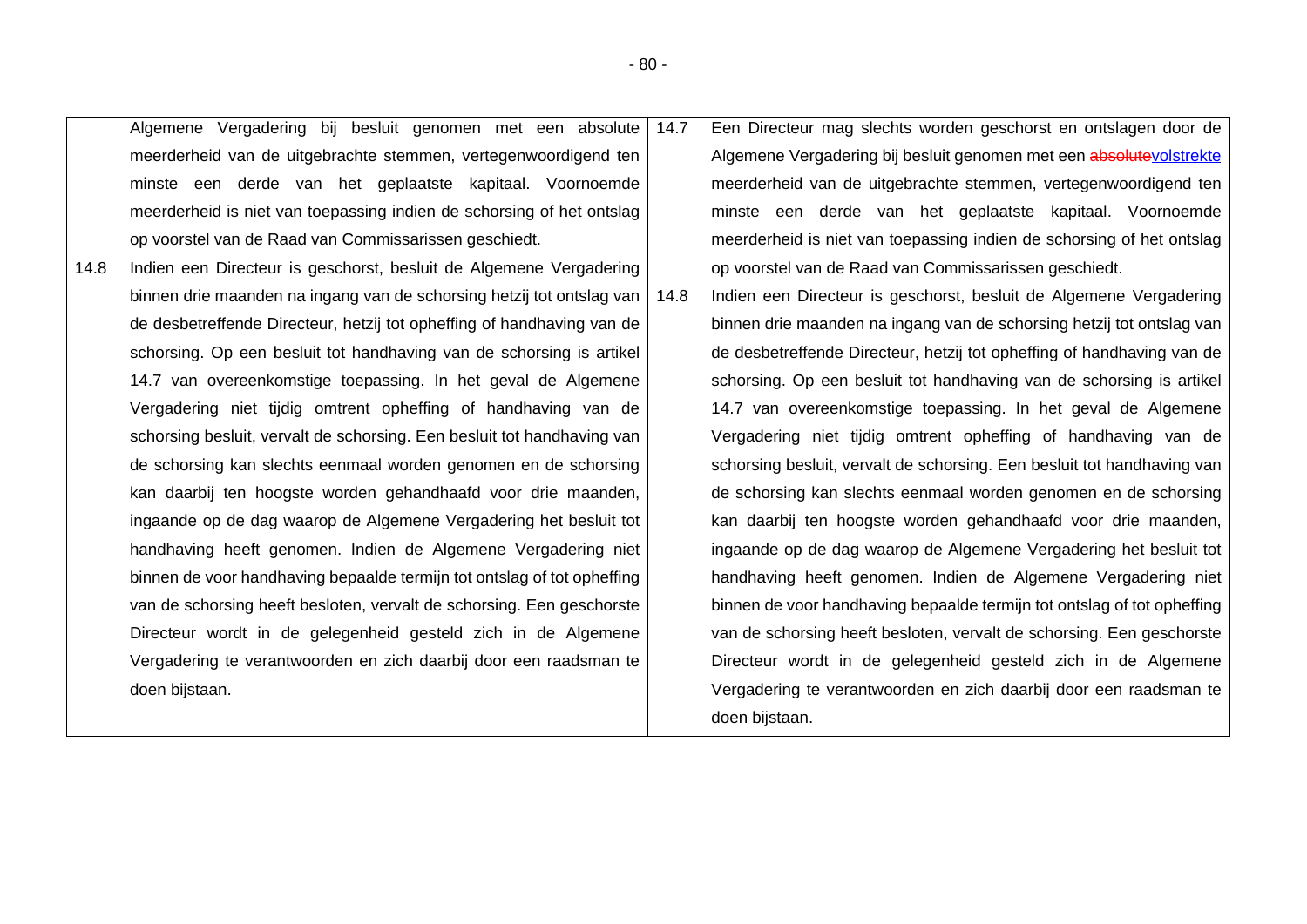| | |
|---|---|
| Algemene Vergadering bij besluit genomen met een absolute meerderheid van de uitgebrachte stemmen, vertegenwoordigend ten minste een derde van het geplaatste kapitaal. Voornoemde meerderheid is niet van toepassing indien de schorsing of het ontslag op voorstel van de Raad van Commissarissen geschiedt. | 14.7 Een Directeur mag slechts worden geschorst en ontslagen door de Algemene Vergadering bij besluit genomen met een ~~absolute~~volstrekte meerderheid van de uitgebrachte stemmen, vertegenwoordigend ten minste een derde van het geplaatste kapitaal. Voornoemde meerderheid is niet van toepassing indien de schorsing of het ontslag op voorstel van de Raad van Commissarissen geschiedt. |
| 14.8 Indien een Directeur is geschorst, besluit de Algemene Vergadering binnen drie maanden na ingang van de schorsing hetzij tot ontslag van de desbetreffende Directeur, hetzij tot opheffing of handhaving van de schorsing. Op een besluit tot handhaving van de schorsing is artikel 14.7 van overeenkomstige toepassing. In het geval de Algemene Vergadering niet tijdig omtrent opheffing of handhaving van de schorsing besluit, vervalt de schorsing. Een besluit tot handhaving van de schorsing kan slechts eenmaal worden genomen en de schorsing kan daarbij ten hoogste worden gehandhaafd voor drie maanden, ingaande op de dag waarop de Algemene Vergadering het besluit tot handhaving heeft genomen. Indien de Algemene Vergadering niet binnen de voor handhaving bepaalde termijn tot ontslag of tot opheffing van de schorsing heeft besloten, vervalt de schorsing. Een geschorste Directeur wordt in de gelegenheid gesteld zich in de Algemene Vergadering te verantwoorden en zich daarbij door een raadsman te doen bijstaan. | 14.8 Indien een Directeur is geschorst, besluit de Algemene Vergadering binnen drie maanden na ingang van de schorsing hetzij tot ontslag van de desbetreffende Directeur, hetzij tot opheffing of handhaving van de schorsing. Op een besluit tot handhaving van de schorsing is artikel 14.7 van overeenkomstige toepassing. In het geval de Algemene Vergadering niet tijdig omtrent opheffing of handhaving van de schorsing besluit, vervalt de schorsing. Een besluit tot handhaving van de schorsing kan slechts eenmaal worden genomen en de schorsing kan daarbij ten hoogste worden gehandhaafd voor drie maanden, ingaande op de dag waarop de Algemene Vergadering het besluit tot handhaving heeft genomen. Indien de Algemene Vergadering niet binnen de voor handhaving bepaalde termijn tot ontslag of tot opheffing van de schorsing heeft besloten, vervalt de schorsing. Een geschorste Directeur wordt in de gelegenheid gesteld zich in de Algemene Vergadering te verantwoorden en zich daarbij door een raadsman te doen bijstaan. |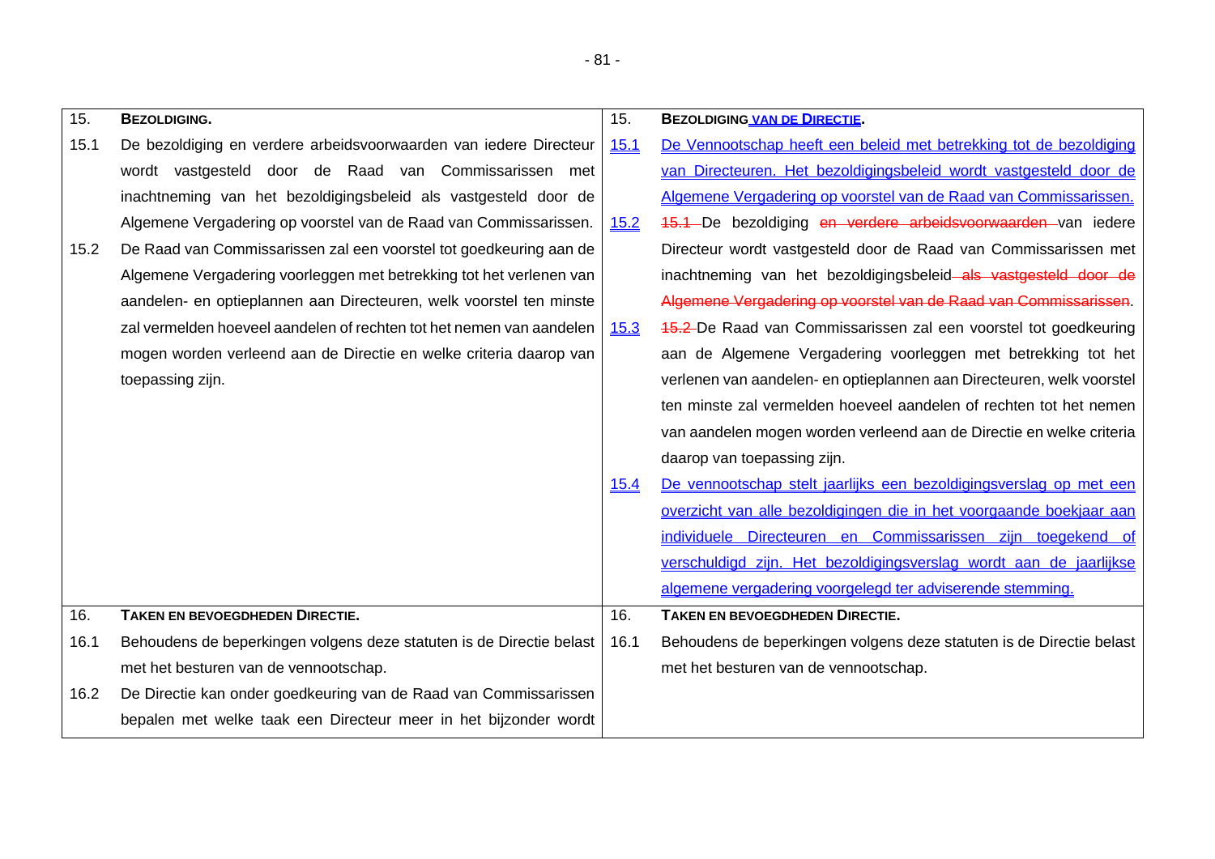| 15. | **BEZOLDIGING.** | 15. | **BEZOLDIGING VAN DE DIRECTIE.** |
|---|---|---|---|
| 15.1 | De bezoldiging en verdere arbeidsvoorwaarden van iedere Directeur wordt vastgesteld door de Raad van Commissarissen met inachtneming van het bezoldigingsbeleid als vastgesteld door de Algemene Vergadering op voorstel van de Raad van Commissarissen. | 15.1 | De Vennootschap heeft een beleid met betrekking tot de bezoldiging van Directeuren. Het bezoldigingsbeleid wordt vastgesteld door de Algemene Vergadering op voorstel van de Raad van Commissarissen. |
| 15.2 | De Raad van Commissarissen zal een voorstel tot goedkeuring aan de Algemene Vergadering voorleggen met betrekking tot het verlenen van aandelen- en optieplannen aan Directeuren, welk voorstel ten minste zal vermelden hoeveel aandelen of rechten tot het nemen van aandelen mogen worden verleend aan de Directie en welke criteria daarop van toepassing zijn. | 15.2 | ~~15.1~~ De bezoldiging ~~en verdere arbeidsvoorwaarden~~ van iedere Directeur wordt vastgesteld door de Raad van Commissarissen met inachtneming van het bezoldigingsbeleid ~~als vastgesteld door de Algemene Vergadering op voorstel van de Raad van Commissarissen~~. |
| | | 15.3 | ~~15.2~~ De Raad van Commissarissen zal een voorstel tot goedkeuring aan de Algemene Vergadering voorleggen met betrekking tot het verlenen van aandelen- en optieplannen aan Directeuren, welk voorstel ten minste zal vermelden hoeveel aandelen of rechten tot het nemen van aandelen mogen worden verleend aan de Directie en welke criteria daarop van toepassing zijn. |
| | | 15.4 | De vennootschap stelt jaarlijks een bezoldigingsverslag op met een overzicht van alle bezoldigingen die in het voorgaande boekjaar aan individuele Directeuren en Commissarissen zijn toegekend of verschuldigd zijn. Het bezoldigingsverslag wordt aan de jaarlijkse algemene vergadering voorgelegd ter adviserende stemming. |
| 16. | **TAKEN EN BEVOEGDHEDEN DIRECTIE.** | 16. | **TAKEN EN BEVOEGDHEDEN DIRECTIE.** |
| 16.1 | Behoudens de beperkingen volgens deze statuten is de Directie belast met het besturen van de vennootschap. | 16.1 | Behoudens de beperkingen volgens deze statuten is de Directie belast met het besturen van de vennootschap. |
| 16.2 | De Directie kan onder goedkeuring van de Raad van Commissarissen bepalen met welke taak een Directeur meer in het bijzonder wordt | | |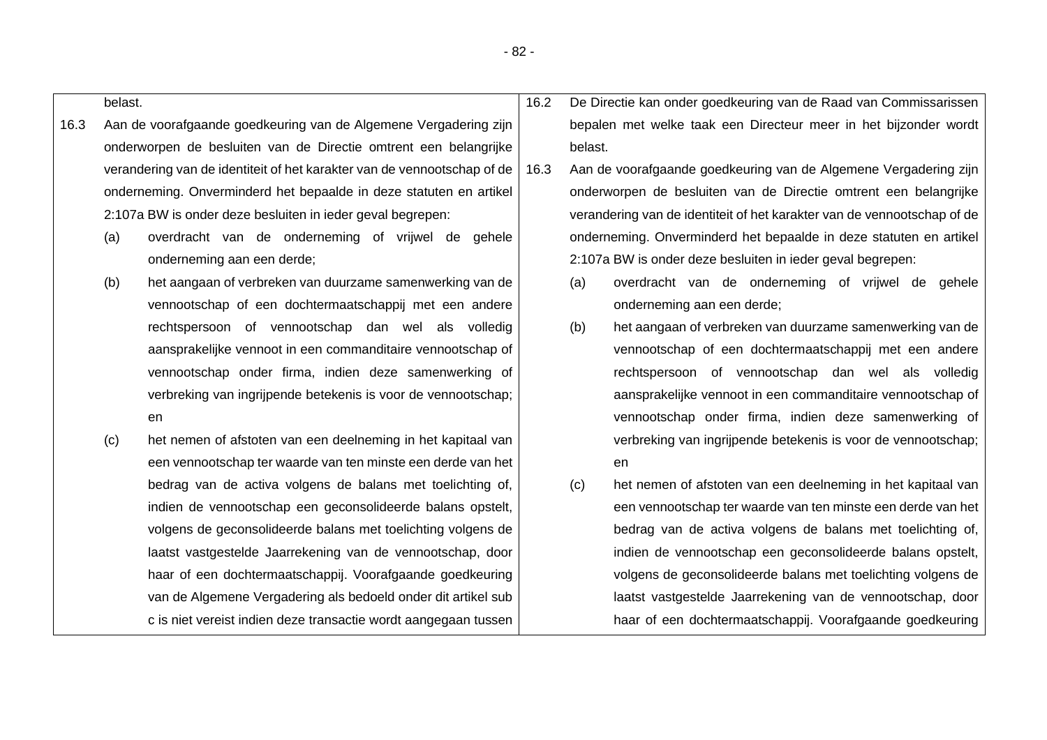| | |
|---|---|
| belast.<br>16.3 Aan de voorafgaande goedkeuring van de Algemene Vergadering zijn onderworpen de besluiten van de Directie omtrent een belangrijke verandering van de identiteit of het karakter van de vennootschap of de onderneming. Onverminderd het bepaalde in deze statuten en artikel 2:107a BW is onder deze besluiten in ieder geval begrepen:<br>(a) overdracht van de onderneming of vrijwel de gehele onderneming aan een derde;<br>(b) het aangaan of verbreken van duurzame samenwerking van de vennootschap of een dochtermaatschappij met een andere rechtspersoon of vennootschap dan wel als volledig aansprakelijke vennoot in een commanditaire vennootschap of vennootschap onder firma, indien deze samenwerking of verbreking van ingrijpende betekenis is voor de vennootschap; en<br>(c) het nemen of afstoten van een deelneming in het kapitaal van een vennootschap ter waarde van ten minste een derde van het bedrag van de activa volgens de balans met toelichting of, indien de vennootschap een geconsolideerde balans opstelt, volgens de geconsolideerde balans met toelichting volgens de laatst vastgestelde Jaarrekening van de vennootschap, door haar of een dochtermaatschappij. Voorafgaande goedkeuring van de Algemene Vergadering als bedoeld onder dit artikel sub c is niet vereist indien deze transactie wordt aangegaan tussen | 16.2 De Directie kan onder goedkeuring van de Raad van Commissarissen bepalen met welke taak een Directeur meer in het bijzonder wordt belast.<br>16.3 Aan de voorafgaande goedkeuring van de Algemene Vergadering zijn onderworpen de besluiten van de Directie omtrent een belangrijke verandering van de identiteit of het karakter van de vennootschap of de onderneming. Onverminderd het bepaalde in deze statuten en artikel 2:107a BW is onder deze besluiten in ieder geval begrepen:<br>(a) overdracht van de onderneming of vrijwel de gehele onderneming aan een derde;<br>(b) het aangaan of verbreken van duurzame samenwerking van de vennootschap of een dochtermaatschappij met een andere rechtspersoon of vennootschap dan wel als volledig aansprakelijke vennoot in een commanditaire vennootschap of vennootschap onder firma, indien deze samenwerking of verbreking van ingrijpende betekenis is voor de vennootschap; en<br>(c) het nemen of afstoten van een deelneming in het kapitaal van een vennootschap ter waarde van ten minste een derde van het bedrag van de activa volgens de balans met toelichting of, indien de vennootschap een geconsolideerde balans opstelt, volgens de geconsolideerde balans met toelichting volgens de laatst vastgestelde Jaarrekening van de vennootschap, door haar of een dochtermaatschappij. Voorafgaande goedkeuring |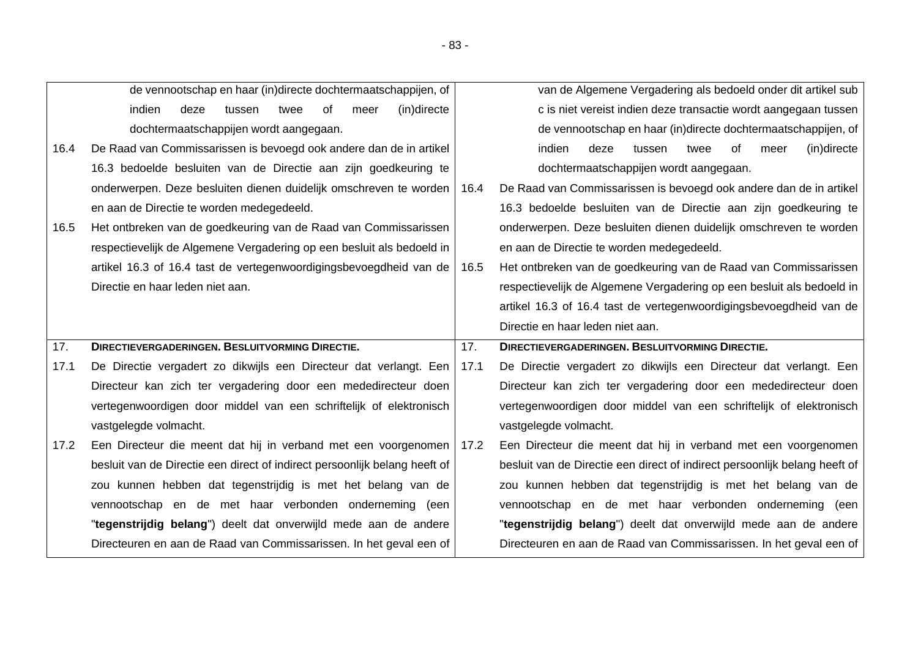| Huidige tekst | Voorgestelde tekst |
|---|---|
| de vennootschap en haar (in)directe dochtermaatschappijen, of indien deze tussen twee of meer (in)directe dochtermaatschappijen wordt aangegaan. | van de Algemene Vergadering als bedoeld onder dit artikel sub c is niet vereist indien deze transactie wordt aangegaan tussen de vennootschap en haar (in)directe dochtermaatschappijen, of indien deze tussen twee of meer (in)directe dochtermaatschappijen wordt aangegaan. |
| 16.4 De Raad van Commissarissen is bevoegd ook andere dan de in artikel 16.3 bedoelde besluiten van de Directie aan zijn goedkeuring te onderwerpen. Deze besluiten dienen duidelijk omschreven te worden en aan de Directie te worden medegedeeld. | 16.4 De Raad van Commissarissen is bevoegd ook andere dan de in artikel 16.3 bedoelde besluiten van de Directie aan zijn goedkeuring te onderwerpen. Deze besluiten dienen duidelijk omschreven te worden en aan de Directie te worden medegedeeld. |
| 16.5 Het ontbreken van de goedkeuring van de Raad van Commissarissen respectievelijk de Algemene Vergadering op een besluit als bedoeld in artikel 16.3 of 16.4 tast de vertegenwoordigingsbevoegdheid van de Directie en haar leden niet aan. | 16.5 Het ontbreken van de goedkeuring van de Raad van Commissarissen respectievelijk de Algemene Vergadering op een besluit als bedoeld in artikel 16.3 of 16.4 tast de vertegenwoordigingsbevoegdheid van de Directie en haar leden niet aan. |
| 17. **DIRECTIEVERGADERINGEN. BESLUITVORMING DIRECTIE.** | 17. **DIRECTIEVERGADERINGEN. BESLUITVORMING DIRECTIE.** |
| 17.1 De Directie vergadert zo dikwijls een Directeur dat verlangt. Een Directeur kan zich ter vergadering door een mededirecteur doen vertegenwoordigen door middel van een schriftelijk of elektronisch vastgelegde volmacht. | 17.1 De Directie vergadert zo dikwijls een Directeur dat verlangt. Een Directeur kan zich ter vergadering door een mededirecteur doen vertegenwoordigen door middel van een schriftelijk of elektronisch vastgelegde volmacht. |
| 17.2 Een Directeur die meent dat hij in verband met een voorgenomen besluit van de Directie een direct of indirect persoonlijk belang heeft of zou kunnen hebben dat tegenstrijdig is met het belang van de vennootschap en de met haar verbonden onderneming (een "**tegenstrijdig belang**") deelt dat onverwijld mede aan de andere Directeuren en aan de Raad van Commissarissen. In het geval een of | 17.2 Een Directeur die meent dat hij in verband met een voorgenomen besluit van de Directie een direct of indirect persoonlijk belang heeft of zou kunnen hebben dat tegenstrijdig is met het belang van de vennootschap en de met haar verbonden onderneming (een "**tegenstrijdig belang**") deelt dat onverwijld mede aan de andere Directeuren en aan de Raad van Commissarissen. In het geval een of |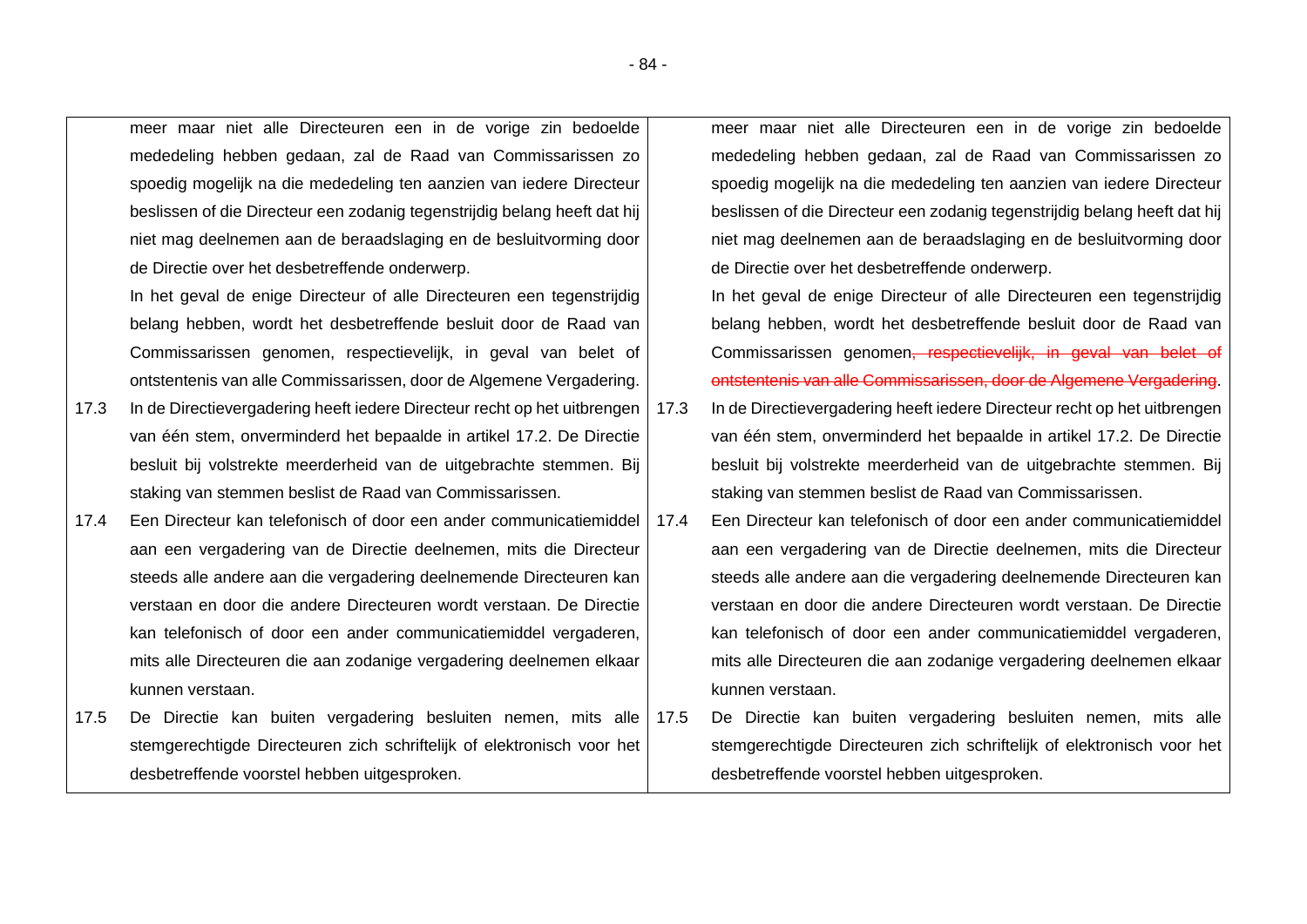| | | | |
|---|---|---|---|
| | meer maar niet alle Directeuren een in de vorige zin bedoelde mededeling hebben gedaan, zal de Raad van Commissarissen zo spoedig mogelijk na die mededeling ten aanzien van iedere Directeur beslissen of die Directeur een zodanig tegenstrijdig belang heeft dat hij niet mag deelnemen aan de beraadslaging en de besluitvorming door de Directie over het desbetreffende onderwerp.<br>In het geval de enige Directeur of alle Directeuren een tegenstrijdig belang hebben, wordt het desbetreffende besluit door de Raad van Commissarissen genomen, respectievelijk, in geval van belet of ontstentenis van alle Commissarissen, door de Algemene Vergadering. | | meer maar niet alle Directeuren een in de vorige zin bedoelde mededeling hebben gedaan, zal de Raad van Commissarissen zo spoedig mogelijk na die mededeling ten aanzien van iedere Directeur beslissen of die Directeur een zodanig tegenstrijdig belang heeft dat hij niet mag deelnemen aan de beraadslaging en de besluitvorming door de Directie over het desbetreffende onderwerp.<br>In het geval de enige Directeur of alle Directeuren een tegenstrijdig belang hebben, wordt het desbetreffende besluit door de Raad van Commissarissen genomen~~, respectievelijk, in geval van belet of ontstentenis van alle Commissarissen, door de Algemene Vergadering~~. |
| 17.3 | In de Directievergadering heeft iedere Directeur recht op het uitbrengen van één stem, onverminderd het bepaalde in artikel 17.2. De Directie besluit bij volstrekte meerderheid van de uitgebrachte stemmen. Bij staking van stemmen beslist de Raad van Commissarissen. | 17.3 | In de Directievergadering heeft iedere Directeur recht op het uitbrengen van één stem, onverminderd het bepaalde in artikel 17.2. De Directie besluit bij volstrekte meerderheid van de uitgebrachte stemmen. Bij staking van stemmen beslist de Raad van Commissarissen. |
| 17.4 | Een Directeur kan telefonisch of door een ander communicatiemiddel aan een vergadering van de Directie deelnemen, mits die Directeur steeds alle andere aan die vergadering deelnemende Directeuren kan verstaan en door die andere Directeuren wordt verstaan. De Directie kan telefonisch of door een ander communicatiemiddel vergaderen, mits alle Directeuren die aan zodanige vergadering deelnemen elkaar kunnen verstaan. | 17.4 | Een Directeur kan telefonisch of door een ander communicatiemiddel aan een vergadering van de Directie deelnemen, mits die Directeur steeds alle andere aan die vergadering deelnemende Directeuren kan verstaan en door die andere Directeuren wordt verstaan. De Directie kan telefonisch of door een ander communicatiemiddel vergaderen, mits alle Directeuren die aan zodanige vergadering deelnemen elkaar kunnen verstaan. |
| 17.5 | De Directie kan buiten vergadering besluiten nemen, mits alle stemgerechtigde Directeuren zich schriftelijk of elektronisch voor het desbetreffende voorstel hebben uitgesproken. | 17.5 | De Directie kan buiten vergadering besluiten nemen, mits alle stemgerechtigde Directeuren zich schriftelijk of elektronisch voor het desbetreffende voorstel hebben uitgesproken. |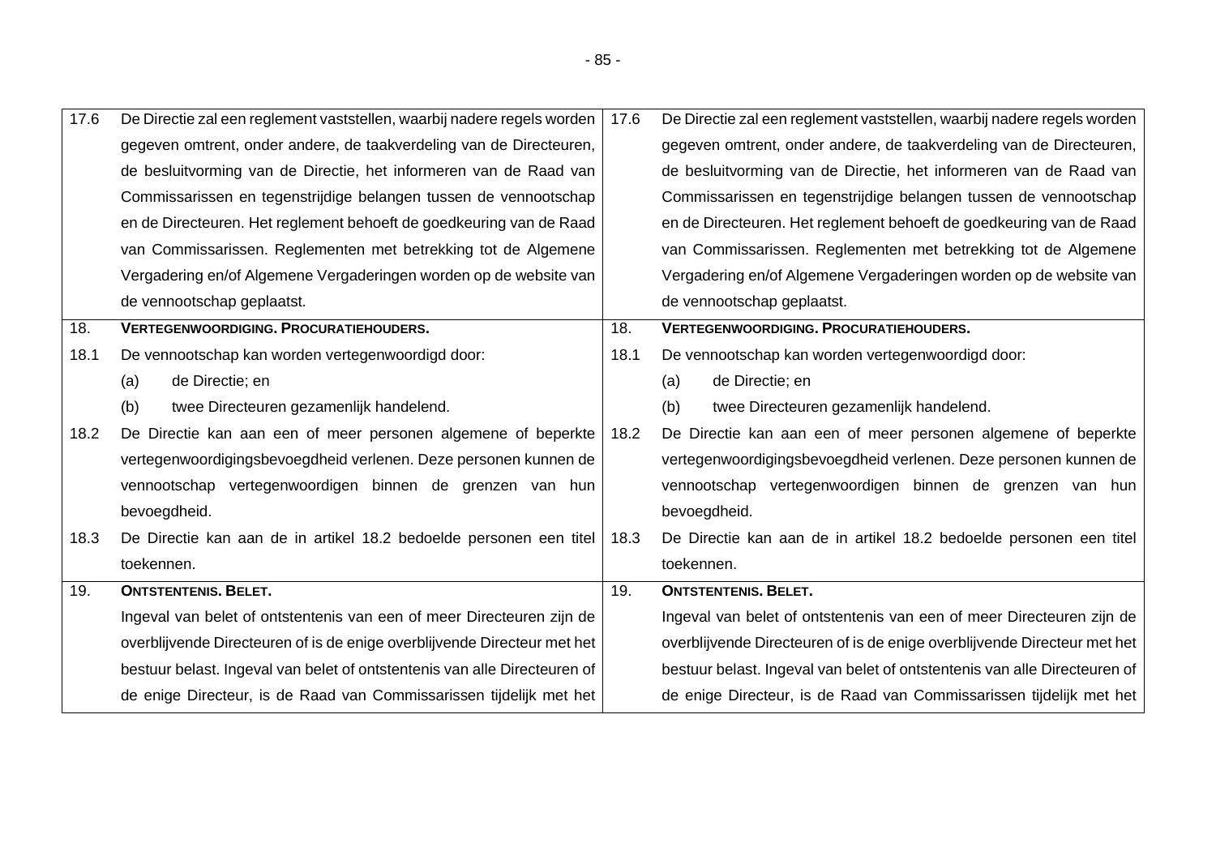| | | | |
|---|---|---|---|
| 17.6 | De Directie zal een reglement vaststellen, waarbij nadere regels worden gegeven omtrent, onder andere, de taakverdeling van de Directeuren, de besluitvorming van de Directie, het informeren van de Raad van Commissarissen en tegenstrijdige belangen tussen de vennootschap en de Directeuren. Het reglement behoeft de goedkeuring van de Raad van Commissarissen. Reglementen met betrekking tot de Algemene Vergadering en/of Algemene Vergaderingen worden op de website van de vennootschap geplaatst. | 17.6 | De Directie zal een reglement vaststellen, waarbij nadere regels worden gegeven omtrent, onder andere, de taakverdeling van de Directeuren, de besluitvorming van de Directie, het informeren van de Raad van Commissarissen en tegenstrijdige belangen tussen de vennootschap en de Directeuren. Het reglement behoeft de goedkeuring van de Raad van Commissarissen. Reglementen met betrekking tot de Algemene Vergadering en/of Algemene Vergaderingen worden op de website van de vennootschap geplaatst. |
| 18. | **VERTEGENWOORDIGING. PROCURATIEHOUDERS.** | 18. | **VERTEGENWOORDIGING. PROCURATIEHOUDERS.** |
| 18.1 | De vennootschap kan worden vertegenwoordigd door:<br>(a) de Directie; en<br>(b) twee Directeuren gezamenlijk handelend. | 18.1 | De vennootschap kan worden vertegenwoordigd door:<br>(a) de Directie; en<br>(b) twee Directeuren gezamenlijk handelend. |
| 18.2 | De Directie kan aan een of meer personen algemene of beperkte vertegenwoordigingsbevoegdheid verlenen. Deze personen kunnen de vennootschap vertegenwoordigen binnen de grenzen van hun bevoegdheid. | 18.2 | De Directie kan aan een of meer personen algemene of beperkte vertegenwoordigingsbevoegdheid verlenen. Deze personen kunnen de vennootschap vertegenwoordigen binnen de grenzen van hun bevoegdheid. |
| 18.3 | De Directie kan aan de in artikel 18.2 bedoelde personen een titel toekennen. | 18.3 | De Directie kan aan de in artikel 18.2 bedoelde personen een titel toekennen. |
| 19. | **ONTSTENTENIS. BELET.** | 19. | **ONTSTENTENIS. BELET.** |
| | Ingeval van belet of ontstentenis van een of meer Directeuren zijn de overblijvende Directeuren of is de enige overblijvende Directeur met het bestuur belast. Ingeval van belet of ontstentenis van alle Directeuren of de enige Directeur, is de Raad van Commissarissen tijdelijk met het | | Ingeval van belet of ontstentenis van een of meer Directeuren zijn de overblijvende Directeuren of is de enige overblijvende Directeur met het bestuur belast. Ingeval van belet of ontstentenis van alle Directeuren of de enige Directeur, is de Raad van Commissarissen tijdelijk met het |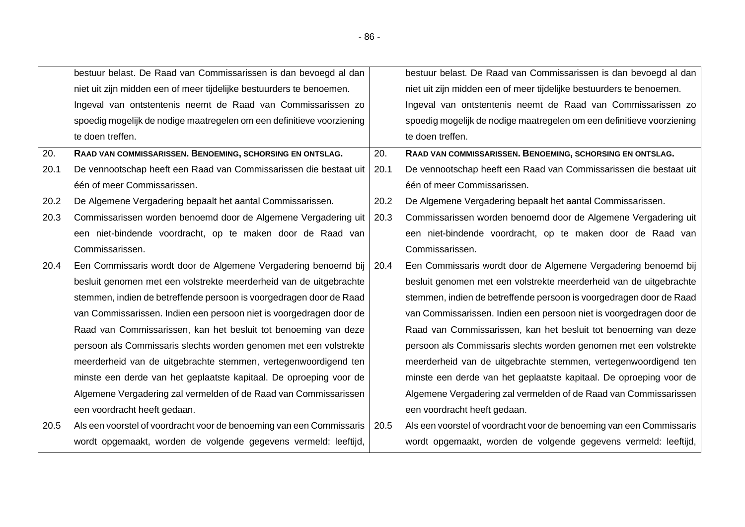| | | | |
|---|---|---|---|
| | bestuur belast. De Raad van Commissarissen is dan bevoegd al dan niet uit zijn midden een of meer tijdelijke bestuurders te benoemen. Ingeval van ontstentenis neemt de Raad van Commissarissen zo spoedig mogelijk de nodige maatregelen om een definitieve voorziening te doen treffen. | | bestuur belast. De Raad van Commissarissen is dan bevoegd al dan niet uit zijn midden een of meer tijdelijke bestuurders te benoemen. Ingeval van ontstentenis neemt de Raad van Commissarissen zo spoedig mogelijk de nodige maatregelen om een definitieve voorziening te doen treffen. |
| 20. | **RAAD VAN COMMISSARISSEN. BENOEMING, SCHORSING EN ONTSLAG.** | 20. | **RAAD VAN COMMISSARISSEN. BENOEMING, SCHORSING EN ONTSLAG.** |
| 20.1 | De vennootschap heeft een Raad van Commissarissen die bestaat uit één of meer Commissarissen. | 20.1 | De vennootschap heeft een Raad van Commissarissen die bestaat uit één of meer Commissarissen. |
| 20.2 | De Algemene Vergadering bepaalt het aantal Commissarissen. | 20.2 | De Algemene Vergadering bepaalt het aantal Commissarissen. |
| 20.3 | Commissarissen worden benoemd door de Algemene Vergadering uit een niet-bindende voordracht, op te maken door de Raad van Commissarissen. | 20.3 | Commissarissen worden benoemd door de Algemene Vergadering uit een niet-bindende voordracht, op te maken door de Raad van Commissarissen. |
| 20.4 | Een Commissaris wordt door de Algemene Vergadering benoemd bij besluit genomen met een volstrekte meerderheid van de uitgebrachte stemmen, indien de betreffende persoon is voorgedragen door de Raad van Commissarissen. Indien een persoon niet is voorgedragen door de Raad van Commissarissen, kan het besluit tot benoeming van deze persoon als Commissaris slechts worden genomen met een volstrekte meerderheid van de uitgebrachte stemmen, vertegenwoordigend ten minste een derde van het geplaatste kapitaal. De oproeping voor de Algemene Vergadering zal vermelden of de Raad van Commissarissen een voordracht heeft gedaan. | 20.4 | Een Commissaris wordt door de Algemene Vergadering benoemd bij besluit genomen met een volstrekte meerderheid van de uitgebrachte stemmen, indien de betreffende persoon is voorgedragen door de Raad van Commissarissen. Indien een persoon niet is voorgedragen door de Raad van Commissarissen, kan het besluit tot benoeming van deze persoon als Commissaris slechts worden genomen met een volstrekte meerderheid van de uitgebrachte stemmen, vertegenwoordigend ten minste een derde van het geplaatste kapitaal. De oproeping voor de Algemene Vergadering zal vermelden of de Raad van Commissarissen een voordracht heeft gedaan. |
| 20.5 | Als een voorstel of voordracht voor de benoeming van een Commissaris wordt opgemaakt, worden de volgende gegevens vermeld: leeftijd, | 20.5 | Als een voorstel of voordracht voor de benoeming van een Commissaris wordt opgemaakt, worden de volgende gegevens vermeld: leeftijd, |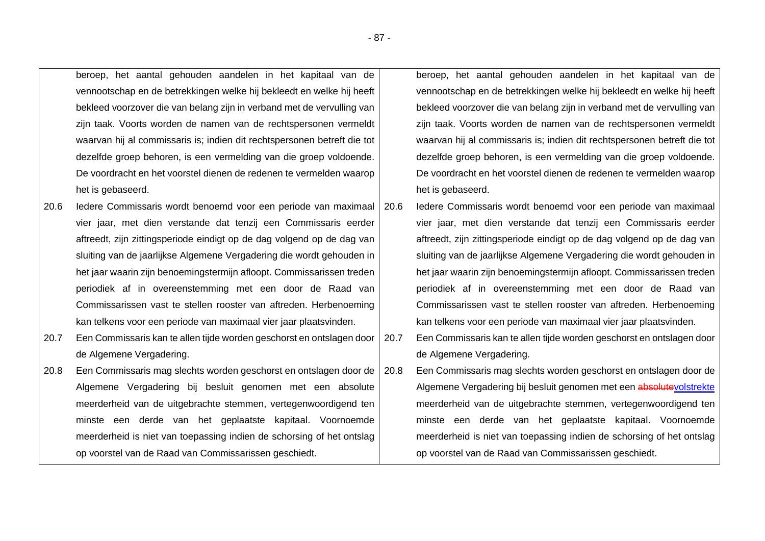| | | | |
|---|---|---|---|
| | beroep, het aantal gehouden aandelen in het kapitaal van de vennootschap en de betrekkingen welke hij bekleedt en welke hij heeft bekleed voorzover die van belang zijn in verband met de vervulling van zijn taak. Voorts worden de namen van de rechtspersonen vermeldt waarvan hij al commissaris is; indien dit rechtspersonen betreft die tot dezelfde groep behoren, is een vermelding van die groep voldoende. De voordracht en het voorstel dienen de redenen te vermelden waarop het is gebaseerd. | | beroep, het aantal gehouden aandelen in het kapitaal van de vennootschap en de betrekkingen welke hij bekleedt en welke hij heeft bekleed voorzover die van belang zijn in verband met de vervulling van zijn taak. Voorts worden de namen van de rechtspersonen vermeldt waarvan hij al commissaris is; indien dit rechtspersonen betreft die tot dezelfde groep behoren, is een vermelding van die groep voldoende. De voordracht en het voorstel dienen de redenen te vermelden waarop het is gebaseerd. |
| 20.6 | Iedere Commissaris wordt benoemd voor een periode van maximaal vier jaar, met dien verstande dat tenzij een Commissaris eerder aftreedt, zijn zittingsperiode eindigt op de dag volgend op de dag van sluiting van de jaarlijkse Algemene Vergadering die wordt gehouden in het jaar waarin zijn benoemingstermijn afloopt. Commissarissen treden periodiek af in overeenstemming met een door de Raad van Commissarissen vast te stellen rooster van aftreden. Herbenoeming kan telkens voor een periode van maximaal vier jaar plaatsvinden. | 20.6 | Iedere Commissaris wordt benoemd voor een periode van maximaal vier jaar, met dien verstande dat tenzij een Commissaris eerder aftreedt, zijn zittingsperiode eindigt op de dag volgend op de dag van sluiting van de jaarlijkse Algemene Vergadering die wordt gehouden in het jaar waarin zijn benoemingstermijn afloopt. Commissarissen treden periodiek af in overeenstemming met een door de Raad van Commissarissen vast te stellen rooster van aftreden. Herbenoeming kan telkens voor een periode van maximaal vier jaar plaatsvinden. |
| 20.7 | Een Commissaris kan te allen tijde worden geschorst en ontslagen door de Algemene Vergadering. | 20.7 | Een Commissaris kan te allen tijde worden geschorst en ontslagen door de Algemene Vergadering. |
| 20.8 | Een Commissaris mag slechts worden geschorst en ontslagen door de Algemene Vergadering bij besluit genomen met een absolute meerderheid van de uitgebrachte stemmen, vertegenwoordigend ten minste een derde van het geplaatste kapitaal. Voornoemde meerderheid is niet van toepassing indien de schorsing of het ontslag op voorstel van de Raad van Commissarissen geschiedt. | 20.8 | Een Commissaris mag slechts worden geschorst en ontslagen door de Algemene Vergadering bij besluit genomen met een ~~absolute~~volstrekte meerderheid van de uitgebrachte stemmen, vertegenwoordigend ten minste een derde van het geplaatste kapitaal. Voornoemde meerderheid is niet van toepassing indien de schorsing of het ontslag op voorstel van de Raad van Commissarissen geschiedt. |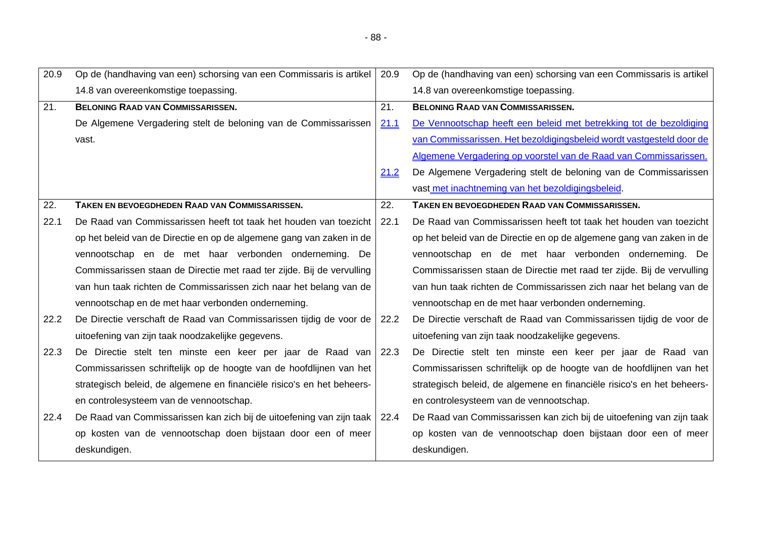| | | | |
|---|---|---|---|
| 20.9 | Op de (handhaving van een) schorsing van een Commissaris is artikel 14.8 van overeenkomstige toepassing. | 20.9 | Op de (handhaving van een) schorsing van een Commissaris is artikel 14.8 van overeenkomstige toepassing. |
| 21. | **BELONING RAAD VAN COMMISSARISSEN.** | 21. | **BELONING RAAD VAN COMMISSARISSEN.** |
| | De Algemene Vergadering stelt de beloning van de Commissarissen vast. | 21.1 | De Vennootschap heeft een beleid met betrekking tot de bezoldiging van Commissarissen. Het bezoldigingsbeleid wordt vastgesteld door de Algemene Vergadering op voorstel van de Raad van Commissarissen. |
| | | 21.2 | De Algemene Vergadering stelt de beloning van de Commissarissen vast met inachtneming van het bezoldigingsbeleid. |
| 22. | **TAKEN EN BEVOEGDHEDEN RAAD VAN COMMISSARISSEN.** | 22. | **TAKEN EN BEVOEGDHEDEN RAAD VAN COMMISSARISSEN.** |
| 22.1 | De Raad van Commissarissen heeft tot taak het houden van toezicht op het beleid van de Directie en op de algemene gang van zaken in de vennootschap en de met haar verbonden onderneming. De Commissarissen staan de Directie met raad ter zijde. Bij de vervulling van hun taak richten de Commissarissen zich naar het belang van de vennootschap en de met haar verbonden onderneming. | 22.1 | De Raad van Commissarissen heeft tot taak het houden van toezicht op het beleid van de Directie en op de algemene gang van zaken in de vennootschap en de met haar verbonden onderneming. De Commissarissen staan de Directie met raad ter zijde. Bij de vervulling van hun taak richten de Commissarissen zich naar het belang van de vennootschap en de met haar verbonden onderneming. |
| 22.2 | De Directie verschaft de Raad van Commissarissen tijdig de voor de uitoefening van zijn taak noodzakelijke gegevens. | 22.2 | De Directie verschaft de Raad van Commissarissen tijdig de voor de uitoefening van zijn taak noodzakelijke gegevens. |
| 22.3 | De Directie stelt ten minste een keer per jaar de Raad van Commissarissen schriftelijk op de hoogte van de hoofdlijnen van het strategisch beleid, de algemene en financiële risico's en het beheers- en controlesysteem van de vennootschap. | 22.3 | De Directie stelt ten minste een keer per jaar de Raad van Commissarissen schriftelijk op de hoogte van de hoofdlijnen van het strategisch beleid, de algemene en financiële risico's en het beheers- en controlesysteem van de vennootschap. |
| 22.4 | De Raad van Commissarissen kan zich bij de uitoefening van zijn taak op kosten van de vennootschap doen bijstaan door een of meer deskundigen. | 22.4 | De Raad van Commissarissen kan zich bij de uitoefening van zijn taak op kosten van de vennootschap doen bijstaan door een of meer deskundigen. |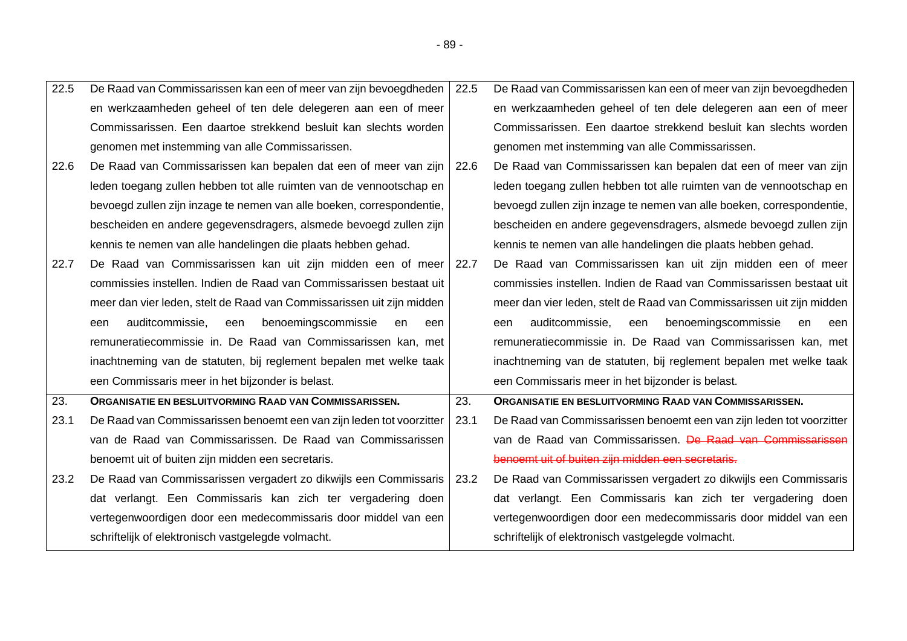| | | | |
|---|---|---|---|
| 22.5 | De Raad van Commissarissen kan een of meer van zijn bevoegdheden en werkzaamheden geheel of ten dele delegeren aan een of meer Commissarissen. Een daartoe strekkend besluit kan slechts worden genomen met instemming van alle Commissarissen. | 22.5 | De Raad van Commissarissen kan een of meer van zijn bevoegdheden en werkzaamheden geheel of ten dele delegeren aan een of meer Commissarissen. Een daartoe strekkend besluit kan slechts worden genomen met instemming van alle Commissarissen. |
| 22.6 | De Raad van Commissarissen kan bepalen dat een of meer van zijn leden toegang zullen hebben tot alle ruimten van de vennootschap en bevoegd zullen zijn inzage te nemen van alle boeken, correspondentie, bescheiden en andere gegevensdragers, alsmede bevoegd zullen zijn kennis te nemen van alle handelingen die plaats hebben gehad. | 22.6 | De Raad van Commissarissen kan bepalen dat een of meer van zijn leden toegang zullen hebben tot alle ruimten van de vennootschap en bevoegd zullen zijn inzage te nemen van alle boeken, correspondentie, bescheiden en andere gegevensdragers, alsmede bevoegd zullen zijn kennis te nemen van alle handelingen die plaats hebben gehad. |
| 22.7 | De Raad van Commissarissen kan uit zijn midden een of meer commissies instellen. Indien de Raad van Commissarissen bestaat uit meer dan vier leden, stelt de Raad van Commissarissen uit zijn midden een auditcommissie, een benoemingscommissie en een remuneratiecommissie in. De Raad van Commissarissen kan, met inachtneming van de statuten, bij reglement bepalen met welke taak een Commissaris meer in het bijzonder is belast. | 22.7 | De Raad van Commissarissen kan uit zijn midden een of meer commissies instellen. Indien de Raad van Commissarissen bestaat uit meer dan vier leden, stelt de Raad van Commissarissen uit zijn midden een auditcommissie, een benoemingscommissie en een remuneratiecommissie in. De Raad van Commissarissen kan, met inachtneming van de statuten, bij reglement bepalen met welke taak een Commissaris meer in het bijzonder is belast. |
| 23. | **ORGANISATIE EN BESLUITVORMING RAAD VAN COMMISSARISSEN.** | 23. | **ORGANISATIE EN BESLUITVORMING RAAD VAN COMMISSARISSEN.** |
| 23.1 | De Raad van Commissarissen benoemt een van zijn leden tot voorzitter van de Raad van Commissarissen. De Raad van Commissarissen benoemt uit of buiten zijn midden een secretaris. | 23.1 | De Raad van Commissarissen benoemt een van zijn leden tot voorzitter van de Raad van Commissarissen. ~~De Raad van Commissarissen benoemt uit of buiten zijn midden een secretaris.~~ |
| 23.2 | De Raad van Commissarissen vergadert zo dikwijls een Commissaris dat verlangt. Een Commissaris kan zich ter vergadering doen vertegenwoordigen door een medecommissaris door middel van een schriftelijk of elektronisch vastgelegde volmacht. | 23.2 | De Raad van Commissarissen vergadert zo dikwijls een Commissaris dat verlangt. Een Commissaris kan zich ter vergadering doen vertegenwoordigen door een medecommissaris door middel van een schriftelijk of elektronisch vastgelegde volmacht. |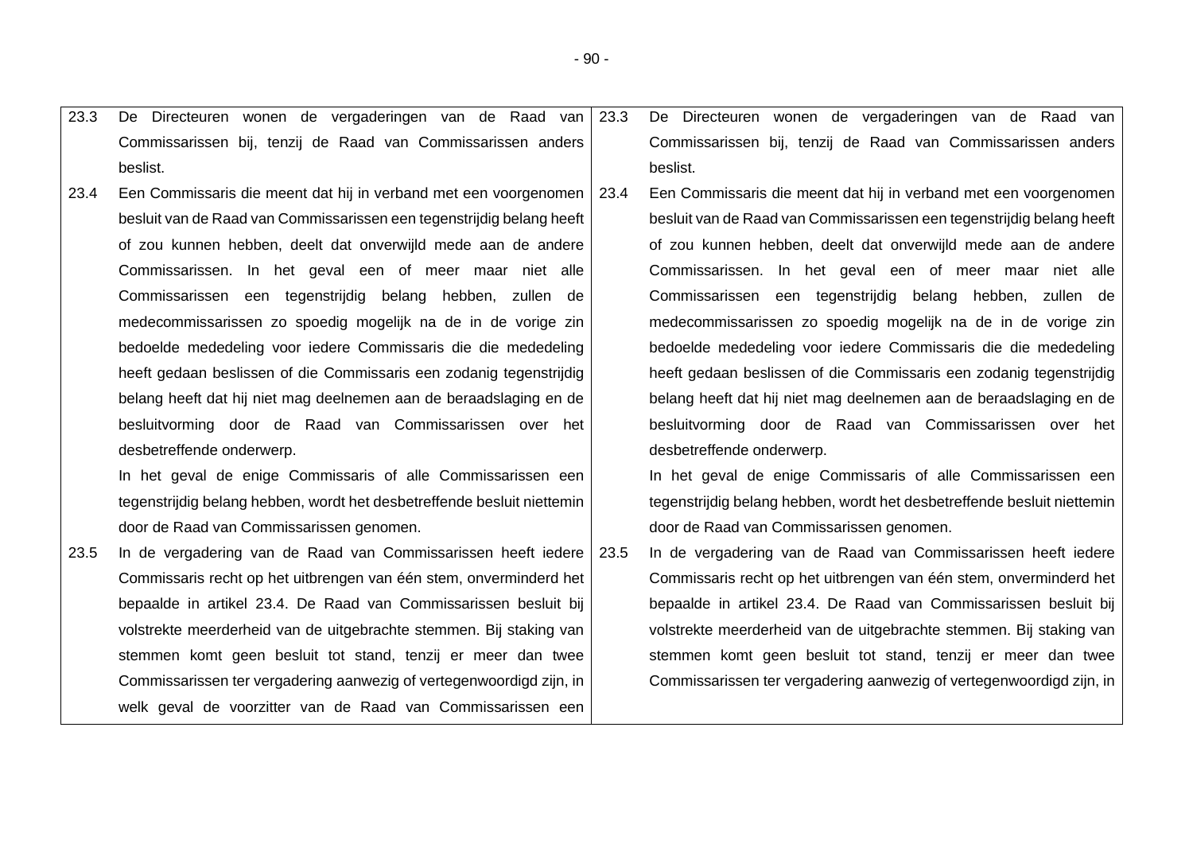| | | | |
|---|---|---|---|
| 23.3 | De Directeuren wonen de vergaderingen van de Raad van Commissarissen bij, tenzij de Raad van Commissarissen anders beslist. | 23.3 | De Directeuren wonen de vergaderingen van de Raad van Commissarissen bij, tenzij de Raad van Commissarissen anders beslist. |
| 23.4 | Een Commissaris die meent dat hij in verband met een voorgenomen besluit van de Raad van Commissarissen een tegenstrijdig belang heeft of zou kunnen hebben, deelt dat onverwijld mede aan de andere Commissarissen. In het geval een of meer maar niet alle Commissarissen een tegenstrijdig belang hebben, zullen de medecommissarissen zo spoedig mogelijk na de in de vorige zin bedoelde mededeling voor iedere Commissaris die die mededeling heeft gedaan beslissen of die Commissaris een zodanig tegenstrijdig belang heeft dat hij niet mag deelnemen aan de beraadslaging en de besluitvorming door de Raad van Commissarissen over het desbetreffende onderwerp.<br>In het geval de enige Commissaris of alle Commissarissen een tegenstrijdig belang hebben, wordt het desbetreffende besluit niettemin door de Raad van Commissarissen genomen. | 23.4 | Een Commissaris die meent dat hij in verband met een voorgenomen besluit van de Raad van Commissarissen een tegenstrijdig belang heeft of zou kunnen hebben, deelt dat onverwijld mede aan de andere Commissarissen. In het geval een of meer maar niet alle Commissarissen een tegenstrijdig belang hebben, zullen de medecommissarissen zo spoedig mogelijk na de in de vorige zin bedoelde mededeling voor iedere Commissaris die die mededeling heeft gedaan beslissen of die Commissaris een zodanig tegenstrijdig belang heeft dat hij niet mag deelnemen aan de beraadslaging en de besluitvorming door de Raad van Commissarissen over het desbetreffende onderwerp.<br>In het geval de enige Commissaris of alle Commissarissen een tegenstrijdig belang hebben, wordt het desbetreffende besluit niettemin door de Raad van Commissarissen genomen. |
| 23.5 | In de vergadering van de Raad van Commissarissen heeft iedere Commissaris recht op het uitbrengen van één stem, onverminderd het bepaalde in artikel 23.4. De Raad van Commissarissen besluit bij volstrekte meerderheid van de uitgebrachte stemmen. Bij staking van stemmen komt geen besluit tot stand, tenzij er meer dan twee Commissarissen ter vergadering aanwezig of vertegenwoordigd zijn, in welk geval de voorzitter van de Raad van Commissarissen een | 23.5 | In de vergadering van de Raad van Commissarissen heeft iedere Commissaris recht op het uitbrengen van één stem, onverminderd het bepaalde in artikel 23.4. De Raad van Commissarissen besluit bij volstrekte meerderheid van de uitgebrachte stemmen. Bij staking van stemmen komt geen besluit tot stand, tenzij er meer dan twee Commissarissen ter vergadering aanwezig of vertegenwoordigd zijn, in |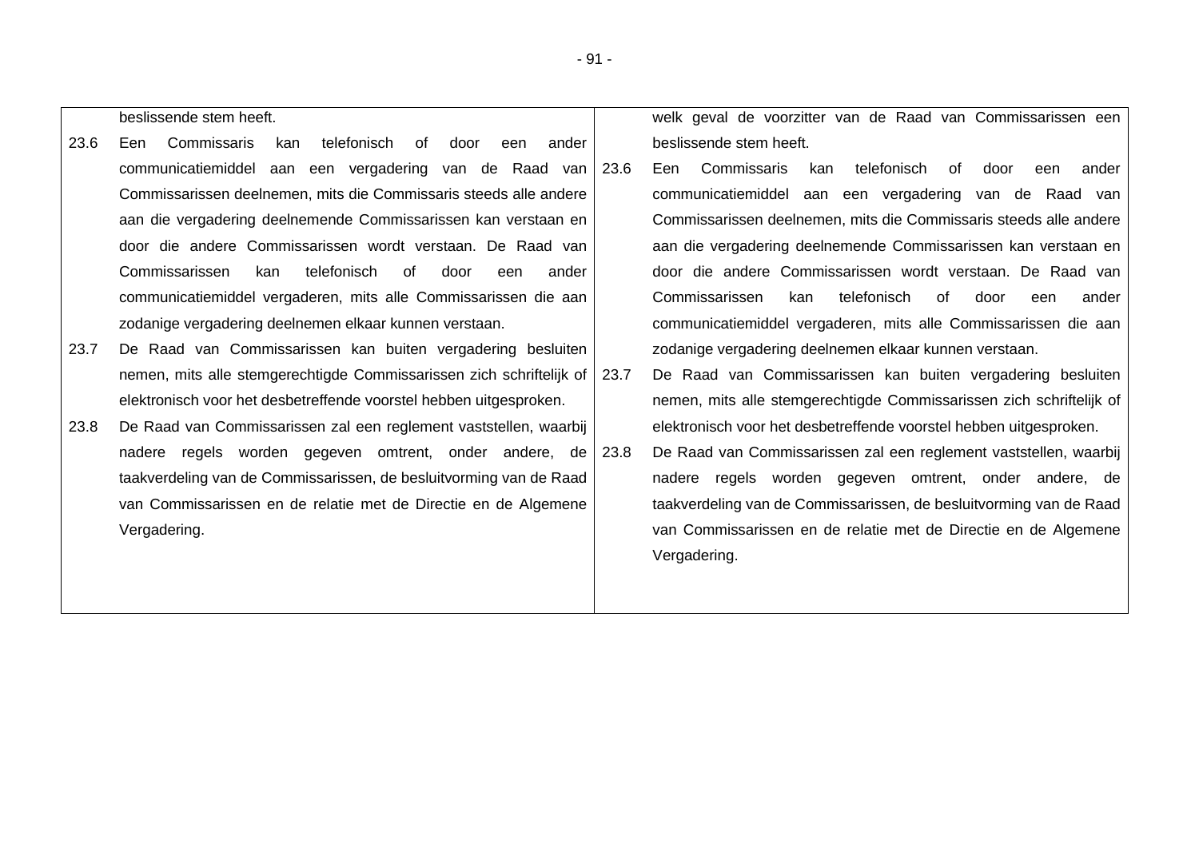| | |
|---|---|
| beslissende stem heeft.<br><br>23.6 Een Commissaris kan telefonisch of door een ander communicatiemiddel aan een vergadering van de Raad van Commissarissen deelnemen, mits die Commissaris steeds alle andere aan die vergadering deelnemende Commissarissen kan verstaan en door die andere Commissarissen wordt verstaan. De Raad van Commissarissen kan telefonisch of door een ander communicatiemiddel vergaderen, mits alle Commissarissen die aan zodanige vergadering deelnemen elkaar kunnen verstaan.<br><br>23.7 De Raad van Commissarissen kan buiten vergadering besluiten nemen, mits alle stemgerechtigde Commissarissen zich schriftelijk of elektronisch voor het desbetreffende voorstel hebben uitgesproken.<br><br>23.8 De Raad van Commissarissen zal een reglement vaststellen, waarbij nadere regels worden gegeven omtrent, onder andere, de taakverdeling van de Commissarissen, de besluitvorming van de Raad van Commissarissen en de relatie met de Directie en de Algemene Vergadering. | welk geval de voorzitter van de Raad van Commissarissen een beslissende stem heeft.<br><br>23.6 Een Commissaris kan telefonisch of door een ander communicatiemiddel aan een vergadering van de Raad van Commissarissen deelnemen, mits die Commissaris steeds alle andere aan die vergadering deelnemende Commissarissen kan verstaan en door die andere Commissarissen wordt verstaan. De Raad van Commissarissen kan telefonisch of door een ander communicatiemiddel vergaderen, mits alle Commissarissen die aan zodanige vergadering deelnemen elkaar kunnen verstaan.<br><br>23.7 De Raad van Commissarissen kan buiten vergadering besluiten nemen, mits alle stemgerechtigde Commissarissen zich schriftelijk of elektronisch voor het desbetreffende voorstel hebben uitgesproken.<br><br>23.8 De Raad van Commissarissen zal een reglement vaststellen, waarbij nadere regels worden gegeven omtrent, onder andere, de taakverdeling van de Commissarissen, de besluitvorming van de Raad van Commissarissen en de relatie met de Directie en de Algemene Vergadering. |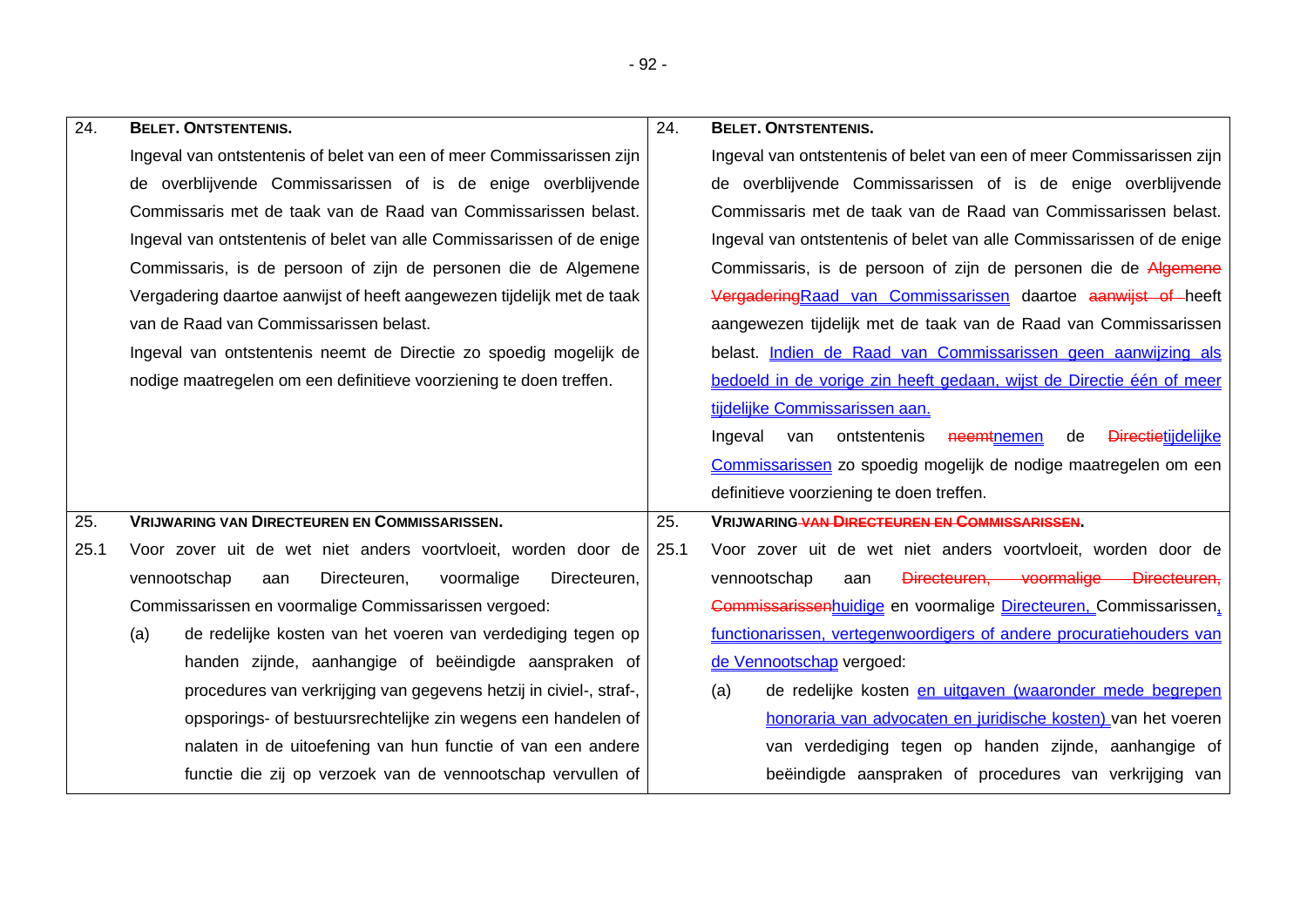| | Huidige tekst | | Voorgestelde tekst |
|---|---|---|---|
| 24. | **BELET. ONTSTENTENIS.** | 24. | **BELET. ONTSTENTENIS.** |
| | Ingeval van ontstentenis of belet van een of meer Commissarissen zijn de overblijvende Commissarissen of is de enige overblijvende Commissaris met de taak van de Raad van Commissarissen belast. Ingeval van ontstentenis of belet van alle Commissarissen of de enige Commissaris, is de persoon of zijn de personen die de Algemene Vergadering daartoe aanwijst of heeft aangewezen tijdelijk met de taak van de Raad van Commissarissen belast.<br>Ingeval van ontstentenis neemt de Directie zo spoedig mogelijk de nodige maatregelen om een definitieve voorziening te doen treffen. | | Ingeval van ontstentenis of belet van een of meer Commissarissen zijn de overblijvende Commissarissen of is de enige overblijvende Commissaris met de taak van de Raad van Commissarissen belast. Ingeval van ontstentenis of belet van alle Commissarissen of de enige Commissaris, is de persoon of zijn de personen die de ~~Algemene Vergadering~~<u>Raad van Commissarissen</u> daartoe ~~aanwijst of~~ heeft aangewezen tijdelijk met de taak van de Raad van Commissarissen belast. <u>Indien de Raad van Commissarissen geen aanwijzing als bedoeld in de vorige zin heeft gedaan, wijst de Directie één of meer tijdelijke Commissarissen aan.</u><br>Ingeval van ontstentenis ~~neemt~~<u>nemen</u> de ~~Directie~~<u>tijdelijke Commissarissen</u> zo spoedig mogelijk de nodige maatregelen om een definitieve voorziening te doen treffen. |
| 25. | **VRIJWARING VAN DIRECTEUREN EN COMMISSARISSEN.** | 25. | **VRIJWARING~~ VAN DIRECTEUREN EN COMMISSARISSEN~~.** |
| 25.1 | Voor zover uit de wet niet anders voortvloeit, worden door de vennootschap aan Directeuren, voormalige Directeuren, Commissarissen en voormalige Commissarissen vergoed: | 25.1 | Voor zover uit de wet niet anders voortvloeit, worden door de vennootschap aan ~~Directeuren, voormalige Directeuren, Commissarissen~~<u>huidige</u> en voormalige <u>Directeuren, </u>Commissarissen<u>, functionarissen, vertegenwoordigers of andere procuratiehouders van de Vennootschap</u> vergoed: |
| | (a) de redelijke kosten van het voeren van verdediging tegen op handen zijnde, aanhangige of beëindigde aanspraken of procedures van verkrijging van gegevens hetzij in civiel-, straf-, opsporings- of bestuursrechtelijke zin wegens een handelen of nalaten in de uitoefening van hun functie of van een andere functie die zij op verzoek van de vennootschap vervullen of | | (a) de redelijke kosten <u>en uitgaven (waaronder mede begrepen honoraria van advocaten en juridische kosten) </u>van het voeren van verdediging tegen op handen zijnde, aanhangige of beëindigde aanspraken of procedures van verkrijging van |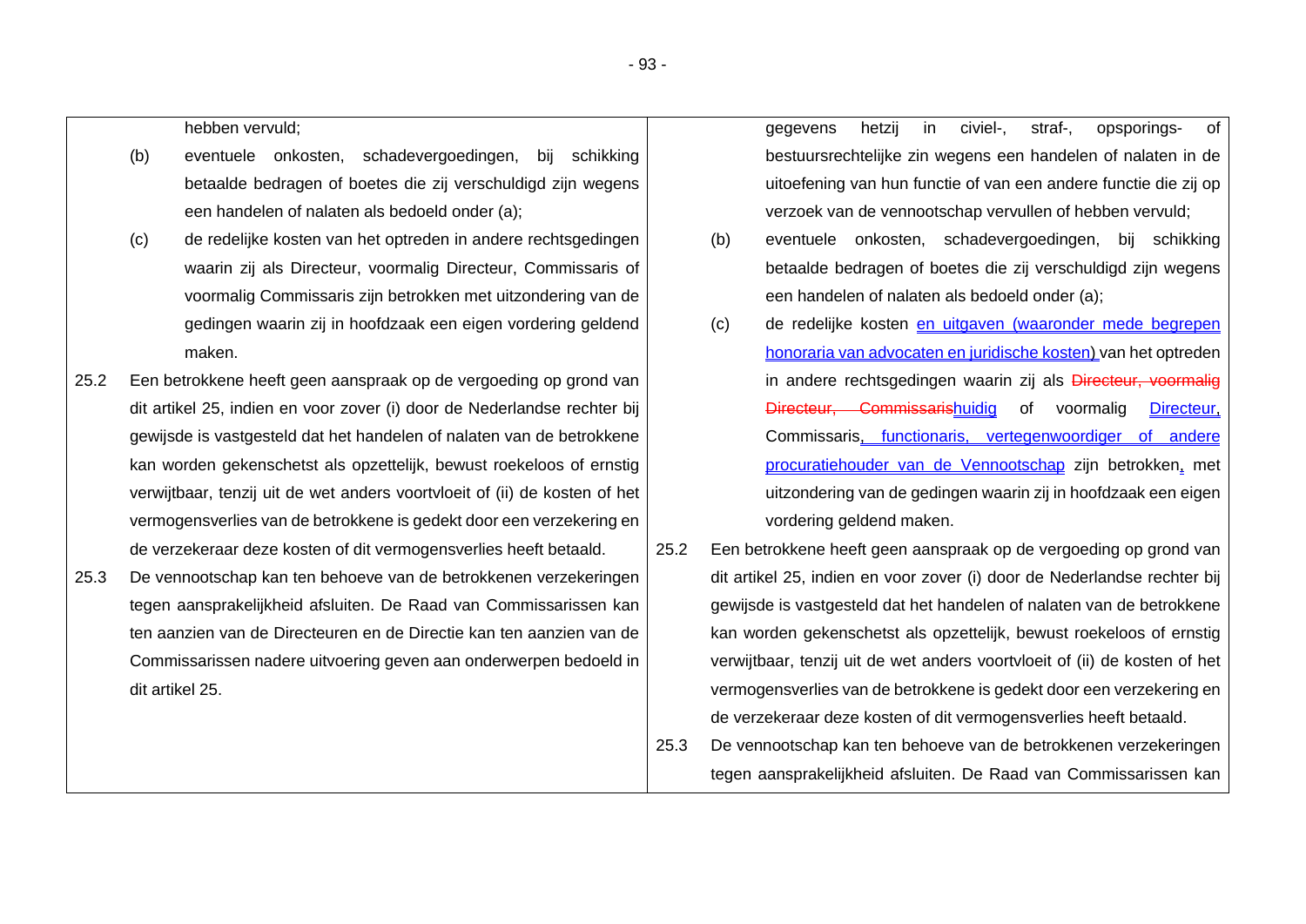| | |
|---|---|
| hebben vervuld;<br><br>(b) eventuele onkosten, schadevergoedingen, bij schikking betaalde bedragen of boetes die zij verschuldigd zijn wegens een handelen of nalaten als bedoeld onder (a);<br><br>(c) de redelijke kosten van het optreden in andere rechtsgedingen waarin zij als Directeur, voormalig Directeur, Commissaris of voormalig Commissaris zijn betrokken met uitzondering van de gedingen waarin zij in hoofdzaak een eigen vordering geldend maken.<br><br>25.2 Een betrokkene heeft geen aanspraak op de vergoeding op grond van dit artikel 25, indien en voor zover (i) door de Nederlandse rechter bij gewijsde is vastgesteld dat het handelen of nalaten van de betrokkene kan worden gekenschetst als opzettelijk, bewust roekeloos of ernstig verwijtbaar, tenzij uit de wet anders voortvloeit of (ii) de kosten of het vermogensverlies van de betrokkene is gedekt door een verzekering en de verzekeraar deze kosten of dit vermogensverlies heeft betaald.<br><br>25.3 De vennootschap kan ten behoeve van de betrokkenen verzekeringen tegen aansprakelijkheid afsluiten. De Raad van Commissarissen kan ten aanzien van de Directeuren en de Directie kan ten aanzien van de Commissarissen nadere uitvoering geven aan onderwerpen bedoeld in dit artikel 25. | gegevens hetzij in civiel-, straf-, opsporings- of bestuursrechtelijke zin wegens een handelen of nalaten in de uitoefening van hun functie of van een andere functie die zij op verzoek van de vennootschap vervullen of hebben vervuld;<br><br>(b) eventuele onkosten, schadevergoedingen, bij schikking betaalde bedragen of boetes die zij verschuldigd zijn wegens een handelen of nalaten als bedoeld onder (a);<br><br>(c) de redelijke kosten en uitgaven (waaronder mede begrepen honoraria van advocaten en juridische kosten) van het optreden in andere rechtsgedingen waarin zij als ~~Directeur, voormalig Directeur, Commissaris~~huidig of voormalig Directeur, Commissaris, functionaris, vertegenwoordiger of andere procuratiehouder van de Vennootschap zijn betrokken, met uitzondering van de gedingen waarin zij in hoofdzaak een eigen vordering geldend maken.<br><br>25.2 Een betrokkene heeft geen aanspraak op de vergoeding op grond van dit artikel 25, indien en voor zover (i) door de Nederlandse rechter bij gewijsde is vastgesteld dat het handelen of nalaten van de betrokkene kan worden gekenschetst als opzettelijk, bewust roekeloos of ernstig verwijtbaar, tenzij uit de wet anders voortvloeit of (ii) de kosten of het vermogensverlies van de betrokkene is gedekt door een verzekering en de verzekeraar deze kosten of dit vermogensverlies heeft betaald.<br><br>25.3 De vennootschap kan ten behoeve van de betrokkenen verzekeringen tegen aansprakelijkheid afsluiten. De Raad van Commissarissen kan |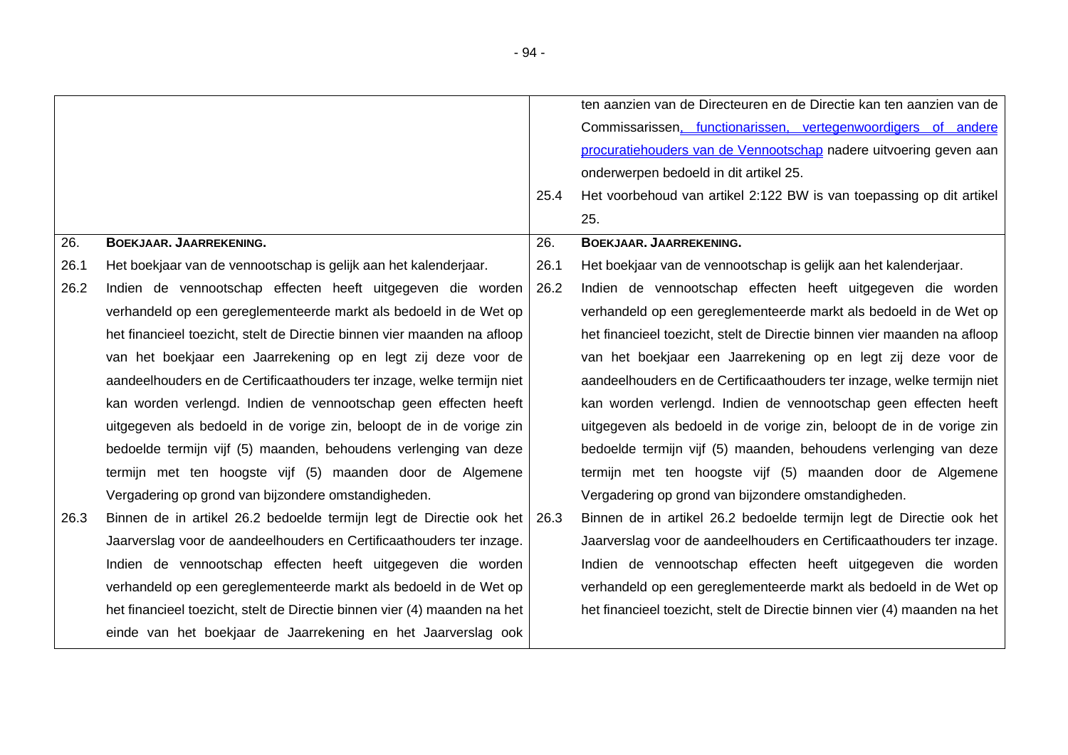| | |
|---|---|
| | ten aanzien van de Directeuren en de Directie kan ten aanzien van de Commissarissen, functionarissen, vertegenwoordigers of andere procuratiehouders van de Vennootschap nadere uitvoering geven aan onderwerpen bedoeld in dit artikel 25. |
| | 25.4 Het voorbehoud van artikel 2:122 BW is van toepassing op dit artikel 25. |
| 26. **BOEKJAAR. JAARREKENING.** | 26. **BOEKJAAR. JAARREKENING.** |
| 26.1 Het boekjaar van de vennootschap is gelijk aan het kalenderjaar. | 26.1 Het boekjaar van de vennootschap is gelijk aan het kalenderjaar. |
| 26.2 Indien de vennootschap effecten heeft uitgegeven die worden verhandeld op een gereglementeerde markt als bedoeld in de Wet op het financieel toezicht, stelt de Directie binnen vier maanden na afloop van het boekjaar een Jaarrekening op en legt zij deze voor de aandeelhouders en de Certificaathouders ter inzage, welke termijn niet kan worden verlengd. Indien de vennootschap geen effecten heeft uitgegeven als bedoeld in de vorige zin, beloopt de in de vorige zin bedoelde termijn vijf (5) maanden, behoudens verlenging van deze termijn met ten hoogste vijf (5) maanden door de Algemene Vergadering op grond van bijzondere omstandigheden. | 26.2 Indien de vennootschap effecten heeft uitgegeven die worden verhandeld op een gereglementeerde markt als bedoeld in de Wet op het financieel toezicht, stelt de Directie binnen vier maanden na afloop van het boekjaar een Jaarrekening op en legt zij deze voor de aandeelhouders en de Certificaathouders ter inzage, welke termijn niet kan worden verlengd. Indien de vennootschap geen effecten heeft uitgegeven als bedoeld in de vorige zin, beloopt de in de vorige zin bedoelde termijn vijf (5) maanden, behoudens verlenging van deze termijn met ten hoogste vijf (5) maanden door de Algemene Vergadering op grond van bijzondere omstandigheden. |
| 26.3 Binnen de in artikel 26.2 bedoelde termijn legt de Directie ook het Jaarverslag voor de aandeelhouders en Certificaathouders ter inzage. Indien de vennootschap effecten heeft uitgegeven die worden verhandeld op een gereglementeerde markt als bedoeld in de Wet op het financieel toezicht, stelt de Directie binnen vier (4) maanden na het einde van het boekjaar de Jaarrekening en het Jaarverslag ook | 26.3 Binnen de in artikel 26.2 bedoelde termijn legt de Directie ook het Jaarverslag voor de aandeelhouders en Certificaathouders ter inzage. Indien de vennootschap effecten heeft uitgegeven die worden verhandeld op een gereglementeerde markt als bedoeld in de Wet op het financieel toezicht, stelt de Directie binnen vier (4) maanden na het |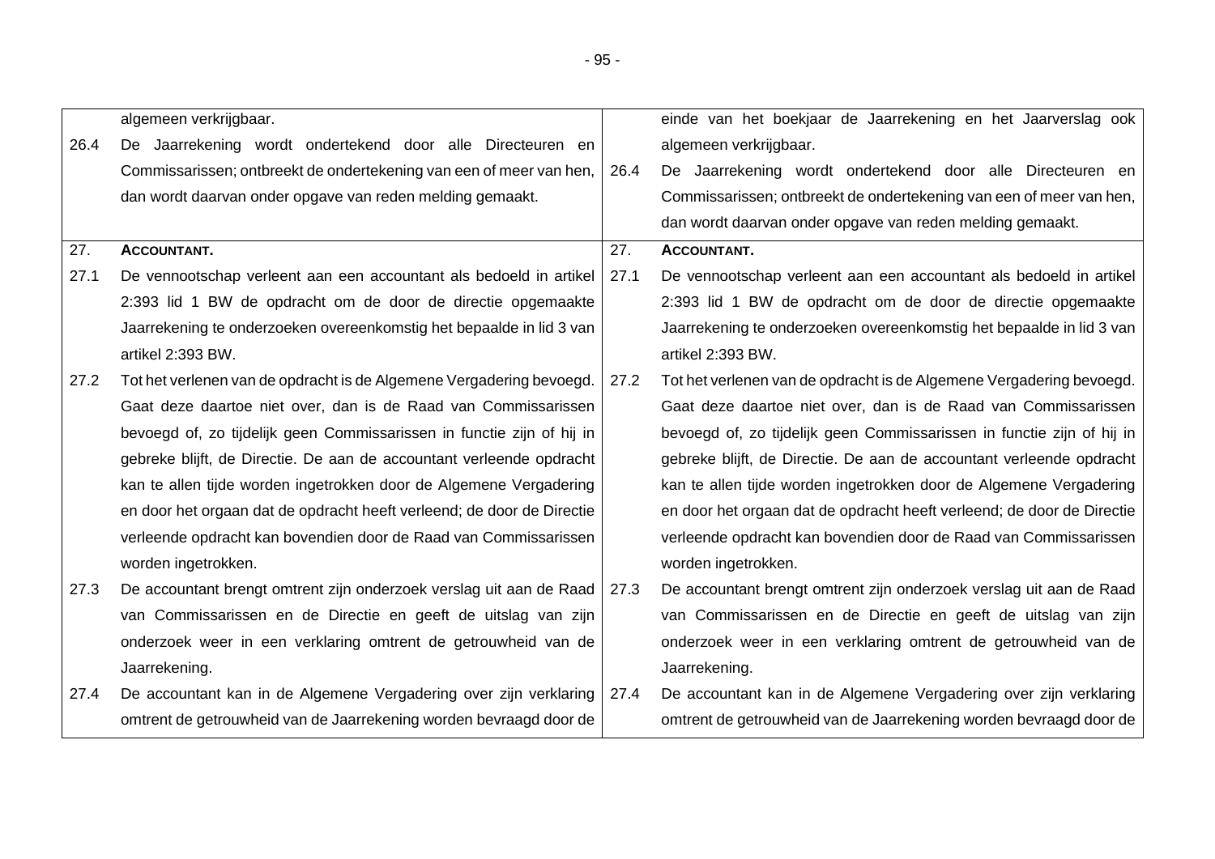| | | | |
|---|---|---|---|
| | algemeen verkrijgbaar. | | einde van het boekjaar de Jaarrekening en het Jaarverslag ook algemeen verkrijgbaar. |
| 26.4 | De Jaarrekening wordt ondertekend door alle Directeuren en Commissarissen; ontbreekt de ondertekening van een of meer van hen, dan wordt daarvan onder opgave van reden melding gemaakt. | 26.4 | De Jaarrekening wordt ondertekend door alle Directeuren en Commissarissen; ontbreekt de ondertekening van een of meer van hen, dan wordt daarvan onder opgave van reden melding gemaakt. |
| 27. | **ACCOUNTANT.** | 27. | **ACCOUNTANT.** |
| 27.1 | De vennootschap verleent aan een accountant als bedoeld in artikel 2:393 lid 1 BW de opdracht om de door de directie opgemaakte Jaarrekening te onderzoeken overeenkomstig het bepaalde in lid 3 van artikel 2:393 BW. | 27.1 | De vennootschap verleent aan een accountant als bedoeld in artikel 2:393 lid 1 BW de opdracht om de door de directie opgemaakte Jaarrekening te onderzoeken overeenkomstig het bepaalde in lid 3 van artikel 2:393 BW. |
| 27.2 | Tot het verlenen van de opdracht is de Algemene Vergadering bevoegd. Gaat deze daartoe niet over, dan is de Raad van Commissarissen bevoegd of, zo tijdelijk geen Commissarissen in functie zijn of hij in gebreke blijft, de Directie. De aan de accountant verleende opdracht kan te allen tijde worden ingetrokken door de Algemene Vergadering en door het orgaan dat de opdracht heeft verleend; de door de Directie verleende opdracht kan bovendien door de Raad van Commissarissen worden ingetrokken. | 27.2 | Tot het verlenen van de opdracht is de Algemene Vergadering bevoegd. Gaat deze daartoe niet over, dan is de Raad van Commissarissen bevoegd of, zo tijdelijk geen Commissarissen in functie zijn of hij in gebreke blijft, de Directie. De aan de accountant verleende opdracht kan te allen tijde worden ingetrokken door de Algemene Vergadering en door het orgaan dat de opdracht heeft verleend; de door de Directie verleende opdracht kan bovendien door de Raad van Commissarissen worden ingetrokken. |
| 27.3 | De accountant brengt omtrent zijn onderzoek verslag uit aan de Raad van Commissarissen en de Directie en geeft de uitslag van zijn onderzoek weer in een verklaring omtrent de getrouwheid van de Jaarrekening. | 27.3 | De accountant brengt omtrent zijn onderzoek verslag uit aan de Raad van Commissarissen en de Directie en geeft de uitslag van zijn onderzoek weer in een verklaring omtrent de getrouwheid van de Jaarrekening. |
| 27.4 | De accountant kan in de Algemene Vergadering over zijn verklaring omtrent de getrouwheid van de Jaarrekening worden bevraagd door de | 27.4 | De accountant kan in de Algemene Vergadering over zijn verklaring omtrent de getrouwheid van de Jaarrekening worden bevraagd door de |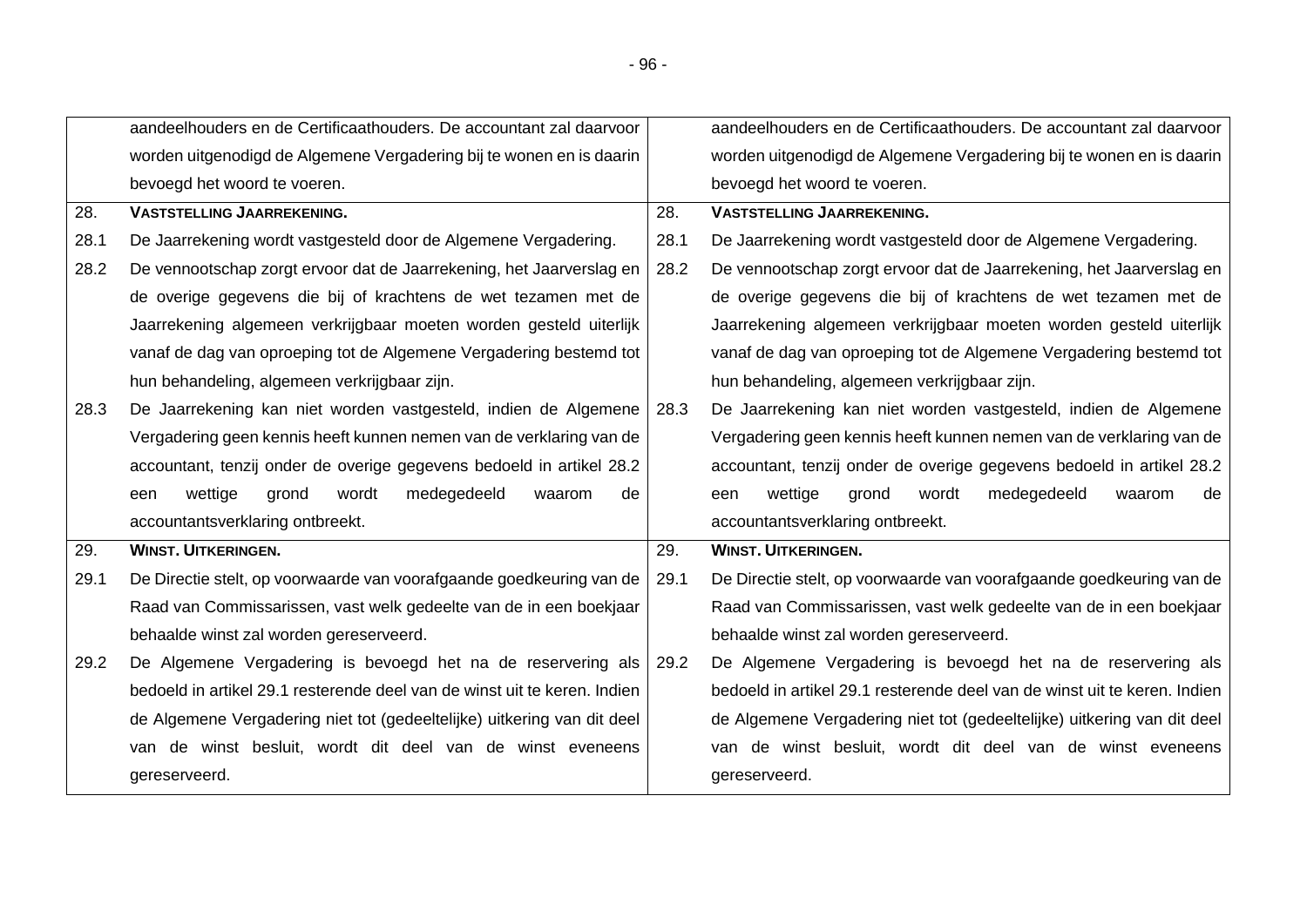| | | | |
|---|---|---|---|
| | aandeelhouders en de Certificaathouders. De accountant zal daarvoor worden uitgenodigd de Algemene Vergadering bij te wonen en is daarin bevoegd het woord te voeren. | | aandeelhouders en de Certificaathouders. De accountant zal daarvoor worden uitgenodigd de Algemene Vergadering bij te wonen en is daarin bevoegd het woord te voeren. |
| 28. | **VASTSTELLING JAARREKENING.** | 28. | **VASTSTELLING JAARREKENING.** |
| 28.1 | De Jaarrekening wordt vastgesteld door de Algemene Vergadering. | 28.1 | De Jaarrekening wordt vastgesteld door de Algemene Vergadering. |
| 28.2 | De vennootschap zorgt ervoor dat de Jaarrekening, het Jaarverslag en de overige gegevens die bij of krachtens de wet tezamen met de Jaarrekening algemeen verkrijgbaar moeten worden gesteld uiterlijk vanaf de dag van oproeping tot de Algemene Vergadering bestemd tot hun behandeling, algemeen verkrijgbaar zijn. | 28.2 | De vennootschap zorgt ervoor dat de Jaarrekening, het Jaarverslag en de overige gegevens die bij of krachtens de wet tezamen met de Jaarrekening algemeen verkrijgbaar moeten worden gesteld uiterlijk vanaf de dag van oproeping tot de Algemene Vergadering bestemd tot hun behandeling, algemeen verkrijgbaar zijn. |
| 28.3 | De Jaarrekening kan niet worden vastgesteld, indien de Algemene Vergadering geen kennis heeft kunnen nemen van de verklaring van de accountant, tenzij onder de overige gegevens bedoeld in artikel 28.2 een wettige grond wordt medegedeeld waarom de accountantsverklaring ontbreekt. | 28.3 | De Jaarrekening kan niet worden vastgesteld, indien de Algemene Vergadering geen kennis heeft kunnen nemen van de verklaring van de accountant, tenzij onder de overige gegevens bedoeld in artikel 28.2 een wettige grond wordt medegedeeld waarom de accountantsverklaring ontbreekt. |
| 29. | **WINST. UITKERINGEN.** | 29. | **WINST. UITKERINGEN.** |
| 29.1 | De Directie stelt, op voorwaarde van voorafgaande goedkeuring van de Raad van Commissarissen, vast welk gedeelte van de in een boekjaar behaalde winst zal worden gereserveerd. | 29.1 | De Directie stelt, op voorwaarde van voorafgaande goedkeuring van de Raad van Commissarissen, vast welk gedeelte van de in een boekjaar behaalde winst zal worden gereserveerd. |
| 29.2 | De Algemene Vergadering is bevoegd het na de reservering als bedoeld in artikel 29.1 resterende deel van de winst uit te keren. Indien de Algemene Vergadering niet tot (gedeeltelijke) uitkering van dit deel van de winst besluit, wordt dit deel van de winst eveneens gereserveerd. | 29.2 | De Algemene Vergadering is bevoegd het na de reservering als bedoeld in artikel 29.1 resterende deel van de winst uit te keren. Indien de Algemene Vergadering niet tot (gedeeltelijke) uitkering van dit deel van de winst besluit, wordt dit deel van de winst eveneens gereserveerd. |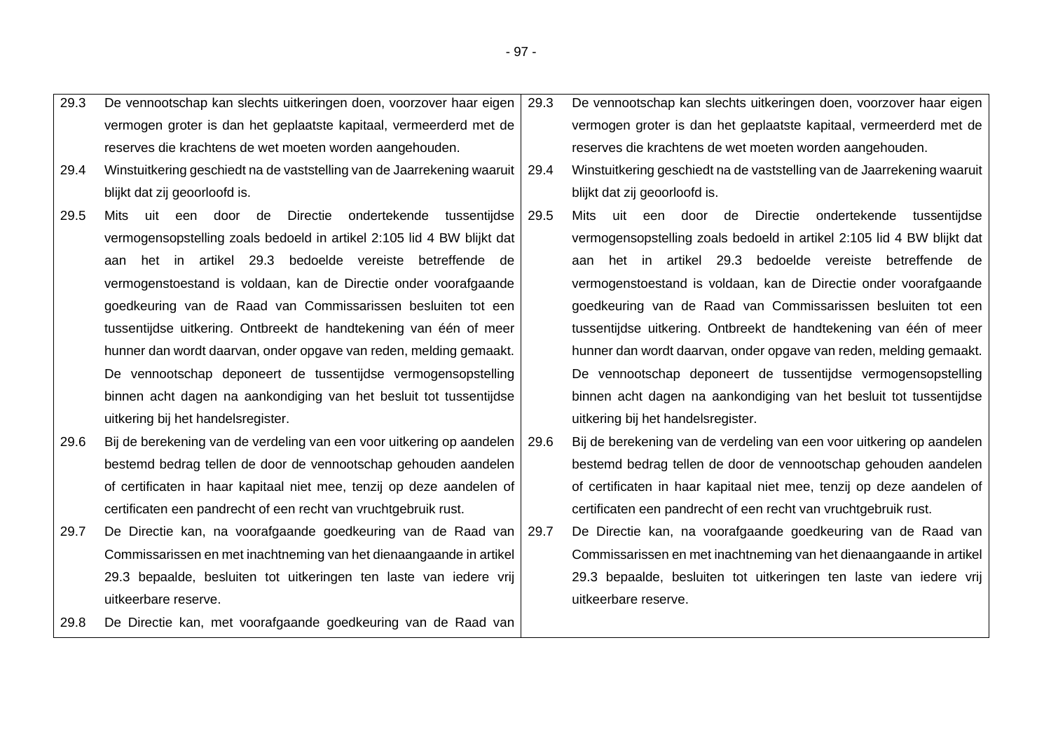| | |
|---|---|
| 29.3 De vennootschap kan slechts uitkeringen doen, voorzover haar eigen vermogen groter is dan het geplaatste kapitaal, vermeerderd met de reserves die krachtens de wet moeten worden aangehouden. | 29.3 De vennootschap kan slechts uitkeringen doen, voorzover haar eigen vermogen groter is dan het geplaatste kapitaal, vermeerderd met de reserves die krachtens de wet moeten worden aangehouden. |
| 29.4 Winstuitkering geschiedt na de vaststelling van de Jaarrekening waaruit blijkt dat zij geoorloofd is. | 29.4 Winstuitkering geschiedt na de vaststelling van de Jaarrekening waaruit blijkt dat zij geoorloofd is. |
| 29.5 Mits uit een door de Directie ondertekende tussentijdse vermogensopstelling zoals bedoeld in artikel 2:105 lid 4 BW blijkt dat aan het in artikel 29.3 bedoelde vereiste betreffende de vermogenstoestand is voldaan, kan de Directie onder voorafgaande goedkeuring van de Raad van Commissarissen besluiten tot een tussentijdse uitkering. Ontbreekt de handtekening van één of meer hunner dan wordt daarvan, onder opgave van reden, melding gemaakt. De vennootschap deponeert de tussentijdse vermogensopstelling binnen acht dagen na aankondiging van het besluit tot tussentijdse uitkering bij het handelsregister. | 29.5 Mits uit een door de Directie ondertekende tussentijdse vermogensopstelling zoals bedoeld in artikel 2:105 lid 4 BW blijkt dat aan het in artikel 29.3 bedoelde vereiste betreffende de vermogenstoestand is voldaan, kan de Directie onder voorafgaande goedkeuring van de Raad van Commissarissen besluiten tot een tussentijdse uitkering. Ontbreekt de handtekening van één of meer hunner dan wordt daarvan, onder opgave van reden, melding gemaakt. De vennootschap deponeert de tussentijdse vermogensopstelling binnen acht dagen na aankondiging van het besluit tot tussentijdse uitkering bij het handelsregister. |
| 29.6 Bij de berekening van de verdeling van een voor uitkering op aandelen bestemd bedrag tellen de door de vennootschap gehouden aandelen of certificaten in haar kapitaal niet mee, tenzij op deze aandelen of certificaten een pandrecht of een recht van vruchtgebruik rust. | 29.6 Bij de berekening van de verdeling van een voor uitkering op aandelen bestemd bedrag tellen de door de vennootschap gehouden aandelen of certificaten in haar kapitaal niet mee, tenzij op deze aandelen of certificaten een pandrecht of een recht van vruchtgebruik rust. |
| 29.7 De Directie kan, na voorafgaande goedkeuring van de Raad van Commissarissen en met inachtneming van het dienaangaande in artikel 29.3 bepaalde, besluiten tot uitkeringen ten laste van iedere vrij uitkeerbare reserve. | 29.7 De Directie kan, na voorafgaande goedkeuring van de Raad van Commissarissen en met inachtneming van het dienaangaande in artikel 29.3 bepaalde, besluiten tot uitkeringen ten laste van iedere vrij uitkeerbare reserve. |
| 29.8 De Directie kan, met voorafgaande goedkeuring van de Raad van | |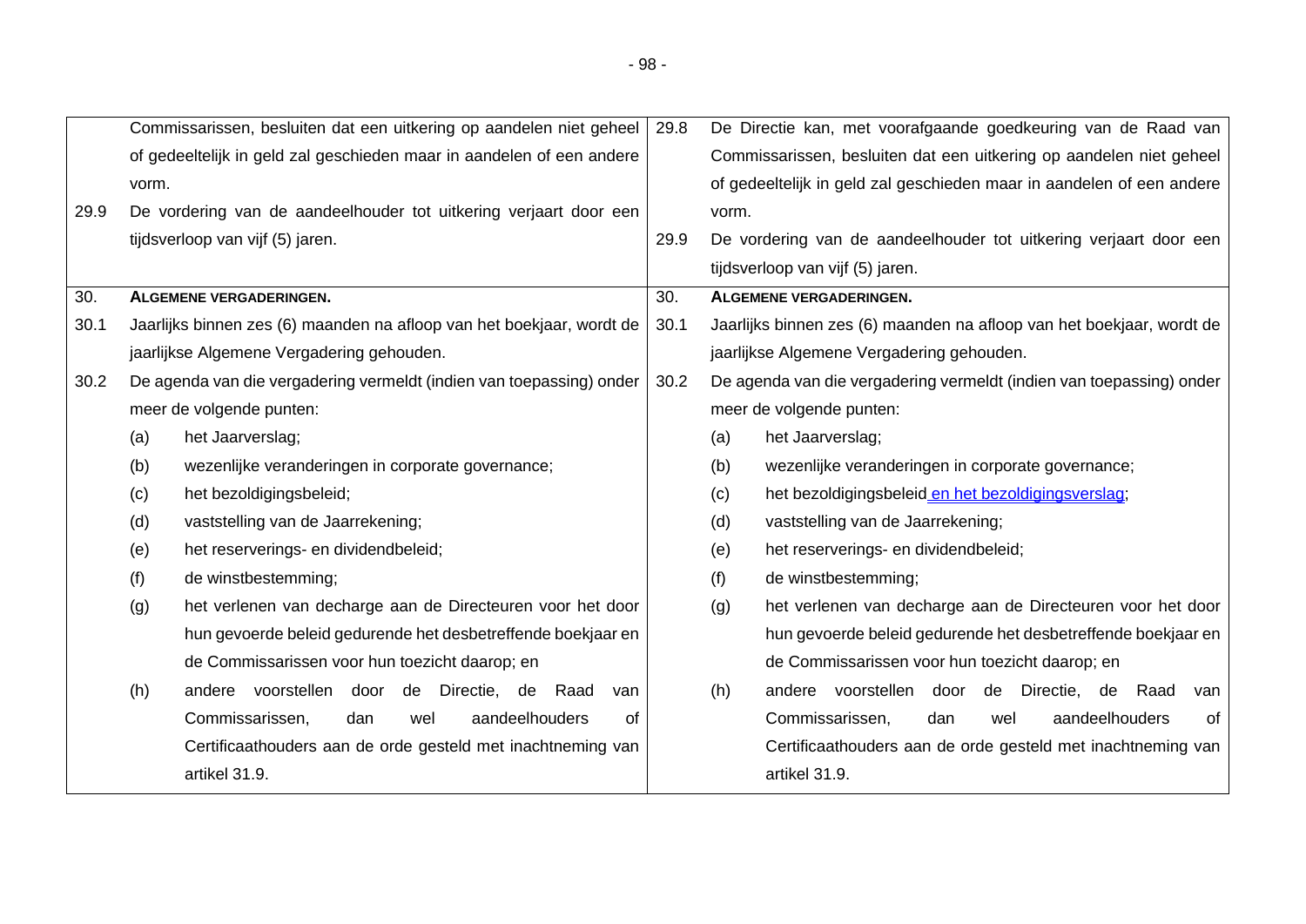| | |
|---|---|
| Commissarissen, besluiten dat een uitkering op aandelen niet geheel of gedeeltelijk in geld zal geschieden maar in aandelen of een andere vorm.<br><br>29.9 De vordering van de aandeelhouder tot uitkering verjaart door een tijdsverloop van vijf (5) jaren. | 29.8 De Directie kan, met voorafgaande goedkeuring van de Raad van Commissarissen, besluiten dat een uitkering op aandelen niet geheel of gedeeltelijk in geld zal geschieden maar in aandelen of een andere vorm.<br><br>29.9 De vordering van de aandeelhouder tot uitkering verjaart door een tijdsverloop van vijf (5) jaren. |
| 30. **ALGEMENE VERGADERINGEN.**<br><br>30.1 Jaarlijks binnen zes (6) maanden na afloop van het boekjaar, wordt de jaarlijkse Algemene Vergadering gehouden.<br><br>30.2 De agenda van die vergadering vermeldt (indien van toepassing) onder meer de volgende punten:<br>(a) het Jaarverslag;<br>(b) wezenlijke veranderingen in corporate governance;<br>(c) het bezoldigingsbeleid;<br>(d) vaststelling van de Jaarrekening;<br>(e) het reserverings- en dividendbeleid;<br>(f) de winstbestemming;<br>(g) het verlenen van decharge aan de Directeuren voor het door hun gevoerde beleid gedurende het desbetreffende boekjaar en de Commissarissen voor hun toezicht daarop; en<br>(h) andere voorstellen door de Directie, de Raad van Commissarissen, dan wel aandeelhouders of Certificaathouders aan de orde gesteld met inachtneming van artikel 31.9. | 30. **ALGEMENE VERGADERINGEN.**<br><br>30.1 Jaarlijks binnen zes (6) maanden na afloop van het boekjaar, wordt de jaarlijkse Algemene Vergadering gehouden.<br><br>30.2 De agenda van die vergadering vermeldt (indien van toepassing) onder meer de volgende punten:<br>(a) het Jaarverslag;<br>(b) wezenlijke veranderingen in corporate governance;<br>(c) het bezoldigingsbeleid en het bezoldigingsverslag;<br>(d) vaststelling van de Jaarrekening;<br>(e) het reserverings- en dividendbeleid;<br>(f) de winstbestemming;<br>(g) het verlenen van decharge aan de Directeuren voor het door hun gevoerde beleid gedurende het desbetreffende boekjaar en de Commissarissen voor hun toezicht daarop; en<br>(h) andere voorstellen door de Directie, de Raad van Commissarissen, dan wel aandeelhouders of Certificaathouders aan de orde gesteld met inachtneming van artikel 31.9. |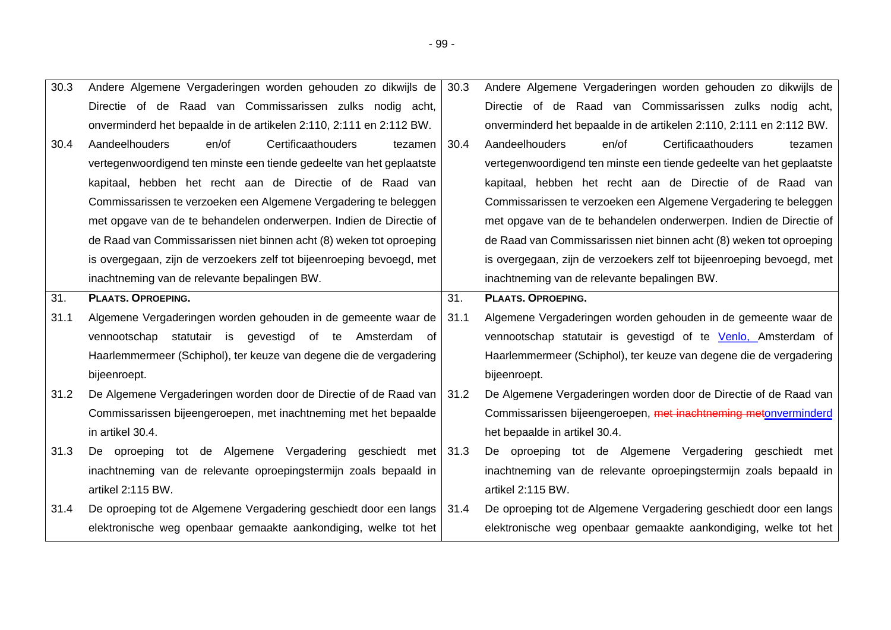| | Huidige tekst | | Voorgestelde tekst |
|---|---|---|---|
| 30.3 | Andere Algemene Vergaderingen worden gehouden zo dikwijls de Directie of de Raad van Commissarissen zulks nodig acht, onverminderd het bepaalde in de artikelen 2:110, 2:111 en 2:112 BW. | 30.3 | Andere Algemene Vergaderingen worden gehouden zo dikwijls de Directie of de Raad van Commissarissen zulks nodig acht, onverminderd het bepaalde in de artikelen 2:110, 2:111 en 2:112 BW. |
| 30.4 | Aandeelhouders en/of Certificaathouders tezamen vertegenwoordigend ten minste een tiende gedeelte van het geplaatste kapitaal, hebben het recht aan de Directie of de Raad van Commissarissen te verzoeken een Algemene Vergadering te beleggen met opgave van de te behandelen onderwerpen. Indien de Directie of de Raad van Commissarissen niet binnen acht (8) weken tot oproeping is overgegaan, zijn de verzoekers zelf tot bijeenroeping bevoegd, met inachtneming van de relevante bepalingen BW. | 30.4 | Aandeelhouders en/of Certificaathouders tezamen vertegenwoordigend ten minste een tiende gedeelte van het geplaatste kapitaal, hebben het recht aan de Directie of de Raad van Commissarissen te verzoeken een Algemene Vergadering te beleggen met opgave van de te behandelen onderwerpen. Indien de Directie of de Raad van Commissarissen niet binnen acht (8) weken tot oproeping is overgegaan, zijn de verzoekers zelf tot bijeenroeping bevoegd, met inachtneming van de relevante bepalingen BW. |
| 31. | **PLAATS. OPROEPING.** | 31. | **PLAATS. OPROEPING.** |
| 31.1 | Algemene Vergaderingen worden gehouden in de gemeente waar de vennootschap statutair is gevestigd of te Amsterdam of Haarlemmermeer (Schiphol), ter keuze van degene die de vergadering bijeenroept. | 31.1 | Algemene Vergaderingen worden gehouden in de gemeente waar de vennootschap statutair is gevestigd of te Venlo, Amsterdam of Haarlemmermeer (Schiphol), ter keuze van degene die de vergadering bijeenroept. |
| 31.2 | De Algemene Vergaderingen worden door de Directie of de Raad van Commissarissen bijeengeroepen, met inachtneming met het bepaalde in artikel 30.4. | 31.2 | De Algemene Vergaderingen worden door de Directie of de Raad van Commissarissen bijeengeroepen, ~~met inachtneming met~~onverminderd het bepaalde in artikel 30.4. |
| 31.3 | De oproeping tot de Algemene Vergadering geschiedt met inachtneming van de relevante oproepingstermijn zoals bepaald in artikel 2:115 BW. | 31.3 | De oproeping tot de Algemene Vergadering geschiedt met inachtneming van de relevante oproepingstermijn zoals bepaald in artikel 2:115 BW. |
| 31.4 | De oproeping tot de Algemene Vergadering geschiedt door een langs elektronische weg openbaar gemaakte aankondiging, welke tot het | 31.4 | De oproeping tot de Algemene Vergadering geschiedt door een langs elektronische weg openbaar gemaakte aankondiging, welke tot het |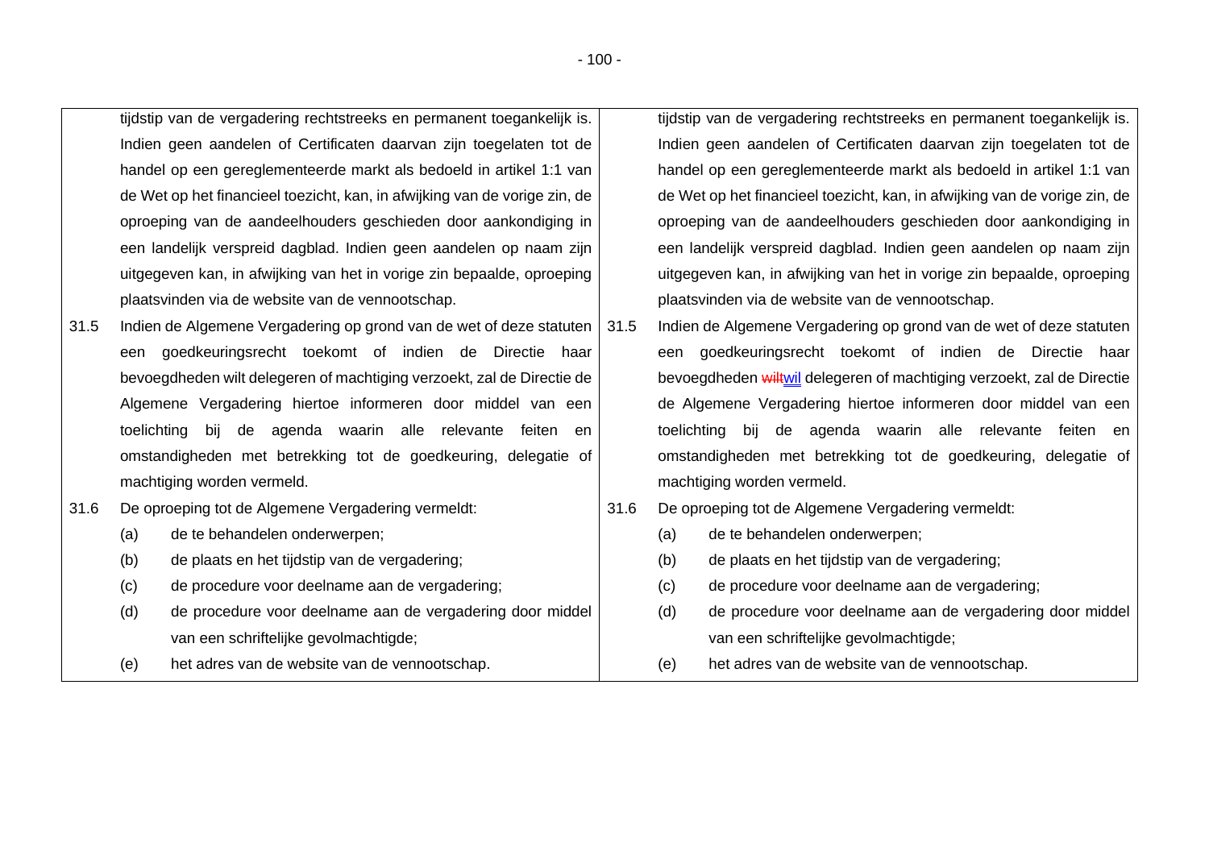| | | | |
|---|---|---|---|
| | tijdstip van de vergadering rechtstreeks en permanent toegankelijk is. Indien geen aandelen of Certificaten daarvan zijn toegelaten tot de handel op een gereglementeerde markt als bedoeld in artikel 1:1 van de Wet op het financieel toezicht, kan, in afwijking van de vorige zin, de oproeping van de aandeelhouders geschieden door aankondiging in een landelijk verspreid dagblad. Indien geen aandelen op naam zijn uitgegeven kan, in afwijking van het in vorige zin bepaalde, oproeping plaatsvinden via de website van de vennootschap. | | tijdstip van de vergadering rechtstreeks en permanent toegankelijk is. Indien geen aandelen of Certificaten daarvan zijn toegelaten tot de handel op een gereglementeerde markt als bedoeld in artikel 1:1 van de Wet op het financieel toezicht, kan, in afwijking van de vorige zin, de oproeping van de aandeelhouders geschieden door aankondiging in een landelijk verspreid dagblad. Indien geen aandelen op naam zijn uitgegeven kan, in afwijking van het in vorige zin bepaalde, oproeping plaatsvinden via de website van de vennootschap. |
| 31.5 | Indien de Algemene Vergadering op grond van de wet of deze statuten een goedkeuringsrecht toekomt of indien de Directie haar bevoegdheden wilt delegeren of machtiging verzoekt, zal de Directie de Algemene Vergadering hiertoe informeren door middel van een toelichting bij de agenda waarin alle relevante feiten en omstandigheden met betrekking tot de goedkeuring, delegatie of machtiging worden vermeld. | 31.5 | Indien de Algemene Vergadering op grond van de wet of deze statuten een goedkeuringsrecht toekomt of indien de Directie haar bevoegdheden ~~wilt~~wil delegeren of machtiging verzoekt, zal de Directie de Algemene Vergadering hiertoe informeren door middel van een toelichting bij de agenda waarin alle relevante feiten en omstandigheden met betrekking tot de goedkeuring, delegatie of machtiging worden vermeld. |
| 31.6 | De oproeping tot de Algemene Vergadering vermeldt:<br>(a) de te behandelen onderwerpen;<br>(b) de plaats en het tijdstip van de vergadering;<br>(c) de procedure voor deelname aan de vergadering;<br>(d) de procedure voor deelname aan de vergadering door middel van een schriftelijke gevolmachtigde;<br>(e) het adres van de website van de vennootschap. | 31.6 | De oproeping tot de Algemene Vergadering vermeldt:<br>(a) de te behandelen onderwerpen;<br>(b) de plaats en het tijdstip van de vergadering;<br>(c) de procedure voor deelname aan de vergadering;<br>(d) de procedure voor deelname aan de vergadering door middel van een schriftelijke gevolmachtigde;<br>(e) het adres van de website van de vennootschap. |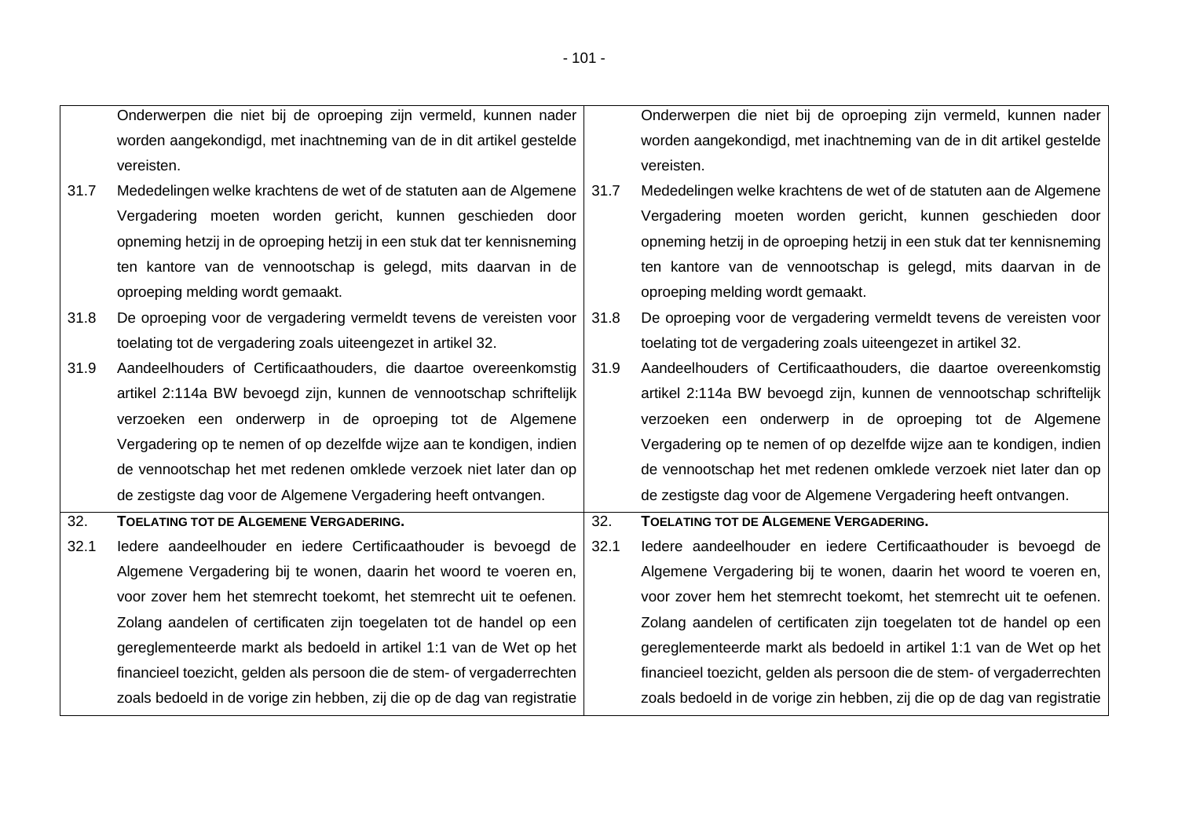| | | | |
|---|---|---|---|
| | Onderwerpen die niet bij de oproeping zijn vermeld, kunnen nader worden aangekondigd, met inachtneming van de in dit artikel gestelde vereisten. | | Onderwerpen die niet bij de oproeping zijn vermeld, kunnen nader worden aangekondigd, met inachtneming van de in dit artikel gestelde vereisten. |
| 31.7 | Mededelingen welke krachtens de wet of de statuten aan de Algemene Vergadering moeten worden gericht, kunnen geschieden door opneming hetzij in de oproeping hetzij in een stuk dat ter kennisneming ten kantore van de vennootschap is gelegd, mits daarvan in de oproeping melding wordt gemaakt. | 31.7 | Mededelingen welke krachtens de wet of de statuten aan de Algemene Vergadering moeten worden gericht, kunnen geschieden door opneming hetzij in de oproeping hetzij in een stuk dat ter kennisneming ten kantore van de vennootschap is gelegd, mits daarvan in de oproeping melding wordt gemaakt. |
| 31.8 | De oproeping voor de vergadering vermeldt tevens de vereisten voor toelating tot de vergadering zoals uiteengezet in artikel 32. | 31.8 | De oproeping voor de vergadering vermeldt tevens de vereisten voor toelating tot de vergadering zoals uiteengezet in artikel 32. |
| 31.9 | Aandeelhouders of Certificaathouders, die daartoe overeenkomstig artikel 2:114a BW bevoegd zijn, kunnen de vennootschap schriftelijk verzoeken een onderwerp in de oproeping tot de Algemene Vergadering op te nemen of op dezelfde wijze aan te kondigen, indien de vennootschap het met redenen omklede verzoek niet later dan op de zestigste dag voor de Algemene Vergadering heeft ontvangen. | 31.9 | Aandeelhouders of Certificaathouders, die daartoe overeenkomstig artikel 2:114a BW bevoegd zijn, kunnen de vennootschap schriftelijk verzoeken een onderwerp in de oproeping tot de Algemene Vergadering op te nemen of op dezelfde wijze aan te kondigen, indien de vennootschap het met redenen omklede verzoek niet later dan op de zestigste dag voor de Algemene Vergadering heeft ontvangen. |
| 32. | **TOELATING TOT DE ALGEMENE VERGADERING.** | 32. | **TOELATING TOT DE ALGEMENE VERGADERING.** |
| 32.1 | Iedere aandeelhouder en iedere Certificaathouder is bevoegd de Algemene Vergadering bij te wonen, daarin het woord te voeren en, voor zover hem het stemrecht toekomt, het stemrecht uit te oefenen. Zolang aandelen of certificaten zijn toegelaten tot de handel op een gereglementeerde markt als bedoeld in artikel 1:1 van de Wet op het financieel toezicht, gelden als persoon die de stem- of vergaderrechten zoals bedoeld in de vorige zin hebben, zij die op de dag van registratie | 32.1 | Iedere aandeelhouder en iedere Certificaathouder is bevoegd de Algemene Vergadering bij te wonen, daarin het woord te voeren en, voor zover hem het stemrecht toekomt, het stemrecht uit te oefenen. Zolang aandelen of certificaten zijn toegelaten tot de handel op een gereglementeerde markt als bedoeld in artikel 1:1 van de Wet op het financieel toezicht, gelden als persoon die de stem- of vergaderrechten zoals bedoeld in de vorige zin hebben, zij die op de dag van registratie |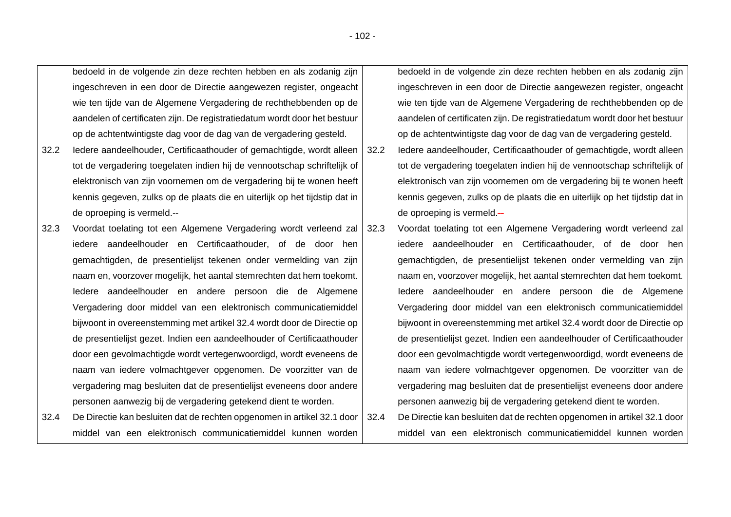| | |
|---|---|
| bedoeld in de volgende zin deze rechten hebben en als zodanig zijn ingeschreven in een door de Directie aangewezen register, ongeacht wie ten tijde van de Algemene Vergadering de rechthebbenden op de aandelen of certificaten zijn. De registratiedatum wordt door het bestuur op de achtentwintigste dag voor de dag van de vergadering gesteld. | bedoeld in de volgende zin deze rechten hebben en als zodanig zijn ingeschreven in een door de Directie aangewezen register, ongeacht wie ten tijde van de Algemene Vergadering de rechthebbenden op de aandelen of certificaten zijn. De registratiedatum wordt door het bestuur op de achtentwintigste dag voor de dag van de vergadering gesteld. |
| 32.2 Iedere aandeelhouder, Certificaathouder of gemachtigde, wordt alleen tot de vergadering toegelaten indien hij de vennootschap schriftelijk of elektronisch van zijn voornemen om de vergadering bij te wonen heeft kennis gegeven, zulks op de plaats die en uiterlijk op het tijdstip dat in de oproeping is vermeld.-- | 32.2 Iedere aandeelhouder, Certificaathouder of gemachtigde, wordt alleen tot de vergadering toegelaten indien hij de vennootschap schriftelijk of elektronisch van zijn voornemen om de vergadering bij te wonen heeft kennis gegeven, zulks op de plaats die en uiterlijk op het tijdstip dat in de oproeping is vermeld.~~--~~ |
| 32.3 Voordat toelating tot een Algemene Vergadering wordt verleend zal iedere aandeelhouder en Certificaathouder, of de door hen gemachtigden, de presentielijst tekenen onder vermelding van zijn naam en, voorzover mogelijk, het aantal stemrechten dat hem toekomt. Iedere aandeelhouder en andere persoon die de Algemene Vergadering door middel van een elektronisch communicatiemiddel bijwoont in overeenstemming met artikel 32.4 wordt door de Directie op de presentielijst gezet. Indien een aandeelhouder of Certificaathouder door een gevolmachtigde wordt vertegenwoordigd, wordt eveneens de naam van iedere volmachtgever opgenomen. De voorzitter van de vergadering mag besluiten dat de presentielijst eveneens door andere personen aanwezig bij de vergadering getekend dient te worden. | 32.3 Voordat toelating tot een Algemene Vergadering wordt verleend zal iedere aandeelhouder en Certificaathouder, of de door hen gemachtigden, de presentielijst tekenen onder vermelding van zijn naam en, voorzover mogelijk, het aantal stemrechten dat hem toekomt. Iedere aandeelhouder en andere persoon die de Algemene Vergadering door middel van een elektronisch communicatiemiddel bijwoont in overeenstemming met artikel 32.4 wordt door de Directie op de presentielijst gezet. Indien een aandeelhouder of Certificaathouder door een gevolmachtigde wordt vertegenwoordigd, wordt eveneens de naam van iedere volmachtgever opgenomen. De voorzitter van de vergadering mag besluiten dat de presentielijst eveneens door andere personen aanwezig bij de vergadering getekend dient te worden. |
| 32.4 De Directie kan besluiten dat de rechten opgenomen in artikel 32.1 door middel van een elektronisch communicatiemiddel kunnen worden | 32.4 De Directie kan besluiten dat de rechten opgenomen in artikel 32.1 door middel van een elektronisch communicatiemiddel kunnen worden |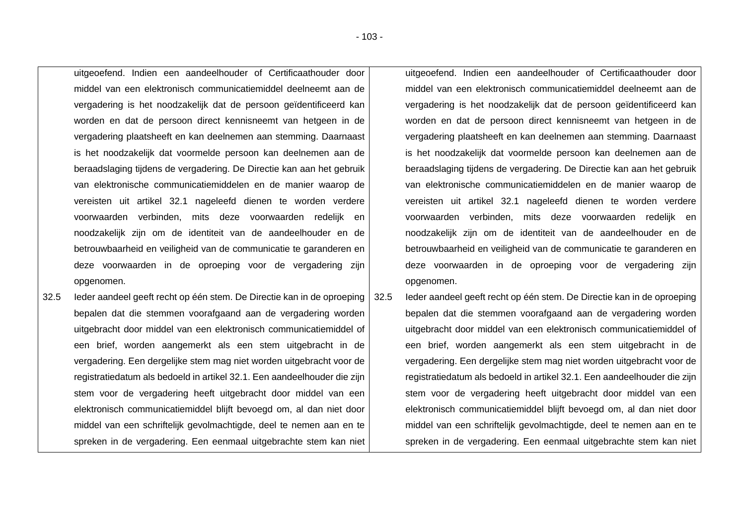| | | | |
|---|---|---|---|
| | uitgeoefend. Indien een aandeelhouder of Certificaathouder door middel van een elektronisch communicatiemiddel deelneemt aan de vergadering is het noodzakelijk dat de persoon geïdentificeerd kan worden en dat de persoon direct kennisneemt van hetgeen in de vergadering plaatsheeft en kan deelnemen aan stemming. Daarnaast is het noodzakelijk dat voormelde persoon kan deelnemen aan de beraadslaging tijdens de vergadering. De Directie kan aan het gebruik van elektronische communicatiemiddelen en de manier waarop de vereisten uit artikel 32.1 nageleefd dienen te worden verdere voorwaarden verbinden, mits deze voorwaarden redelijk en noodzakelijk zijn om de identiteit van de aandeelhouder en de betrouwbaarheid en veiligheid van de communicatie te garanderen en deze voorwaarden in de oproeping voor de vergadering zijn opgenomen. | | uitgeoefend. Indien een aandeelhouder of Certificaathouder door middel van een elektronisch communicatiemiddel deelneemt aan de vergadering is het noodzakelijk dat de persoon geïdentificeerd kan worden en dat de persoon direct kennisneemt van hetgeen in de vergadering plaatsheeft en kan deelnemen aan stemming. Daarnaast is het noodzakelijk dat voormelde persoon kan deelnemen aan de beraadslaging tijdens de vergadering. De Directie kan aan het gebruik van elektronische communicatiemiddelen en de manier waarop de vereisten uit artikel 32.1 nageleefd dienen te worden verdere voorwaarden verbinden, mits deze voorwaarden redelijk en noodzakelijk zijn om de identiteit van de aandeelhouder en de betrouwbaarheid en veiligheid van de communicatie te garanderen en deze voorwaarden in de oproeping voor de vergadering zijn opgenomen. |
| 32.5 | Ieder aandeel geeft recht op één stem. De Directie kan in de oproeping bepalen dat die stemmen voorafgaand aan de vergadering worden uitgebracht door middel van een elektronisch communicatiemiddel of een brief, worden aangemerkt als een stem uitgebracht in de vergadering. Een dergelijke stem mag niet worden uitgebracht voor de registratiedatum als bedoeld in artikel 32.1. Een aandeelhouder die zijn stem voor de vergadering heeft uitgebracht door middel van een elektronisch communicatiemiddel blijft bevoegd om, al dan niet door middel van een schriftelijk gevolmachtigde, deel te nemen aan en te spreken in de vergadering. Een eenmaal uitgebrachte stem kan niet | 32.5 | Ieder aandeel geeft recht op één stem. De Directie kan in de oproeping bepalen dat die stemmen voorafgaand aan de vergadering worden uitgebracht door middel van een elektronisch communicatiemiddel of een brief, worden aangemerkt als een stem uitgebracht in de vergadering. Een dergelijke stem mag niet worden uitgebracht voor de registratiedatum als bedoeld in artikel 32.1. Een aandeelhouder die zijn stem voor de vergadering heeft uitgebracht door middel van een elektronisch communicatiemiddel blijft bevoegd om, al dan niet door middel van een schriftelijk gevolmachtigde, deel te nemen aan en te spreken in de vergadering. Een eenmaal uitgebrachte stem kan niet |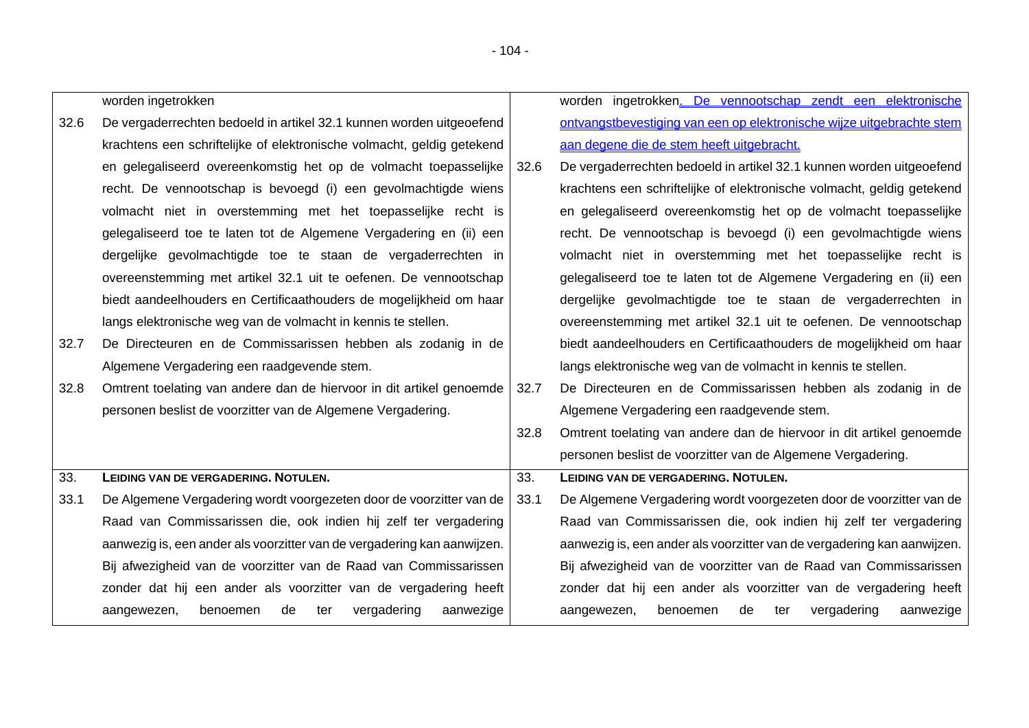| | | | |
|---|---|---|---|
| | worden ingetrokken | | worden ingetrokken. De vennootschap zendt een elektronische ontvangstbevestiging van een op elektronische wijze uitgebrachte stem aan degene die de stem heeft uitgebracht. |
| 32.6 | De vergaderrechten bedoeld in artikel 32.1 kunnen worden uitgeoefend krachtens een schriftelijke of elektronische volmacht, geldig getekend en gelegaliseerd overeenkomstig het op de volmacht toepasselijke recht. De vennootschap is bevoegd (i) een gevolmachtigde wiens volmacht niet in overstemming met het toepasselijke recht is gelegaliseerd toe te laten tot de Algemene Vergadering en (ii) een dergelijke gevolmachtigde toe te staan de vergaderrechten in overeenstemming met artikel 32.1 uit te oefenen. De vennootschap biedt aandeelhouders en Certificaathouders de mogelijkheid om haar langs elektronische weg van de volmacht in kennis te stellen. | 32.6 | De vergaderrechten bedoeld in artikel 32.1 kunnen worden uitgeoefend krachtens een schriftelijke of elektronische volmacht, geldig getekend en gelegaliseerd overeenkomstig het op de volmacht toepasselijke recht. De vennootschap is bevoegd (i) een gevolmachtigde wiens volmacht niet in overstemming met het toepasselijke recht is gelegaliseerd toe te laten tot de Algemene Vergadering en (ii) een dergelijke gevolmachtigde toe te staan de vergaderrechten in overeenstemming met artikel 32.1 uit te oefenen. De vennootschap biedt aandeelhouders en Certificaathouders de mogelijkheid om haar langs elektronische weg van de volmacht in kennis te stellen. |
| 32.7 | De Directeuren en de Commissarissen hebben als zodanig in de Algemene Vergadering een raadgevende stem. | 32.7 | De Directeuren en de Commissarissen hebben als zodanig in de Algemene Vergadering een raadgevende stem. |
| 32.8 | Omtrent toelating van andere dan de hiervoor in dit artikel genoemde personen beslist de voorzitter van de Algemene Vergadering. | 32.8 | Omtrent toelating van andere dan de hiervoor in dit artikel genoemde personen beslist de voorzitter van de Algemene Vergadering. |
| 33. | **LEIDING VAN DE VERGADERING. NOTULEN.** | 33. | **LEIDING VAN DE VERGADERING. NOTULEN.** |
| 33.1 | De Algemene Vergadering wordt voorgezeten door de voorzitter van de Raad van Commissarissen die, ook indien hij zelf ter vergadering aanwezig is, een ander als voorzitter van de vergadering kan aanwijzen. Bij afwezigheid van de voorzitter van de Raad van Commissarissen zonder dat hij een ander als voorzitter van de vergadering heeft aangewezen, benoemen de ter vergadering aanwezige | 33.1 | De Algemene Vergadering wordt voorgezeten door de voorzitter van de Raad van Commissarissen die, ook indien hij zelf ter vergadering aanwezig is, een ander als voorzitter van de vergadering kan aanwijzen. Bij afwezigheid van de voorzitter van de Raad van Commissarissen zonder dat hij een ander als voorzitter van de vergadering heeft aangewezen, benoemen de ter vergadering aanwezige |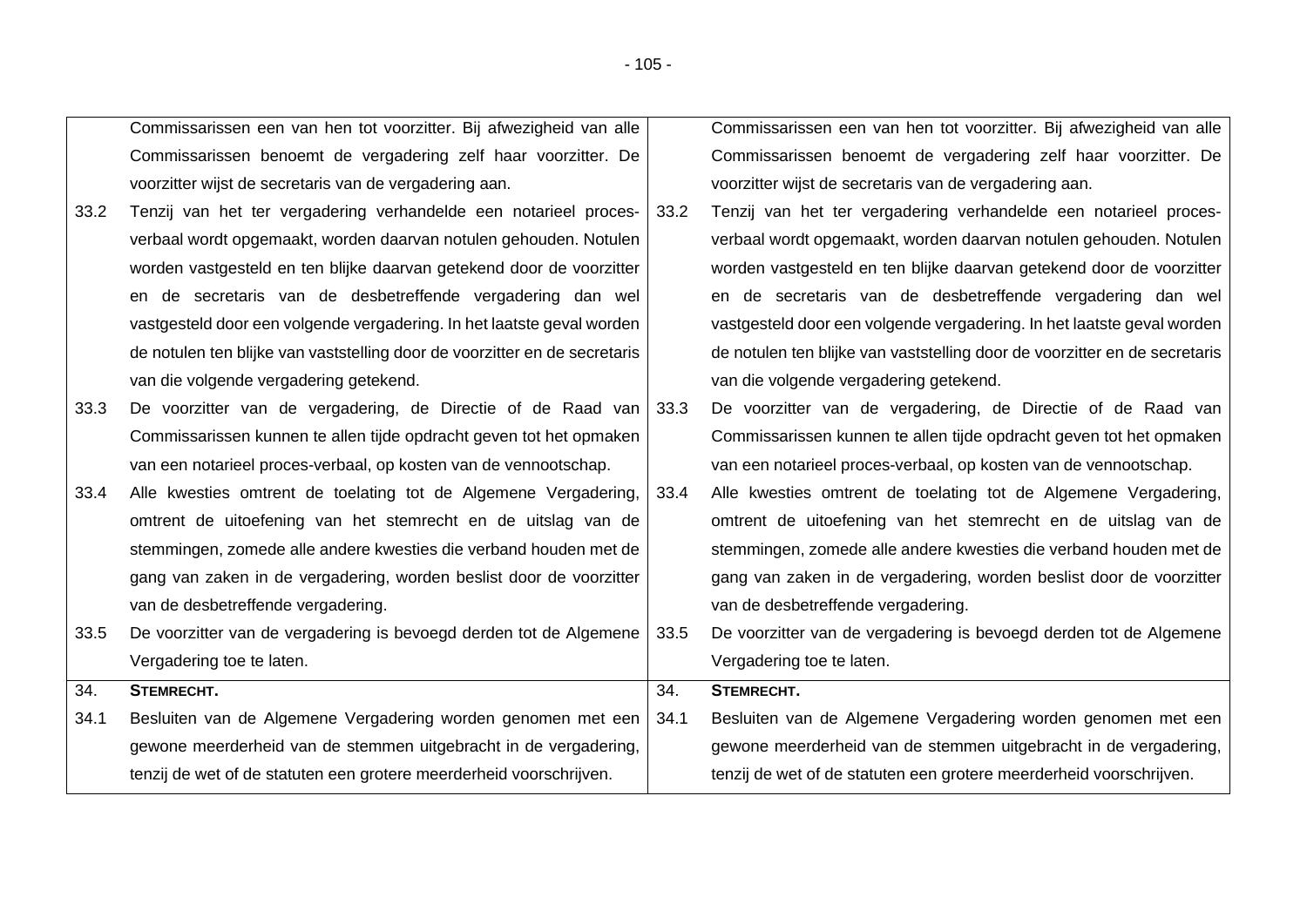| | | | |
|---|---|---|---|
| | Commissarissen een van hen tot voorzitter. Bij afwezigheid van alle Commissarissen benoemt de vergadering zelf haar voorzitter. De voorzitter wijst de secretaris van de vergadering aan. | | Commissarissen een van hen tot voorzitter. Bij afwezigheid van alle Commissarissen benoemt de vergadering zelf haar voorzitter. De voorzitter wijst de secretaris van de vergadering aan. |
| 33.2 | Tenzij van het ter vergadering verhandelde een notarieel proces-verbaal wordt opgemaakt, worden daarvan notulen gehouden. Notulen worden vastgesteld en ten blijke daarvan getekend door de voorzitter en de secretaris van de desbetreffende vergadering dan wel vastgesteld door een volgende vergadering. In het laatste geval worden de notulen ten blijke van vaststelling door de voorzitter en de secretaris van die volgende vergadering getekend. | 33.2 | Tenzij van het ter vergadering verhandelde een notarieel proces-verbaal wordt opgemaakt, worden daarvan notulen gehouden. Notulen worden vastgesteld en ten blijke daarvan getekend door de voorzitter en de secretaris van de desbetreffende vergadering dan wel vastgesteld door een volgende vergadering. In het laatste geval worden de notulen ten blijke van vaststelling door de voorzitter en de secretaris van die volgende vergadering getekend. |
| 33.3 | De voorzitter van de vergadering, de Directie of de Raad van Commissarissen kunnen te allen tijde opdracht geven tot het opmaken van een notarieel proces-verbaal, op kosten van de vennootschap. | 33.3 | De voorzitter van de vergadering, de Directie of de Raad van Commissarissen kunnen te allen tijde opdracht geven tot het opmaken van een notarieel proces-verbaal, op kosten van de vennootschap. |
| 33.4 | Alle kwesties omtrent de toelating tot de Algemene Vergadering, omtrent de uitoefening van het stemrecht en de uitslag van de stemmingen, zomede alle andere kwesties die verband houden met de gang van zaken in de vergadering, worden beslist door de voorzitter van de desbetreffende vergadering. | 33.4 | Alle kwesties omtrent de toelating tot de Algemene Vergadering, omtrent de uitoefening van het stemrecht en de uitslag van de stemmingen, zomede alle andere kwesties die verband houden met de gang van zaken in de vergadering, worden beslist door de voorzitter van de desbetreffende vergadering. |
| 33.5 | De voorzitter van de vergadering is bevoegd derden tot de Algemene Vergadering toe te laten. | 33.5 | De voorzitter van de vergadering is bevoegd derden tot de Algemene Vergadering toe te laten. |
| 34. | **STEMRECHT.** | 34. | **STEMRECHT.** |
| 34.1 | Besluiten van de Algemene Vergadering worden genomen met een gewone meerderheid van de stemmen uitgebracht in de vergadering, tenzij de wet of de statuten een grotere meerderheid voorschrijven. | 34.1 | Besluiten van de Algemene Vergadering worden genomen met een gewone meerderheid van de stemmen uitgebracht in de vergadering, tenzij de wet of de statuten een grotere meerderheid voorschrijven. |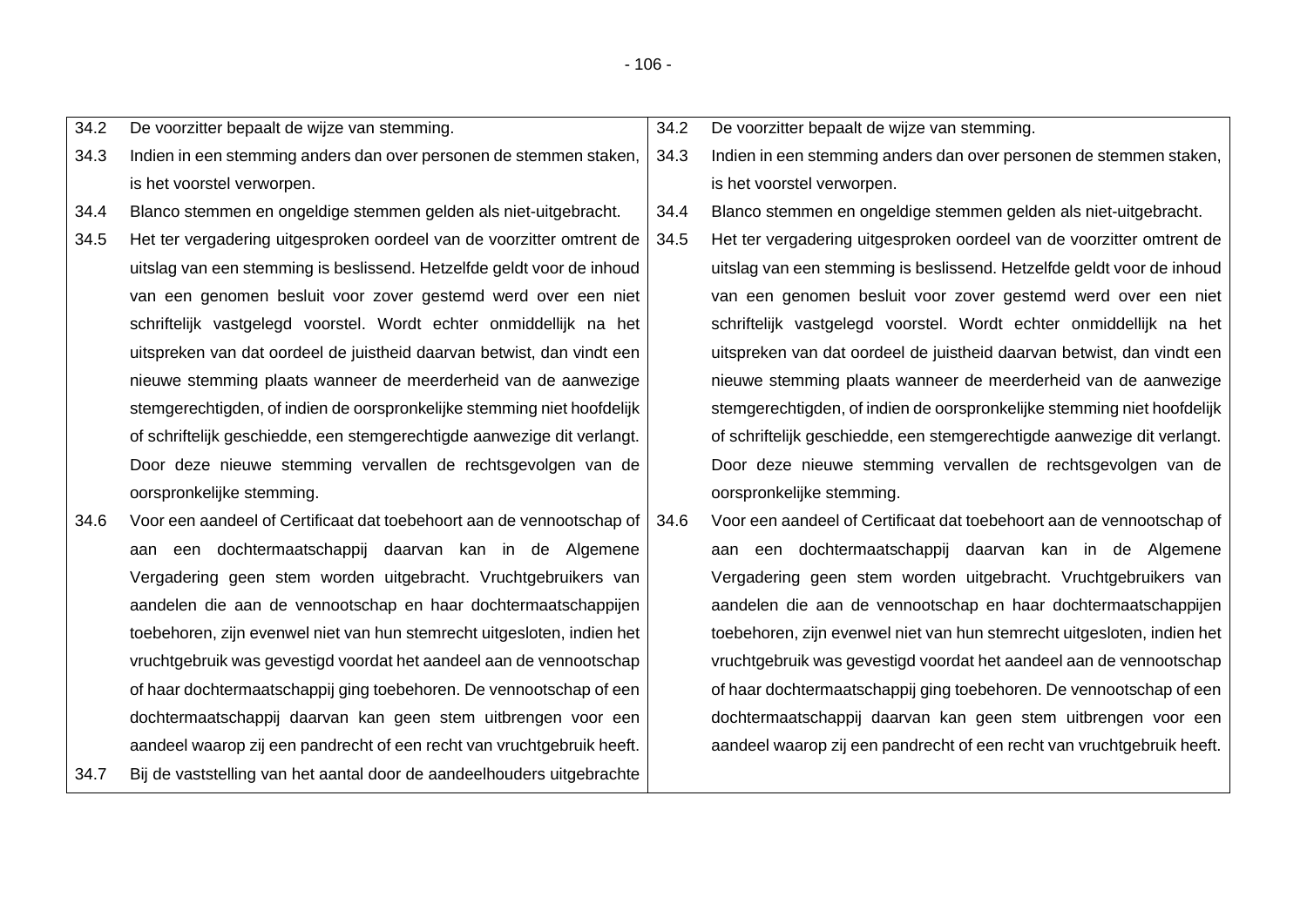| | | | |
|---|---|---|---|
| 34.2 | De voorzitter bepaalt de wijze van stemming. | 34.2 | De voorzitter bepaalt de wijze van stemming. |
| 34.3 | Indien in een stemming anders dan over personen de stemmen staken, is het voorstel verworpen. | 34.3 | Indien in een stemming anders dan over personen de stemmen staken, is het voorstel verworpen. |
| 34.4 | Blanco stemmen en ongeldige stemmen gelden als niet-uitgebracht. | 34.4 | Blanco stemmen en ongeldige stemmen gelden als niet-uitgebracht. |
| 34.5 | Het ter vergadering uitgesproken oordeel van de voorzitter omtrent de uitslag van een stemming is beslissend. Hetzelfde geldt voor de inhoud van een genomen besluit voor zover gestemd werd over een niet schriftelijk vastgelegd voorstel. Wordt echter onmiddellijk na het uitspreken van dat oordeel de juistheid daarvan betwist, dan vindt een nieuwe stemming plaats wanneer de meerderheid van de aanwezige stemgerechtigden, of indien de oorspronkelijke stemming niet hoofdelijk of schriftelijk geschiedde, een stemgerechtigde aanwezige dit verlangt. Door deze nieuwe stemming vervallen de rechtsgevolgen van de oorspronkelijke stemming. | 34.5 | Het ter vergadering uitgesproken oordeel van de voorzitter omtrent de uitslag van een stemming is beslissend. Hetzelfde geldt voor de inhoud van een genomen besluit voor zover gestemd werd over een niet schriftelijk vastgelegd voorstel. Wordt echter onmiddellijk na het uitspreken van dat oordeel de juistheid daarvan betwist, dan vindt een nieuwe stemming plaats wanneer de meerderheid van de aanwezige stemgerechtigden, of indien de oorspronkelijke stemming niet hoofdelijk of schriftelijk geschiedde, een stemgerechtigde aanwezige dit verlangt. Door deze nieuwe stemming vervallen de rechtsgevolgen van de oorspronkelijke stemming. |
| 34.6 | Voor een aandeel of Certificaat dat toebehoort aan de vennootschap of aan een dochtermaatschappij daarvan kan in de Algemene Vergadering geen stem worden uitgebracht. Vruchtgebruikers van aandelen die aan de vennootschap en haar dochtermaatschappijen toebehoren, zijn evenwel niet van hun stemrecht uitgesloten, indien het vruchtgebruik was gevestigd voordat het aandeel aan de vennootschap of haar dochtermaatschappij ging toebehoren. De vennootschap of een dochtermaatschappij daarvan kan geen stem uitbrengen voor een aandeel waarop zij een pandrecht of een recht van vruchtgebruik heeft. | 34.6 | Voor een aandeel of Certificaat dat toebehoort aan de vennootschap of aan een dochtermaatschappij daarvan kan in de Algemene Vergadering geen stem worden uitgebracht. Vruchtgebruikers van aandelen die aan de vennootschap en haar dochtermaatschappijen toebehoren, zijn evenwel niet van hun stemrecht uitgesloten, indien het vruchtgebruik was gevestigd voordat het aandeel aan de vennootschap of haar dochtermaatschappij ging toebehoren. De vennootschap of een dochtermaatschappij daarvan kan geen stem uitbrengen voor een aandeel waarop zij een pandrecht of een recht van vruchtgebruik heeft. |
| 34.7 | Bij de vaststelling van het aantal door de aandeelhouders uitgebrachte | | |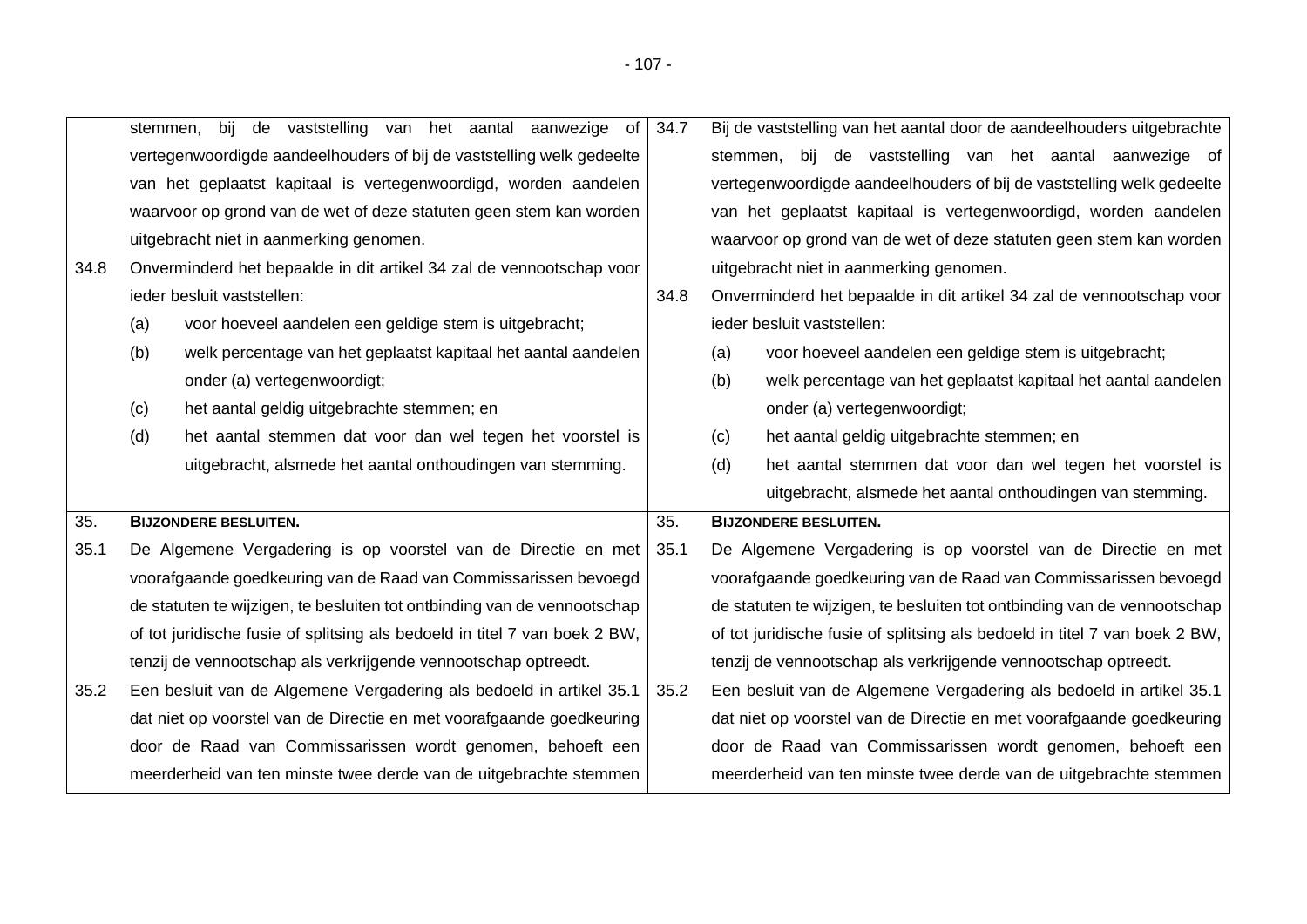| | |
|---|---|
| stemmen, bij de vaststelling van het aantal aanwezige of vertegenwoordigde aandeelhouders of bij de vaststelling welk gedeelte van het geplaatst kapitaal is vertegenwoordigd, worden aandelen waarvoor op grond van de wet of deze statuten geen stem kan worden uitgebracht niet in aanmerking genomen. | 34.7 Bij de vaststelling van het aantal door de aandeelhouders uitgebrachte stemmen, bij de vaststelling van het aantal aanwezige of vertegenwoordigde aandeelhouders of bij de vaststelling welk gedeelte van het geplaatst kapitaal is vertegenwoordigd, worden aandelen waarvoor op grond van de wet of deze statuten geen stem kan worden uitgebracht niet in aanmerking genomen. |
| 34.8 Onverminderd het bepaalde in dit artikel 34 zal de vennootschap voor ieder besluit vaststellen:<br>(a) voor hoeveel aandelen een geldige stem is uitgebracht;<br>(b) welk percentage van het geplaatst kapitaal het aantal aandelen onder (a) vertegenwoordigt;<br>(c) het aantal geldig uitgebrachte stemmen; en<br>(d) het aantal stemmen dat voor dan wel tegen het voorstel is uitgebracht, alsmede het aantal onthoudingen van stemming. | 34.8 Onverminderd het bepaalde in dit artikel 34 zal de vennootschap voor ieder besluit vaststellen:<br>(a) voor hoeveel aandelen een geldige stem is uitgebracht;<br>(b) welk percentage van het geplaatst kapitaal het aantal aandelen onder (a) vertegenwoordigt;<br>(c) het aantal geldig uitgebrachte stemmen; en<br>(d) het aantal stemmen dat voor dan wel tegen het voorstel is uitgebracht, alsmede het aantal onthoudingen van stemming. |
| 35. **BIJZONDERE BESLUITEN.** | 35. **BIJZONDERE BESLUITEN.** |
| 35.1 De Algemene Vergadering is op voorstel van de Directie en met voorafgaande goedkeuring van de Raad van Commissarissen bevoegd de statuten te wijzigen, te besluiten tot ontbinding van de vennootschap of tot juridische fusie of splitsing als bedoeld in titel 7 van boek 2 BW, tenzij de vennootschap als verkrijgende vennootschap optreedt. | 35.1 De Algemene Vergadering is op voorstel van de Directie en met voorafgaande goedkeuring van de Raad van Commissarissen bevoegd de statuten te wijzigen, te besluiten tot ontbinding van de vennootschap of tot juridische fusie of splitsing als bedoeld in titel 7 van boek 2 BW, tenzij de vennootschap als verkrijgende vennootschap optreedt. |
| 35.2 Een besluit van de Algemene Vergadering als bedoeld in artikel 35.1 dat niet op voorstel van de Directie en met voorafgaande goedkeuring door de Raad van Commissarissen wordt genomen, behoeft een meerderheid van ten minste twee derde van de uitgebrachte stemmen | 35.2 Een besluit van de Algemene Vergadering als bedoeld in artikel 35.1 dat niet op voorstel van de Directie en met voorafgaande goedkeuring door de Raad van Commissarissen wordt genomen, behoeft een meerderheid van ten minste twee derde van de uitgebrachte stemmen |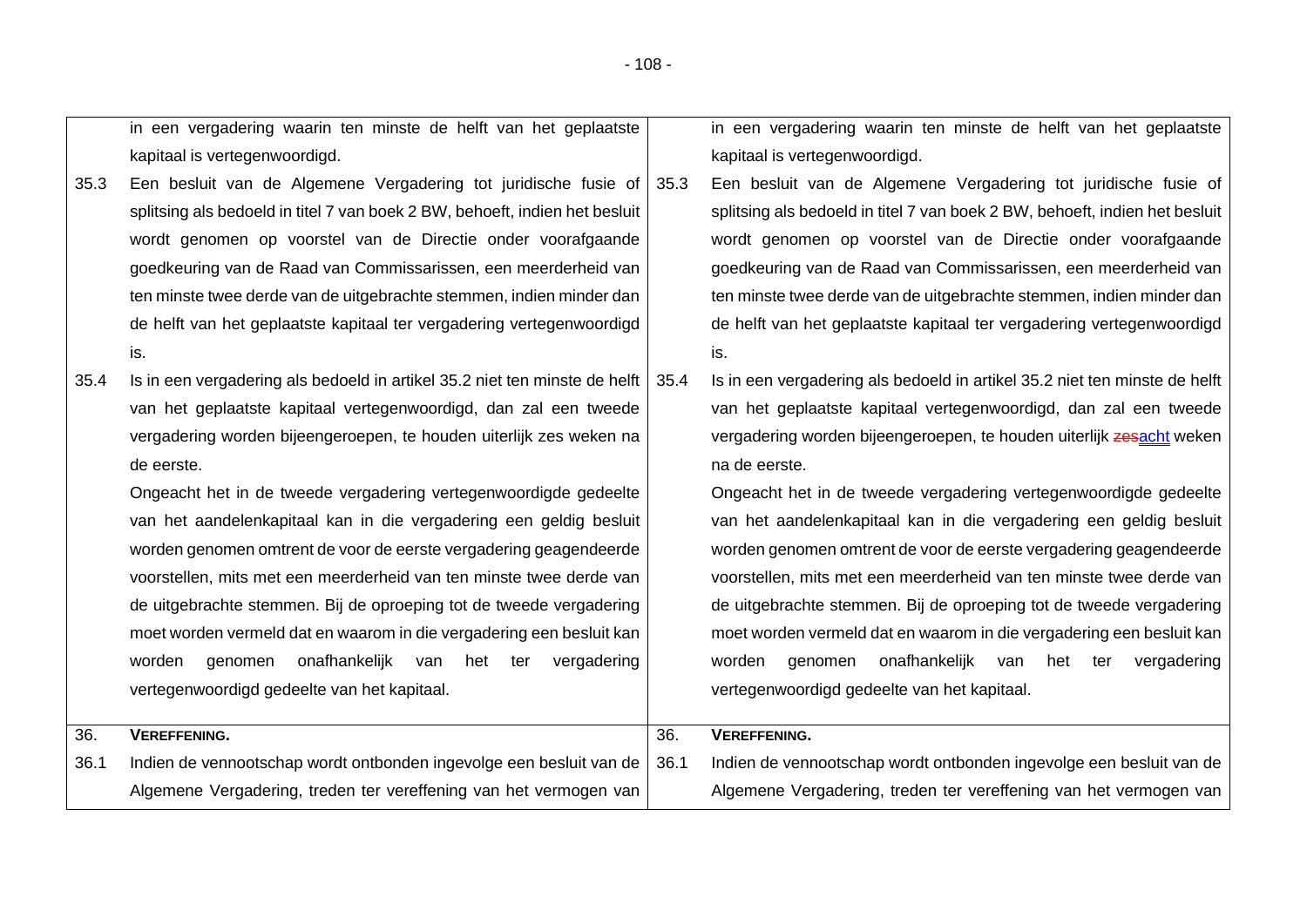| | | | |
|---|---|---|---|
| | in een vergadering waarin ten minste de helft van het geplaatste kapitaal is vertegenwoordigd. | | in een vergadering waarin ten minste de helft van het geplaatste kapitaal is vertegenwoordigd. |
| 35.3 | Een besluit van de Algemene Vergadering tot juridische fusie of splitsing als bedoeld in titel 7 van boek 2 BW, behoeft, indien het besluit wordt genomen op voorstel van de Directie onder voorafgaande goedkeuring van de Raad van Commissarissen, een meerderheid van ten minste twee derde van de uitgebrachte stemmen, indien minder dan de helft van het geplaatste kapitaal ter vergadering vertegenwoordigd is. | 35.3 | Een besluit van de Algemene Vergadering tot juridische fusie of splitsing als bedoeld in titel 7 van boek 2 BW, behoeft, indien het besluit wordt genomen op voorstel van de Directie onder voorafgaande goedkeuring van de Raad van Commissarissen, een meerderheid van ten minste twee derde van de uitgebrachte stemmen, indien minder dan de helft van het geplaatste kapitaal ter vergadering vertegenwoordigd is. |
| 35.4 | Is in een vergadering als bedoeld in artikel 35.2 niet ten minste de helft van het geplaatste kapitaal vertegenwoordigd, dan zal een tweede vergadering worden bijeengeroepen, te houden uiterlijk zes weken na de eerste.<br>Ongeacht het in de tweede vergadering vertegenwoordigde gedeelte van het aandelenkapitaal kan in die vergadering een geldig besluit worden genomen omtrent de voor de eerste vergadering geagendeerde voorstellen, mits met een meerderheid van ten minste twee derde van de uitgebrachte stemmen. Bij de oproeping tot de tweede vergadering moet worden vermeld dat en waarom in die vergadering een besluit kan worden genomen onafhankelijk van het ter vergadering vertegenwoordigd gedeelte van het kapitaal. | 35.4 | Is in een vergadering als bedoeld in artikel 35.2 niet ten minste de helft van het geplaatste kapitaal vertegenwoordigd, dan zal een tweede vergadering worden bijeengeroepen, te houden uiterlijk ~~zes~~acht weken na de eerste.<br>Ongeacht het in de tweede vergadering vertegenwoordigde gedeelte van het aandelenkapitaal kan in die vergadering een geldig besluit worden genomen omtrent de voor de eerste vergadering geagendeerde voorstellen, mits met een meerderheid van ten minste twee derde van de uitgebrachte stemmen. Bij de oproeping tot de tweede vergadering moet worden vermeld dat en waarom in die vergadering een besluit kan worden genomen onafhankelijk van het ter vergadering vertegenwoordigd gedeelte van het kapitaal. |
| 36. | **VEREFFENING.** | 36. | **VEREFFENING.** |
| 36.1 | Indien de vennootschap wordt ontbonden ingevolge een besluit van de Algemene Vergadering, treden ter vereffening van het vermogen van | 36.1 | Indien de vennootschap wordt ontbonden ingevolge een besluit van de Algemene Vergadering, treden ter vereffening van het vermogen van |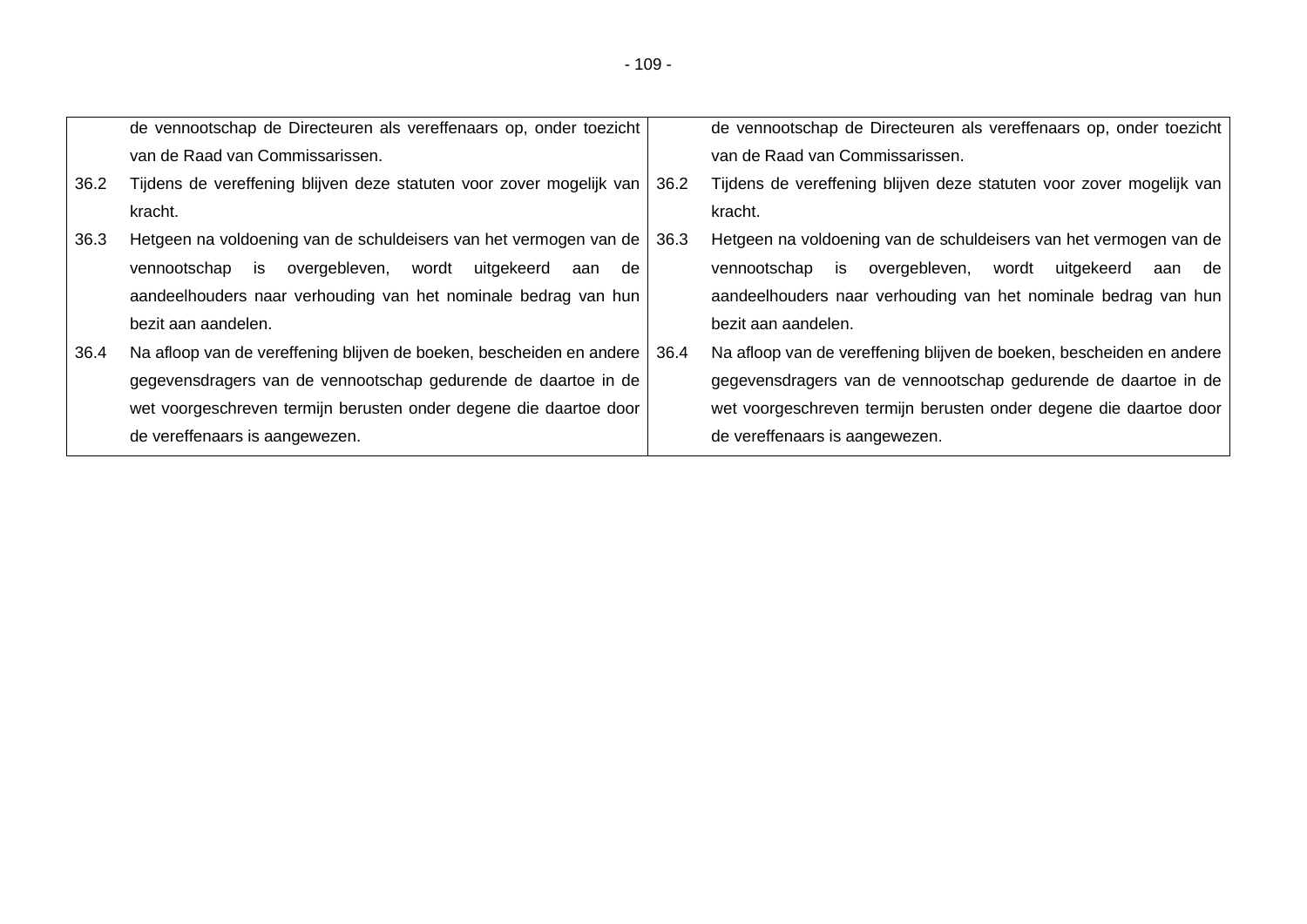| | | | |
|---|---|---|---|
| | de vennootschap de Directeuren als vereffenaars op, onder toezicht van de Raad van Commissarissen. | | de vennootschap de Directeuren als vereffenaars op, onder toezicht van de Raad van Commissarissen. |
| 36.2 | Tijdens de vereffening blijven deze statuten voor zover mogelijk van kracht. | 36.2 | Tijdens de vereffening blijven deze statuten voor zover mogelijk van kracht. |
| 36.3 | Hetgeen na voldoening van de schuldeisers van het vermogen van de vennootschap is overgebleven, wordt uitgekeerd aan de aandeelhouders naar verhouding van het nominale bedrag van hun bezit aan aandelen. | 36.3 | Hetgeen na voldoening van de schuldeisers van het vermogen van de vennootschap is overgebleven, wordt uitgekeerd aan de aandeelhouders naar verhouding van het nominale bedrag van hun bezit aan aandelen. |
| 36.4 | Na afloop van de vereffening blijven de boeken, bescheiden en andere gegevensdragers van de vennootschap gedurende de daartoe in de wet voorgeschreven termijn berusten onder degene die daartoe door de vereffenaars is aangewezen. | 36.4 | Na afloop van de vereffening blijven de boeken, bescheiden en andere gegevensdragers van de vennootschap gedurende de daartoe in de wet voorgeschreven termijn berusten onder degene die daartoe door de vereffenaars is aangewezen. |